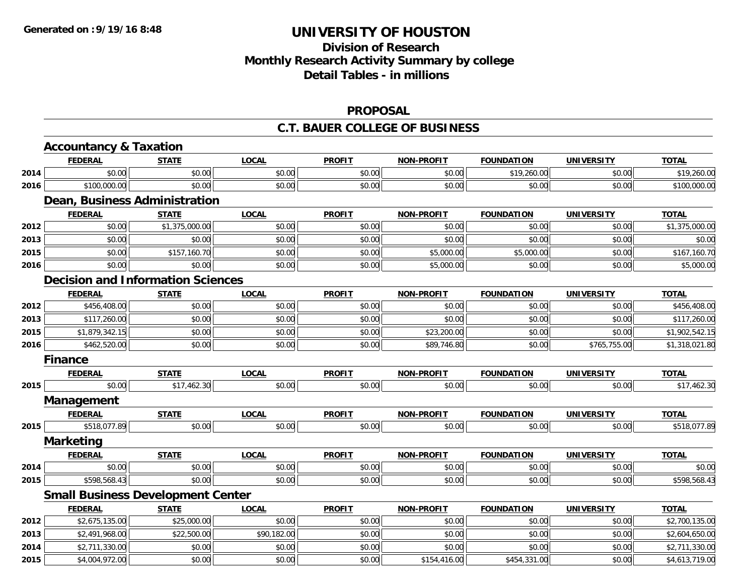**Generated on :9/19/16 8:48**

# UNIVERSITY OF HOUSTON

## Division of Research
## Monthly Research Activity Summary by college
## Detail Tables - in millions

### PROPOSAL

### C.T. BAUER COLLEGE OF BUSINESS

#### Accountancy & Taxation

| | FEDERAL | STATE | LOCAL | PROFIT | NON-PROFIT | FOUNDATION | UNIVERSITY | TOTAL |
|---|---|---|---|---|---|---|---|---|
| 2014 | $0.00 | $0.00 | $0.00 | $0.00 | $0.00 | $19,260.00 | $0.00 | $19,260.00 |
| 2016 | $100,000.00 | $0.00 | $0.00 | $0.00 | $0.00 | $0.00 | $0.00 | $100,000.00 |

#### Dean, Business Administration

| | FEDERAL | STATE | LOCAL | PROFIT | NON-PROFIT | FOUNDATION | UNIVERSITY | TOTAL |
|---|---|---|---|---|---|---|---|---|
| 2012 | $0.00 | $1,375,000.00 | $0.00 | $0.00 | $0.00 | $0.00 | $0.00 | $1,375,000.00 |
| 2013 | $0.00 | $0.00 | $0.00 | $0.00 | $0.00 | $0.00 | $0.00 | $0.00 |
| 2015 | $0.00 | $157,160.70 | $0.00 | $0.00 | $5,000.00 | $5,000.00 | $0.00 | $167,160.70 |
| 2016 | $0.00 | $0.00 | $0.00 | $0.00 | $5,000.00 | $0.00 | $0.00 | $5,000.00 |

#### Decision and Information Sciences

| | FEDERAL | STATE | LOCAL | PROFIT | NON-PROFIT | FOUNDATION | UNIVERSITY | TOTAL |
|---|---|---|---|---|---|---|---|---|
| 2012 | $456,408.00 | $0.00 | $0.00 | $0.00 | $0.00 | $0.00 | $0.00 | $456,408.00 |
| 2013 | $117,260.00 | $0.00 | $0.00 | $0.00 | $0.00 | $0.00 | $0.00 | $117,260.00 |
| 2015 | $1,879,342.15 | $0.00 | $0.00 | $0.00 | $23,200.00 | $0.00 | $0.00 | $1,902,542.15 |
| 2016 | $462,520.00 | $0.00 | $0.00 | $0.00 | $89,746.80 | $0.00 | $765,755.00 | $1,318,021.80 |

#### Finance

| | FEDERAL | STATE | LOCAL | PROFIT | NON-PROFIT | FOUNDATION | UNIVERSITY | TOTAL |
|---|---|---|---|---|---|---|---|---|
| 2015 | $0.00 | $17,462.30 | $0.00 | $0.00 | $0.00 | $0.00 | $0.00 | $17,462.30 |

#### Management

| | FEDERAL | STATE | LOCAL | PROFIT | NON-PROFIT | FOUNDATION | UNIVERSITY | TOTAL |
|---|---|---|---|---|---|---|---|---|
| 2015 | $518,077.89 | $0.00 | $0.00 | $0.00 | $0.00 | $0.00 | $0.00 | $518,077.89 |

#### Marketing

| | FEDERAL | STATE | LOCAL | PROFIT | NON-PROFIT | FOUNDATION | UNIVERSITY | TOTAL |
|---|---|---|---|---|---|---|---|---|
| 2014 | $0.00 | $0.00 | $0.00 | $0.00 | $0.00 | $0.00 | $0.00 | $0.00 |
| 2015 | $598,568.43 | $0.00 | $0.00 | $0.00 | $0.00 | $0.00 | $0.00 | $598,568.43 |

#### Small Business Development Center

| | FEDERAL | STATE | LOCAL | PROFIT | NON-PROFIT | FOUNDATION | UNIVERSITY | TOTAL |
|---|---|---|---|---|---|---|---|---|
| 2012 | $2,675,135.00 | $25,000.00 | $0.00 | $0.00 | $0.00 | $0.00 | $0.00 | $2,700,135.00 |
| 2013 | $2,491,968.00 | $22,500.00 | $90,182.00 | $0.00 | $0.00 | $0.00 | $0.00 | $2,604,650.00 |
| 2014 | $2,711,330.00 | $0.00 | $0.00 | $0.00 | $0.00 | $0.00 | $0.00 | $2,711,330.00 |
| 2015 | $4,004,972.00 | $0.00 | $0.00 | $0.00 | $154,416.00 | $454,331.00 | $0.00 | $4,613,719.00 |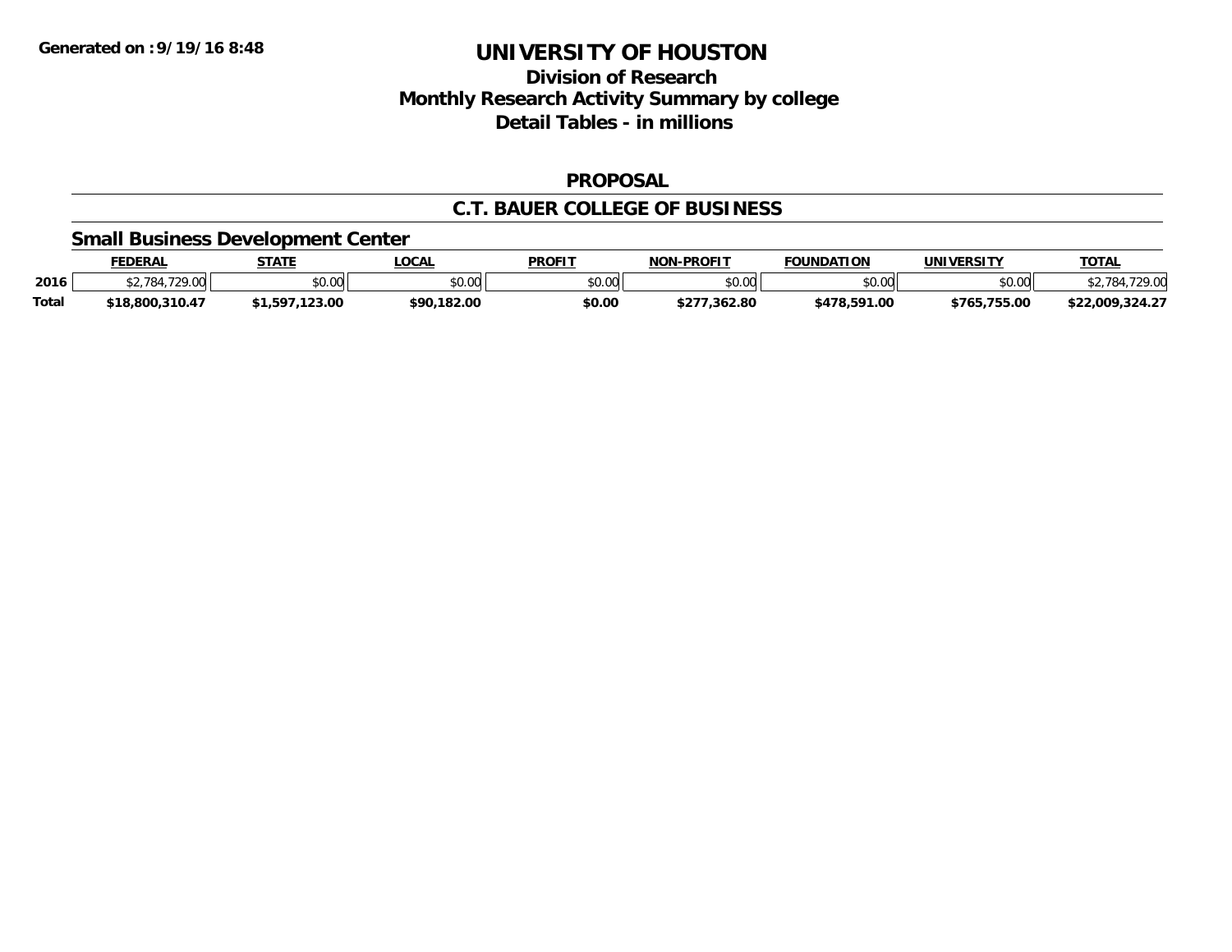# UNIVERSITY OF HOUSTON

## Division of Research
## Monthly Research Activity Summary by college
## Detail Tables - in millions

### PROPOSAL

### C.T. BAUER COLLEGE OF BUSINESS

#### Small Business Development Center

| | FEDERAL | STATE | LOCAL | PROFIT | NON-PROFIT | FOUNDATION | UNIVERSITY | TOTAL |
|---|---|---|---|---|---|---|---|---|
| 2016 | $2,784,729.00 | $0.00 | $0.00 | $0.00 | $0.00 | $0.00 | $0.00 | $2,784,729.00 |
| **Total** | **$18,800,310.47** | **$1,597,123.00** | **$90,182.00** | **$0.00** | **$277,362.80** | **$478,591.00** | **$765,755.00** | **$22,009,324.27** |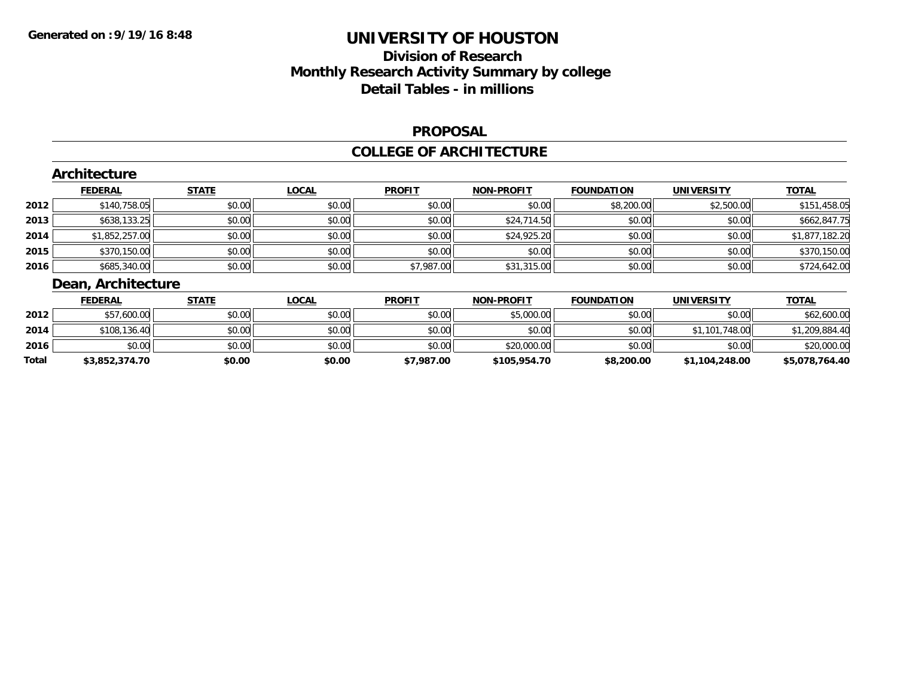# UNIVERSITY OF HOUSTON

## Division of Research
## Monthly Research Activity Summary by college
## Detail Tables - in millions

Generated on :9/19/16 8:48

### PROPOSAL

### COLLEGE OF ARCHITECTURE

#### Architecture

| | FEDERAL | STATE | LOCAL | PROFIT | NON-PROFIT | FOUNDATION | UNIVERSITY | TOTAL |
|---|---|---|---|---|---|---|---|---|
| 2012 | $140,758.05 | $0.00 | $0.00 | $0.00 | $0.00 | $8,200.00 | $2,500.00 | $151,458.05 |
| 2013 | $638,133.25 | $0.00 | $0.00 | $0.00 | $24,714.50 | $0.00 | $0.00 | $662,847.75 |
| 2014 | $1,852,257.00 | $0.00 | $0.00 | $0.00 | $24,925.20 | $0.00 | $0.00 | $1,877,182.20 |
| 2015 | $370,150.00 | $0.00 | $0.00 | $0.00 | $0.00 | $0.00 | $0.00 | $370,150.00 |
| 2016 | $685,340.00 | $0.00 | $0.00 | $7,987.00 | $31,315.00 | $0.00 | $0.00 | $724,642.00 |

#### Dean, Architecture

| | FEDERAL | STATE | LOCAL | PROFIT | NON-PROFIT | FOUNDATION | UNIVERSITY | TOTAL |
|---|---|---|---|---|---|---|---|---|
| 2012 | $57,600.00 | $0.00 | $0.00 | $0.00 | $5,000.00 | $0.00 | $0.00 | $62,600.00 |
| 2014 | $108,136.40 | $0.00 | $0.00 | $0.00 | $0.00 | $0.00 | $1,101,748.00 | $1,209,884.40 |
| 2016 | $0.00 | $0.00 | $0.00 | $0.00 | $20,000.00 | $0.00 | $0.00 | $20,000.00 |
| **Total** | **$3,852,374.70** | **$0.00** | **$0.00** | **$7,987.00** | **$105,954.70** | **$8,200.00** | **$1,104,248.00** | **$5,078,764.40** |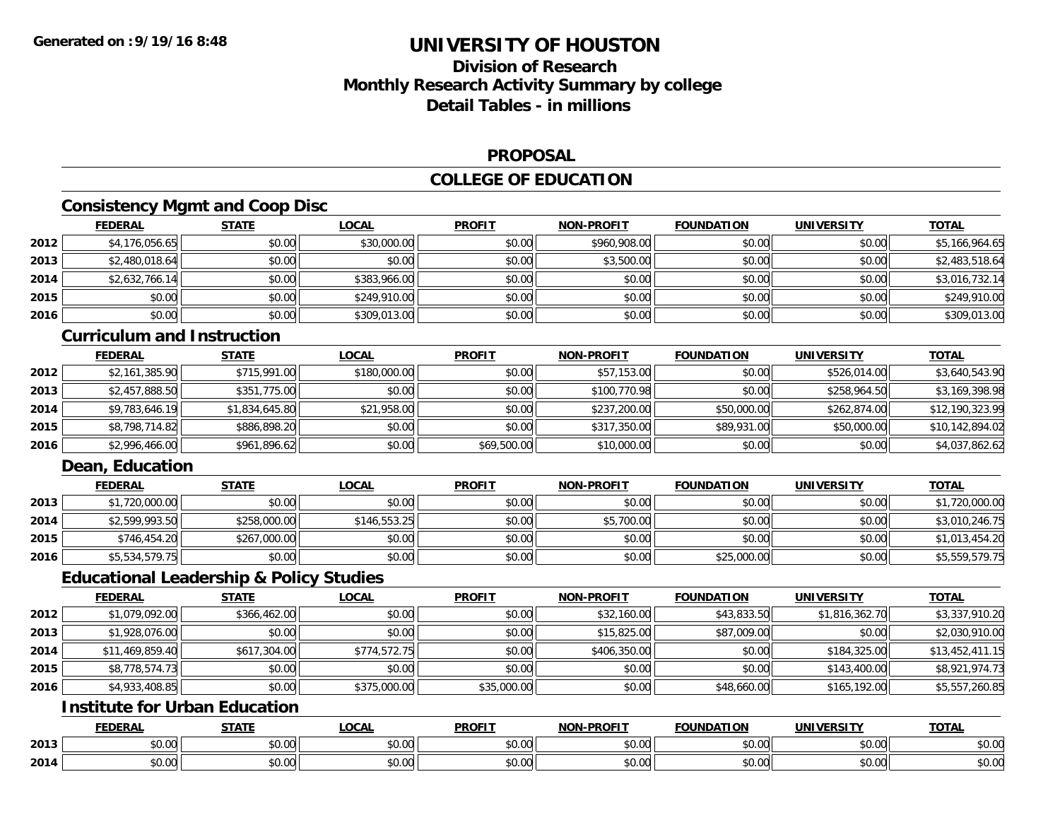# UNIVERSITY OF HOUSTON

## Division of Research
## Monthly Research Activity Summary by college
## Detail Tables - in millions

Generated on :9/19/16 8:48

### PROPOSAL

### COLLEGE OF EDUCATION

#### Consistency Mgmt and Coop Disc

| | FEDERAL | STATE | LOCAL | PROFIT | NON-PROFIT | FOUNDATION | UNIVERSITY | TOTAL |
|---|---|---|---|---|---|---|---|---|
| 2012 | $4,176,056.65 | $0.00 | $30,000.00 | $0.00 | $960,908.00 | $0.00 | $0.00 | $5,166,964.65 |
| 2013 | $2,480,018.64 | $0.00 | $0.00 | $0.00 | $3,500.00 | $0.00 | $0.00 | $2,483,518.64 |
| 2014 | $2,632,766.14 | $0.00 | $383,966.00 | $0.00 | $0.00 | $0.00 | $0.00 | $3,016,732.14 |
| 2015 | $0.00 | $0.00 | $249,910.00 | $0.00 | $0.00 | $0.00 | $0.00 | $249,910.00 |
| 2016 | $0.00 | $0.00 | $309,013.00 | $0.00 | $0.00 | $0.00 | $0.00 | $309,013.00 |

#### Curriculum and Instruction

| | FEDERAL | STATE | LOCAL | PROFIT | NON-PROFIT | FOUNDATION | UNIVERSITY | TOTAL |
|---|---|---|---|---|---|---|---|---|
| 2012 | $2,161,385.90 | $715,991.00 | $180,000.00 | $0.00 | $57,153.00 | $0.00 | $526,014.00 | $3,640,543.90 |
| 2013 | $2,457,888.50 | $351,775.00 | $0.00 | $0.00 | $100,770.98 | $0.00 | $258,964.50 | $3,169,398.98 |
| 2014 | $9,783,646.19 | $1,834,645.80 | $21,958.00 | $0.00 | $237,200.00 | $50,000.00 | $262,874.00 | $12,190,323.99 |
| 2015 | $8,798,714.82 | $886,898.20 | $0.00 | $0.00 | $317,350.00 | $89,931.00 | $50,000.00 | $10,142,894.02 |
| 2016 | $2,996,466.00 | $961,896.62 | $0.00 | $69,500.00 | $10,000.00 | $0.00 | $0.00 | $4,037,862.62 |

#### Dean, Education

| | FEDERAL | STATE | LOCAL | PROFIT | NON-PROFIT | FOUNDATION | UNIVERSITY | TOTAL |
|---|---|---|---|---|---|---|---|---|
| 2013 | $1,720,000.00 | $0.00 | $0.00 | $0.00 | $0.00 | $0.00 | $0.00 | $1,720,000.00 |
| 2014 | $2,599,993.50 | $258,000.00 | $146,553.25 | $0.00 | $5,700.00 | $0.00 | $0.00 | $3,010,246.75 |
| 2015 | $746,454.20 | $267,000.00 | $0.00 | $0.00 | $0.00 | $0.00 | $0.00 | $1,013,454.20 |
| 2016 | $5,534,579.75 | $0.00 | $0.00 | $0.00 | $0.00 | $25,000.00 | $0.00 | $5,559,579.75 |

#### Educational Leadership & Policy Studies

| | FEDERAL | STATE | LOCAL | PROFIT | NON-PROFIT | FOUNDATION | UNIVERSITY | TOTAL |
|---|---|---|---|---|---|---|---|---|
| 2012 | $1,079,092.00 | $366,462.00 | $0.00 | $0.00 | $32,160.00 | $43,833.50 | $1,816,362.70 | $3,337,910.20 |
| 2013 | $1,928,076.00 | $0.00 | $0.00 | $0.00 | $15,825.00 | $87,009.00 | $0.00 | $2,030,910.00 |
| 2014 | $11,469,859.40 | $617,304.00 | $774,572.75 | $0.00 | $406,350.00 | $0.00 | $184,325.00 | $13,452,411.15 |
| 2015 | $8,778,574.73 | $0.00 | $0.00 | $0.00 | $0.00 | $0.00 | $143,400.00 | $8,921,974.73 |
| 2016 | $4,933,408.85 | $0.00 | $375,000.00 | $35,000.00 | $0.00 | $48,660.00 | $165,192.00 | $5,557,260.85 |

#### Institute for Urban Education

| | FEDERAL | STATE | LOCAL | PROFIT | NON-PROFIT | FOUNDATION | UNIVERSITY | TOTAL |
|---|---|---|---|---|---|---|---|---|
| 2013 | $0.00 | $0.00 | $0.00 | $0.00 | $0.00 | $0.00 | $0.00 | $0.00 |
| 2014 | $0.00 | $0.00 | $0.00 | $0.00 | $0.00 | $0.00 | $0.00 | $0.00 |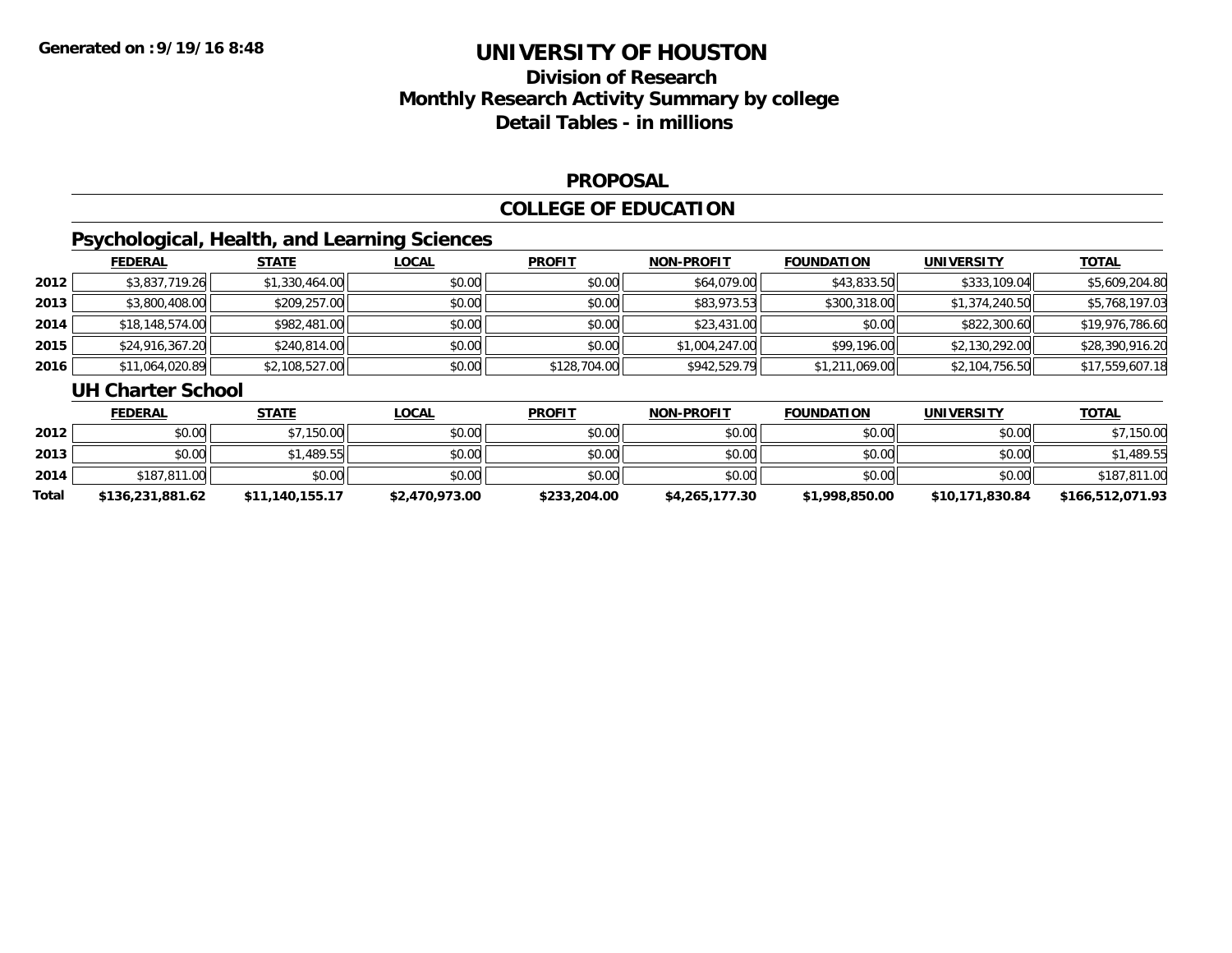**Generated on :9/19/16 8:48**

# UNIVERSITY OF HOUSTON

## Division of Research
## Monthly Research Activity Summary by college
## Detail Tables - in millions

### PROPOSAL

### COLLEGE OF EDUCATION

#### Psychological, Health, and Learning Sciences

| | FEDERAL | STATE | LOCAL | PROFIT | NON-PROFIT | FOUNDATION | UNIVERSITY | TOTAL |
|---|---|---|---|---|---|---|---|---|
| 2012 | $3,837,719.26 | $1,330,464.00 | $0.00 | $0.00 | $64,079.00 | $43,833.50 | $333,109.04 | $5,609,204.80 |
| 2013 | $3,800,408.00 | $209,257.00 | $0.00 | $0.00 | $83,973.53 | $300,318.00 | $1,374,240.50 | $5,768,197.03 |
| 2014 | $18,148,574.00 | $982,481.00 | $0.00 | $0.00 | $23,431.00 | $0.00 | $822,300.60 | $19,976,786.60 |
| 2015 | $24,916,367.20 | $240,814.00 | $0.00 | $0.00 | $1,004,247.00 | $99,196.00 | $2,130,292.00 | $28,390,916.20 |
| 2016 | $11,064,020.89 | $2,108,527.00 | $0.00 | $128,704.00 | $942,529.79 | $1,211,069.00 | $2,104,756.50 | $17,559,607.18 |

#### UH Charter School

| | FEDERAL | STATE | LOCAL | PROFIT | NON-PROFIT | FOUNDATION | UNIVERSITY | TOTAL |
|---|---|---|---|---|---|---|---|---|
| 2012 | $0.00 | $7,150.00 | $0.00 | $0.00 | $0.00 | $0.00 | $0.00 | $7,150.00 |
| 2013 | $0.00 | $1,489.55 | $0.00 | $0.00 | $0.00 | $0.00 | $0.00 | $1,489.55 |
| 2014 | $187,811.00 | $0.00 | $0.00 | $0.00 | $0.00 | $0.00 | $0.00 | $187,811.00 |
| **Total** | **$136,231,881.62** | **$11,140,155.17** | **$2,470,973.00** | **$233,204.00** | **$4,265,177.30** | **$1,998,850.00** | **$10,171,830.84** | **$166,512,071.93** |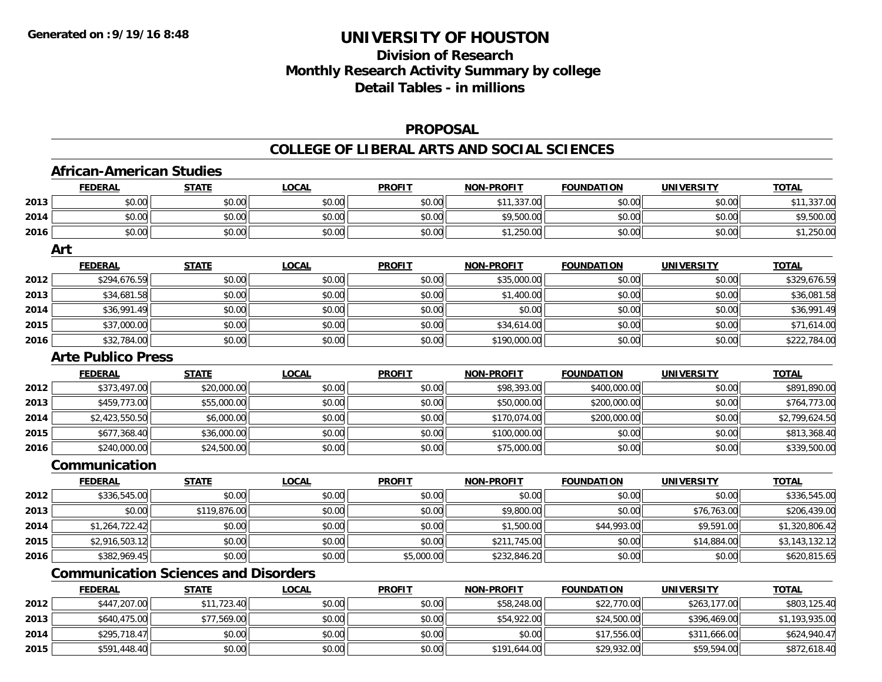# UNIVERSITY OF HOUSTON

## Division of Research
## Monthly Research Activity Summary by college
## Detail Tables - in millions

**Generated on :9/19/16 8:48**

### PROPOSAL

### COLLEGE OF LIBERAL ARTS AND SOCIAL SCIENCES

#### African-American Studies

| | FEDERAL | STATE | LOCAL | PROFIT | NON-PROFIT | FOUNDATION | UNIVERSITY | TOTAL |
|---|---|---|---|---|---|---|---|---|
| 2013 | $0.00 | $0.00 | $0.00 | $0.00 | $11,337.00 | $0.00 | $0.00 | $11,337.00 |
| 2014 | $0.00 | $0.00 | $0.00 | $0.00 | $9,500.00 | $0.00 | $0.00 | $9,500.00 |
| 2016 | $0.00 | $0.00 | $0.00 | $0.00 | $1,250.00 | $0.00 | $0.00 | $1,250.00 |

#### Art

| | FEDERAL | STATE | LOCAL | PROFIT | NON-PROFIT | FOUNDATION | UNIVERSITY | TOTAL |
|---|---|---|---|---|---|---|---|---|
| 2012 | $294,676.59 | $0.00 | $0.00 | $0.00 | $35,000.00 | $0.00 | $0.00 | $329,676.59 |
| 2013 | $34,681.58 | $0.00 | $0.00 | $0.00 | $1,400.00 | $0.00 | $0.00 | $36,081.58 |
| 2014 | $36,991.49 | $0.00 | $0.00 | $0.00 | $0.00 | $0.00 | $0.00 | $36,991.49 |
| 2015 | $37,000.00 | $0.00 | $0.00 | $0.00 | $34,614.00 | $0.00 | $0.00 | $71,614.00 |
| 2016 | $32,784.00 | $0.00 | $0.00 | $0.00 | $190,000.00 | $0.00 | $0.00 | $222,784.00 |

#### Arte Publico Press

| | FEDERAL | STATE | LOCAL | PROFIT | NON-PROFIT | FOUNDATION | UNIVERSITY | TOTAL |
|---|---|---|---|---|---|---|---|---|
| 2012 | $373,497.00 | $20,000.00 | $0.00 | $0.00 | $98,393.00 | $400,000.00 | $0.00 | $891,890.00 |
| 2013 | $459,773.00 | $55,000.00 | $0.00 | $0.00 | $50,000.00 | $200,000.00 | $0.00 | $764,773.00 |
| 2014 | $2,423,550.50 | $6,000.00 | $0.00 | $0.00 | $170,074.00 | $200,000.00 | $0.00 | $2,799,624.50 |
| 2015 | $677,368.40 | $36,000.00 | $0.00 | $0.00 | $100,000.00 | $0.00 | $0.00 | $813,368.40 |
| 2016 | $240,000.00 | $24,500.00 | $0.00 | $0.00 | $75,000.00 | $0.00 | $0.00 | $339,500.00 |

#### Communication

| | FEDERAL | STATE | LOCAL | PROFIT | NON-PROFIT | FOUNDATION | UNIVERSITY | TOTAL |
|---|---|---|---|---|---|---|---|---|
| 2012 | $336,545.00 | $0.00 | $0.00 | $0.00 | $0.00 | $0.00 | $0.00 | $336,545.00 |
| 2013 | $0.00 | $119,876.00 | $0.00 | $0.00 | $9,800.00 | $0.00 | $76,763.00 | $206,439.00 |
| 2014 | $1,264,722.42 | $0.00 | $0.00 | $0.00 | $1,500.00 | $44,993.00 | $9,591.00 | $1,320,806.42 |
| 2015 | $2,916,503.12 | $0.00 | $0.00 | $0.00 | $211,745.00 | $0.00 | $14,884.00 | $3,143,132.12 |
| 2016 | $382,969.45 | $0.00 | $0.00 | $5,000.00 | $232,846.20 | $0.00 | $0.00 | $620,815.65 |

#### Communication Sciences and Disorders

| | FEDERAL | STATE | LOCAL | PROFIT | NON-PROFIT | FOUNDATION | UNIVERSITY | TOTAL |
|---|---|---|---|---|---|---|---|---|
| 2012 | $447,207.00 | $11,723.40 | $0.00 | $0.00 | $58,248.00 | $22,770.00 | $263,177.00 | $803,125.40 |
| 2013 | $640,475.00 | $77,569.00 | $0.00 | $0.00 | $54,922.00 | $24,500.00 | $396,469.00 | $1,193,935.00 |
| 2014 | $295,718.47 | $0.00 | $0.00 | $0.00 | $0.00 | $17,556.00 | $311,666.00 | $624,940.47 |
| 2015 | $591,448.40 | $0.00 | $0.00 | $0.00 | $191,644.00 | $29,932.00 | $59,594.00 | $872,618.40 |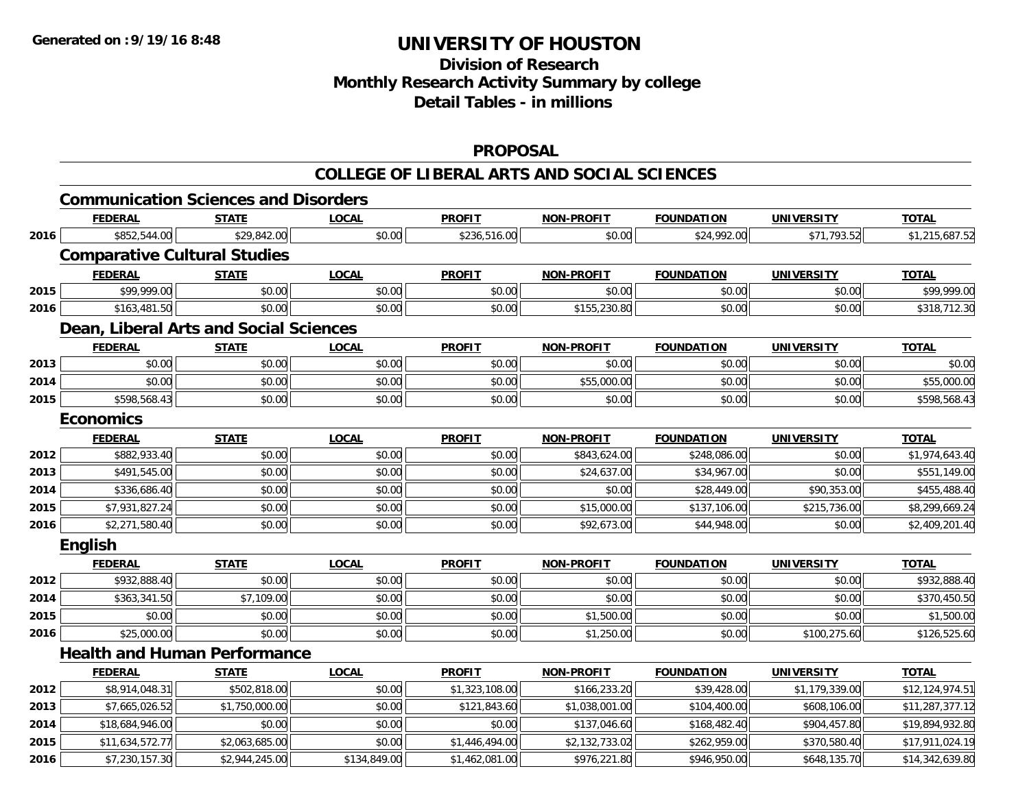**Generated on :9/19/16 8:48**

# UNIVERSITY OF HOUSTON

## Division of Research
## Monthly Research Activity Summary by college
## Detail Tables - in millions

### PROPOSAL

### COLLEGE OF LIBERAL ARTS AND SOCIAL SCIENCES

#### Communication Sciences and Disorders

| | FEDERAL | STATE | LOCAL | PROFIT | NON-PROFIT | FOUNDATION | UNIVERSITY | TOTAL |
|---|---|---|---|---|---|---|---|---|
| 2016 | $852,544.00 | $29,842.00 | $0.00 | $236,516.00 | $0.00 | $24,992.00 | $71,793.52 | $1,215,687.52 |

#### Comparative Cultural Studies

| | FEDERAL | STATE | LOCAL | PROFIT | NON-PROFIT | FOUNDATION | UNIVERSITY | TOTAL |
|---|---|---|---|---|---|---|---|---|
| 2015 | $99,999.00 | $0.00 | $0.00 | $0.00 | $0.00 | $0.00 | $0.00 | $99,999.00 |
| 2016 | $163,481.50 | $0.00 | $0.00 | $0.00 | $155,230.80 | $0.00 | $0.00 | $318,712.30 |

#### Dean, Liberal Arts and Social Sciences

| | FEDERAL | STATE | LOCAL | PROFIT | NON-PROFIT | FOUNDATION | UNIVERSITY | TOTAL |
|---|---|---|---|---|---|---|---|---|
| 2013 | $0.00 | $0.00 | $0.00 | $0.00 | $0.00 | $0.00 | $0.00 | $0.00 |
| 2014 | $0.00 | $0.00 | $0.00 | $0.00 | $55,000.00 | $0.00 | $0.00 | $55,000.00 |
| 2015 | $598,568.43 | $0.00 | $0.00 | $0.00 | $0.00 | $0.00 | $0.00 | $598,568.43 |

#### Economics

| | FEDERAL | STATE | LOCAL | PROFIT | NON-PROFIT | FOUNDATION | UNIVERSITY | TOTAL |
|---|---|---|---|---|---|---|---|---|
| 2012 | $882,933.40 | $0.00 | $0.00 | $0.00 | $843,624.00 | $248,086.00 | $0.00 | $1,974,643.40 |
| 2013 | $491,545.00 | $0.00 | $0.00 | $0.00 | $24,637.00 | $34,967.00 | $0.00 | $551,149.00 |
| 2014 | $336,686.40 | $0.00 | $0.00 | $0.00 | $0.00 | $28,449.00 | $90,353.00 | $455,488.40 |
| 2015 | $7,931,827.24 | $0.00 | $0.00 | $0.00 | $15,000.00 | $137,106.00 | $215,736.00 | $8,299,669.24 |
| 2016 | $2,271,580.40 | $0.00 | $0.00 | $0.00 | $92,673.00 | $44,948.00 | $0.00 | $2,409,201.40 |

#### English

| | FEDERAL | STATE | LOCAL | PROFIT | NON-PROFIT | FOUNDATION | UNIVERSITY | TOTAL |
|---|---|---|---|---|---|---|---|---|
| 2012 | $932,888.40 | $0.00 | $0.00 | $0.00 | $0.00 | $0.00 | $0.00 | $932,888.40 |
| 2014 | $363,341.50 | $7,109.00 | $0.00 | $0.00 | $0.00 | $0.00 | $0.00 | $370,450.50 |
| 2015 | $0.00 | $0.00 | $0.00 | $0.00 | $1,500.00 | $0.00 | $0.00 | $1,500.00 |
| 2016 | $25,000.00 | $0.00 | $0.00 | $0.00 | $1,250.00 | $0.00 | $100,275.60 | $126,525.60 |

#### Health and Human Performance

| | FEDERAL | STATE | LOCAL | PROFIT | NON-PROFIT | FOUNDATION | UNIVERSITY | TOTAL |
|---|---|---|---|---|---|---|---|---|
| 2012 | $8,914,048.31 | $502,818.00 | $0.00 | $1,323,108.00 | $166,233.20 | $39,428.00 | $1,179,339.00 | $12,124,974.51 |
| 2013 | $7,665,026.52 | $1,750,000.00 | $0.00 | $121,843.60 | $1,038,001.00 | $104,400.00 | $608,106.00 | $11,287,377.12 |
| 2014 | $18,684,946.00 | $0.00 | $0.00 | $0.00 | $137,046.60 | $168,482.40 | $904,457.80 | $19,894,932.80 |
| 2015 | $11,634,572.77 | $2,063,685.00 | $0.00 | $1,446,494.00 | $2,132,733.02 | $262,959.00 | $370,580.40 | $17,911,024.19 |
| 2016 | $7,230,157.30 | $2,944,245.00 | $134,849.00 | $1,462,081.00 | $976,221.80 | $946,950.00 | $648,135.70 | $14,342,639.80 |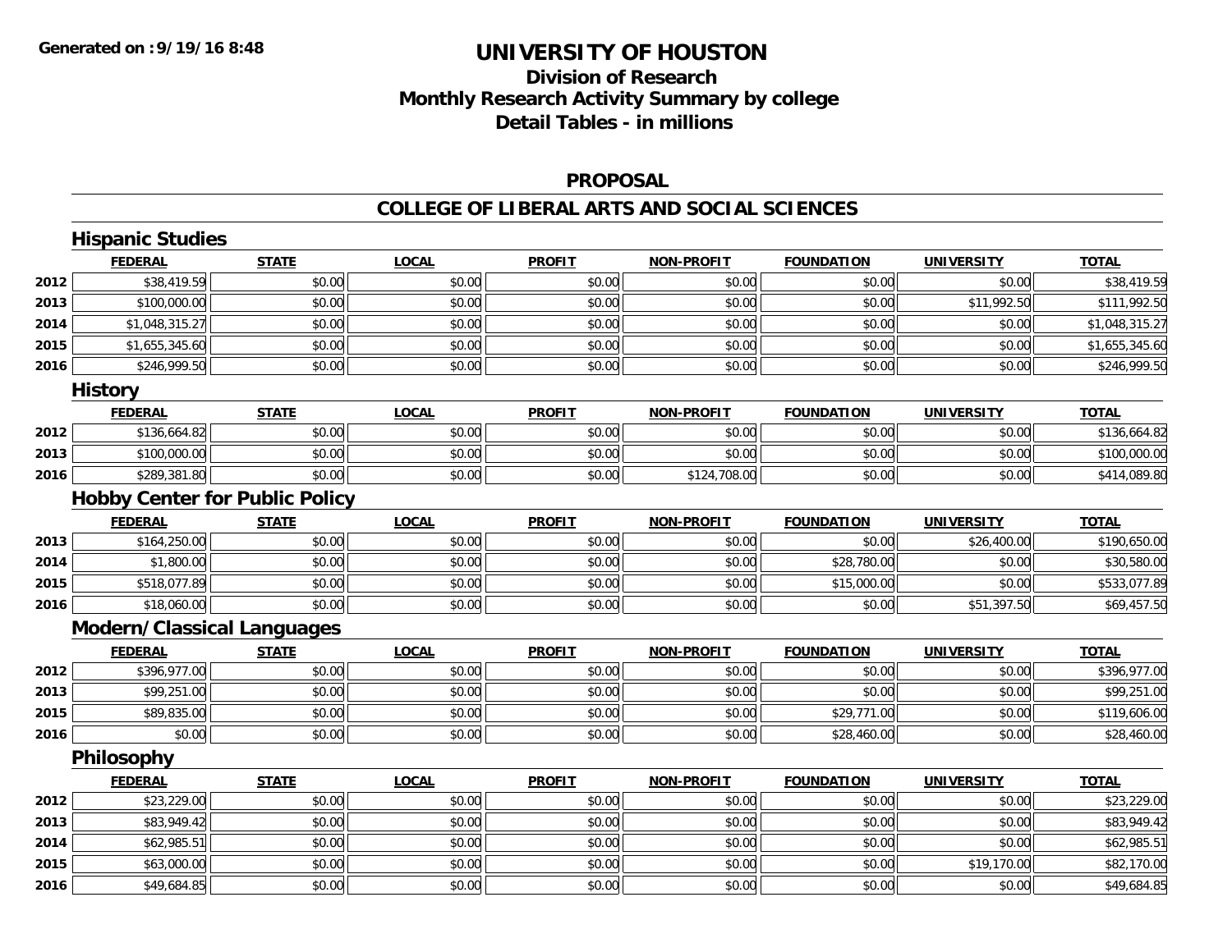**Generated on :9/19/16 8:48**

# UNIVERSITY OF HOUSTON

## Division of Research
## Monthly Research Activity Summary by college
## Detail Tables - in millions

### PROPOSAL

### COLLEGE OF LIBERAL ARTS AND SOCIAL SCIENCES

#### Hispanic Studies

| | FEDERAL | STATE | LOCAL | PROFIT | NON-PROFIT | FOUNDATION | UNIVERSITY | TOTAL |
|---|---|---|---|---|---|---|---|---|
| 2012 | $38,419.59 | $0.00 | $0.00 | $0.00 | $0.00 | $0.00 | $0.00 | $38,419.59 |
| 2013 | $100,000.00 | $0.00 | $0.00 | $0.00 | $0.00 | $0.00 | $11,992.50 | $111,992.50 |
| 2014 | $1,048,315.27 | $0.00 | $0.00 | $0.00 | $0.00 | $0.00 | $0.00 | $1,048,315.27 |
| 2015 | $1,655,345.60 | $0.00 | $0.00 | $0.00 | $0.00 | $0.00 | $0.00 | $1,655,345.60 |
| 2016 | $246,999.50 | $0.00 | $0.00 | $0.00 | $0.00 | $0.00 | $0.00 | $246,999.50 |

#### History

| | FEDERAL | STATE | LOCAL | PROFIT | NON-PROFIT | FOUNDATION | UNIVERSITY | TOTAL |
|---|---|---|---|---|---|---|---|---|
| 2012 | $136,664.82 | $0.00 | $0.00 | $0.00 | $0.00 | $0.00 | $0.00 | $136,664.82 |
| 2013 | $100,000.00 | $0.00 | $0.00 | $0.00 | $0.00 | $0.00 | $0.00 | $100,000.00 |
| 2016 | $289,381.80 | $0.00 | $0.00 | $0.00 | $124,708.00 | $0.00 | $0.00 | $414,089.80 |

#### Hobby Center for Public Policy

| | FEDERAL | STATE | LOCAL | PROFIT | NON-PROFIT | FOUNDATION | UNIVERSITY | TOTAL |
|---|---|---|---|---|---|---|---|---|
| 2013 | $164,250.00 | $0.00 | $0.00 | $0.00 | $0.00 | $0.00 | $26,400.00 | $190,650.00 |
| 2014 | $1,800.00 | $0.00 | $0.00 | $0.00 | $0.00 | $28,780.00 | $0.00 | $30,580.00 |
| 2015 | $518,077.89 | $0.00 | $0.00 | $0.00 | $0.00 | $15,000.00 | $0.00 | $533,077.89 |
| 2016 | $18,060.00 | $0.00 | $0.00 | $0.00 | $0.00 | $0.00 | $51,397.50 | $69,457.50 |

#### Modern/Classical Languages

| | FEDERAL | STATE | LOCAL | PROFIT | NON-PROFIT | FOUNDATION | UNIVERSITY | TOTAL |
|---|---|---|---|---|---|---|---|---|
| 2012 | $396,977.00 | $0.00 | $0.00 | $0.00 | $0.00 | $0.00 | $0.00 | $396,977.00 |
| 2013 | $99,251.00 | $0.00 | $0.00 | $0.00 | $0.00 | $0.00 | $0.00 | $99,251.00 |
| 2015 | $89,835.00 | $0.00 | $0.00 | $0.00 | $0.00 | $29,771.00 | $0.00 | $119,606.00 |
| 2016 | $0.00 | $0.00 | $0.00 | $0.00 | $0.00 | $28,460.00 | $0.00 | $28,460.00 |

#### Philosophy

| | FEDERAL | STATE | LOCAL | PROFIT | NON-PROFIT | FOUNDATION | UNIVERSITY | TOTAL |
|---|---|---|---|---|---|---|---|---|
| 2012 | $23,229.00 | $0.00 | $0.00 | $0.00 | $0.00 | $0.00 | $0.00 | $23,229.00 |
| 2013 | $83,949.42 | $0.00 | $0.00 | $0.00 | $0.00 | $0.00 | $0.00 | $83,949.42 |
| 2014 | $62,985.51 | $0.00 | $0.00 | $0.00 | $0.00 | $0.00 | $0.00 | $62,985.51 |
| 2015 | $63,000.00 | $0.00 | $0.00 | $0.00 | $0.00 | $0.00 | $19,170.00 | $82,170.00 |
| 2016 | $49,684.85 | $0.00 | $0.00 | $0.00 | $0.00 | $0.00 | $0.00 | $49,684.85 |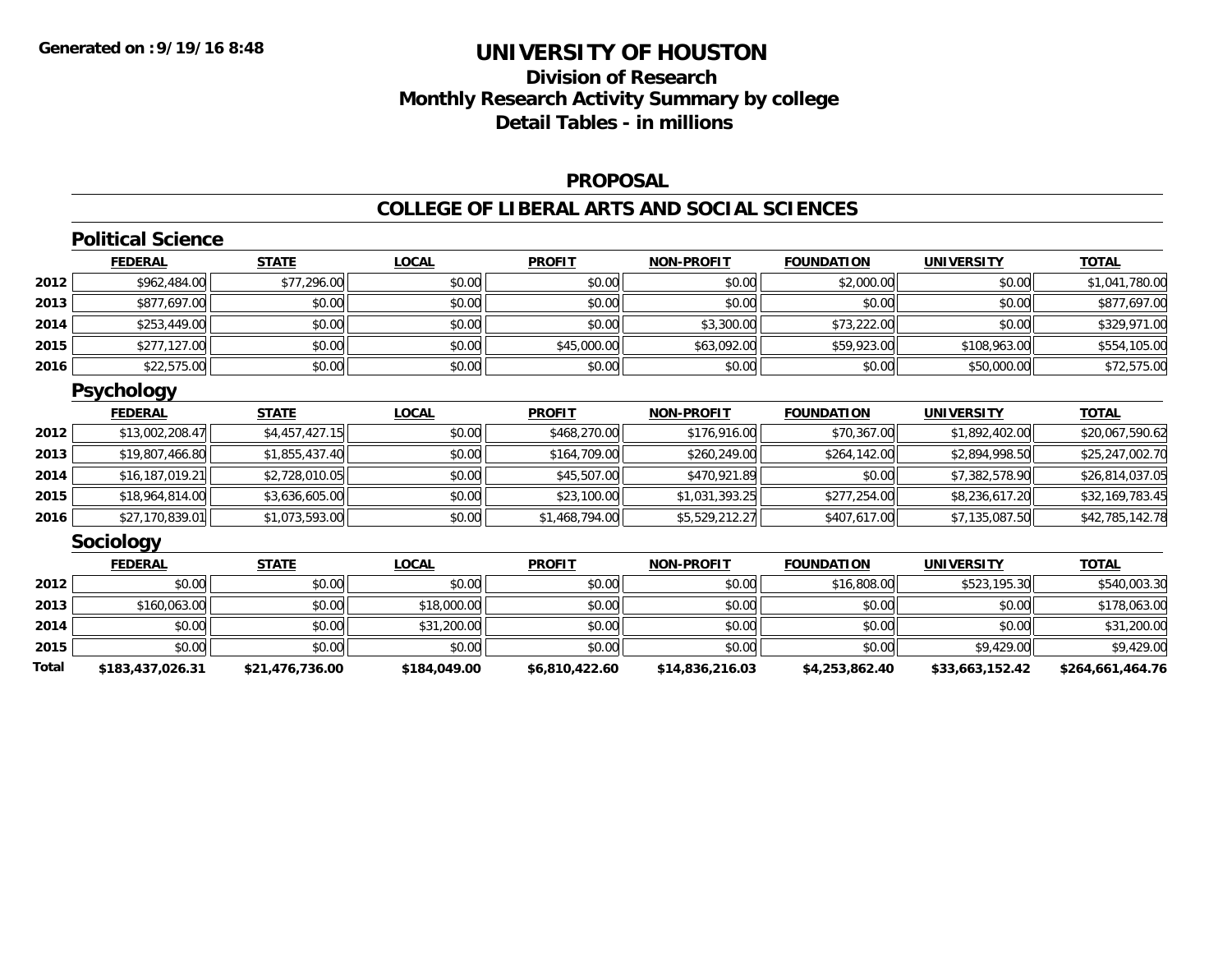**Generated on :9/19/16 8:48**

# UNIVERSITY OF HOUSTON

## Division of Research
## Monthly Research Activity Summary by college
## Detail Tables - in millions

### PROPOSAL

### COLLEGE OF LIBERAL ARTS AND SOCIAL SCIENCES

#### Political Science

| | FEDERAL | STATE | LOCAL | PROFIT | NON-PROFIT | FOUNDATION | UNIVERSITY | TOTAL |
|---|---|---|---|---|---|---|---|---|
| 2012 | $962,484.00 | $77,296.00 | $0.00 | $0.00 | $0.00 | $2,000.00 | $0.00 | $1,041,780.00 |
| 2013 | $877,697.00 | $0.00 | $0.00 | $0.00 | $0.00 | $0.00 | $0.00 | $877,697.00 |
| 2014 | $253,449.00 | $0.00 | $0.00 | $0.00 | $3,300.00 | $73,222.00 | $0.00 | $329,971.00 |
| 2015 | $277,127.00 | $0.00 | $0.00 | $45,000.00 | $63,092.00 | $59,923.00 | $108,963.00 | $554,105.00 |
| 2016 | $22,575.00 | $0.00 | $0.00 | $0.00 | $0.00 | $0.00 | $50,000.00 | $72,575.00 |

#### Psychology

| | FEDERAL | STATE | LOCAL | PROFIT | NON-PROFIT | FOUNDATION | UNIVERSITY | TOTAL |
|---|---|---|---|---|---|---|---|---|
| 2012 | $13,002,208.47 | $4,457,427.15 | $0.00 | $468,270.00 | $176,916.00 | $70,367.00 | $1,892,402.00 | $20,067,590.62 |
| 2013 | $19,807,466.80 | $1,855,437.40 | $0.00 | $164,709.00 | $260,249.00 | $264,142.00 | $2,894,998.50 | $25,247,002.70 |
| 2014 | $16,187,019.21 | $2,728,010.05 | $0.00 | $45,507.00 | $470,921.89 | $0.00 | $7,382,578.90 | $26,814,037.05 |
| 2015 | $18,964,814.00 | $3,636,605.00 | $0.00 | $23,100.00 | $1,031,393.25 | $277,254.00 | $8,236,617.20 | $32,169,783.45 |
| 2016 | $27,170,839.01 | $1,073,593.00 | $0.00 | $1,468,794.00 | $5,529,212.27 | $407,617.00 | $7,135,087.50 | $42,785,142.78 |

#### Sociology

| | FEDERAL | STATE | LOCAL | PROFIT | NON-PROFIT | FOUNDATION | UNIVERSITY | TOTAL |
|---|---|---|---|---|---|---|---|---|
| 2012 | $0.00 | $0.00 | $0.00 | $0.00 | $0.00 | $16,808.00 | $523,195.30 | $540,003.30 |
| 2013 | $160,063.00 | $0.00 | $18,000.00 | $0.00 | $0.00 | $0.00 | $0.00 | $178,063.00 |
| 2014 | $0.00 | $0.00 | $31,200.00 | $0.00 | $0.00 | $0.00 | $0.00 | $31,200.00 |
| 2015 | $0.00 | $0.00 | $0.00 | $0.00 | $0.00 | $0.00 | $9,429.00 | $9,429.00 |
| **Total** | **$183,437,026.31** | **$21,476,736.00** | **$184,049.00** | **$6,810,422.60** | **$14,836,216.03** | **$4,253,862.40** | **$33,663,152.42** | **$264,661,464.76** |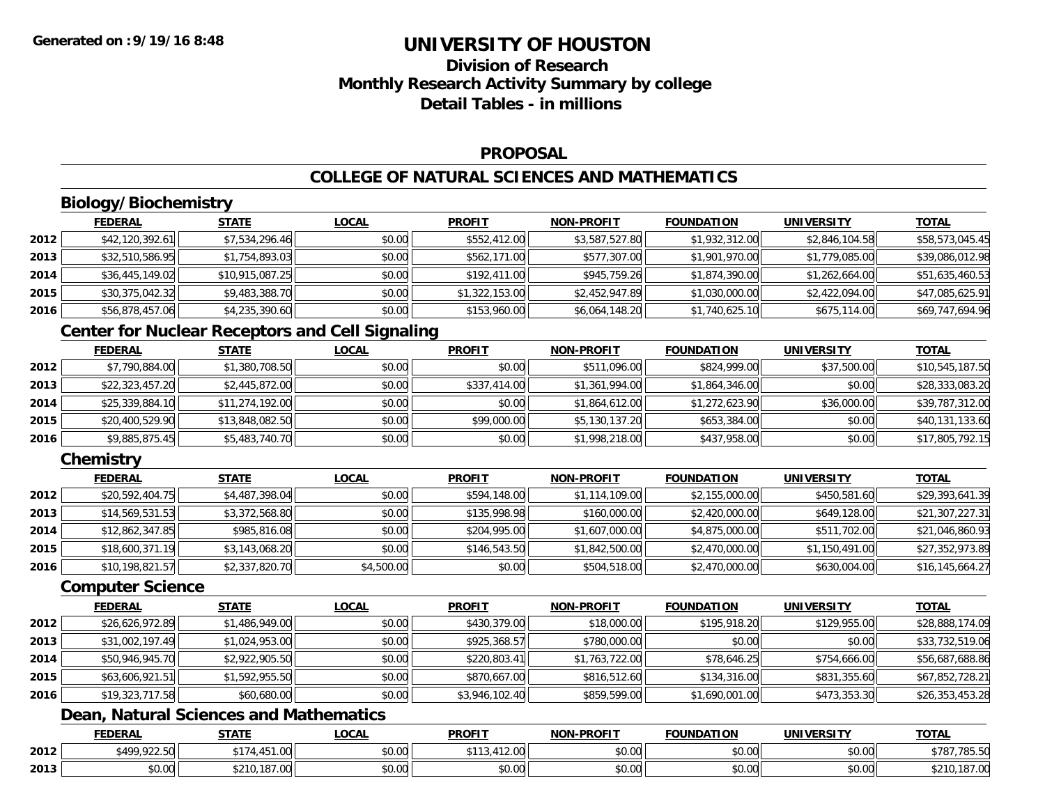# UNIVERSITY OF HOUSTON

## Division of Research
## Monthly Research Activity Summary by college
## Detail Tables - in millions

### PROPOSAL

### COLLEGE OF NATURAL SCIENCES AND MATHEMATICS

#### Biology/Biochemistry

| | FEDERAL | STATE | LOCAL | PROFIT | NON-PROFIT | FOUNDATION | UNIVERSITY | TOTAL |
|---|---|---|---|---|---|---|---|---|
| 2012 | $42,120,392.61 | $7,534,296.46 | $0.00 | $552,412.00 | $3,587,527.80 | $1,932,312.00 | $2,846,104.58 | $58,573,045.45 |
| 2013 | $32,510,586.95 | $1,754,893.03 | $0.00 | $562,171.00 | $577,307.00 | $1,901,970.00 | $1,779,085.00 | $39,086,012.98 |
| 2014 | $36,445,149.02 | $10,915,087.25 | $0.00 | $192,411.00 | $945,759.26 | $1,874,390.00 | $1,262,664.00 | $51,635,460.53 |
| 2015 | $30,375,042.32 | $9,483,388.70 | $0.00 | $1,322,153.00 | $2,452,947.89 | $1,030,000.00 | $2,422,094.00 | $47,085,625.91 |
| 2016 | $56,878,457.06 | $4,235,390.60 | $0.00 | $153,960.00 | $6,064,148.20 | $1,740,625.10 | $675,114.00 | $69,747,694.96 |

#### Center for Nuclear Receptors and Cell Signaling

| | FEDERAL | STATE | LOCAL | PROFIT | NON-PROFIT | FOUNDATION | UNIVERSITY | TOTAL |
|---|---|---|---|---|---|---|---|---|
| 2012 | $7,790,884.00 | $1,380,708.50 | $0.00 | $0.00 | $511,096.00 | $824,999.00 | $37,500.00 | $10,545,187.50 |
| 2013 | $22,323,457.20 | $2,445,872.00 | $0.00 | $337,414.00 | $1,361,994.00 | $1,864,346.00 | $0.00 | $28,333,083.20 |
| 2014 | $25,339,884.10 | $11,274,192.00 | $0.00 | $0.00 | $1,864,612.00 | $1,272,623.90 | $36,000.00 | $39,787,312.00 |
| 2015 | $20,400,529.90 | $13,848,082.50 | $0.00 | $99,000.00 | $5,130,137.20 | $653,384.00 | $0.00 | $40,131,133.60 |
| 2016 | $9,885,875.45 | $5,483,740.70 | $0.00 | $0.00 | $1,998,218.00 | $437,958.00 | $0.00 | $17,805,792.15 |

#### Chemistry

| | FEDERAL | STATE | LOCAL | PROFIT | NON-PROFIT | FOUNDATION | UNIVERSITY | TOTAL |
|---|---|---|---|---|---|---|---|---|
| 2012 | $20,592,404.75 | $4,487,398.04 | $0.00 | $594,148.00 | $1,114,109.00 | $2,155,000.00 | $450,581.60 | $29,393,641.39 |
| 2013 | $14,569,531.53 | $3,372,568.80 | $0.00 | $135,998.98 | $160,000.00 | $2,420,000.00 | $649,128.00 | $21,307,227.31 |
| 2014 | $12,862,347.85 | $985,816.08 | $0.00 | $204,995.00 | $1,607,000.00 | $4,875,000.00 | $511,702.00 | $21,046,860.93 |
| 2015 | $18,600,371.19 | $3,143,068.20 | $0.00 | $146,543.50 | $1,842,500.00 | $2,470,000.00 | $1,150,491.00 | $27,352,973.89 |
| 2016 | $10,198,821.57 | $2,337,820.70 | $4,500.00 | $0.00 | $504,518.00 | $2,470,000.00 | $630,004.00 | $16,145,664.27 |

#### Computer Science

| | FEDERAL | STATE | LOCAL | PROFIT | NON-PROFIT | FOUNDATION | UNIVERSITY | TOTAL |
|---|---|---|---|---|---|---|---|---|
| 2012 | $26,626,972.89 | $1,486,949.00 | $0.00 | $430,379.00 | $18,000.00 | $195,918.20 | $129,955.00 | $28,888,174.09 |
| 2013 | $31,002,197.49 | $1,024,953.00 | $0.00 | $925,368.57 | $780,000.00 | $0.00 | $0.00 | $33,732,519.06 |
| 2014 | $50,946,945.70 | $2,922,905.50 | $0.00 | $220,803.41 | $1,763,722.00 | $78,646.25 | $754,666.00 | $56,687,688.86 |
| 2015 | $63,606,921.51 | $1,592,955.50 | $0.00 | $870,667.00 | $816,512.60 | $134,316.00 | $831,355.60 | $67,852,728.21 |
| 2016 | $19,323,717.58 | $60,680.00 | $0.00 | $3,946,102.40 | $859,599.00 | $1,690,001.00 | $473,353.30 | $26,353,453.28 |

#### Dean, Natural Sciences and Mathematics

| | FEDERAL | STATE | LOCAL | PROFIT | NON-PROFIT | FOUNDATION | UNIVERSITY | TOTAL |
|---|---|---|---|---|---|---|---|---|
| 2012 | $499,922.50 | $174,451.00 | $0.00 | $113,412.00 | $0.00 | $0.00 | $0.00 | $787,785.50 |
| 2013 | $0.00 | $210,187.00 | $0.00 | $0.00 | $0.00 | $0.00 | $0.00 | $210,187.00 |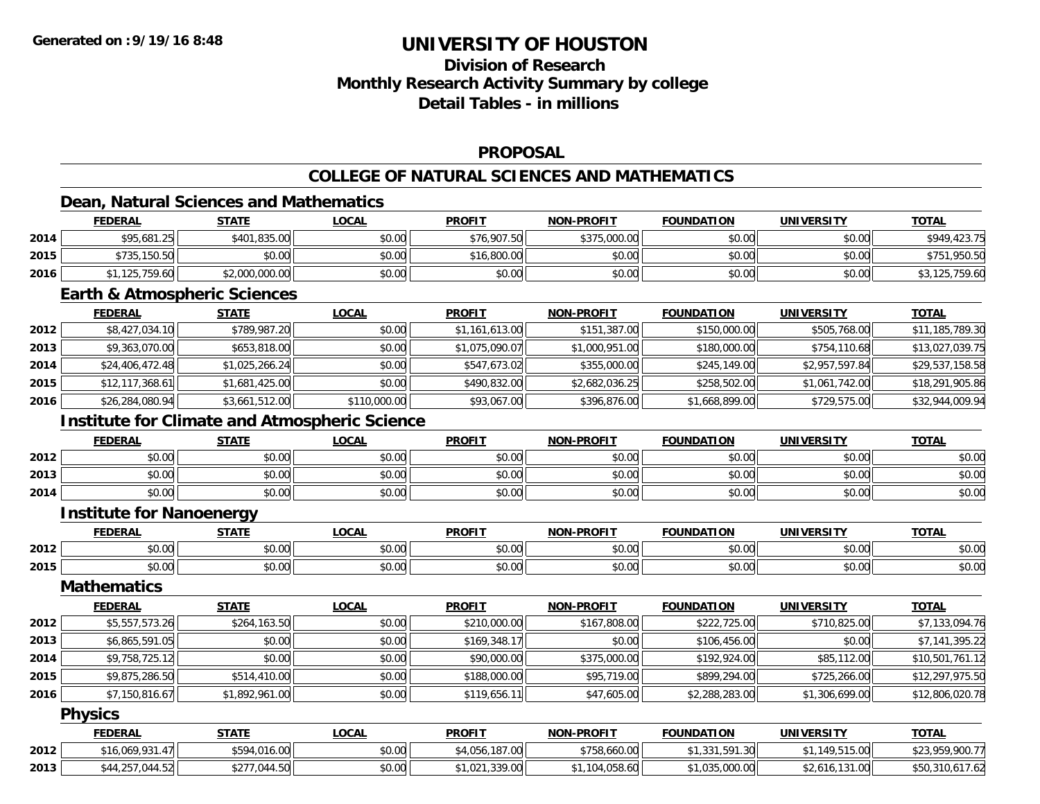# UNIVERSITY OF HOUSTON

## Division of Research
## Monthly Research Activity Summary by college
## Detail Tables - in millions

### PROPOSAL

### COLLEGE OF NATURAL SCIENCES AND MATHEMATICS

#### Dean, Natural Sciences and Mathematics

| | FEDERAL | STATE | LOCAL | PROFIT | NON-PROFIT | FOUNDATION | UNIVERSITY | TOTAL |
|---|---|---|---|---|---|---|---|---|
| 2014 | $95,681.25 | $401,835.00 | $0.00 | $76,907.50 | $375,000.00 | $0.00 | $0.00 | $949,423.75 |
| 2015 | $735,150.50 | $0.00 | $0.00 | $16,800.00 | $0.00 | $0.00 | $0.00 | $751,950.50 |
| 2016 | $1,125,759.60 | $2,000,000.00 | $0.00 | $0.00 | $0.00 | $0.00 | $0.00 | $3,125,759.60 |

#### Earth & Atmospheric Sciences

| | FEDERAL | STATE | LOCAL | PROFIT | NON-PROFIT | FOUNDATION | UNIVERSITY | TOTAL |
|---|---|---|---|---|---|---|---|---|
| 2012 | $8,427,034.10 | $789,987.20 | $0.00 | $1,161,613.00 | $151,387.00 | $150,000.00 | $505,768.00 | $11,185,789.30 |
| 2013 | $9,363,070.00 | $653,818.00 | $0.00 | $1,075,090.07 | $1,000,951.00 | $180,000.00 | $754,110.68 | $13,027,039.75 |
| 2014 | $24,406,472.48 | $1,025,266.24 | $0.00 | $547,673.02 | $355,000.00 | $245,149.00 | $2,957,597.84 | $29,537,158.58 |
| 2015 | $12,117,368.61 | $1,681,425.00 | $0.00 | $490,832.00 | $2,682,036.25 | $258,502.00 | $1,061,742.00 | $18,291,905.86 |
| 2016 | $26,284,080.94 | $3,661,512.00 | $110,000.00 | $93,067.00 | $396,876.00 | $1,668,899.00 | $729,575.00 | $32,944,009.94 |

#### Institute for Climate and Atmospheric Science

| | FEDERAL | STATE | LOCAL | PROFIT | NON-PROFIT | FOUNDATION | UNIVERSITY | TOTAL |
|---|---|---|---|---|---|---|---|---|
| 2012 | $0.00 | $0.00 | $0.00 | $0.00 | $0.00 | $0.00 | $0.00 | $0.00 |
| 2013 | $0.00 | $0.00 | $0.00 | $0.00 | $0.00 | $0.00 | $0.00 | $0.00 |
| 2014 | $0.00 | $0.00 | $0.00 | $0.00 | $0.00 | $0.00 | $0.00 | $0.00 |

#### Institute for Nanoenergy

| | FEDERAL | STATE | LOCAL | PROFIT | NON-PROFIT | FOUNDATION | UNIVERSITY | TOTAL |
|---|---|---|---|---|---|---|---|---|
| 2012 | $0.00 | $0.00 | $0.00 | $0.00 | $0.00 | $0.00 | $0.00 | $0.00 |
| 2015 | $0.00 | $0.00 | $0.00 | $0.00 | $0.00 | $0.00 | $0.00 | $0.00 |

#### Mathematics

| | FEDERAL | STATE | LOCAL | PROFIT | NON-PROFIT | FOUNDATION | UNIVERSITY | TOTAL |
|---|---|---|---|---|---|---|---|---|
| 2012 | $5,557,573.26 | $264,163.50 | $0.00 | $210,000.00 | $167,808.00 | $222,725.00 | $710,825.00 | $7,133,094.76 |
| 2013 | $6,865,591.05 | $0.00 | $0.00 | $169,348.17 | $0.00 | $106,456.00 | $0.00 | $7,141,395.22 |
| 2014 | $9,758,725.12 | $0.00 | $0.00 | $90,000.00 | $375,000.00 | $192,924.00 | $85,112.00 | $10,501,761.12 |
| 2015 | $9,875,286.50 | $514,410.00 | $0.00 | $188,000.00 | $95,719.00 | $899,294.00 | $725,266.00 | $12,297,975.50 |
| 2016 | $7,150,816.67 | $1,892,961.00 | $0.00 | $119,656.11 | $47,605.00 | $2,288,283.00 | $1,306,699.00 | $12,806,020.78 |

#### Physics

| | FEDERAL | STATE | LOCAL | PROFIT | NON-PROFIT | FOUNDATION | UNIVERSITY | TOTAL |
|---|---|---|---|---|---|---|---|---|
| 2012 | $16,069,931.47 | $594,016.00 | $0.00 | $4,056,187.00 | $758,660.00 | $1,331,591.30 | $1,149,515.00 | $23,959,900.77 |
| 2013 | $44,257,044.52 | $277,044.50 | $0.00 | $1,021,339.00 | $1,104,058.60 | $1,035,000.00 | $2,616,131.00 | $50,310,617.62 |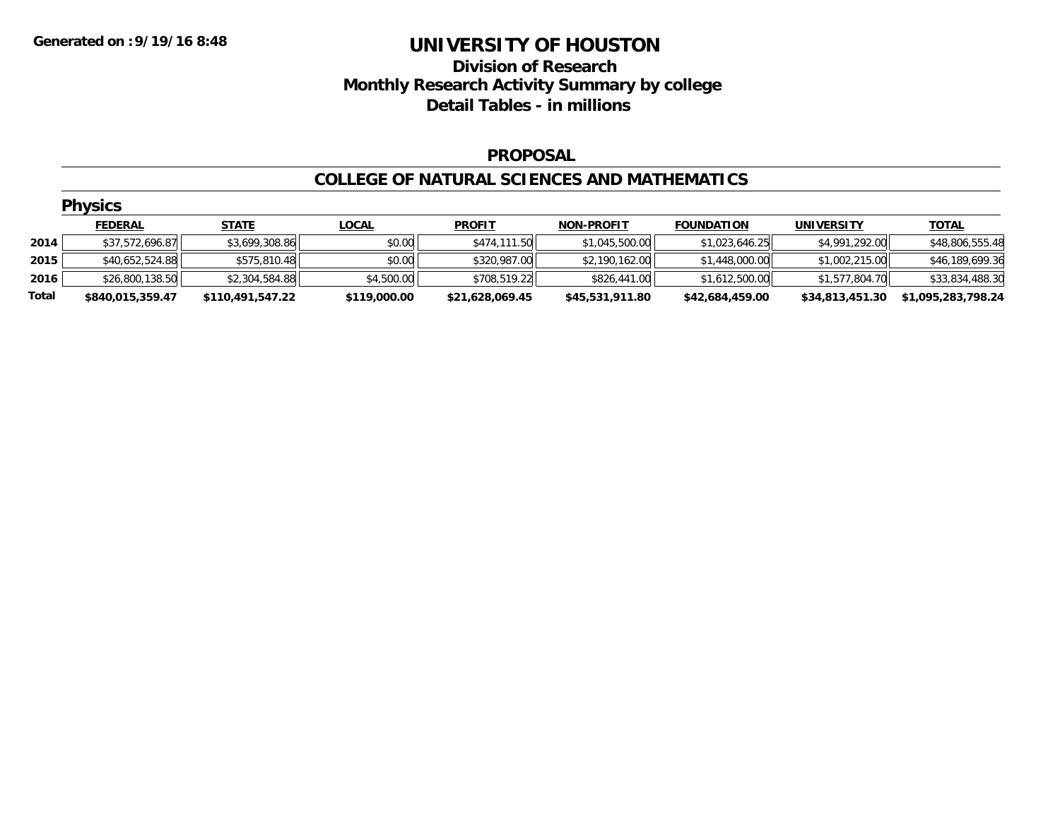# UNIVERSITY OF HOUSTON

## Division of Research
## Monthly Research Activity Summary by college
## Detail Tables - in millions

Generated on :9/19/16 8:48

### PROPOSAL

### COLLEGE OF NATURAL SCIENCES AND MATHEMATICS

#### Physics

| | FEDERAL | STATE | LOCAL | PROFIT | NON-PROFIT | FOUNDATION | UNIVERSITY | TOTAL |
|---|---|---|---|---|---|---|---|---|
| 2014 | $37,572,696.87 | $3,699,308.86 | $0.00 | $474,111.50 | $1,045,500.00 | $1,023,646.25 | $4,991,292.00 | $48,806,555.48 |
| 2015 | $40,652,524.88 | $575,810.48 | $0.00 | $320,987.00 | $2,190,162.00 | $1,448,000.00 | $1,002,215.00 | $46,189,699.36 |
| 2016 | $26,800,138.50 | $2,304,584.88 | $4,500.00 | $708,519.22 | $826,441.00 | $1,612,500.00 | $1,577,804.70 | $33,834,488.30 |
| **Total** | **$840,015,359.47** | **$110,491,547.22** | **$119,000.00** | **$21,628,069.45** | **$45,531,911.80** | **$42,684,459.00** | **$34,813,451.30** | **$1,095,283,798.24** |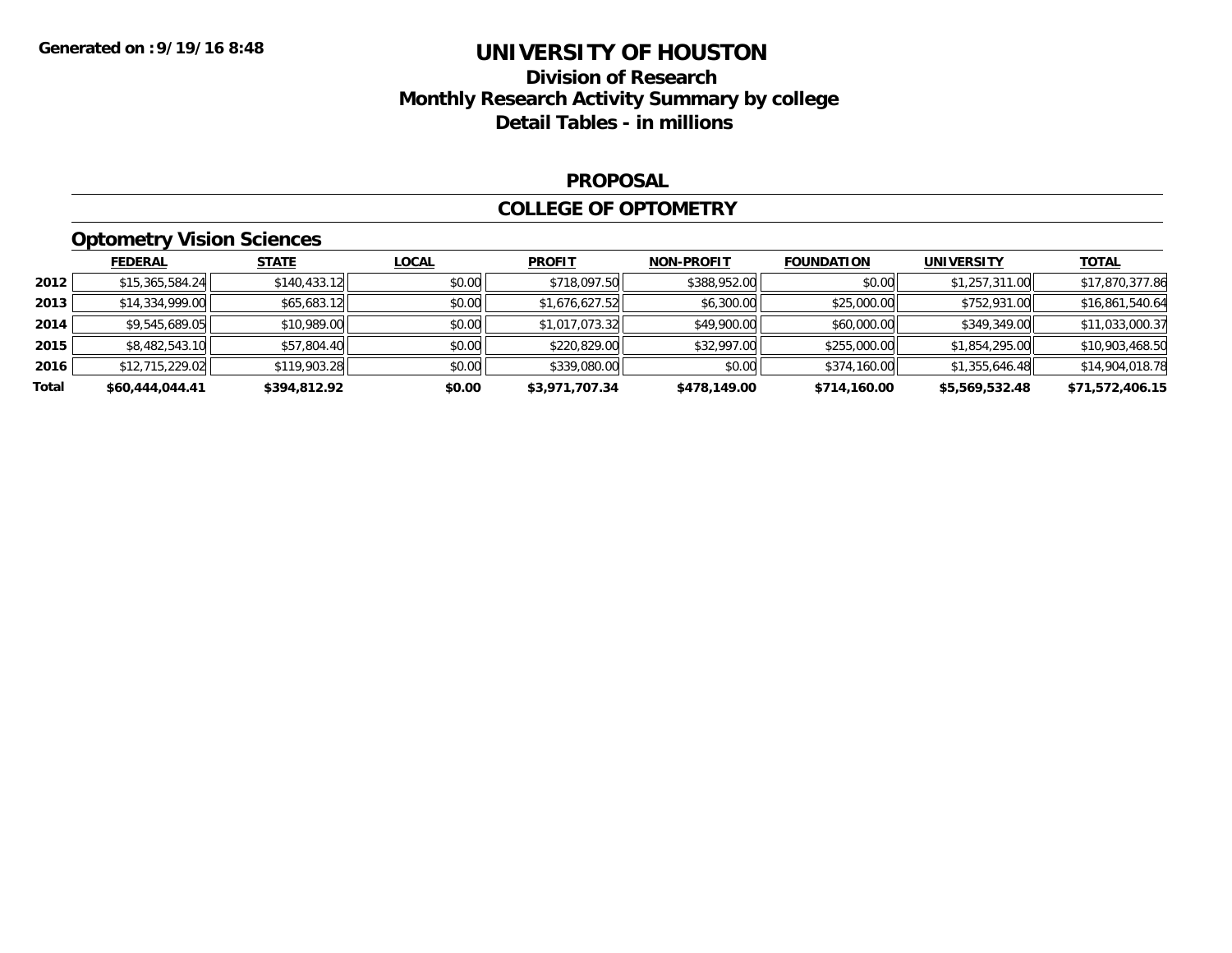**Generated on :9/19/16 8:48**

# UNIVERSITY OF HOUSTON

## Division of Research
## Monthly Research Activity Summary by college
## Detail Tables - in millions

### PROPOSAL

### COLLEGE OF OPTOMETRY

#### Optometry Vision Sciences

| | FEDERAL | STATE | LOCAL | PROFIT | NON-PROFIT | FOUNDATION | UNIVERSITY | TOTAL |
|---|---|---|---|---|---|---|---|---|
| 2012 | $15,365,584.24 | $140,433.12 | $0.00 | $718,097.50 | $388,952.00 | $0.00 | $1,257,311.00 | $17,870,377.86 |
| 2013 | $14,334,999.00 | $65,683.12 | $0.00 | $1,676,627.52 | $6,300.00 | $25,000.00 | $752,931.00 | $16,861,540.64 |
| 2014 | $9,545,689.05 | $10,989.00 | $0.00 | $1,017,073.32 | $49,900.00 | $60,000.00 | $349,349.00 | $11,033,000.37 |
| 2015 | $8,482,543.10 | $57,804.40 | $0.00 | $220,829.00 | $32,997.00 | $255,000.00 | $1,854,295.00 | $10,903,468.50 |
| 2016 | $12,715,229.02 | $119,903.28 | $0.00 | $339,080.00 | $0.00 | $374,160.00 | $1,355,646.48 | $14,904,018.78 |
| **Total** | **$60,444,044.41** | **$394,812.92** | **$0.00** | **$3,971,707.34** | **$478,149.00** | **$714,160.00** | **$5,569,532.48** | **$71,572,406.15** |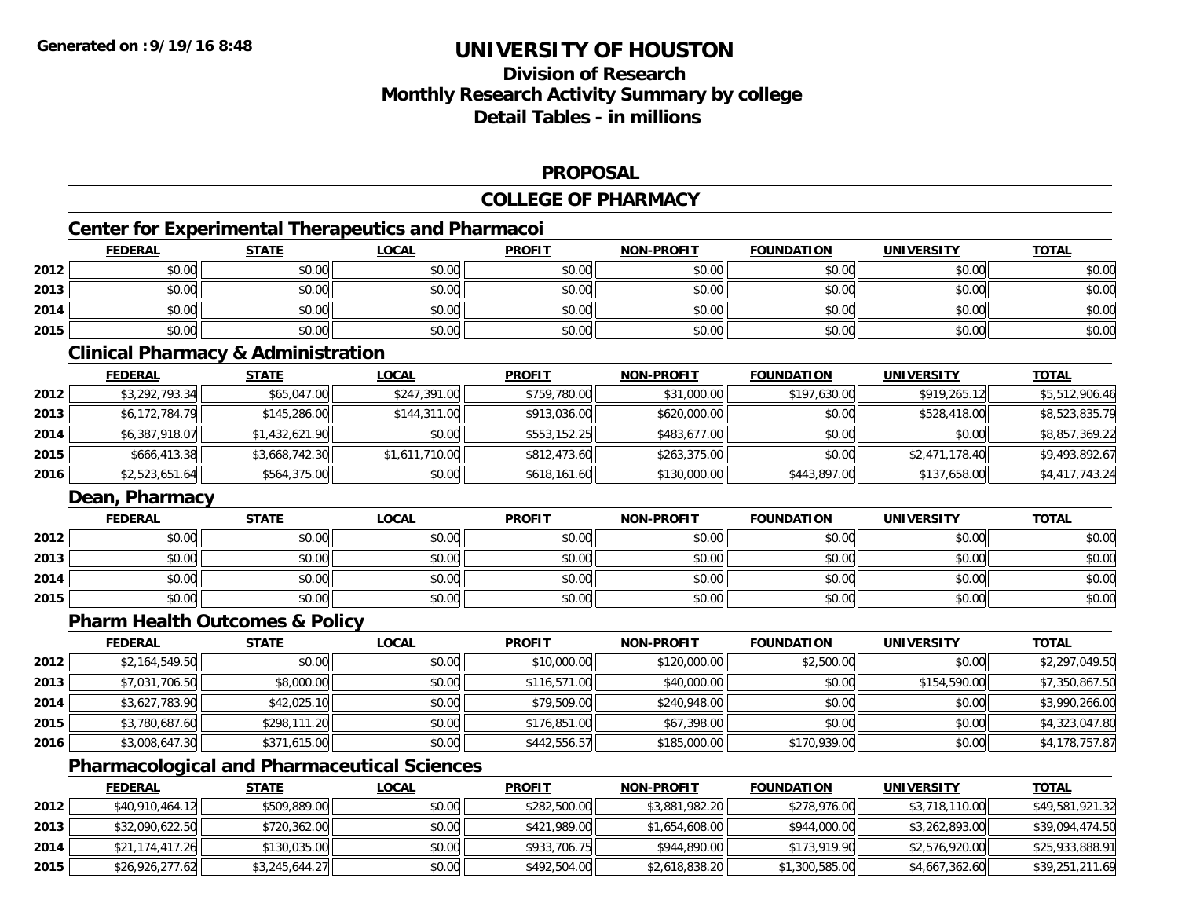**Generated on :9/19/16 8:48**

# UNIVERSITY OF HOUSTON
## Division of Research
## Monthly Research Activity Summary by college
## Detail Tables - in millions

### PROPOSAL

### COLLEGE OF PHARMACY

#### Center for Experimental Therapeutics and Pharmacoi

| | FEDERAL | STATE | LOCAL | PROFIT | NON-PROFIT | FOUNDATION | UNIVERSITY | TOTAL |
|---|---|---|---|---|---|---|---|---|
| 2012 | $0.00 | $0.00 | $0.00 | $0.00 | $0.00 | $0.00 | $0.00 | $0.00 |
| 2013 | $0.00 | $0.00 | $0.00 | $0.00 | $0.00 | $0.00 | $0.00 | $0.00 |
| 2014 | $0.00 | $0.00 | $0.00 | $0.00 | $0.00 | $0.00 | $0.00 | $0.00 |
| 2015 | $0.00 | $0.00 | $0.00 | $0.00 | $0.00 | $0.00 | $0.00 | $0.00 |

#### Clinical Pharmacy & Administration

| | FEDERAL | STATE | LOCAL | PROFIT | NON-PROFIT | FOUNDATION | UNIVERSITY | TOTAL |
|---|---|---|---|---|---|---|---|---|
| 2012 | $3,292,793.34 | $65,047.00 | $247,391.00 | $759,780.00 | $31,000.00 | $197,630.00 | $919,265.12 | $5,512,906.46 |
| 2013 | $6,172,784.79 | $145,286.00 | $144,311.00 | $913,036.00 | $620,000.00 | $0.00 | $528,418.00 | $8,523,835.79 |
| 2014 | $6,387,918.07 | $1,432,621.90 | $0.00 | $553,152.25 | $483,677.00 | $0.00 | $0.00 | $8,857,369.22 |
| 2015 | $666,413.38 | $3,668,742.30 | $1,611,710.00 | $812,473.60 | $263,375.00 | $0.00 | $2,471,178.40 | $9,493,892.67 |
| 2016 | $2,523,651.64 | $564,375.00 | $0.00 | $618,161.60 | $130,000.00 | $443,897.00 | $137,658.00 | $4,417,743.24 |

#### Dean, Pharmacy

| | FEDERAL | STATE | LOCAL | PROFIT | NON-PROFIT | FOUNDATION | UNIVERSITY | TOTAL |
|---|---|---|---|---|---|---|---|---|
| 2012 | $0.00 | $0.00 | $0.00 | $0.00 | $0.00 | $0.00 | $0.00 | $0.00 |
| 2013 | $0.00 | $0.00 | $0.00 | $0.00 | $0.00 | $0.00 | $0.00 | $0.00 |
| 2014 | $0.00 | $0.00 | $0.00 | $0.00 | $0.00 | $0.00 | $0.00 | $0.00 |
| 2015 | $0.00 | $0.00 | $0.00 | $0.00 | $0.00 | $0.00 | $0.00 | $0.00 |

#### Pharm Health Outcomes & Policy

| | FEDERAL | STATE | LOCAL | PROFIT | NON-PROFIT | FOUNDATION | UNIVERSITY | TOTAL |
|---|---|---|---|---|---|---|---|---|
| 2012 | $2,164,549.50 | $0.00 | $0.00 | $10,000.00 | $120,000.00 | $2,500.00 | $0.00 | $2,297,049.50 |
| 2013 | $7,031,706.50 | $8,000.00 | $0.00 | $116,571.00 | $40,000.00 | $0.00 | $154,590.00 | $7,350,867.50 |
| 2014 | $3,627,783.90 | $42,025.10 | $0.00 | $79,509.00 | $240,948.00 | $0.00 | $0.00 | $3,990,266.00 |
| 2015 | $3,780,687.60 | $298,111.20 | $0.00 | $176,851.00 | $67,398.00 | $0.00 | $0.00 | $4,323,047.80 |
| 2016 | $3,008,647.30 | $371,615.00 | $0.00 | $442,556.57 | $185,000.00 | $170,939.00 | $0.00 | $4,178,757.87 |

#### Pharmacological and Pharmaceutical Sciences

| | FEDERAL | STATE | LOCAL | PROFIT | NON-PROFIT | FOUNDATION | UNIVERSITY | TOTAL |
|---|---|---|---|---|---|---|---|---|
| 2012 | $40,910,464.12 | $509,889.00 | $0.00 | $282,500.00 | $3,881,982.20 | $278,976.00 | $3,718,110.00 | $49,581,921.32 |
| 2013 | $32,090,622.50 | $720,362.00 | $0.00 | $421,989.00 | $1,654,608.00 | $944,000.00 | $3,262,893.00 | $39,094,474.50 |
| 2014 | $21,174,417.26 | $130,035.00 | $0.00 | $933,706.75 | $944,890.00 | $173,919.90 | $2,576,920.00 | $25,933,888.91 |
| 2015 | $26,926,277.62 | $3,245,644.27 | $0.00 | $492,504.00 | $2,618,838.20 | $1,300,585.00 | $4,667,362.60 | $39,251,211.69 |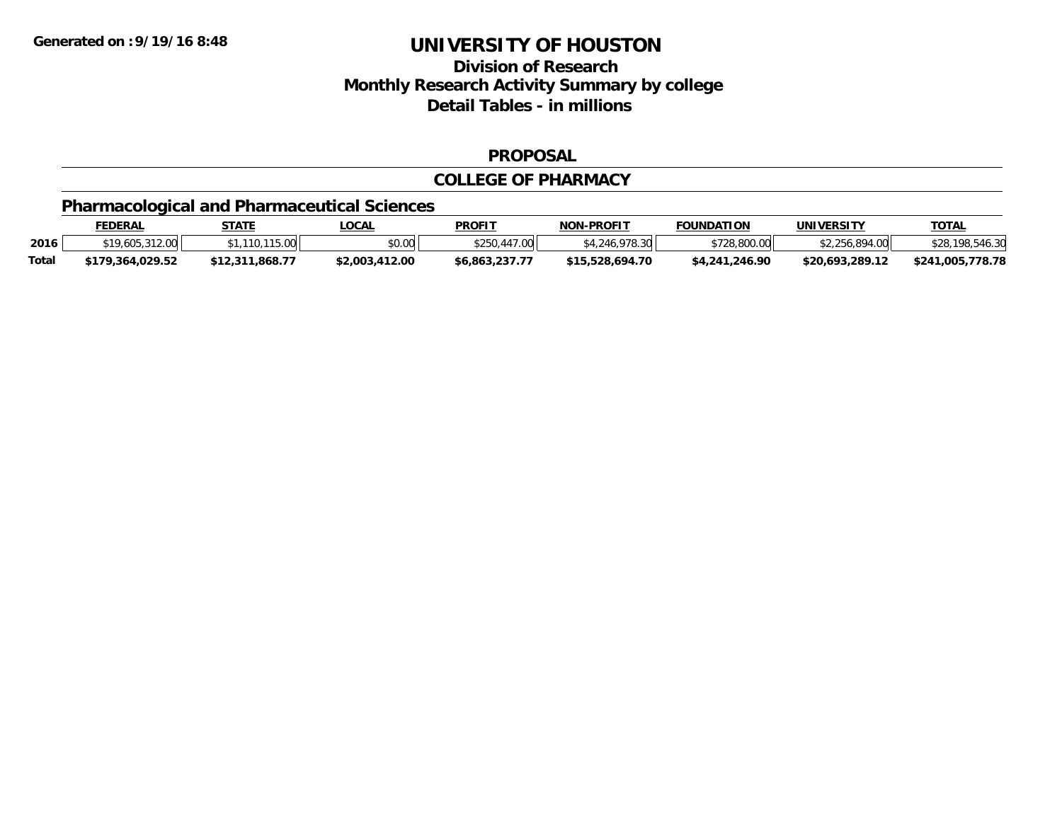**Generated on :9/19/16 8:48**

# UNIVERSITY OF HOUSTON

## Division of Research
## Monthly Research Activity Summary by college
## Detail Tables - in millions

### PROPOSAL

### COLLEGE OF PHARMACY

### Pharmacological and Pharmaceutical Sciences

| | FEDERAL | STATE | LOCAL | PROFIT | NON-PROFIT | FOUNDATION | UNIVERSITY | TOTAL |
|---|---|---|---|---|---|---|---|---|
| 2016 | $19,605,312.00 | $1,110,115.00 | $0.00 | $250,447.00 | $4,246,978.30 | $728,800.00 | $2,256,894.00 | $28,198,546.30 |
| **Total** | **$179,364,029.52** | **$12,311,868.77** | **$2,003,412.00** | **$6,863,237.77** | **$15,528,694.70** | **$4,241,246.90** | **$20,693,289.12** | **$241,005,778.78** |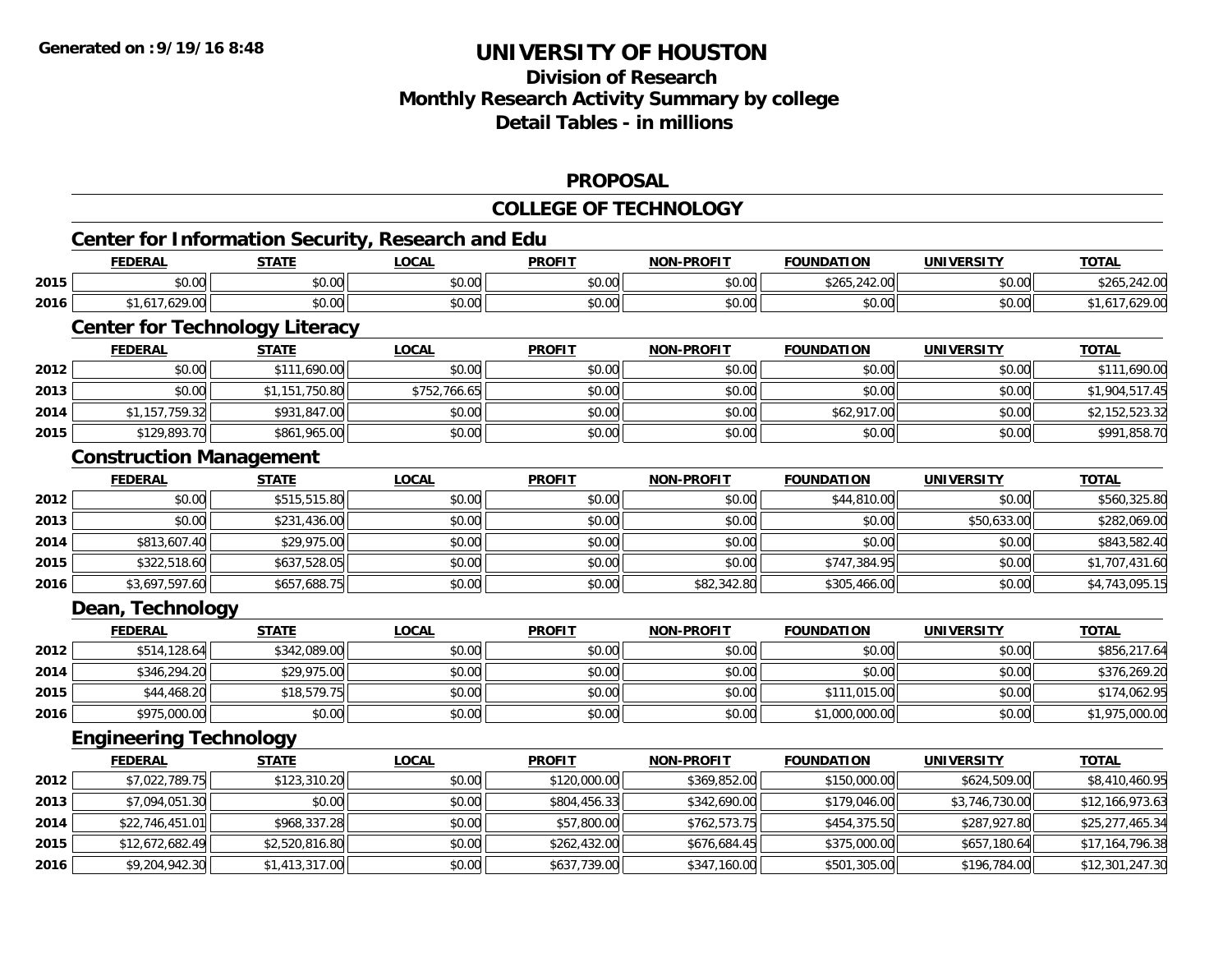# UNIVERSITY OF HOUSTON

## Division of Research
## Monthly Research Activity Summary by college
## Detail Tables - in millions

Generated on :9/19/16 8:48

### PROPOSAL

### COLLEGE OF TECHNOLOGY

#### Center for Information Security, Research and Edu

| | FEDERAL | STATE | LOCAL | PROFIT | NON-PROFIT | FOUNDATION | UNIVERSITY | TOTAL |
|---|---|---|---|---|---|---|---|---|
| 2015 | $0.00 | $0.00 | $0.00 | $0.00 | $0.00 | $265,242.00 | $0.00 | $265,242.00 |
| 2016 | $1,617,629.00 | $0.00 | $0.00 | $0.00 | $0.00 | $0.00 | $0.00 | $1,617,629.00 |

#### Center for Technology Literacy

| | FEDERAL | STATE | LOCAL | PROFIT | NON-PROFIT | FOUNDATION | UNIVERSITY | TOTAL |
|---|---|---|---|---|---|---|---|---|
| 2012 | $0.00 | $111,690.00 | $0.00 | $0.00 | $0.00 | $0.00 | $0.00 | $111,690.00 |
| 2013 | $0.00 | $1,151,750.80 | $752,766.65 | $0.00 | $0.00 | $0.00 | $0.00 | $1,904,517.45 |
| 2014 | $1,157,759.32 | $931,847.00 | $0.00 | $0.00 | $0.00 | $62,917.00 | $0.00 | $2,152,523.32 |
| 2015 | $129,893.70 | $861,965.00 | $0.00 | $0.00 | $0.00 | $0.00 | $0.00 | $991,858.70 |

#### Construction Management

| | FEDERAL | STATE | LOCAL | PROFIT | NON-PROFIT | FOUNDATION | UNIVERSITY | TOTAL |
|---|---|---|---|---|---|---|---|---|
| 2012 | $0.00 | $515,515.80 | $0.00 | $0.00 | $0.00 | $44,810.00 | $0.00 | $560,325.80 |
| 2013 | $0.00 | $231,436.00 | $0.00 | $0.00 | $0.00 | $0.00 | $50,633.00 | $282,069.00 |
| 2014 | $813,607.40 | $29,975.00 | $0.00 | $0.00 | $0.00 | $0.00 | $0.00 | $843,582.40 |
| 2015 | $322,518.60 | $637,528.05 | $0.00 | $0.00 | $0.00 | $747,384.95 | $0.00 | $1,707,431.60 |
| 2016 | $3,697,597.60 | $657,688.75 | $0.00 | $0.00 | $82,342.80 | $305,466.00 | $0.00 | $4,743,095.15 |

#### Dean, Technology

| | FEDERAL | STATE | LOCAL | PROFIT | NON-PROFIT | FOUNDATION | UNIVERSITY | TOTAL |
|---|---|---|---|---|---|---|---|---|
| 2012 | $514,128.64 | $342,089.00 | $0.00 | $0.00 | $0.00 | $0.00 | $0.00 | $856,217.64 |
| 2014 | $346,294.20 | $29,975.00 | $0.00 | $0.00 | $0.00 | $0.00 | $0.00 | $376,269.20 |
| 2015 | $44,468.20 | $18,579.75 | $0.00 | $0.00 | $0.00 | $111,015.00 | $0.00 | $174,062.95 |
| 2016 | $975,000.00 | $0.00 | $0.00 | $0.00 | $0.00 | $1,000,000.00 | $0.00 | $1,975,000.00 |

#### Engineering Technology

| | FEDERAL | STATE | LOCAL | PROFIT | NON-PROFIT | FOUNDATION | UNIVERSITY | TOTAL |
|---|---|---|---|---|---|---|---|---|
| 2012 | $7,022,789.75 | $123,310.20 | $0.00 | $120,000.00 | $369,852.00 | $150,000.00 | $624,509.00 | $8,410,460.95 |
| 2013 | $7,094,051.30 | $0.00 | $0.00 | $804,456.33 | $342,690.00 | $179,046.00 | $3,746,730.00 | $12,166,973.63 |
| 2014 | $22,746,451.01 | $968,337.28 | $0.00 | $57,800.00 | $762,573.75 | $454,375.50 | $287,927.80 | $25,277,465.34 |
| 2015 | $12,672,682.49 | $2,520,816.80 | $0.00 | $262,432.00 | $676,684.45 | $375,000.00 | $657,180.64 | $17,164,796.38 |
| 2016 | $9,204,942.30 | $1,413,317.00 | $0.00 | $637,739.00 | $347,160.00 | $501,305.00 | $196,784.00 | $12,301,247.30 |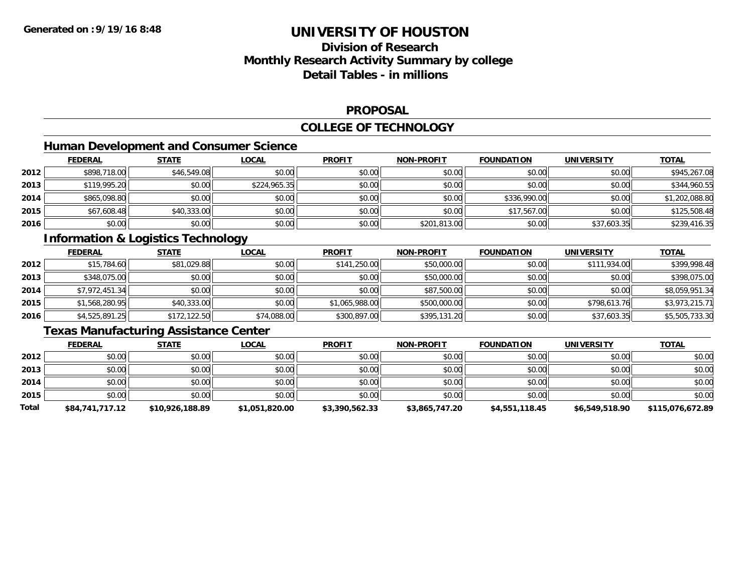# UNIVERSITY OF HOUSTON

## Division of Research
## Monthly Research Activity Summary by college
## Detail Tables - in millions

**Generated on :9/19/16 8:48**

### PROPOSAL

### COLLEGE OF TECHNOLOGY

#### Human Development and Consumer Science

| | FEDERAL | STATE | LOCAL | PROFIT | NON-PROFIT | FOUNDATION | UNIVERSITY | TOTAL |
|---|---|---|---|---|---|---|---|---|
| 2012 | $898,718.00 | $46,549.08 | $0.00 | $0.00 | $0.00 | $0.00 | $0.00 | $945,267.08 |
| 2013 | $119,995.20 | $0.00 | $224,965.35 | $0.00 | $0.00 | $0.00 | $0.00 | $344,960.55 |
| 2014 | $865,098.80 | $0.00 | $0.00 | $0.00 | $0.00 | $336,990.00 | $0.00 | $1,202,088.80 |
| 2015 | $67,608.48 | $40,333.00 | $0.00 | $0.00 | $0.00 | $17,567.00 | $0.00 | $125,508.48 |
| 2016 | $0.00 | $0.00 | $0.00 | $0.00 | $201,813.00 | $0.00 | $37,603.35 | $239,416.35 |

#### Information & Logistics Technology

| | FEDERAL | STATE | LOCAL | PROFIT | NON-PROFIT | FOUNDATION | UNIVERSITY | TOTAL |
|---|---|---|---|---|---|---|---|---|
| 2012 | $15,784.60 | $81,029.88 | $0.00 | $141,250.00 | $50,000.00 | $0.00 | $111,934.00 | $399,998.48 |
| 2013 | $348,075.00 | $0.00 | $0.00 | $0.00 | $50,000.00 | $0.00 | $0.00 | $398,075.00 |
| 2014 | $7,972,451.34 | $0.00 | $0.00 | $0.00 | $87,500.00 | $0.00 | $0.00 | $8,059,951.34 |
| 2015 | $1,568,280.95 | $40,333.00 | $0.00 | $1,065,988.00 | $500,000.00 | $0.00 | $798,613.76 | $3,973,215.71 |
| 2016 | $4,525,891.25 | $172,122.50 | $74,088.00 | $300,897.00 | $395,131.20 | $0.00 | $37,603.35 | $5,505,733.30 |

#### Texas Manufacturing Assistance Center

| | FEDERAL | STATE | LOCAL | PROFIT | NON-PROFIT | FOUNDATION | UNIVERSITY | TOTAL |
|---|---|---|---|---|---|---|---|---|
| 2012 | $0.00 | $0.00 | $0.00 | $0.00 | $0.00 | $0.00 | $0.00 | $0.00 |
| 2013 | $0.00 | $0.00 | $0.00 | $0.00 | $0.00 | $0.00 | $0.00 | $0.00 |
| 2014 | $0.00 | $0.00 | $0.00 | $0.00 | $0.00 | $0.00 | $0.00 | $0.00 |
| 2015 | $0.00 | $0.00 | $0.00 | $0.00 | $0.00 | $0.00 | $0.00 | $0.00 |
| **Total** | **$84,741,717.12** | **$10,926,188.89** | **$1,051,820.00** | **$3,390,562.33** | **$3,865,747.20** | **$4,551,118.45** | **$6,549,518.90** | **$115,076,672.89** |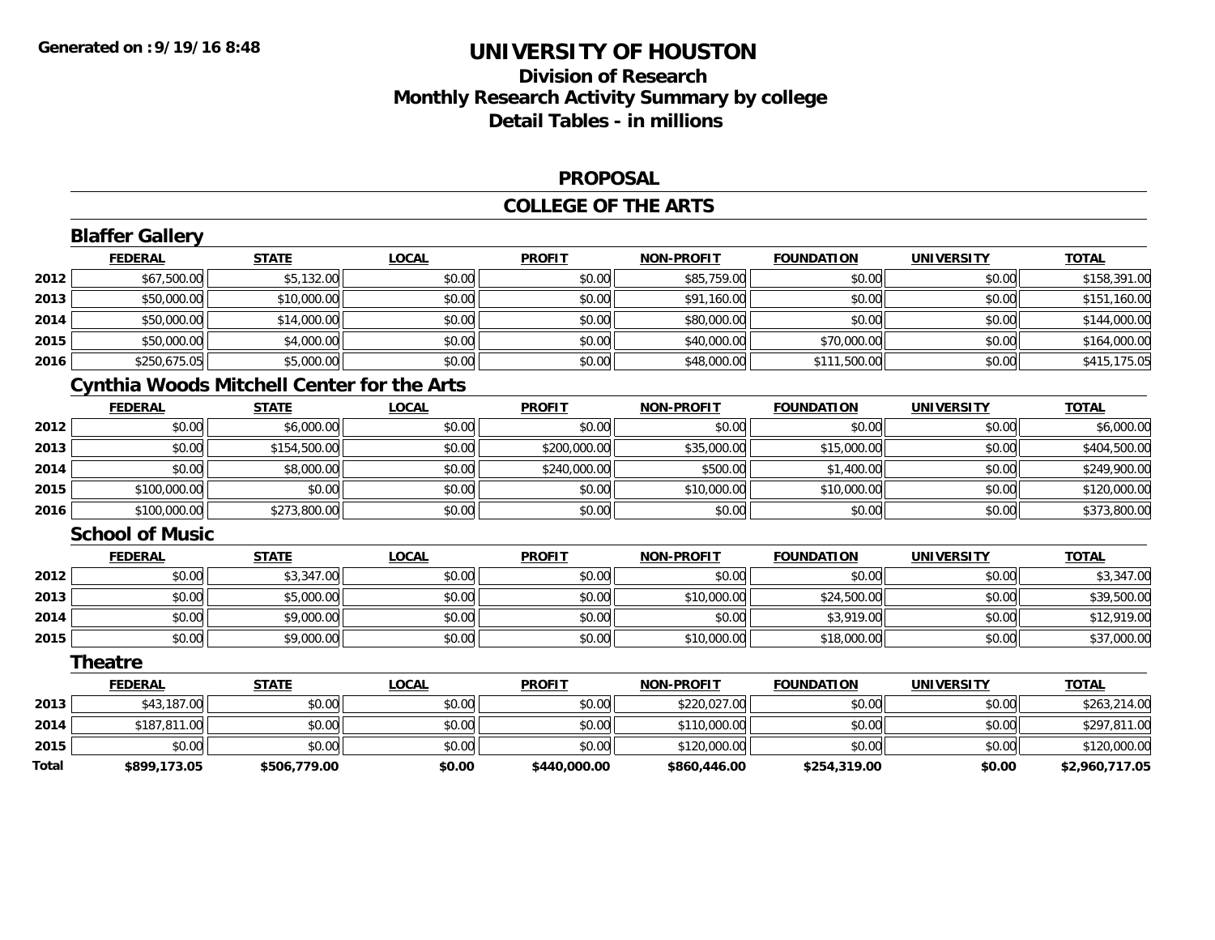**Generated on :9/19/16 8:48**

# UNIVERSITY OF HOUSTON

## Division of Research
## Monthly Research Activity Summary by college
## Detail Tables - in millions

### PROPOSAL

### COLLEGE OF THE ARTS

#### Blaffer Gallery

| | FEDERAL | STATE | LOCAL | PROFIT | NON-PROFIT | FOUNDATION | UNIVERSITY | TOTAL |
|---|---|---|---|---|---|---|---|---|
| 2012 | $67,500.00 | $5,132.00 | $0.00 | $0.00 | $85,759.00 | $0.00 | $0.00 | $158,391.00 |
| 2013 | $50,000.00 | $10,000.00 | $0.00 | $0.00 | $91,160.00 | $0.00 | $0.00 | $151,160.00 |
| 2014 | $50,000.00 | $14,000.00 | $0.00 | $0.00 | $80,000.00 | $0.00 | $0.00 | $144,000.00 |
| 2015 | $50,000.00 | $4,000.00 | $0.00 | $0.00 | $40,000.00 | $70,000.00 | $0.00 | $164,000.00 |
| 2016 | $250,675.05 | $5,000.00 | $0.00 | $0.00 | $48,000.00 | $111,500.00 | $0.00 | $415,175.05 |

#### Cynthia Woods Mitchell Center for the Arts

| | FEDERAL | STATE | LOCAL | PROFIT | NON-PROFIT | FOUNDATION | UNIVERSITY | TOTAL |
|---|---|---|---|---|---|---|---|---|
| 2012 | $0.00 | $6,000.00 | $0.00 | $0.00 | $0.00 | $0.00 | $0.00 | $6,000.00 |
| 2013 | $0.00 | $154,500.00 | $0.00 | $200,000.00 | $35,000.00 | $15,000.00 | $0.00 | $404,500.00 |
| 2014 | $0.00 | $8,000.00 | $0.00 | $240,000.00 | $500.00 | $1,400.00 | $0.00 | $249,900.00 |
| 2015 | $100,000.00 | $0.00 | $0.00 | $0.00 | $10,000.00 | $10,000.00 | $0.00 | $120,000.00 |
| 2016 | $100,000.00 | $273,800.00 | $0.00 | $0.00 | $0.00 | $0.00 | $0.00 | $373,800.00 |

#### School of Music

| | FEDERAL | STATE | LOCAL | PROFIT | NON-PROFIT | FOUNDATION | UNIVERSITY | TOTAL |
|---|---|---|---|---|---|---|---|---|
| 2012 | $0.00 | $3,347.00 | $0.00 | $0.00 | $0.00 | $0.00 | $0.00 | $3,347.00 |
| 2013 | $0.00 | $5,000.00 | $0.00 | $0.00 | $10,000.00 | $24,500.00 | $0.00 | $39,500.00 |
| 2014 | $0.00 | $9,000.00 | $0.00 | $0.00 | $0.00 | $3,919.00 | $0.00 | $12,919.00 |
| 2015 | $0.00 | $9,000.00 | $0.00 | $0.00 | $10,000.00 | $18,000.00 | $0.00 | $37,000.00 |

#### Theatre

| | FEDERAL | STATE | LOCAL | PROFIT | NON-PROFIT | FOUNDATION | UNIVERSITY | TOTAL |
|---|---|---|---|---|---|---|---|---|
| 2013 | $43,187.00 | $0.00 | $0.00 | $0.00 | $220,027.00 | $0.00 | $0.00 | $263,214.00 |
| 2014 | $187,811.00 | $0.00 | $0.00 | $0.00 | $110,000.00 | $0.00 | $0.00 | $297,811.00 |
| 2015 | $0.00 | $0.00 | $0.00 | $0.00 | $120,000.00 | $0.00 | $0.00 | $120,000.00 |
| **Total** | **$899,173.05** | **$506,779.00** | **$0.00** | **$440,000.00** | **$860,446.00** | **$254,319.00** | **$0.00** | **$2,960,717.05** |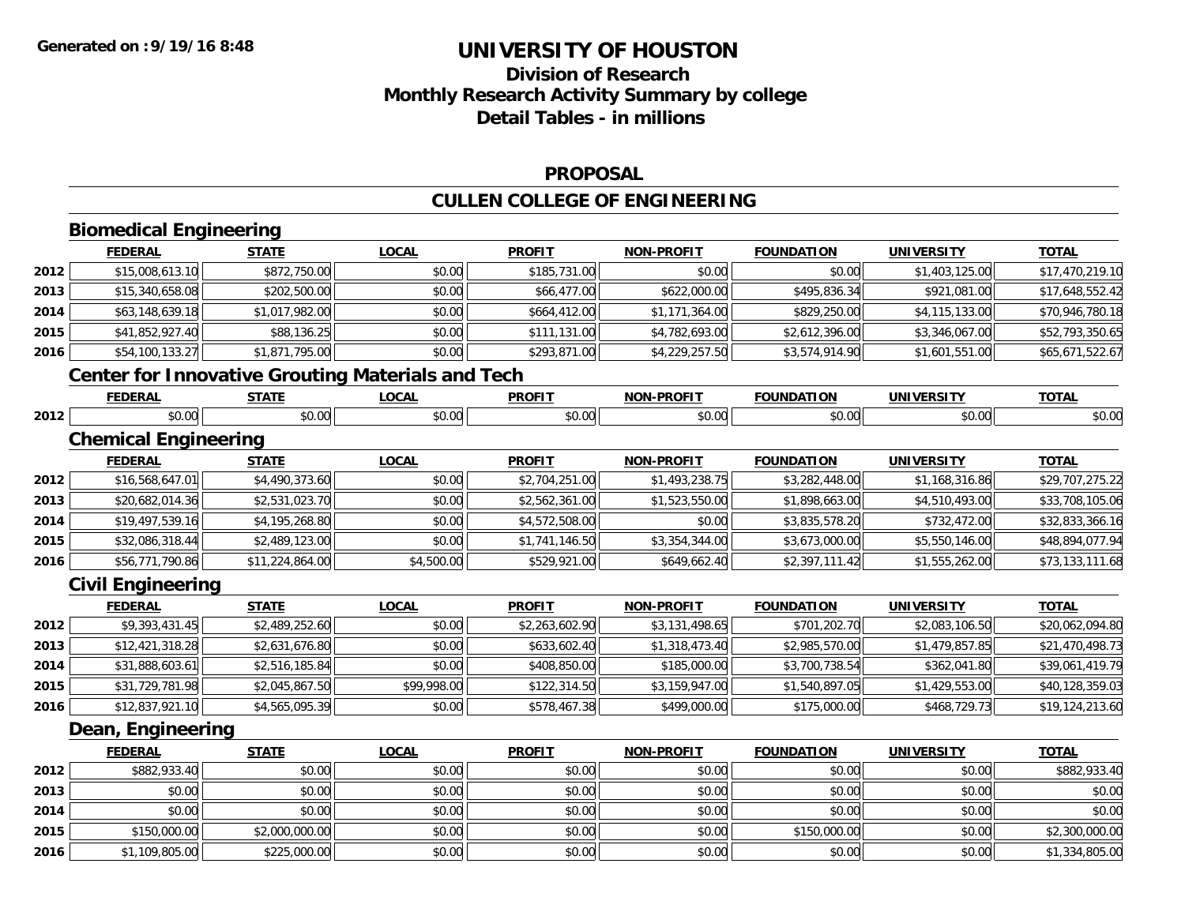**Generated on :9/19/16 8:48**

# UNIVERSITY OF HOUSTON

## Division of Research
## Monthly Research Activity Summary by college
## Detail Tables - in millions

### PROPOSAL

### CULLEN COLLEGE OF ENGINEERING

#### Biomedical Engineering

| | FEDERAL | STATE | LOCAL | PROFIT | NON-PROFIT | FOUNDATION | UNIVERSITY | TOTAL |
|---|---|---|---|---|---|---|---|---|
| 2012 | $15,008,613.10 | $872,750.00 | $0.00 | $185,731.00 | $0.00 | $0.00 | $1,403,125.00 | $17,470,219.10 |
| 2013 | $15,340,658.08 | $202,500.00 | $0.00 | $66,477.00 | $622,000.00 | $495,836.34 | $921,081.00 | $17,648,552.42 |
| 2014 | $63,148,639.18 | $1,017,982.00 | $0.00 | $664,412.00 | $1,171,364.00 | $829,250.00 | $4,115,133.00 | $70,946,780.18 |
| 2015 | $41,852,927.40 | $88,136.25 | $0.00 | $111,131.00 | $4,782,693.00 | $2,612,396.00 | $3,346,067.00 | $52,793,350.65 |
| 2016 | $54,100,133.27 | $1,871,795.00 | $0.00 | $293,871.00 | $4,229,257.50 | $3,574,914.90 | $1,601,551.00 | $65,671,522.67 |

#### Center for Innovative Grouting Materials and Tech

| | FEDERAL | STATE | LOCAL | PROFIT | NON-PROFIT | FOUNDATION | UNIVERSITY | TOTAL |
|---|---|---|---|---|---|---|---|---|
| 2012 | $0.00 | $0.00 | $0.00 | $0.00 | $0.00 | $0.00 | $0.00 | $0.00 |

#### Chemical Engineering

| | FEDERAL | STATE | LOCAL | PROFIT | NON-PROFIT | FOUNDATION | UNIVERSITY | TOTAL |
|---|---|---|---|---|---|---|---|---|
| 2012 | $16,568,647.01 | $4,490,373.60 | $0.00 | $2,704,251.00 | $1,493,238.75 | $3,282,448.00 | $1,168,316.86 | $29,707,275.22 |
| 2013 | $20,682,014.36 | $2,531,023.70 | $0.00 | $2,562,361.00 | $1,523,550.00 | $1,898,663.00 | $4,510,493.00 | $33,708,105.06 |
| 2014 | $19,497,539.16 | $4,195,268.80 | $0.00 | $4,572,508.00 | $0.00 | $3,835,578.20 | $732,472.00 | $32,833,366.16 |
| 2015 | $32,086,318.44 | $2,489,123.00 | $0.00 | $1,741,146.50 | $3,354,344.00 | $3,673,000.00 | $5,550,146.00 | $48,894,077.94 |
| 2016 | $56,771,790.86 | $11,224,864.00 | $4,500.00 | $529,921.00 | $649,662.40 | $2,397,111.42 | $1,555,262.00 | $73,133,111.68 |

#### Civil Engineering

| | FEDERAL | STATE | LOCAL | PROFIT | NON-PROFIT | FOUNDATION | UNIVERSITY | TOTAL |
|---|---|---|---|---|---|---|---|---|
| 2012 | $9,393,431.45 | $2,489,252.60 | $0.00 | $2,263,602.90 | $3,131,498.65 | $701,202.70 | $2,083,106.50 | $20,062,094.80 |
| 2013 | $12,421,318.28 | $2,631,676.80 | $0.00 | $633,602.40 | $1,318,473.40 | $2,985,570.00 | $1,479,857.85 | $21,470,498.73 |
| 2014 | $31,888,603.61 | $2,516,185.84 | $0.00 | $408,850.00 | $185,000.00 | $3,700,738.54 | $362,041.80 | $39,061,419.79 |
| 2015 | $31,729,781.98 | $2,045,867.50 | $99,998.00 | $122,314.50 | $3,159,947.00 | $1,540,897.05 | $1,429,553.00 | $40,128,359.03 |
| 2016 | $12,837,921.10 | $4,565,095.39 | $0.00 | $578,467.38 | $499,000.00 | $175,000.00 | $468,729.73 | $19,124,213.60 |

#### Dean, Engineering

| | FEDERAL | STATE | LOCAL | PROFIT | NON-PROFIT | FOUNDATION | UNIVERSITY | TOTAL |
|---|---|---|---|---|---|---|---|---|
| 2012 | $882,933.40 | $0.00 | $0.00 | $0.00 | $0.00 | $0.00 | $0.00 | $882,933.40 |
| 2013 | $0.00 | $0.00 | $0.00 | $0.00 | $0.00 | $0.00 | $0.00 | $0.00 |
| 2014 | $0.00 | $0.00 | $0.00 | $0.00 | $0.00 | $0.00 | $0.00 | $0.00 |
| 2015 | $150,000.00 | $2,000,000.00 | $0.00 | $0.00 | $0.00 | $150,000.00 | $0.00 | $2,300,000.00 |
| 2016 | $1,109,805.00 | $225,000.00 | $0.00 | $0.00 | $0.00 | $0.00 | $0.00 | $1,334,805.00 |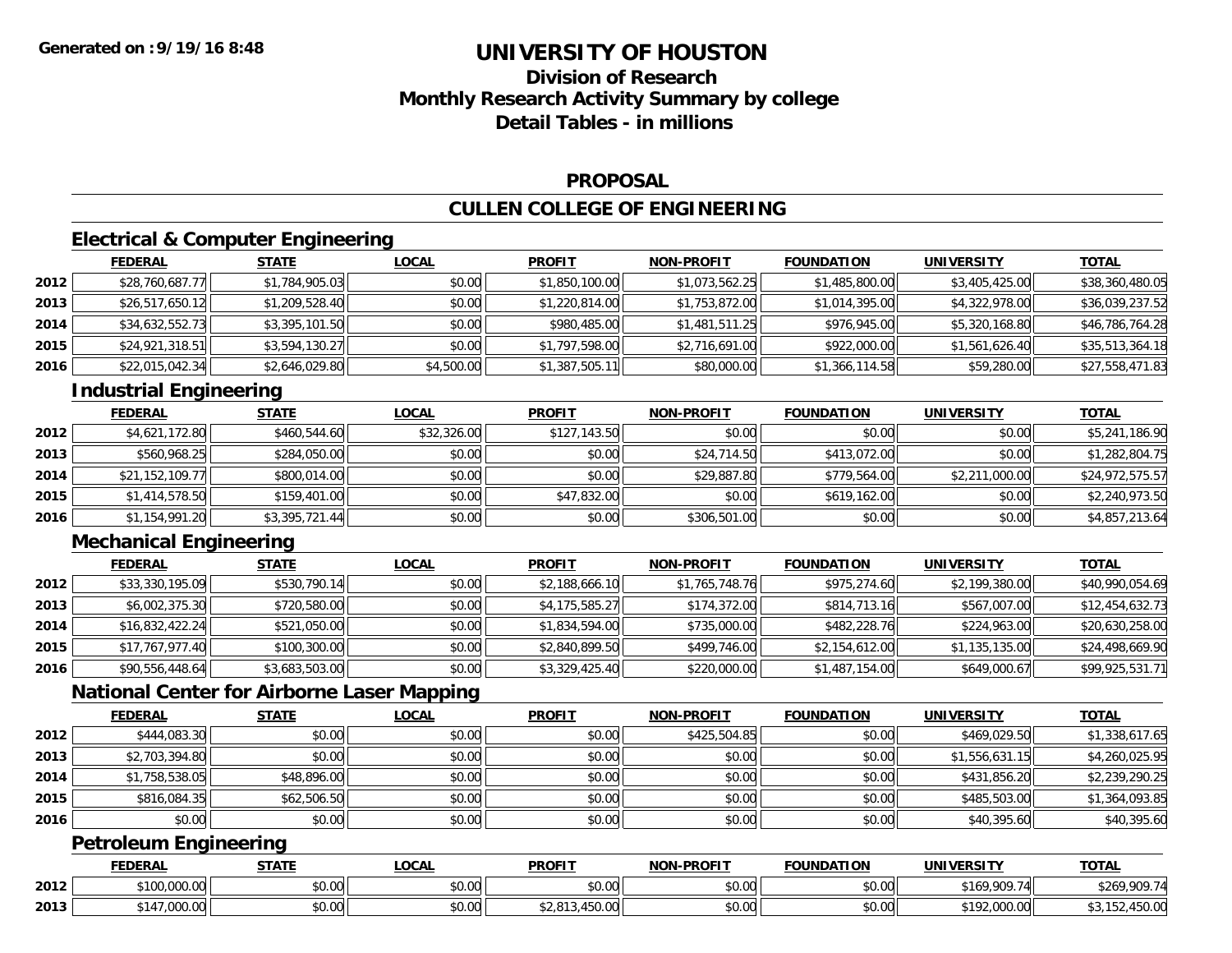**Generated on :9/19/16 8:48**

# UNIVERSITY OF HOUSTON

## Division of Research
## Monthly Research Activity Summary by college
## Detail Tables - in millions

### PROPOSAL

### CULLEN COLLEGE OF ENGINEERING

#### Electrical & Computer Engineering

| | FEDERAL | STATE | LOCAL | PROFIT | NON-PROFIT | FOUNDATION | UNIVERSITY | TOTAL |
|---|---|---|---|---|---|---|---|---|
| 2012 | $28,760,687.77 | $1,784,905.03 | $0.00 | $1,850,100.00 | $1,073,562.25 | $1,485,800.00 | $3,405,425.00 | $38,360,480.05 |
| 2013 | $26,517,650.12 | $1,209,528.40 | $0.00 | $1,220,814.00 | $1,753,872.00 | $1,014,395.00 | $4,322,978.00 | $36,039,237.52 |
| 2014 | $34,632,552.73 | $3,395,101.50 | $0.00 | $980,485.00 | $1,481,511.25 | $976,945.00 | $5,320,168.80 | $46,786,764.28 |
| 2015 | $24,921,318.51 | $3,594,130.27 | $0.00 | $1,797,598.00 | $2,716,691.00 | $922,000.00 | $1,561,626.40 | $35,513,364.18 |
| 2016 | $22,015,042.34 | $2,646,029.80 | $4,500.00 | $1,387,505.11 | $80,000.00 | $1,366,114.58 | $59,280.00 | $27,558,471.83 |

#### Industrial Engineering

| | FEDERAL | STATE | LOCAL | PROFIT | NON-PROFIT | FOUNDATION | UNIVERSITY | TOTAL |
|---|---|---|---|---|---|---|---|---|
| 2012 | $4,621,172.80 | $460,544.60 | $32,326.00 | $127,143.50 | $0.00 | $0.00 | $0.00 | $5,241,186.90 |
| 2013 | $560,968.25 | $284,050.00 | $0.00 | $0.00 | $24,714.50 | $413,072.00 | $0.00 | $1,282,804.75 |
| 2014 | $21,152,109.77 | $800,014.00 | $0.00 | $0.00 | $29,887.80 | $779,564.00 | $2,211,000.00 | $24,972,575.57 |
| 2015 | $1,414,578.50 | $159,401.00 | $0.00 | $47,832.00 | $0.00 | $619,162.00 | $0.00 | $2,240,973.50 |
| 2016 | $1,154,991.20 | $3,395,721.44 | $0.00 | $0.00 | $306,501.00 | $0.00 | $0.00 | $4,857,213.64 |

#### Mechanical Engineering

| | FEDERAL | STATE | LOCAL | PROFIT | NON-PROFIT | FOUNDATION | UNIVERSITY | TOTAL |
|---|---|---|---|---|---|---|---|---|
| 2012 | $33,330,195.09 | $530,790.14 | $0.00 | $2,188,666.10 | $1,765,748.76 | $975,274.60 | $2,199,380.00 | $40,990,054.69 |
| 2013 | $6,002,375.30 | $720,580.00 | $0.00 | $4,175,585.27 | $174,372.00 | $814,713.16 | $567,007.00 | $12,454,632.73 |
| 2014 | $16,832,422.24 | $521,050.00 | $0.00 | $1,834,594.00 | $735,000.00 | $482,228.76 | $224,963.00 | $20,630,258.00 |
| 2015 | $17,767,977.40 | $100,300.00 | $0.00 | $2,840,899.50 | $499,746.00 | $2,154,612.00 | $1,135,135.00 | $24,498,669.90 |
| 2016 | $90,556,448.64 | $3,683,503.00 | $0.00 | $3,329,425.40 | $220,000.00 | $1,487,154.00 | $649,000.67 | $99,925,531.71 |

#### National Center for Airborne Laser Mapping

| | FEDERAL | STATE | LOCAL | PROFIT | NON-PROFIT | FOUNDATION | UNIVERSITY | TOTAL |
|---|---|---|---|---|---|---|---|---|
| 2012 | $444,083.30 | $0.00 | $0.00 | $0.00 | $425,504.85 | $0.00 | $469,029.50 | $1,338,617.65 |
| 2013 | $2,703,394.80 | $0.00 | $0.00 | $0.00 | $0.00 | $0.00 | $1,556,631.15 | $4,260,025.95 |
| 2014 | $1,758,538.05 | $48,896.00 | $0.00 | $0.00 | $0.00 | $0.00 | $431,856.20 | $2,239,290.25 |
| 2015 | $816,084.35 | $62,506.50 | $0.00 | $0.00 | $0.00 | $0.00 | $485,503.00 | $1,364,093.85 |
| 2016 | $0.00 | $0.00 | $0.00 | $0.00 | $0.00 | $0.00 | $40,395.60 | $40,395.60 |

#### Petroleum Engineering

| | FEDERAL | STATE | LOCAL | PROFIT | NON-PROFIT | FOUNDATION | UNIVERSITY | TOTAL |
|---|---|---|---|---|---|---|---|---|
| 2012 | $100,000.00 | $0.00 | $0.00 | $0.00 | $0.00 | $0.00 | $169,909.74 | $269,909.74 |
| 2013 | $147,000.00 | $0.00 | $0.00 | $2,813,450.00 | $0.00 | $0.00 | $192,000.00 | $3,152,450.00 |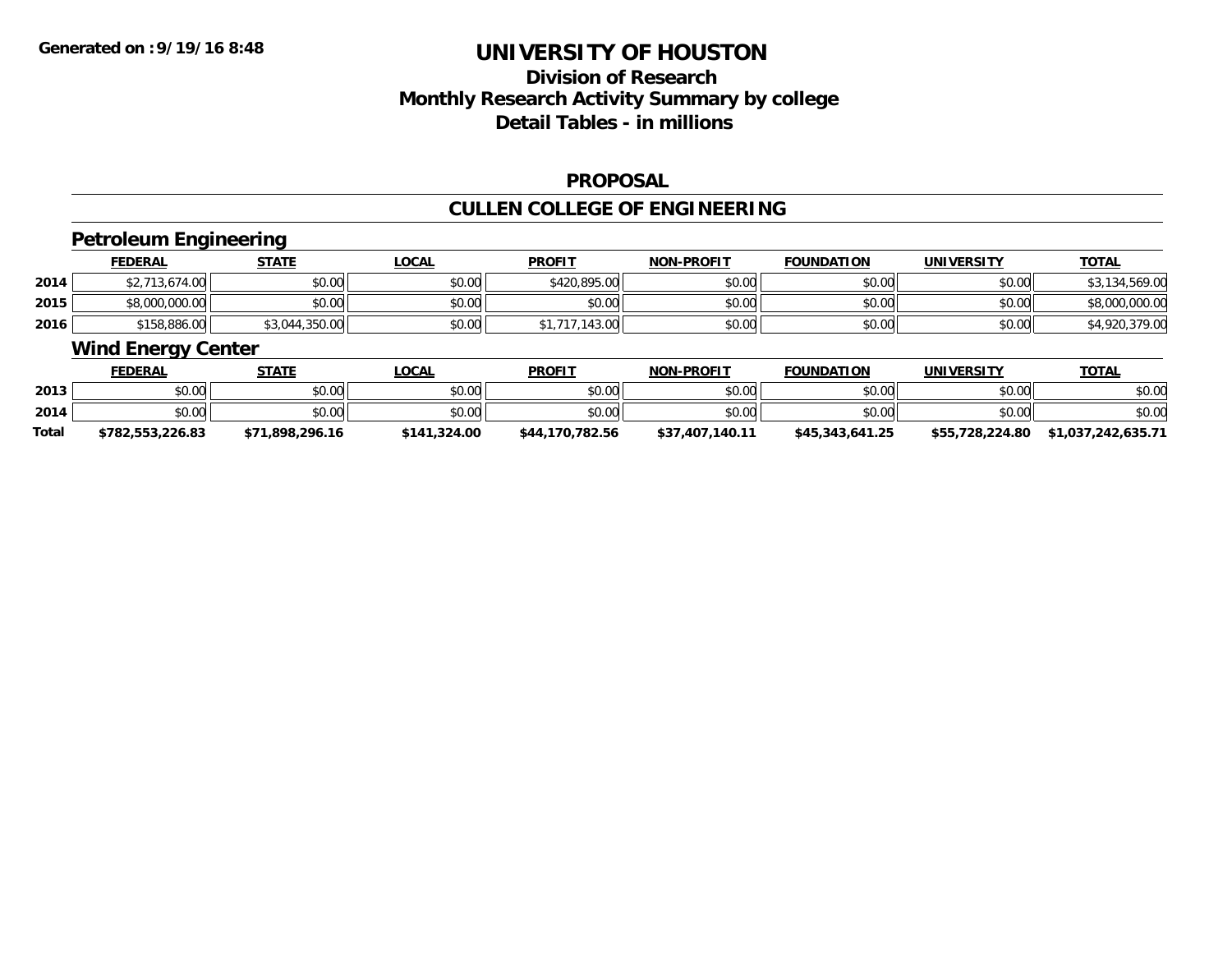# UNIVERSITY OF HOUSTON

## Division of Research
## Monthly Research Activity Summary by college
## Detail Tables - in millions

Generated on :9/19/16 8:48

### PROPOSAL

### CULLEN COLLEGE OF ENGINEERING

#### Petroleum Engineering

| | FEDERAL | STATE | LOCAL | PROFIT | NON-PROFIT | FOUNDATION | UNIVERSITY | TOTAL |
|---|---|---|---|---|---|---|---|---|
| 2014 | $2,713,674.00 | $0.00 | $0.00 | $420,895.00 | $0.00 | $0.00 | $0.00 | $3,134,569.00 |
| 2015 | $8,000,000.00 | $0.00 | $0.00 | $0.00 | $0.00 | $0.00 | $0.00 | $8,000,000.00 |
| 2016 | $158,886.00 | $3,044,350.00 | $0.00 | $1,717,143.00 | $0.00 | $0.00 | $0.00 | $4,920,379.00 |

#### Wind Energy Center

| | FEDERAL | STATE | LOCAL | PROFIT | NON-PROFIT | FOUNDATION | UNIVERSITY | TOTAL |
|---|---|---|---|---|---|---|---|---|
| 2013 | $0.00 | $0.00 | $0.00 | $0.00 | $0.00 | $0.00 | $0.00 | $0.00 |
| 2014 | $0.00 | $0.00 | $0.00 | $0.00 | $0.00 | $0.00 | $0.00 | $0.00 |
| **Total** | **$782,553,226.83** | **$71,898,296.16** | **$141,324.00** | **$44,170,782.56** | **$37,407,140.11** | **$45,343,641.25** | **$55,728,224.80** | **$1,037,242,635.71** |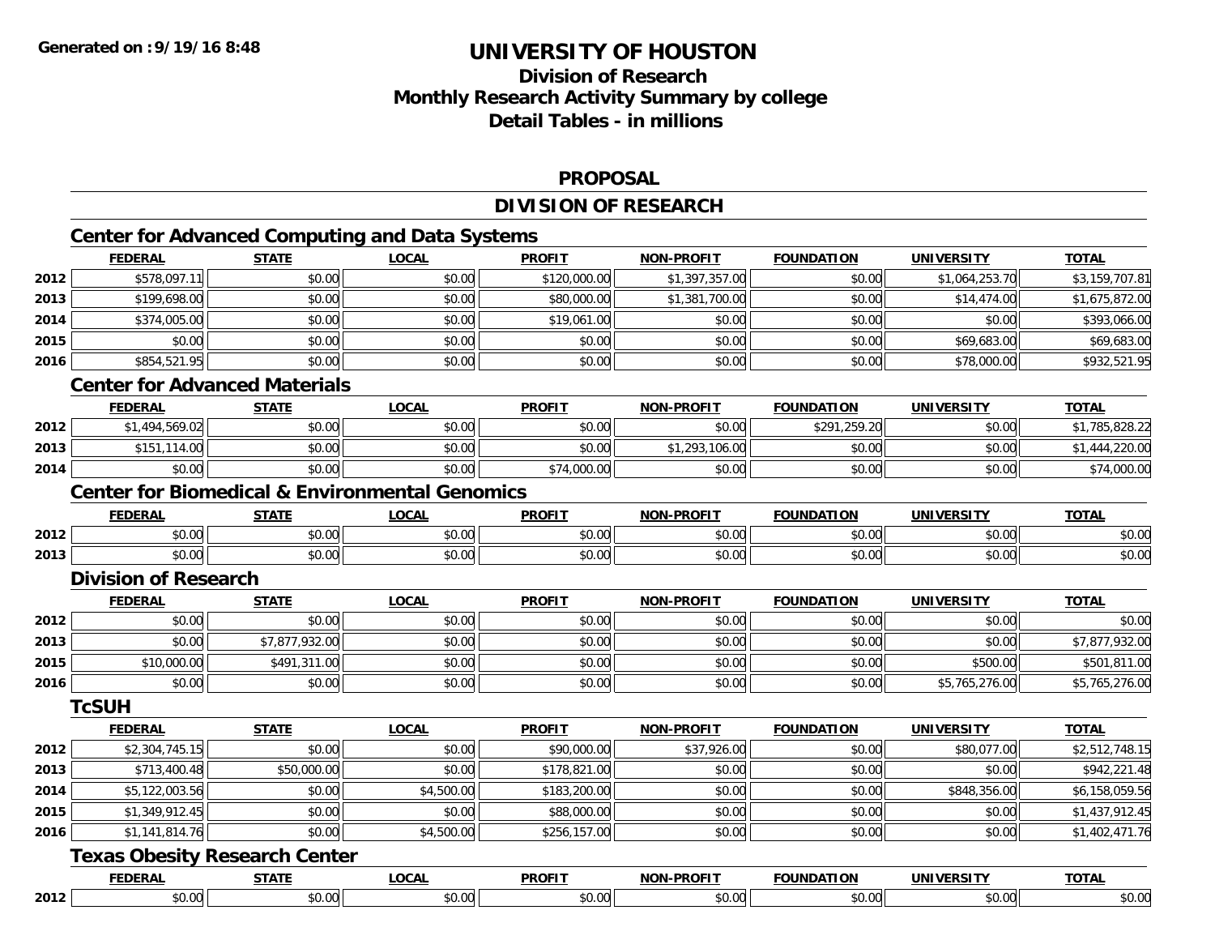# UNIVERSITY OF HOUSTON

## Division of Research
## Monthly Research Activity Summary by college
## Detail Tables - in millions

### PROPOSAL

### DIVISION OF RESEARCH

#### Center for Advanced Computing and Data Systems

| | FEDERAL | STATE | LOCAL | PROFIT | NON-PROFIT | FOUNDATION | UNIVERSITY | TOTAL |
|---|---|---|---|---|---|---|---|---|
| 2012 | $578,097.11 | $0.00 | $0.00 | $120,000.00 | $1,397,357.00 | $0.00 | $1,064,253.70 | $3,159,707.81 |
| 2013 | $199,698.00 | $0.00 | $0.00 | $80,000.00 | $1,381,700.00 | $0.00 | $14,474.00 | $1,675,872.00 |
| 2014 | $374,005.00 | $0.00 | $0.00 | $19,061.00 | $0.00 | $0.00 | $0.00 | $393,066.00 |
| 2015 | $0.00 | $0.00 | $0.00 | $0.00 | $0.00 | $0.00 | $69,683.00 | $69,683.00 |
| 2016 | $854,521.95 | $0.00 | $0.00 | $0.00 | $0.00 | $0.00 | $78,000.00 | $932,521.95 |

#### Center for Advanced Materials

| | FEDERAL | STATE | LOCAL | PROFIT | NON-PROFIT | FOUNDATION | UNIVERSITY | TOTAL |
|---|---|---|---|---|---|---|---|---|
| 2012 | $1,494,569.02 | $0.00 | $0.00 | $0.00 | $0.00 | $291,259.20 | $0.00 | $1,785,828.22 |
| 2013 | $151,114.00 | $0.00 | $0.00 | $0.00 | $1,293,106.00 | $0.00 | $0.00 | $1,444,220.00 |
| 2014 | $0.00 | $0.00 | $0.00 | $74,000.00 | $0.00 | $0.00 | $0.00 | $74,000.00 |

#### Center for Biomedical & Environmental Genomics

| | FEDERAL | STATE | LOCAL | PROFIT | NON-PROFIT | FOUNDATION | UNIVERSITY | TOTAL |
|---|---|---|---|---|---|---|---|---|
| 2012 | $0.00 | $0.00 | $0.00 | $0.00 | $0.00 | $0.00 | $0.00 | $0.00 |
| 2013 | $0.00 | $0.00 | $0.00 | $0.00 | $0.00 | $0.00 | $0.00 | $0.00 |

#### Division of Research

| | FEDERAL | STATE | LOCAL | PROFIT | NON-PROFIT | FOUNDATION | UNIVERSITY | TOTAL |
|---|---|---|---|---|---|---|---|---|
| 2012 | $0.00 | $0.00 | $0.00 | $0.00 | $0.00 | $0.00 | $0.00 | $0.00 |
| 2013 | $0.00 | $7,877,932.00 | $0.00 | $0.00 | $0.00 | $0.00 | $0.00 | $7,877,932.00 |
| 2015 | $10,000.00 | $491,311.00 | $0.00 | $0.00 | $0.00 | $0.00 | $500.00 | $501,811.00 |
| 2016 | $0.00 | $0.00 | $0.00 | $0.00 | $0.00 | $0.00 | $5,765,276.00 | $5,765,276.00 |

#### TcSUH

| | FEDERAL | STATE | LOCAL | PROFIT | NON-PROFIT | FOUNDATION | UNIVERSITY | TOTAL |
|---|---|---|---|---|---|---|---|---|
| 2012 | $2,304,745.15 | $0.00 | $0.00 | $90,000.00 | $37,926.00 | $0.00 | $80,077.00 | $2,512,748.15 |
| 2013 | $713,400.48 | $50,000.00 | $0.00 | $178,821.00 | $0.00 | $0.00 | $0.00 | $942,221.48 |
| 2014 | $5,122,003.56 | $0.00 | $4,500.00 | $183,200.00 | $0.00 | $0.00 | $848,356.00 | $6,158,059.56 |
| 2015 | $1,349,912.45 | $0.00 | $0.00 | $88,000.00 | $0.00 | $0.00 | $0.00 | $1,437,912.45 |
| 2016 | $1,141,814.76 | $0.00 | $4,500.00 | $256,157.00 | $0.00 | $0.00 | $0.00 | $1,402,471.76 |

#### Texas Obesity Research Center

| | FEDERAL | STATE | LOCAL | PROFIT | NON-PROFIT | FOUNDATION | UNIVERSITY | TOTAL |
|---|---|---|---|---|---|---|---|---|
| 2012 | $0.00 | $0.00 | $0.00 | $0.00 | $0.00 | $0.00 | $0.00 | $0.00 |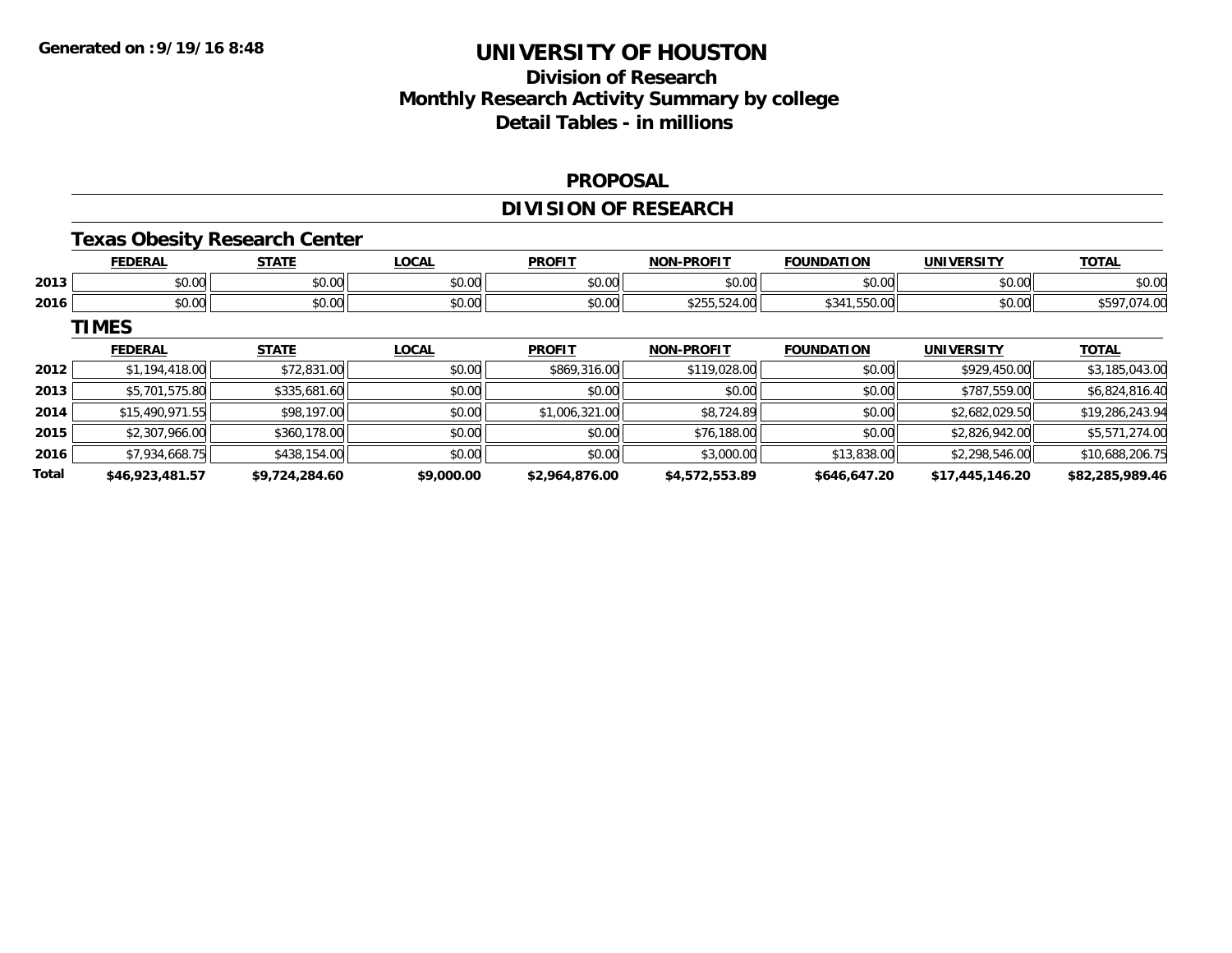**Generated on :9/19/16 8:48**

# UNIVERSITY OF HOUSTON

## Division of Research
## Monthly Research Activity Summary by college
## Detail Tables - in millions

### PROPOSAL

### DIVISION OF RESEARCH

#### Texas Obesity Research Center

| | FEDERAL | STATE | LOCAL | PROFIT | NON-PROFIT | FOUNDATION | UNIVERSITY | TOTAL |
|---|---|---|---|---|---|---|---|---|
| 2013 | $0.00 | $0.00 | $0.00 | $0.00 | $0.00 | $0.00 | $0.00 | $0.00 |
| 2016 | $0.00 | $0.00 | $0.00 | $0.00 | $255,524.00 | $341,550.00 | $0.00 | $597,074.00 |

#### TIMES

| | FEDERAL | STATE | LOCAL | PROFIT | NON-PROFIT | FOUNDATION | UNIVERSITY | TOTAL |
|---|---|---|---|---|---|---|---|---|
| 2012 | $1,194,418.00 | $72,831.00 | $0.00 | $869,316.00 | $119,028.00 | $0.00 | $929,450.00 | $3,185,043.00 |
| 2013 | $5,701,575.80 | $335,681.60 | $0.00 | $0.00 | $0.00 | $0.00 | $787,559.00 | $6,824,816.40 |
| 2014 | $15,490,971.55 | $98,197.00 | $0.00 | $1,006,321.00 | $8,724.89 | $0.00 | $2,682,029.50 | $19,286,243.94 |
| 2015 | $2,307,966.00 | $360,178.00 | $0.00 | $0.00 | $76,188.00 | $0.00 | $2,826,942.00 | $5,571,274.00 |
| 2016 | $7,934,668.75 | $438,154.00 | $0.00 | $0.00 | $3,000.00 | $13,838.00 | $2,298,546.00 | $10,688,206.75 |
| **Total** | **$46,923,481.57** | **$9,724,284.60** | **$9,000.00** | **$2,964,876.00** | **$4,572,553.89** | **$646,647.20** | **$17,445,146.20** | **$82,285,989.46** |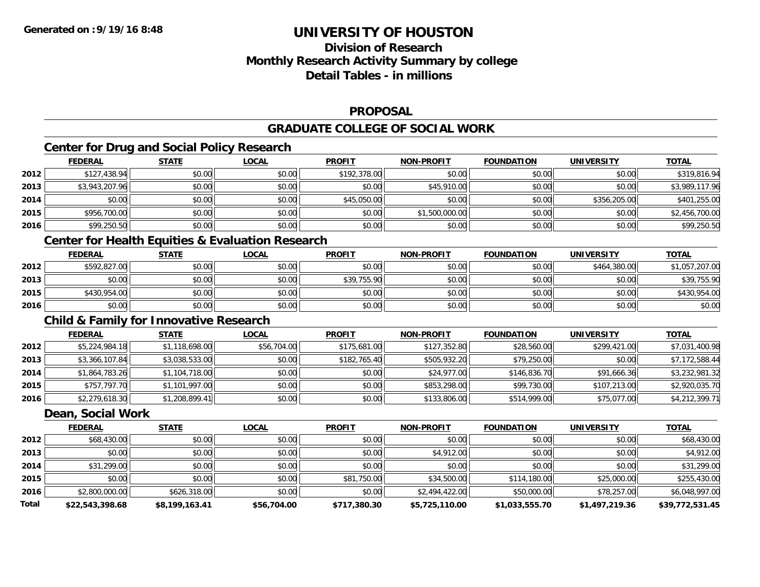**Generated on :9/19/16 8:48**

# UNIVERSITY OF HOUSTON

## Division of Research
## Monthly Research Activity Summary by college
## Detail Tables - in millions

### PROPOSAL

### GRADUATE COLLEGE OF SOCIAL WORK

#### Center for Drug and Social Policy Research

| | FEDERAL | STATE | LOCAL | PROFIT | NON-PROFIT | FOUNDATION | UNIVERSITY | TOTAL |
|---|---|---|---|---|---|---|---|---|
| 2012 | $127,438.94 | $0.00 | $0.00 | $192,378.00 | $0.00 | $0.00 | $0.00 | $319,816.94 |
| 2013 | $3,943,207.96 | $0.00 | $0.00 | $0.00 | $45,910.00 | $0.00 | $0.00 | $3,989,117.96 |
| 2014 | $0.00 | $0.00 | $0.00 | $45,050.00 | $0.00 | $0.00 | $356,205.00 | $401,255.00 |
| 2015 | $956,700.00 | $0.00 | $0.00 | $0.00 | $1,500,000.00 | $0.00 | $0.00 | $2,456,700.00 |
| 2016 | $99,250.50 | $0.00 | $0.00 | $0.00 | $0.00 | $0.00 | $0.00 | $99,250.50 |

#### Center for Health Equities & Evaluation Research

| | FEDERAL | STATE | LOCAL | PROFIT | NON-PROFIT | FOUNDATION | UNIVERSITY | TOTAL |
|---|---|---|---|---|---|---|---|---|
| 2012 | $592,827.00 | $0.00 | $0.00 | $0.00 | $0.00 | $0.00 | $464,380.00 | $1,057,207.00 |
| 2013 | $0.00 | $0.00 | $0.00 | $39,755.90 | $0.00 | $0.00 | $0.00 | $39,755.90 |
| 2015 | $430,954.00 | $0.00 | $0.00 | $0.00 | $0.00 | $0.00 | $0.00 | $430,954.00 |
| 2016 | $0.00 | $0.00 | $0.00 | $0.00 | $0.00 | $0.00 | $0.00 | $0.00 |

#### Child & Family for Innovative Research

| | FEDERAL | STATE | LOCAL | PROFIT | NON-PROFIT | FOUNDATION | UNIVERSITY | TOTAL |
|---|---|---|---|---|---|---|---|---|
| 2012 | $5,224,984.18 | $1,118,698.00 | $56,704.00 | $175,681.00 | $127,352.80 | $28,560.00 | $299,421.00 | $7,031,400.98 |
| 2013 | $3,366,107.84 | $3,038,533.00 | $0.00 | $182,765.40 | $505,932.20 | $79,250.00 | $0.00 | $7,172,588.44 |
| 2014 | $1,864,783.26 | $1,104,718.00 | $0.00 | $0.00 | $24,977.00 | $146,836.70 | $91,666.36 | $3,232,981.32 |
| 2015 | $757,797.70 | $1,101,997.00 | $0.00 | $0.00 | $853,298.00 | $99,730.00 | $107,213.00 | $2,920,035.70 |
| 2016 | $2,279,618.30 | $1,208,899.41 | $0.00 | $0.00 | $133,806.00 | $514,999.00 | $75,077.00 | $4,212,399.71 |

#### Dean, Social Work

| | FEDERAL | STATE | LOCAL | PROFIT | NON-PROFIT | FOUNDATION | UNIVERSITY | TOTAL |
|---|---|---|---|---|---|---|---|---|
| 2012 | $68,430.00 | $0.00 | $0.00 | $0.00 | $0.00 | $0.00 | $0.00 | $68,430.00 |
| 2013 | $0.00 | $0.00 | $0.00 | $0.00 | $4,912.00 | $0.00 | $0.00 | $4,912.00 |
| 2014 | $31,299.00 | $0.00 | $0.00 | $0.00 | $0.00 | $0.00 | $0.00 | $31,299.00 |
| 2015 | $0.00 | $0.00 | $0.00 | $81,750.00 | $34,500.00 | $114,180.00 | $25,000.00 | $255,430.00 |
| 2016 | $2,800,000.00 | $626,318.00 | $0.00 | $0.00 | $2,494,422.00 | $50,000.00 | $78,257.00 | $6,048,997.00 |
| **Total** | **$22,543,398.68** | **$8,199,163.41** | **$56,704.00** | **$717,380.30** | **$5,725,110.00** | **$1,033,555.70** | **$1,497,219.36** | **$39,772,531.45** |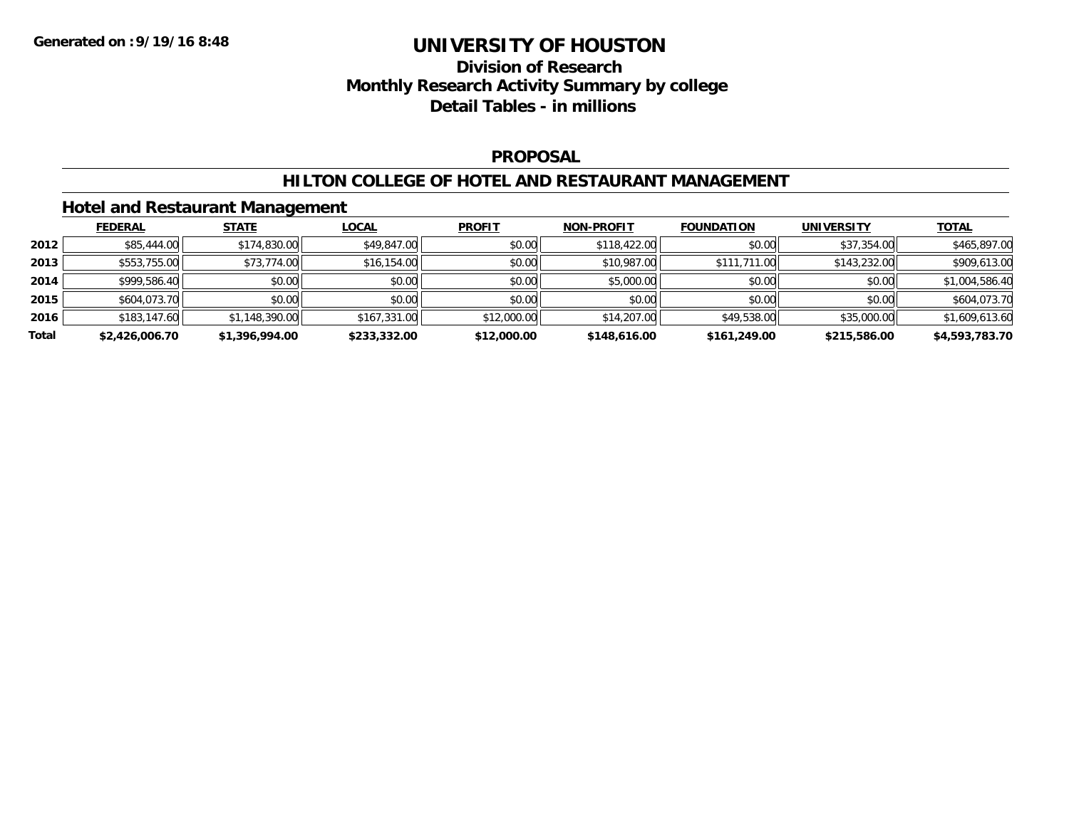**Generated on :9/19/16 8:48**

# UNIVERSITY OF HOUSTON

## Division of Research
## Monthly Research Activity Summary by college
## Detail Tables - in millions

### PROPOSAL

### HILTON COLLEGE OF HOTEL AND RESTAURANT MANAGEMENT

#### Hotel and Restaurant Management

| | FEDERAL | STATE | LOCAL | PROFIT | NON-PROFIT | FOUNDATION | UNIVERSITY | TOTAL |
|---|---|---|---|---|---|---|---|---|
| 2012 | $85,444.00 | $174,830.00 | $49,847.00 | $0.00 | $118,422.00 | $0.00 | $37,354.00 | $465,897.00 |
| 2013 | $553,755.00 | $73,774.00 | $16,154.00 | $0.00 | $10,987.00 | $111,711.00 | $143,232.00 | $909,613.00 |
| 2014 | $999,586.40 | $0.00 | $0.00 | $0.00 | $5,000.00 | $0.00 | $0.00 | $1,004,586.40 |
| 2015 | $604,073.70 | $0.00 | $0.00 | $0.00 | $0.00 | $0.00 | $0.00 | $604,073.70 |
| 2016 | $183,147.60 | $1,148,390.00 | $167,331.00 | $12,000.00 | $14,207.00 | $49,538.00 | $35,000.00 | $1,609,613.60 |
| **Total** | **$2,426,006.70** | **$1,396,994.00** | **$233,332.00** | **$12,000.00** | **$148,616.00** | **$161,249.00** | **$215,586.00** | **$4,593,783.70** |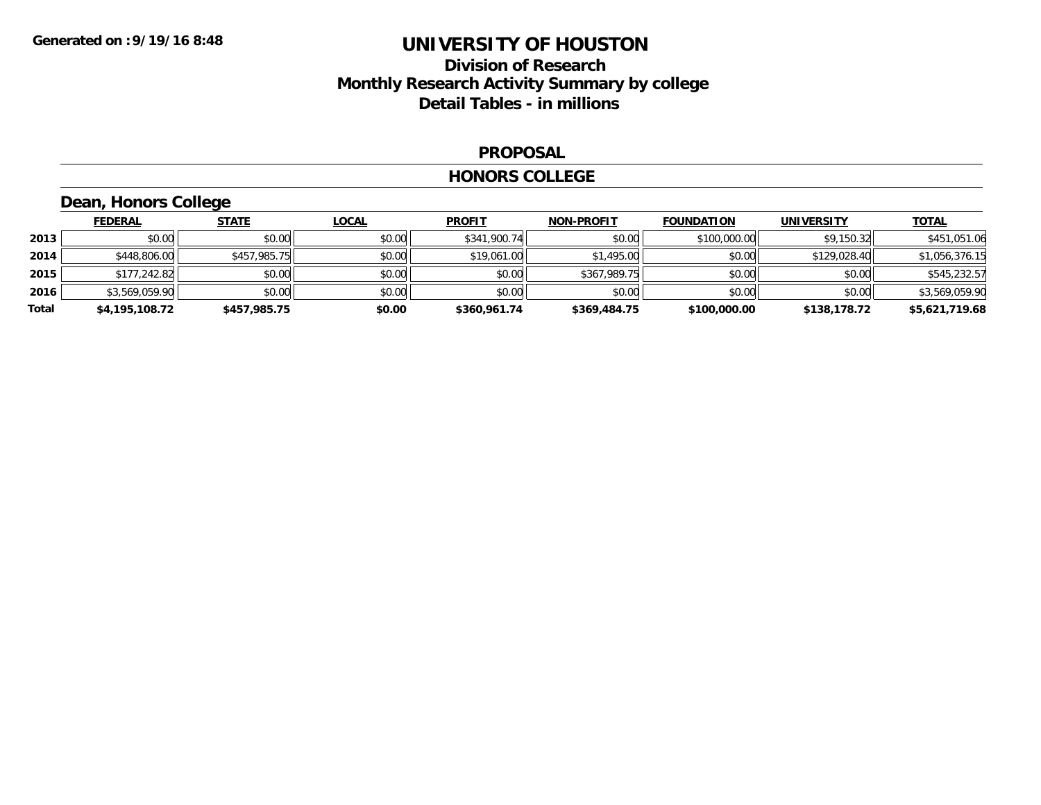# UNIVERSITY OF HOUSTON

## Division of Research
## Monthly Research Activity Summary by college
## Detail Tables - in millions

Generated on : 9/19/16 8:48

### PROPOSAL

### HONORS COLLEGE

#### Dean, Honors College

| | FEDERAL | STATE | LOCAL | PROFIT | NON-PROFIT | FOUNDATION | UNIVERSITY | TOTAL |
|---|---|---|---|---|---|---|---|---|
| 2013 | $0.00 | $0.00 | $0.00 | $341,900.74 | $0.00 | $100,000.00 | $9,150.32 | $451,051.06 |
| 2014 | $448,806.00 | $457,985.75 | $0.00 | $19,061.00 | $1,495.00 | $0.00 | $129,028.40 | $1,056,376.15 |
| 2015 | $177,242.82 | $0.00 | $0.00 | $0.00 | $367,989.75 | $0.00 | $0.00 | $545,232.57 |
| 2016 | $3,569,059.90 | $0.00 | $0.00 | $0.00 | $0.00 | $0.00 | $0.00 | $3,569,059.90 |
| **Total** | **$4,195,108.72** | **$457,985.75** | **$0.00** | **$360,961.74** | **$369,484.75** | **$100,000.00** | **$138,178.72** | **$5,621,719.68** |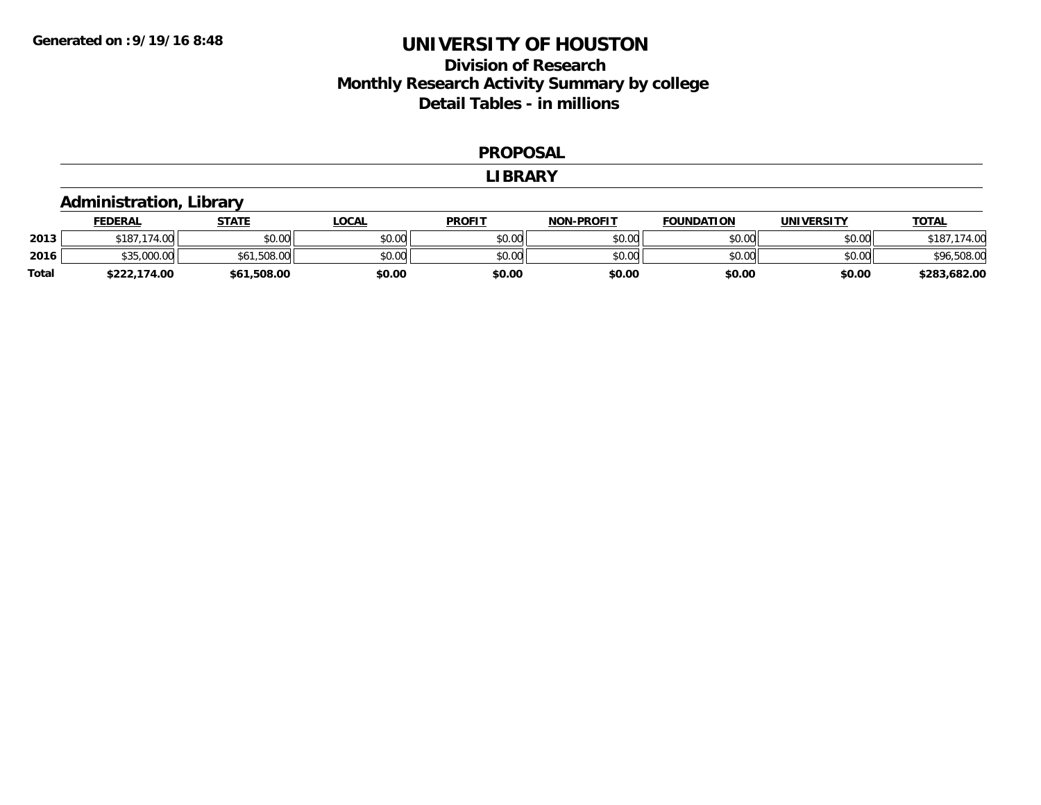**Generated on :9/19/16 8:48**

# UNIVERSITY OF HOUSTON

## Division of Research
## Monthly Research Activity Summary by college
## Detail Tables - in millions

### PROPOSAL

### LIBRARY

### Administration, Library

| | FEDERAL | STATE | LOCAL | PROFIT | NON-PROFIT | FOUNDATION | UNIVERSITY | TOTAL |
|---|---|---|---|---|---|---|---|---|
| 2013 | $187,174.00 | $0.00 | $0.00 | $0.00 | $0.00 | $0.00 | $0.00 | $187,174.00 |
| 2016 | $35,000.00 | $61,508.00 | $0.00 | $0.00 | $0.00 | $0.00 | $0.00 | $96,508.00 |
| **Total** | **$222,174.00** | **$61,508.00** | **$0.00** | **$0.00** | **$0.00** | **$0.00** | **$0.00** | **$283,682.00** |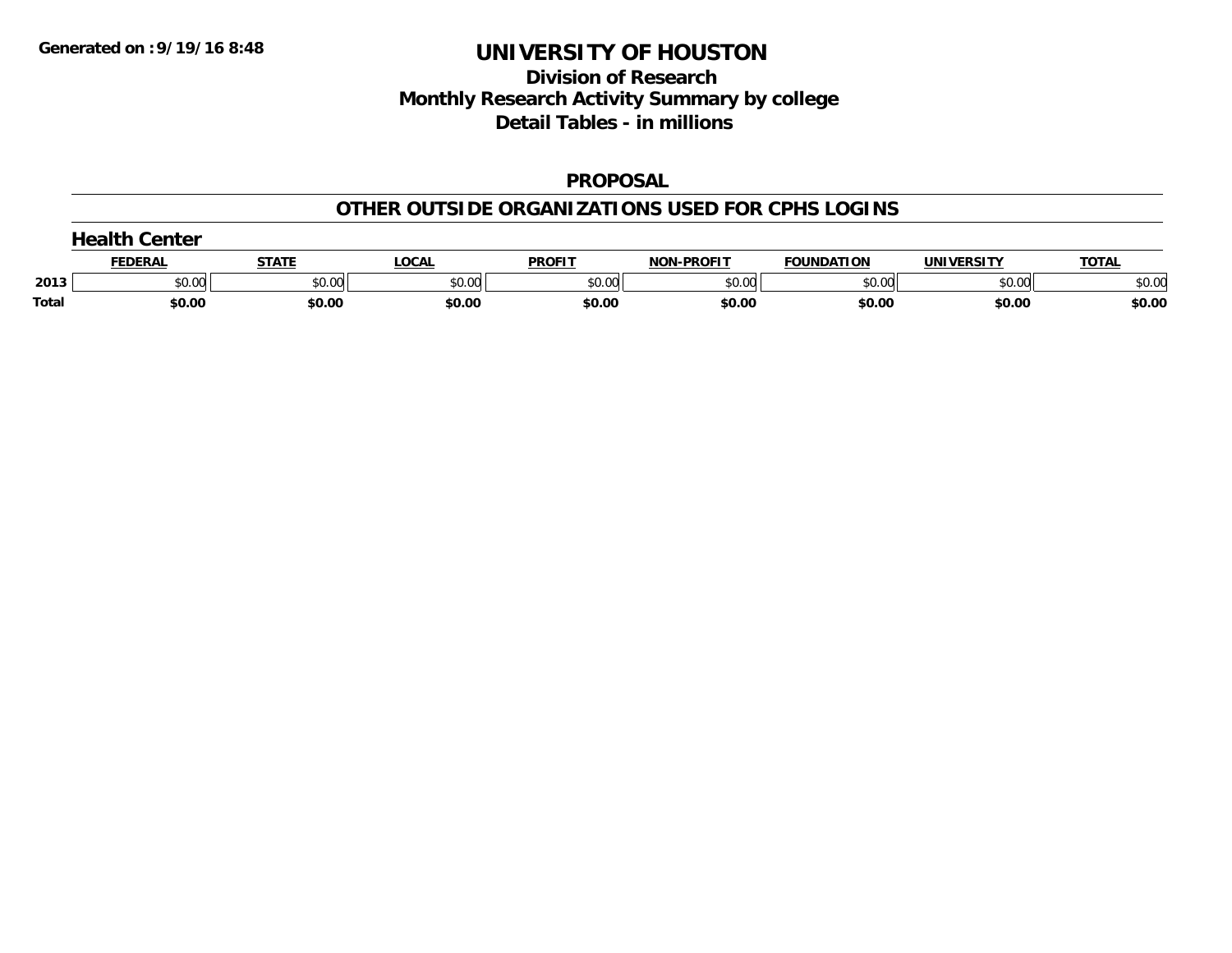**Generated on :9/19/16 8:48**

# UNIVERSITY OF HOUSTON

## Division of Research
## Monthly Research Activity Summary by college
## Detail Tables - in millions

### PROPOSAL

### OTHER OUTSIDE ORGANIZATIONS USED FOR CPHS LOGINS

#### Health Center

| | FEDERAL | STATE | LOCAL | PROFIT | NON-PROFIT | FOUNDATION | UNIVERSITY | TOTAL |
|---|---|---|---|---|---|---|---|---|
| 2013 | $0.00 | $0.00 | $0.00 | $0.00 | $0.00 | $0.00 | $0.00 | $0.00 |
| **Total** | **$0.00** | **$0.00** | **$0.00** | **$0.00** | **$0.00** | **$0.00** | **$0.00** | **$0.00** |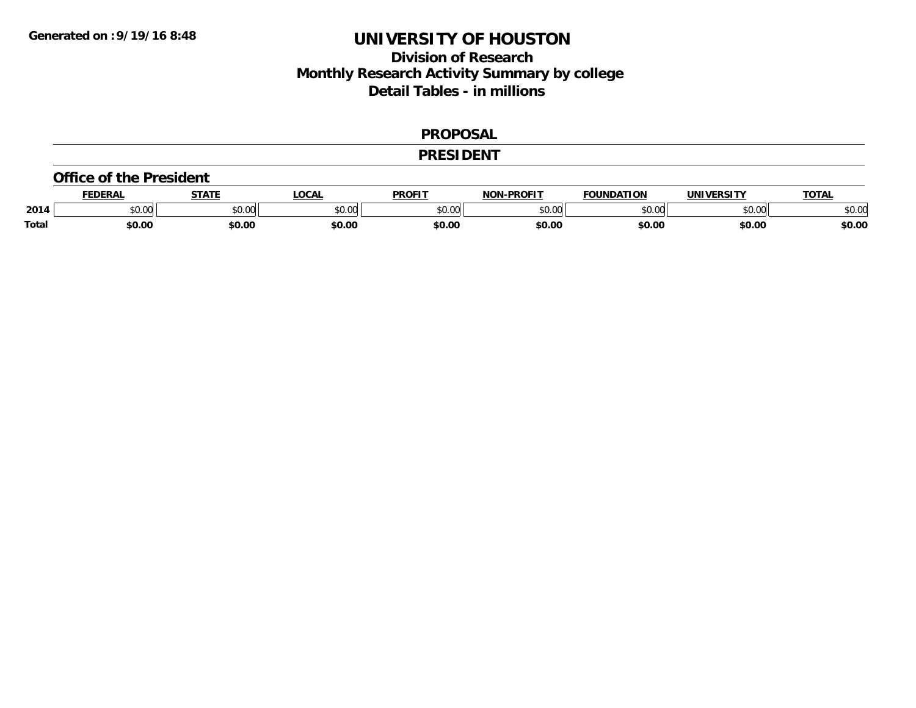Generated on :9/19/16 8:48

# UNIVERSITY OF HOUSTON

## Division of Research
## Monthly Research Activity Summary by college
## Detail Tables - in millions

### PROPOSAL

### PRESIDENT

### Office of the President

| | FEDERAL | STATE | LOCAL | PROFIT | NON-PROFIT | FOUNDATION | UNIVERSITY | TOTAL |
|---|---|---|---|---|---|---|---|---|
| 2014 | $0.00 | $0.00 | $0.00 | $0.00 | $0.00 | $0.00 | $0.00 | $0.00 |
| **Total** | **$0.00** | **$0.00** | **$0.00** | **$0.00** | **$0.00** | **$0.00** | **$0.00** | **$0.00** |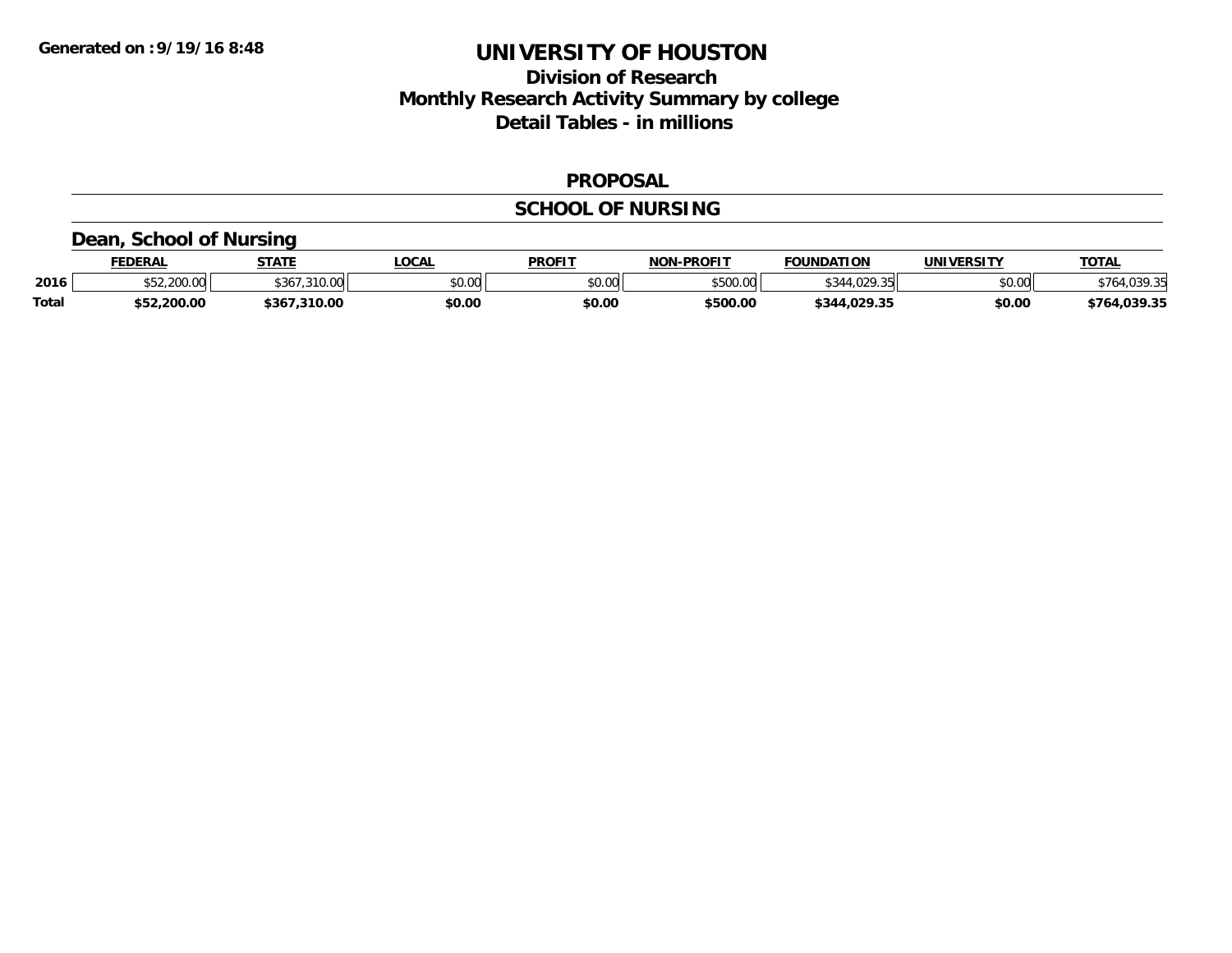**Generated on :9/19/16 8:48**

# UNIVERSITY OF HOUSTON

## Division of Research
## Monthly Research Activity Summary by college
## Detail Tables - in millions

### PROPOSAL

### SCHOOL OF NURSING

### Dean, School of Nursing

| | FEDERAL | STATE | LOCAL | PROFIT | NON-PROFIT | FOUNDATION | UNIVERSITY | TOTAL |
|---|---|---|---|---|---|---|---|---|
| 2016 | $52,200.00 | $367,310.00 | $0.00 | $0.00 | $500.00 | $344,029.35 | $0.00 | $764,039.35 |
| **Total** | **$52,200.00** | **$367,310.00** | **$0.00** | **$0.00** | **$500.00** | **$344,029.35** | **$0.00** | **$764,039.35** |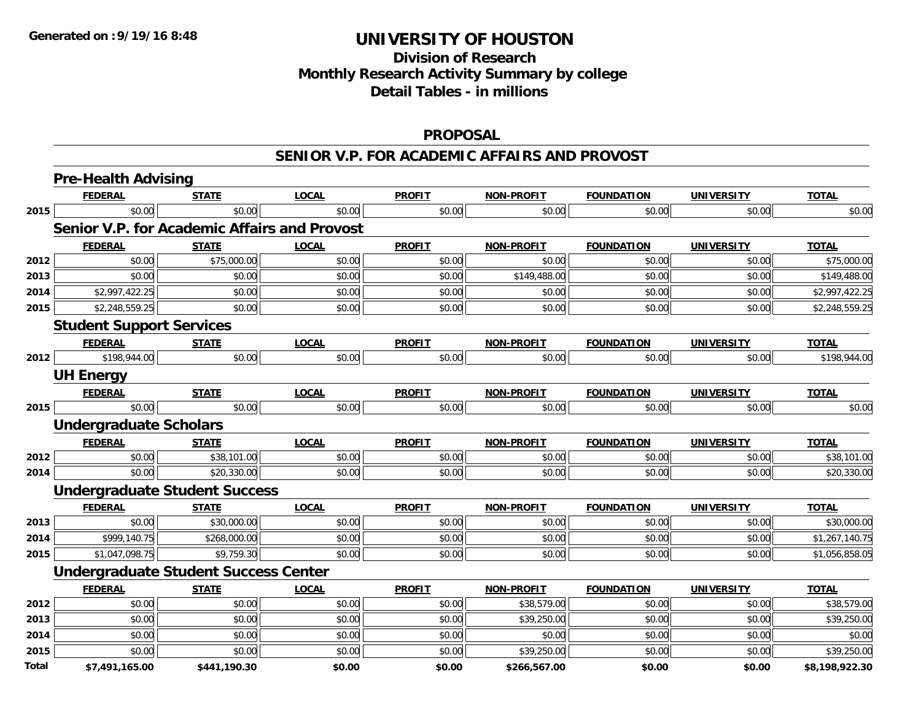**Generated on :9/19/16 8:48**

# UNIVERSITY OF HOUSTON

## Division of Research
## Monthly Research Activity Summary by college
## Detail Tables - in millions

### PROPOSAL

### SENIOR V.P. FOR ACADEMIC AFFAIRS AND PROVOST

#### Pre-Health Advising

| | FEDERAL | STATE | LOCAL | PROFIT | NON-PROFIT | FOUNDATION | UNIVERSITY | TOTAL |
|---|---|---|---|---|---|---|---|---|
| 2015 | $0.00 | $0.00 | $0.00 | $0.00 | $0.00 | $0.00 | $0.00 | $0.00 |

#### Senior V.P. for Academic Affairs and Provost

| | FEDERAL | STATE | LOCAL | PROFIT | NON-PROFIT | FOUNDATION | UNIVERSITY | TOTAL |
|---|---|---|---|---|---|---|---|---|
| 2012 | $0.00 | $75,000.00 | $0.00 | $0.00 | $0.00 | $0.00 | $0.00 | $75,000.00 |
| 2013 | $0.00 | $0.00 | $0.00 | $0.00 | $149,488.00 | $0.00 | $0.00 | $149,488.00 |
| 2014 | $2,997,422.25 | $0.00 | $0.00 | $0.00 | $0.00 | $0.00 | $0.00 | $2,997,422.25 |
| 2015 | $2,248,559.25 | $0.00 | $0.00 | $0.00 | $0.00 | $0.00 | $0.00 | $2,248,559.25 |

#### Student Support Services

| | FEDERAL | STATE | LOCAL | PROFIT | NON-PROFIT | FOUNDATION | UNIVERSITY | TOTAL |
|---|---|---|---|---|---|---|---|---|
| 2012 | $198,944.00 | $0.00 | $0.00 | $0.00 | $0.00 | $0.00 | $0.00 | $198,944.00 |

#### UH Energy

| | FEDERAL | STATE | LOCAL | PROFIT | NON-PROFIT | FOUNDATION | UNIVERSITY | TOTAL |
|---|---|---|---|---|---|---|---|---|
| 2015 | $0.00 | $0.00 | $0.00 | $0.00 | $0.00 | $0.00 | $0.00 | $0.00 |

#### Undergraduate Scholars

| | FEDERAL | STATE | LOCAL | PROFIT | NON-PROFIT | FOUNDATION | UNIVERSITY | TOTAL |
|---|---|---|---|---|---|---|---|---|
| 2012 | $0.00 | $38,101.00 | $0.00 | $0.00 | $0.00 | $0.00 | $0.00 | $38,101.00 |
| 2014 | $0.00 | $20,330.00 | $0.00 | $0.00 | $0.00 | $0.00 | $0.00 | $20,330.00 |

#### Undergraduate Student Success

| | FEDERAL | STATE | LOCAL | PROFIT | NON-PROFIT | FOUNDATION | UNIVERSITY | TOTAL |
|---|---|---|---|---|---|---|---|---|
| 2013 | $0.00 | $30,000.00 | $0.00 | $0.00 | $0.00 | $0.00 | $0.00 | $30,000.00 |
| 2014 | $999,140.75 | $268,000.00 | $0.00 | $0.00 | $0.00 | $0.00 | $0.00 | $1,267,140.75 |
| 2015 | $1,047,098.75 | $9,759.30 | $0.00 | $0.00 | $0.00 | $0.00 | $0.00 | $1,056,858.05 |

#### Undergraduate Student Success Center

| | FEDERAL | STATE | LOCAL | PROFIT | NON-PROFIT | FOUNDATION | UNIVERSITY | TOTAL |
|---|---|---|---|---|---|---|---|---|
| 2012 | $0.00 | $0.00 | $0.00 | $0.00 | $38,579.00 | $0.00 | $0.00 | $38,579.00 |
| 2013 | $0.00 | $0.00 | $0.00 | $0.00 | $39,250.00 | $0.00 | $0.00 | $39,250.00 |
| 2014 | $0.00 | $0.00 | $0.00 | $0.00 | $0.00 | $0.00 | $0.00 | $0.00 |
| 2015 | $0.00 | $0.00 | $0.00 | $0.00 | $39,250.00 | $0.00 | $0.00 | $39,250.00 |
| **Total** | **$7,491,165.00** | **$441,190.30** | **$0.00** | **$0.00** | **$266,567.00** | **$0.00** | **$0.00** | **$8,198,922.30** |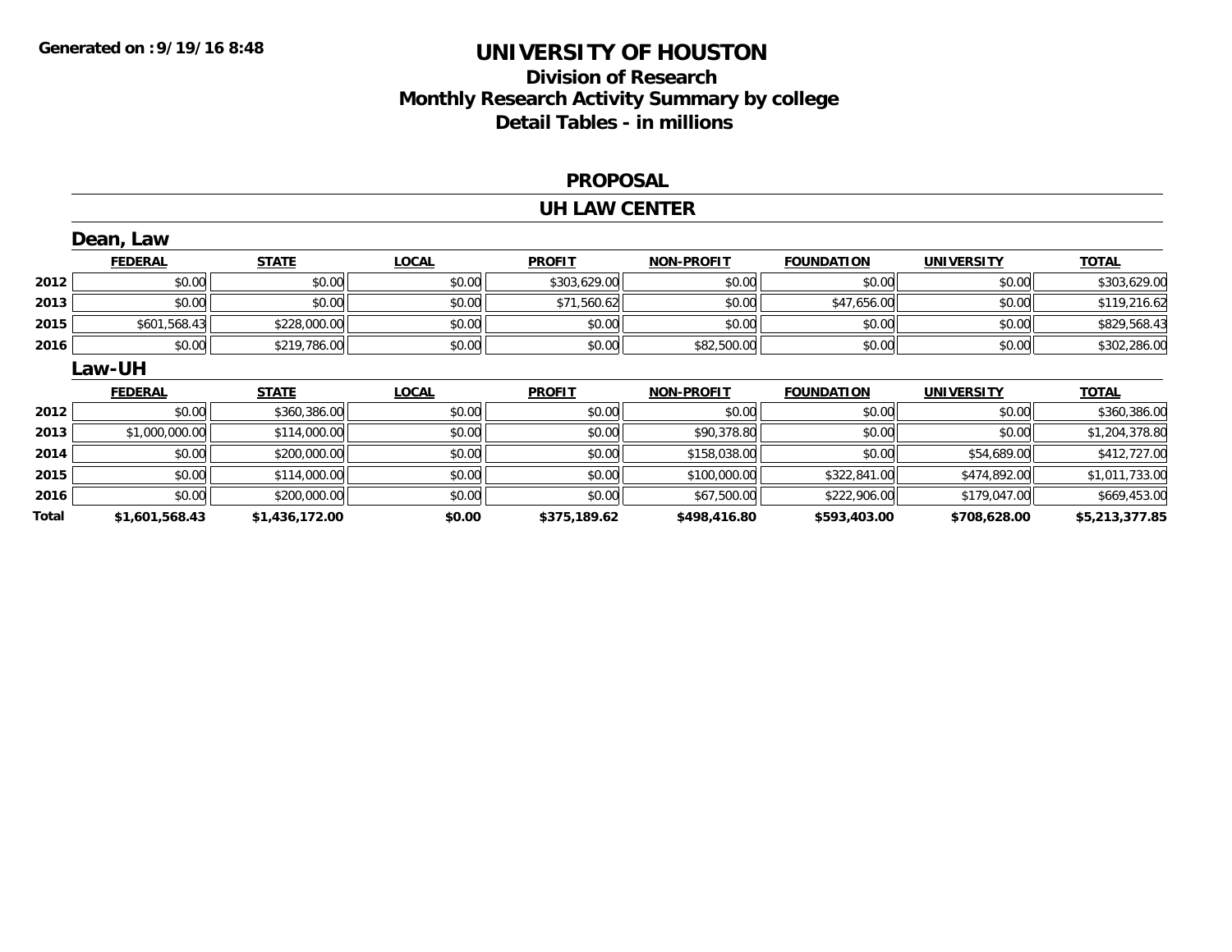Generated on :9/19/16 8:48

# UNIVERSITY OF HOUSTON

## Division of Research
## Monthly Research Activity Summary by college
## Detail Tables - in millions

### PROPOSAL

### UH LAW CENTER

#### Dean, Law

| | FEDERAL | STATE | LOCAL | PROFIT | NON-PROFIT | FOUNDATION | UNIVERSITY | TOTAL |
|---|---|---|---|---|---|---|---|---|
| 2012 | $0.00 | $0.00 | $0.00 | $303,629.00 | $0.00 | $0.00 | $0.00 | $303,629.00 |
| 2013 | $0.00 | $0.00 | $0.00 | $71,560.62 | $0.00 | $47,656.00 | $0.00 | $119,216.62 |
| 2015 | $601,568.43 | $228,000.00 | $0.00 | $0.00 | $0.00 | $0.00 | $0.00 | $829,568.43 |
| 2016 | $0.00 | $219,786.00 | $0.00 | $0.00 | $82,500.00 | $0.00 | $0.00 | $302,286.00 |

#### Law-UH

| | FEDERAL | STATE | LOCAL | PROFIT | NON-PROFIT | FOUNDATION | UNIVERSITY | TOTAL |
|---|---|---|---|---|---|---|---|---|
| 2012 | $0.00 | $360,386.00 | $0.00 | $0.00 | $0.00 | $0.00 | $0.00 | $360,386.00 |
| 2013 | $1,000,000.00 | $114,000.00 | $0.00 | $0.00 | $90,378.80 | $0.00 | $0.00 | $1,204,378.80 |
| 2014 | $0.00 | $200,000.00 | $0.00 | $0.00 | $158,038.00 | $0.00 | $54,689.00 | $412,727.00 |
| 2015 | $0.00 | $114,000.00 | $0.00 | $0.00 | $100,000.00 | $322,841.00 | $474,892.00 | $1,011,733.00 |
| 2016 | $0.00 | $200,000.00 | $0.00 | $0.00 | $67,500.00 | $222,906.00 | $179,047.00 | $669,453.00 |
| **Total** | **$1,601,568.43** | **$1,436,172.00** | **$0.00** | **$375,189.62** | **$498,416.80** | **$593,403.00** | **$708,628.00** | **$5,213,377.85** |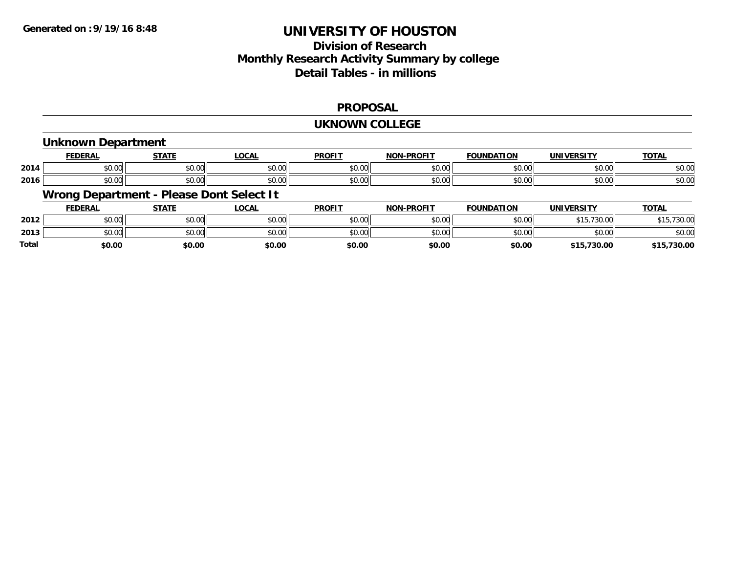# UNIVERSITY OF HOUSTON

## Division of Research
## Monthly Research Activity Summary by college
## Detail Tables - in millions

### PROPOSAL

### UKNOWN COLLEGE

#### Unknown Department

| | FEDERAL | STATE | LOCAL | PROFIT | NON-PROFIT | FOUNDATION | UNIVERSITY | TOTAL |
|---|---|---|---|---|---|---|---|---|
| 2014 | $0.00 | $0.00 | $0.00 | $0.00 | $0.00 | $0.00 | $0.00 | $0.00 |
| 2016 | $0.00 | $0.00 | $0.00 | $0.00 | $0.00 | $0.00 | $0.00 | $0.00 |

#### Wrong Department - Please Dont Select It

| | FEDERAL | STATE | LOCAL | PROFIT | NON-PROFIT | FOUNDATION | UNIVERSITY | TOTAL |
|---|---|---|---|---|---|---|---|---|
| 2012 | $0.00 | $0.00 | $0.00 | $0.00 | $0.00 | $0.00 | $15,730.00 | $15,730.00 |
| 2013 | $0.00 | $0.00 | $0.00 | $0.00 | $0.00 | $0.00 | $0.00 | $0.00 |
| **Total** | **$0.00** | **$0.00** | **$0.00** | **$0.00** | **$0.00** | **$0.00** | **$15,730.00** | **$15,730.00** |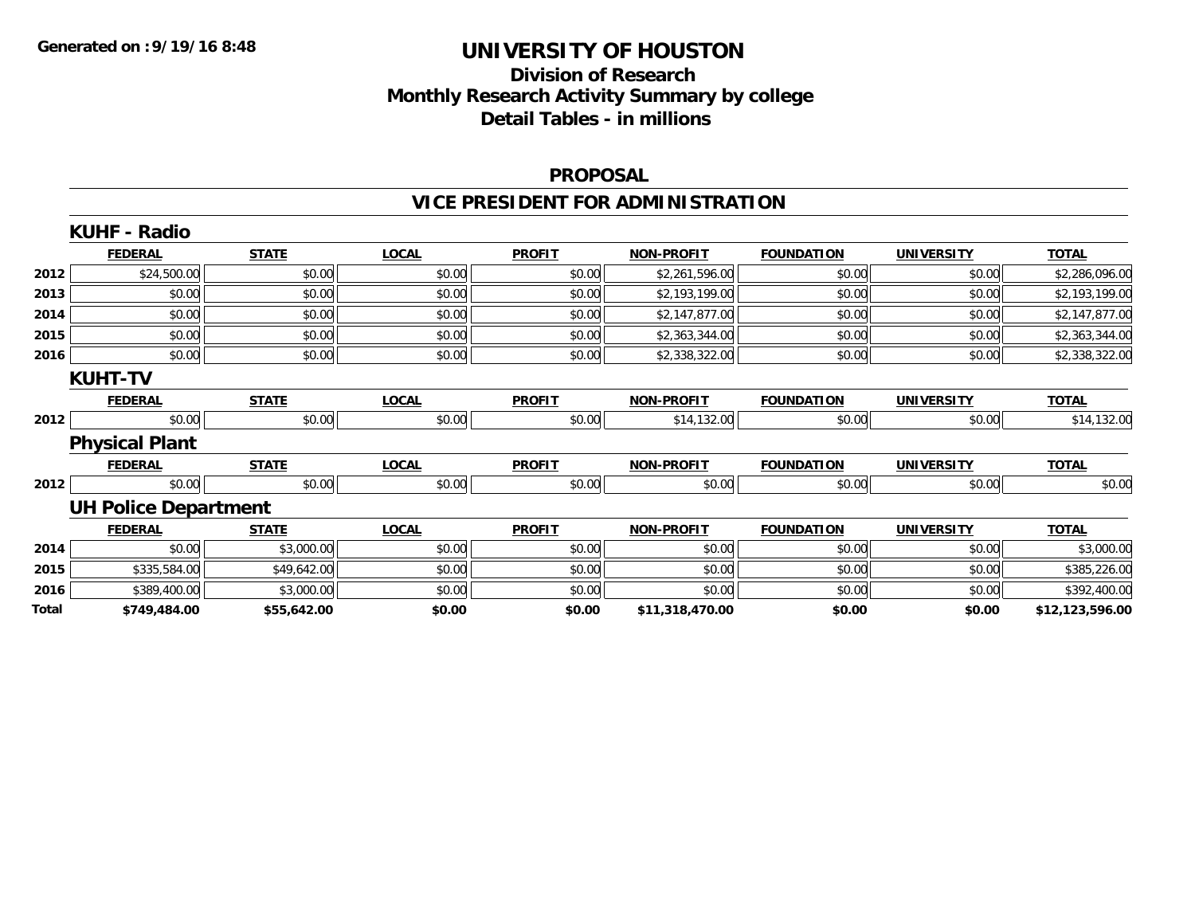**Generated on :9/19/16 8:48**

# UNIVERSITY OF HOUSTON

## Division of Research
## Monthly Research Activity Summary by college
## Detail Tables - in millions

### PROPOSAL

### VICE PRESIDENT FOR ADMINISTRATION

#### KUHF - Radio

| | FEDERAL | STATE | LOCAL | PROFIT | NON-PROFIT | FOUNDATION | UNIVERSITY | TOTAL |
|---|---|---|---|---|---|---|---|---|
| 2012 | $24,500.00 | $0.00 | $0.00 | $0.00 | $2,261,596.00 | $0.00 | $0.00 | $2,286,096.00 |
| 2013 | $0.00 | $0.00 | $0.00 | $0.00 | $2,193,199.00 | $0.00 | $0.00 | $2,193,199.00 |
| 2014 | $0.00 | $0.00 | $0.00 | $0.00 | $2,147,877.00 | $0.00 | $0.00 | $2,147,877.00 |
| 2015 | $0.00 | $0.00 | $0.00 | $0.00 | $2,363,344.00 | $0.00 | $0.00 | $2,363,344.00 |
| 2016 | $0.00 | $0.00 | $0.00 | $0.00 | $2,338,322.00 | $0.00 | $0.00 | $2,338,322.00 |

#### KUHT-TV

| | FEDERAL | STATE | LOCAL | PROFIT | NON-PROFIT | FOUNDATION | UNIVERSITY | TOTAL |
|---|---|---|---|---|---|---|---|---|
| 2012 | $0.00 | $0.00 | $0.00 | $0.00 | $14,132.00 | $0.00 | $0.00 | $14,132.00 |

#### Physical Plant

| | FEDERAL | STATE | LOCAL | PROFIT | NON-PROFIT | FOUNDATION | UNIVERSITY | TOTAL |
|---|---|---|---|---|---|---|---|---|
| 2012 | $0.00 | $0.00 | $0.00 | $0.00 | $0.00 | $0.00 | $0.00 | $0.00 |

#### UH Police Department

| | FEDERAL | STATE | LOCAL | PROFIT | NON-PROFIT | FOUNDATION | UNIVERSITY | TOTAL |
|---|---|---|---|---|---|---|---|---|
| 2014 | $0.00 | $3,000.00 | $0.00 | $0.00 | $0.00 | $0.00 | $0.00 | $3,000.00 |
| 2015 | $335,584.00 | $49,642.00 | $0.00 | $0.00 | $0.00 | $0.00 | $0.00 | $385,226.00 |
| 2016 | $389,400.00 | $3,000.00 | $0.00 | $0.00 | $0.00 | $0.00 | $0.00 | $392,400.00 |
| **Total** | **$749,484.00** | **$55,642.00** | **$0.00** | **$0.00** | **$11,318,470.00** | **$0.00** | **$0.00** | **$12,123,596.00** |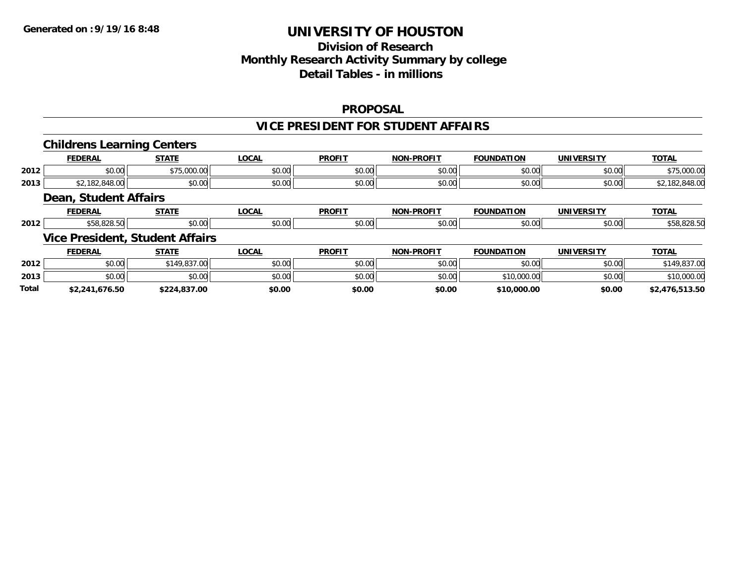# UNIVERSITY OF HOUSTON

## Division of Research
## Monthly Research Activity Summary by college
## Detail Tables - in millions

### PROPOSAL

### VICE PRESIDENT FOR STUDENT AFFAIRS

#### Childrens Learning Centers

| | FEDERAL | STATE | LOCAL | PROFIT | NON-PROFIT | FOUNDATION | UNIVERSITY | TOTAL |
|---|---|---|---|---|---|---|---|---|
| 2012 | $0.00 | $75,000.00 | $0.00 | $0.00 | $0.00 | $0.00 | $0.00 | $75,000.00 |
| 2013 | $2,182,848.00 | $0.00 | $0.00 | $0.00 | $0.00 | $0.00 | $0.00 | $2,182,848.00 |

#### Dean, Student Affairs

| | FEDERAL | STATE | LOCAL | PROFIT | NON-PROFIT | FOUNDATION | UNIVERSITY | TOTAL |
|---|---|---|---|---|---|---|---|---|
| 2012 | $58,828.50 | $0.00 | $0.00 | $0.00 | $0.00 | $0.00 | $0.00 | $58,828.50 |

#### Vice President, Student Affairs

| | FEDERAL | STATE | LOCAL | PROFIT | NON-PROFIT | FOUNDATION | UNIVERSITY | TOTAL |
|---|---|---|---|---|---|---|---|---|
| 2012 | $0.00 | $149,837.00 | $0.00 | $0.00 | $0.00 | $0.00 | $0.00 | $149,837.00 |
| 2013 | $0.00 | $0.00 | $0.00 | $0.00 | $0.00 | $10,000.00 | $0.00 | $10,000.00 |
| **Total** | **$2,241,676.50** | **$224,837.00** | **$0.00** | **$0.00** | **$0.00** | **$10,000.00** | **$0.00** | **$2,476,513.50** |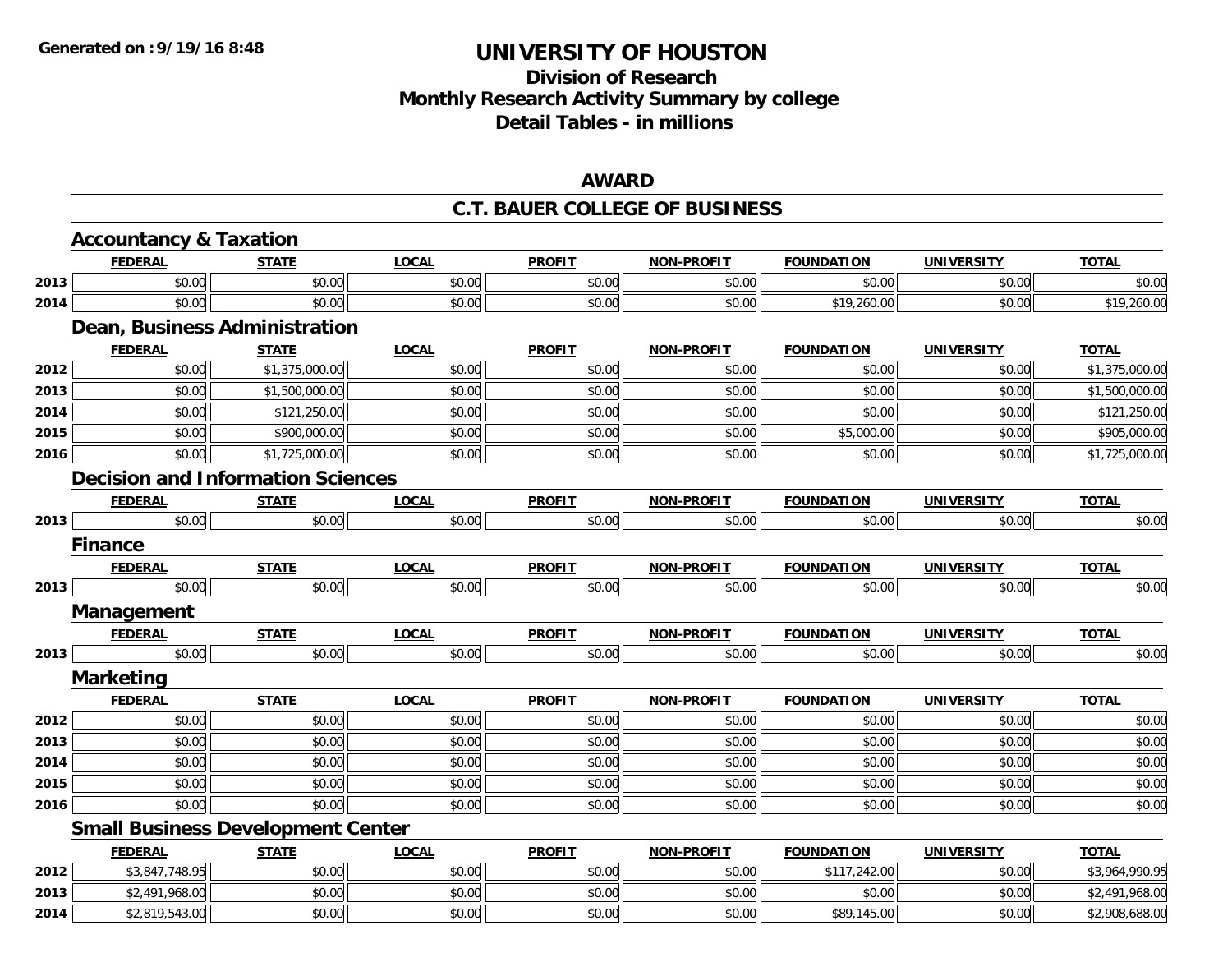**Generated on :9/19/16 8:48**

# UNIVERSITY OF HOUSTON

## Division of Research
## Monthly Research Activity Summary by college
## Detail Tables - in millions

### AWARD

### C.T. BAUER COLLEGE OF BUSINESS

#### Accountancy & Taxation

| | FEDERAL | STATE | LOCAL | PROFIT | NON-PROFIT | FOUNDATION | UNIVERSITY | TOTAL |
|---|---|---|---|---|---|---|---|---|
| 2013 | $0.00 | $0.00 | $0.00 | $0.00 | $0.00 | $0.00 | $0.00 | $0.00 |
| 2014 | $0.00 | $0.00 | $0.00 | $0.00 | $0.00 | $19,260.00 | $0.00 | $19,260.00 |

#### Dean, Business Administration

| | FEDERAL | STATE | LOCAL | PROFIT | NON-PROFIT | FOUNDATION | UNIVERSITY | TOTAL |
|---|---|---|---|---|---|---|---|---|
| 2012 | $0.00 | $1,375,000.00 | $0.00 | $0.00 | $0.00 | $0.00 | $0.00 | $1,375,000.00 |
| 2013 | $0.00 | $1,500,000.00 | $0.00 | $0.00 | $0.00 | $0.00 | $0.00 | $1,500,000.00 |
| 2014 | $0.00 | $121,250.00 | $0.00 | $0.00 | $0.00 | $0.00 | $0.00 | $121,250.00 |
| 2015 | $0.00 | $900,000.00 | $0.00 | $0.00 | $0.00 | $5,000.00 | $0.00 | $905,000.00 |
| 2016 | $0.00 | $1,725,000.00 | $0.00 | $0.00 | $0.00 | $0.00 | $0.00 | $1,725,000.00 |

#### Decision and Information Sciences

| | FEDERAL | STATE | LOCAL | PROFIT | NON-PROFIT | FOUNDATION | UNIVERSITY | TOTAL |
|---|---|---|---|---|---|---|---|---|
| 2013 | $0.00 | $0.00 | $0.00 | $0.00 | $0.00 | $0.00 | $0.00 | $0.00 |

#### Finance

| | FEDERAL | STATE | LOCAL | PROFIT | NON-PROFIT | FOUNDATION | UNIVERSITY | TOTAL |
|---|---|---|---|---|---|---|---|---|
| 2013 | $0.00 | $0.00 | $0.00 | $0.00 | $0.00 | $0.00 | $0.00 | $0.00 |

#### Management

| | FEDERAL | STATE | LOCAL | PROFIT | NON-PROFIT | FOUNDATION | UNIVERSITY | TOTAL |
|---|---|---|---|---|---|---|---|---|
| 2013 | $0.00 | $0.00 | $0.00 | $0.00 | $0.00 | $0.00 | $0.00 | $0.00 |

#### Marketing

| | FEDERAL | STATE | LOCAL | PROFIT | NON-PROFIT | FOUNDATION | UNIVERSITY | TOTAL |
|---|---|---|---|---|---|---|---|---|
| 2012 | $0.00 | $0.00 | $0.00 | $0.00 | $0.00 | $0.00 | $0.00 | $0.00 |
| 2013 | $0.00 | $0.00 | $0.00 | $0.00 | $0.00 | $0.00 | $0.00 | $0.00 |
| 2014 | $0.00 | $0.00 | $0.00 | $0.00 | $0.00 | $0.00 | $0.00 | $0.00 |
| 2015 | $0.00 | $0.00 | $0.00 | $0.00 | $0.00 | $0.00 | $0.00 | $0.00 |
| 2016 | $0.00 | $0.00 | $0.00 | $0.00 | $0.00 | $0.00 | $0.00 | $0.00 |

#### Small Business Development Center

| | FEDERAL | STATE | LOCAL | PROFIT | NON-PROFIT | FOUNDATION | UNIVERSITY | TOTAL |
|---|---|---|---|---|---|---|---|---|
| 2012 | $3,847,748.95 | $0.00 | $0.00 | $0.00 | $0.00 | $117,242.00 | $0.00 | $3,964,990.95 |
| 2013 | $2,491,968.00 | $0.00 | $0.00 | $0.00 | $0.00 | $0.00 | $0.00 | $2,491,968.00 |
| 2014 | $2,819,543.00 | $0.00 | $0.00 | $0.00 | $0.00 | $89,145.00 | $0.00 | $2,908,688.00 |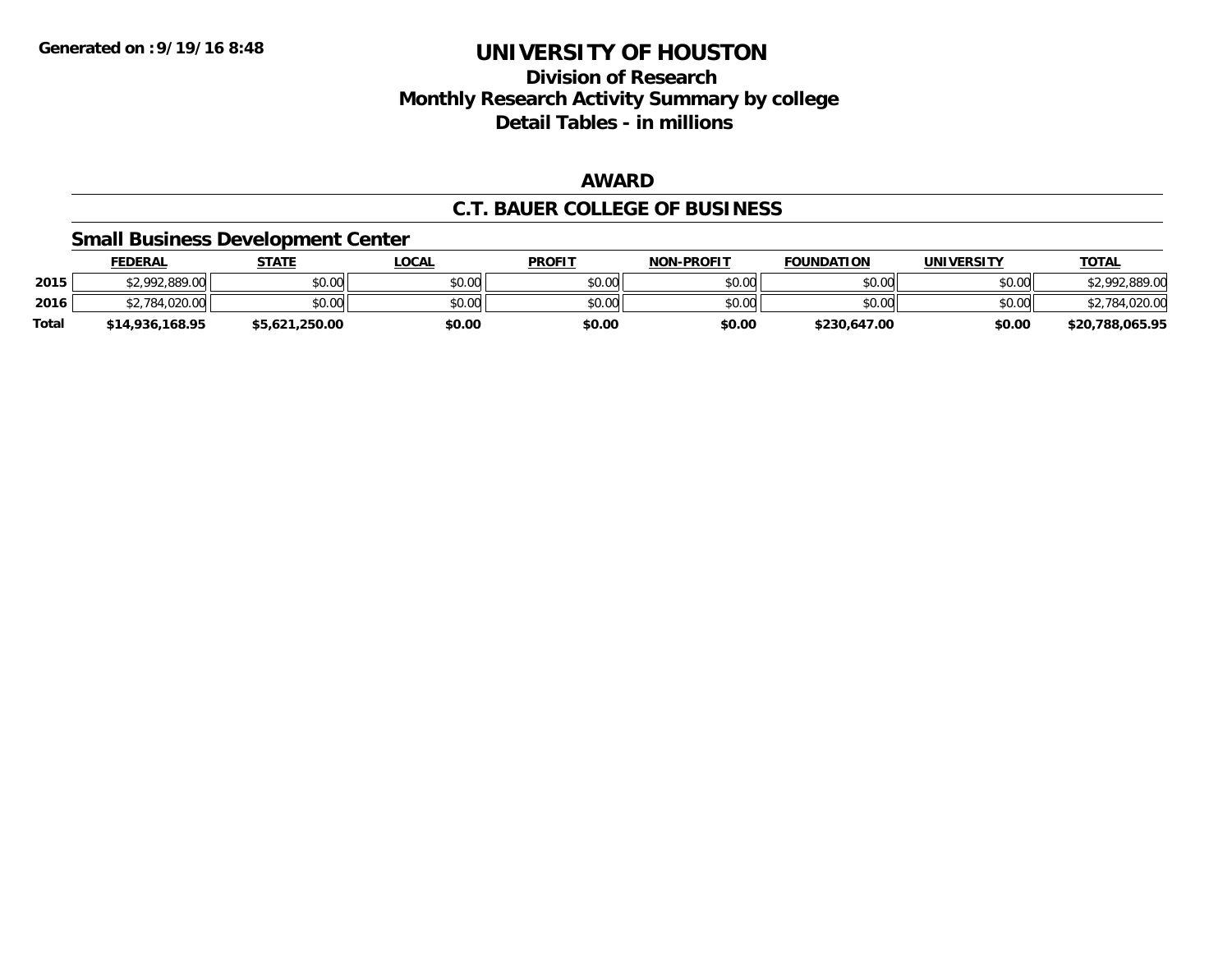# UNIVERSITY OF HOUSTON

## Division of Research
## Monthly Research Activity Summary by college
## Detail Tables - in millions

Generated on :9/19/16 8:48

### AWARD

### C.T. BAUER COLLEGE OF BUSINESS

#### Small Business Development Center

| | FEDERAL | STATE | LOCAL | PROFIT | NON-PROFIT | FOUNDATION | UNIVERSITY | TOTAL |
|---|---|---|---|---|---|---|---|---|
| 2015 | $2,992,889.00 | $0.00 | $0.00 | $0.00 | $0.00 | $0.00 | $0.00 | $2,992,889.00 |
| 2016 | $2,784,020.00 | $0.00 | $0.00 | $0.00 | $0.00 | $0.00 | $0.00 | $2,784,020.00 |
| **Total** | **$14,936,168.95** | **$5,621,250.00** | **$0.00** | **$0.00** | **$0.00** | **$230,647.00** | **$0.00** | **$20,788,065.95** |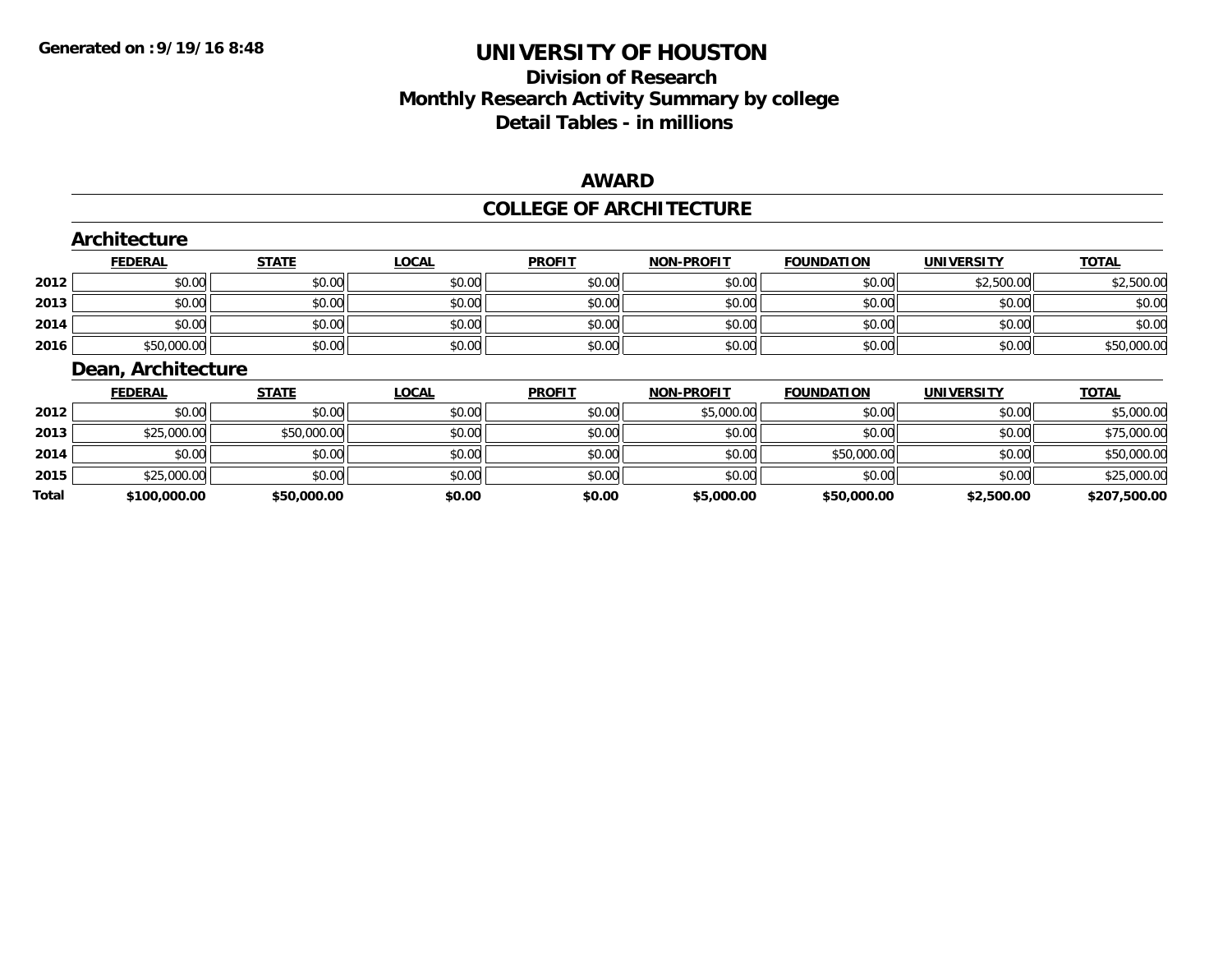# UNIVERSITY OF HOUSTON

## Division of Research
## Monthly Research Activity Summary by college
## Detail Tables - in millions

**Generated on : 9/19/16 8:48**

### AWARD

### COLLEGE OF ARCHITECTURE

#### Architecture

| | FEDERAL | STATE | LOCAL | PROFIT | NON-PROFIT | FOUNDATION | UNIVERSITY | TOTAL |
|---|---|---|---|---|---|---|---|---|
| 2012 | $0.00 | $0.00 | $0.00 | $0.00 | $0.00 | $0.00 | $2,500.00 | $2,500.00 |
| 2013 | $0.00 | $0.00 | $0.00 | $0.00 | $0.00 | $0.00 | $0.00 | $0.00 |
| 2014 | $0.00 | $0.00 | $0.00 | $0.00 | $0.00 | $0.00 | $0.00 | $0.00 |
| 2016 | $50,000.00 | $0.00 | $0.00 | $0.00 | $0.00 | $0.00 | $0.00 | $50,000.00 |

#### Dean, Architecture

| | FEDERAL | STATE | LOCAL | PROFIT | NON-PROFIT | FOUNDATION | UNIVERSITY | TOTAL |
|---|---|---|---|---|---|---|---|---|
| 2012 | $0.00 | $0.00 | $0.00 | $0.00 | $5,000.00 | $0.00 | $0.00 | $5,000.00 |
| 2013 | $25,000.00 | $50,000.00 | $0.00 | $0.00 | $0.00 | $0.00 | $0.00 | $75,000.00 |
| 2014 | $0.00 | $0.00 | $0.00 | $0.00 | $0.00 | $50,000.00 | $0.00 | $50,000.00 |
| 2015 | $25,000.00 | $0.00 | $0.00 | $0.00 | $0.00 | $0.00 | $0.00 | $25,000.00 |
| **Total** | **$100,000.00** | **$50,000.00** | **$0.00** | **$0.00** | **$5,000.00** | **$50,000.00** | **$2,500.00** | **$207,500.00** |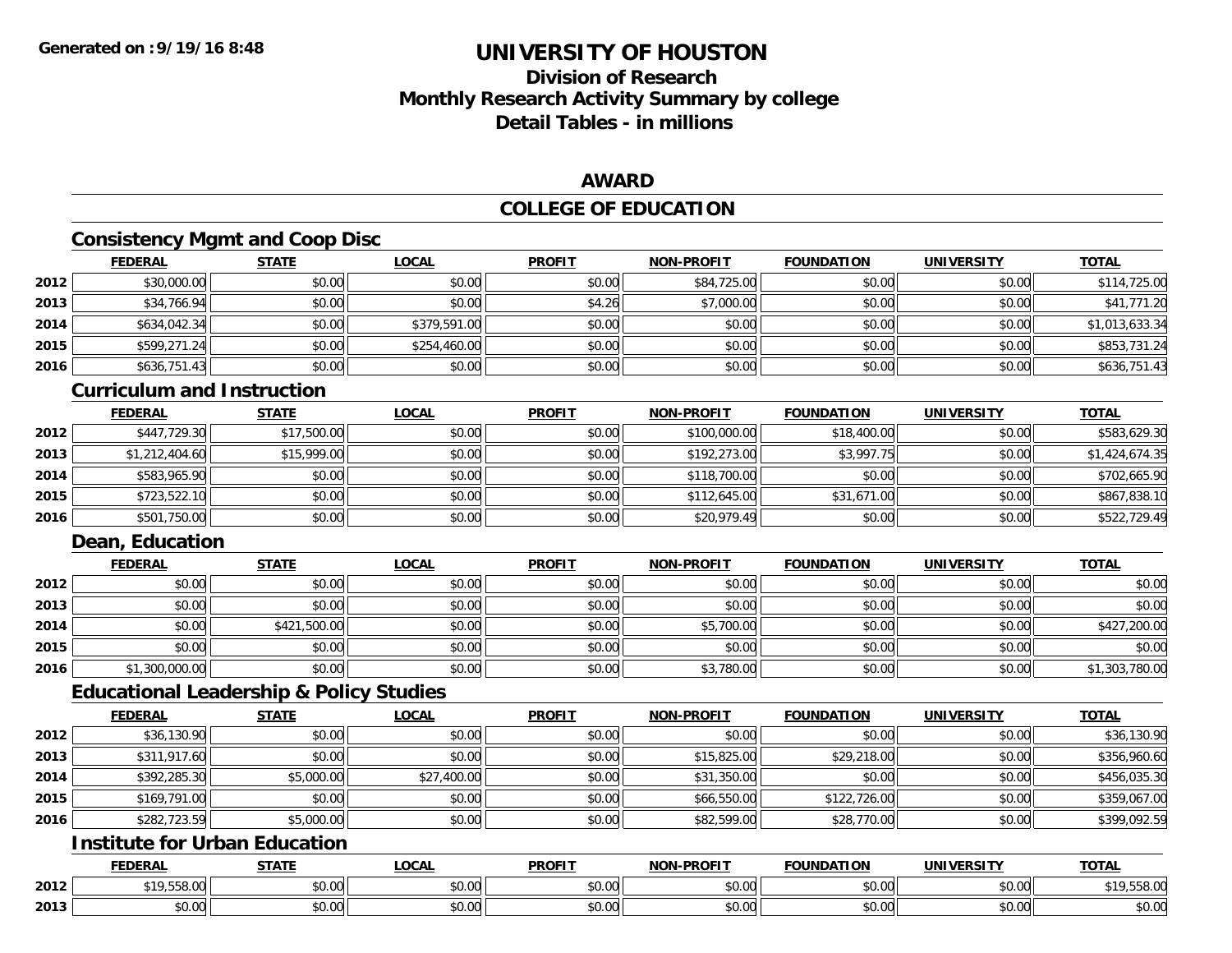# UNIVERSITY OF HOUSTON

## Division of Research
## Monthly Research Activity Summary by college
## Detail Tables - in millions

### AWARD

### COLLEGE OF EDUCATION

#### Consistency Mgmt and Coop Disc

| | FEDERAL | STATE | LOCAL | PROFIT | NON-PROFIT | FOUNDATION | UNIVERSITY | TOTAL |
|---|---|---|---|---|---|---|---|---|
| 2012 | $30,000.00 | $0.00 | $0.00 | $0.00 | $84,725.00 | $0.00 | $0.00 | $114,725.00 |
| 2013 | $34,766.94 | $0.00 | $0.00 | $4.26 | $7,000.00 | $0.00 | $0.00 | $41,771.20 |
| 2014 | $634,042.34 | $0.00 | $379,591.00 | $0.00 | $0.00 | $0.00 | $0.00 | $1,013,633.34 |
| 2015 | $599,271.24 | $0.00 | $254,460.00 | $0.00 | $0.00 | $0.00 | $0.00 | $853,731.24 |
| 2016 | $636,751.43 | $0.00 | $0.00 | $0.00 | $0.00 | $0.00 | $0.00 | $636,751.43 |

#### Curriculum and Instruction

| | FEDERAL | STATE | LOCAL | PROFIT | NON-PROFIT | FOUNDATION | UNIVERSITY | TOTAL |
|---|---|---|---|---|---|---|---|---|
| 2012 | $447,729.30 | $17,500.00 | $0.00 | $0.00 | $100,000.00 | $18,400.00 | $0.00 | $583,629.30 |
| 2013 | $1,212,404.60 | $15,999.00 | $0.00 | $0.00 | $192,273.00 | $3,997.75 | $0.00 | $1,424,674.35 |
| 2014 | $583,965.90 | $0.00 | $0.00 | $0.00 | $118,700.00 | $0.00 | $0.00 | $702,665.90 |
| 2015 | $723,522.10 | $0.00 | $0.00 | $0.00 | $112,645.00 | $31,671.00 | $0.00 | $867,838.10 |
| 2016 | $501,750.00 | $0.00 | $0.00 | $0.00 | $20,979.49 | $0.00 | $0.00 | $522,729.49 |

#### Dean, Education

| | FEDERAL | STATE | LOCAL | PROFIT | NON-PROFIT | FOUNDATION | UNIVERSITY | TOTAL |
|---|---|---|---|---|---|---|---|---|
| 2012 | $0.00 | $0.00 | $0.00 | $0.00 | $0.00 | $0.00 | $0.00 | $0.00 |
| 2013 | $0.00 | $0.00 | $0.00 | $0.00 | $0.00 | $0.00 | $0.00 | $0.00 |
| 2014 | $0.00 | $421,500.00 | $0.00 | $0.00 | $5,700.00 | $0.00 | $0.00 | $427,200.00 |
| 2015 | $0.00 | $0.00 | $0.00 | $0.00 | $0.00 | $0.00 | $0.00 | $0.00 |
| 2016 | $1,300,000.00 | $0.00 | $0.00 | $0.00 | $3,780.00 | $0.00 | $0.00 | $1,303,780.00 |

#### Educational Leadership & Policy Studies

| | FEDERAL | STATE | LOCAL | PROFIT | NON-PROFIT | FOUNDATION | UNIVERSITY | TOTAL |
|---|---|---|---|---|---|---|---|---|
| 2012 | $36,130.90 | $0.00 | $0.00 | $0.00 | $0.00 | $0.00 | $0.00 | $36,130.90 |
| 2013 | $311,917.60 | $0.00 | $0.00 | $0.00 | $15,825.00 | $29,218.00 | $0.00 | $356,960.60 |
| 2014 | $392,285.30 | $5,000.00 | $27,400.00 | $0.00 | $31,350.00 | $0.00 | $0.00 | $456,035.30 |
| 2015 | $169,791.00 | $0.00 | $0.00 | $0.00 | $66,550.00 | $122,726.00 | $0.00 | $359,067.00 |
| 2016 | $282,723.59 | $5,000.00 | $0.00 | $0.00 | $82,599.00 | $28,770.00 | $0.00 | $399,092.59 |

#### Institute for Urban Education

| | FEDERAL | STATE | LOCAL | PROFIT | NON-PROFIT | FOUNDATION | UNIVERSITY | TOTAL |
|---|---|---|---|---|---|---|---|---|
| 2012 | $19,558.00 | $0.00 | $0.00 | $0.00 | $0.00 | $0.00 | $0.00 | $19,558.00 |
| 2013 | $0.00 | $0.00 | $0.00 | $0.00 | $0.00 | $0.00 | $0.00 | $0.00 |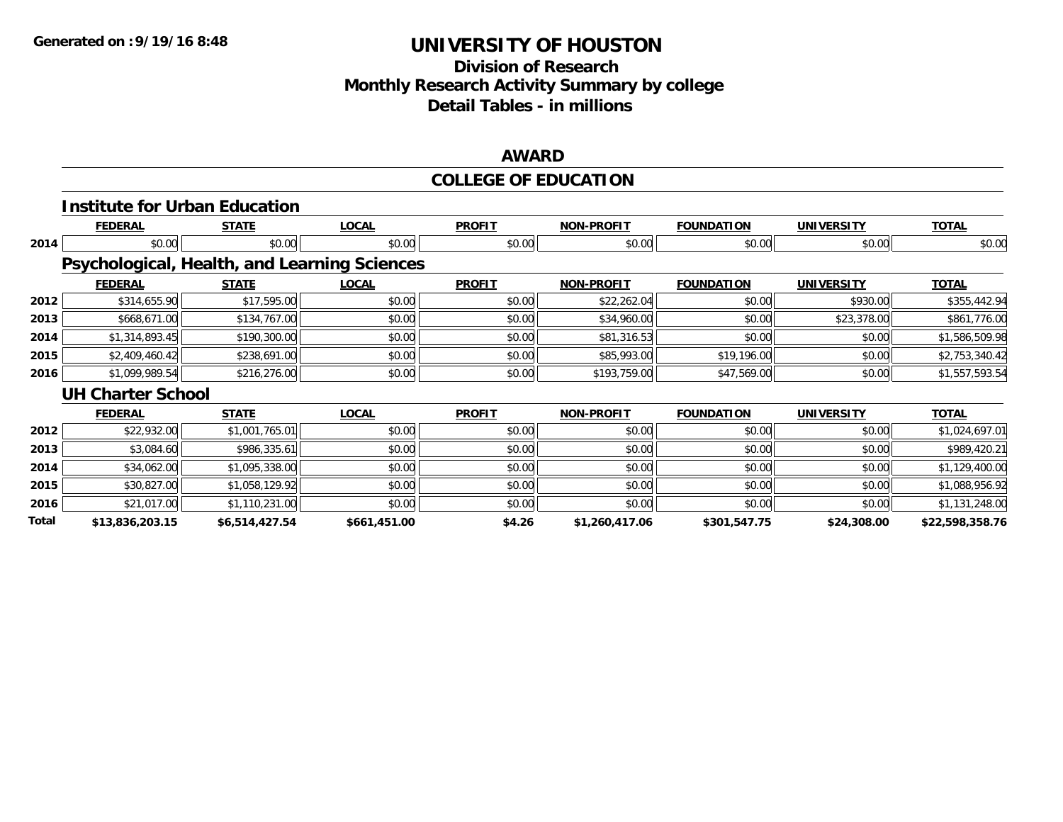# UNIVERSITY OF HOUSTON

## Division of Research
## Monthly Research Activity Summary by college
## Detail Tables - in millions

Generated on :9/19/16 8:48

### AWARD

### COLLEGE OF EDUCATION

#### Institute for Urban Education

| | FEDERAL | STATE | LOCAL | PROFIT | NON-PROFIT | FOUNDATION | UNIVERSITY | TOTAL |
|---|---|---|---|---|---|---|---|---|
| 2014 | $0.00 | $0.00 | $0.00 | $0.00 | $0.00 | $0.00 | $0.00 | $0.00 |

#### Psychological, Health, and Learning Sciences

| | FEDERAL | STATE | LOCAL | PROFIT | NON-PROFIT | FOUNDATION | UNIVERSITY | TOTAL |
|---|---|---|---|---|---|---|---|---|
| 2012 | $314,655.90 | $17,595.00 | $0.00 | $0.00 | $22,262.04 | $0.00 | $930.00 | $355,442.94 |
| 2013 | $668,671.00 | $134,767.00 | $0.00 | $0.00 | $34,960.00 | $0.00 | $23,378.00 | $861,776.00 |
| 2014 | $1,314,893.45 | $190,300.00 | $0.00 | $0.00 | $81,316.53 | $0.00 | $0.00 | $1,586,509.98 |
| 2015 | $2,409,460.42 | $238,691.00 | $0.00 | $0.00 | $85,993.00 | $19,196.00 | $0.00 | $2,753,340.42 |
| 2016 | $1,099,989.54 | $216,276.00 | $0.00 | $0.00 | $193,759.00 | $47,569.00 | $0.00 | $1,557,593.54 |

#### UH Charter School

| | FEDERAL | STATE | LOCAL | PROFIT | NON-PROFIT | FOUNDATION | UNIVERSITY | TOTAL |
|---|---|---|---|---|---|---|---|---|
| 2012 | $22,932.00 | $1,001,765.01 | $0.00 | $0.00 | $0.00 | $0.00 | $0.00 | $1,024,697.01 |
| 2013 | $3,084.60 | $986,335.61 | $0.00 | $0.00 | $0.00 | $0.00 | $0.00 | $989,420.21 |
| 2014 | $34,062.00 | $1,095,338.00 | $0.00 | $0.00 | $0.00 | $0.00 | $0.00 | $1,129,400.00 |
| 2015 | $30,827.00 | $1,058,129.92 | $0.00 | $0.00 | $0.00 | $0.00 | $0.00 | $1,088,956.92 |
| 2016 | $21,017.00 | $1,110,231.00 | $0.00 | $0.00 | $0.00 | $0.00 | $0.00 | $1,131,248.00 |
| **Total** | **$13,836,203.15** | **$6,514,427.54** | **$661,451.00** | **$4.26** | **$1,260,417.06** | **$301,547.75** | **$24,308.00** | **$22,598,358.76** |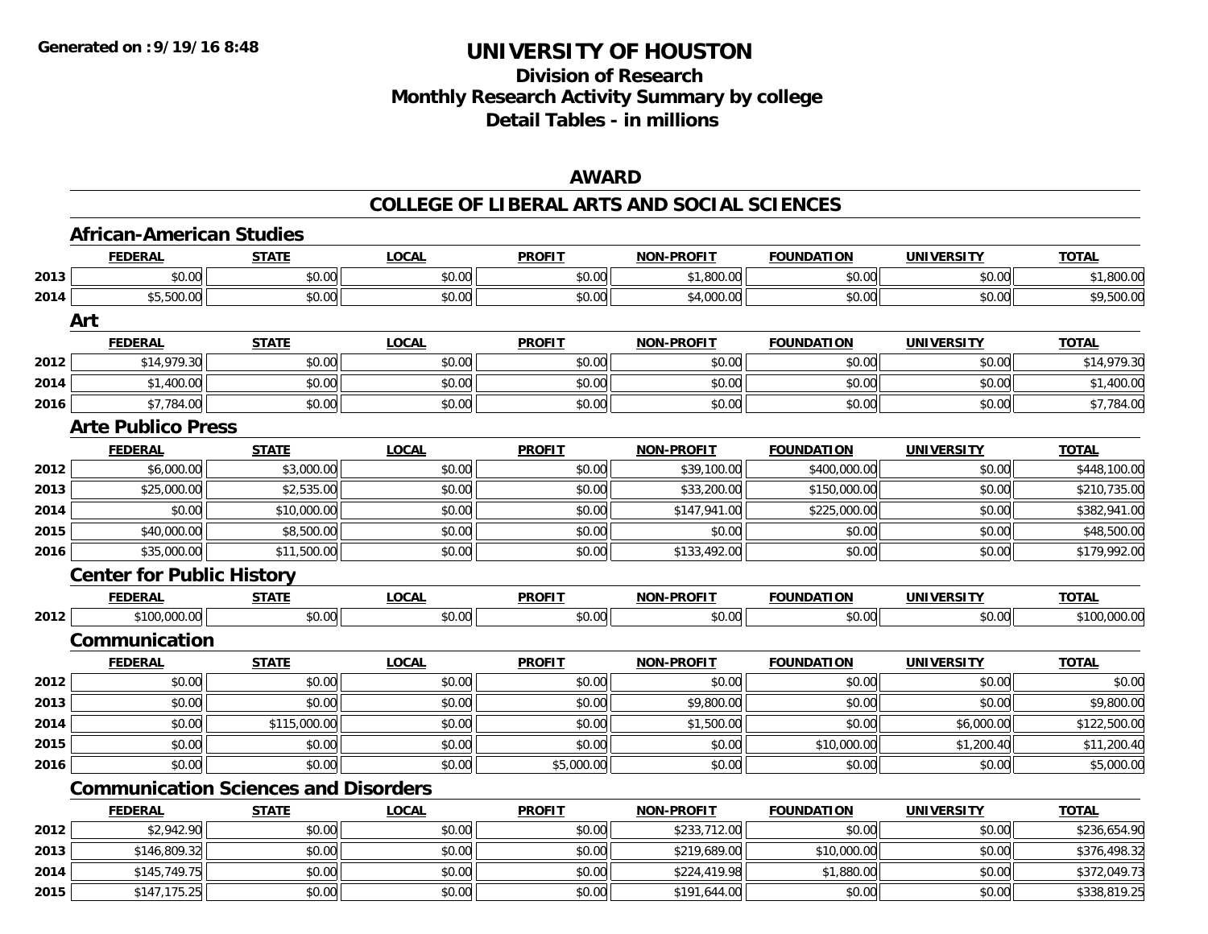**Generated on :9/19/16 8:48**

# UNIVERSITY OF HOUSTON

## Division of Research
## Monthly Research Activity Summary by college
## Detail Tables - in millions

### AWARD

### COLLEGE OF LIBERAL ARTS AND SOCIAL SCIENCES

#### African-American Studies

| | FEDERAL | STATE | LOCAL | PROFIT | NON-PROFIT | FOUNDATION | UNIVERSITY | TOTAL |
|---|---|---|---|---|---|---|---|---|
| 2013 | $0.00 | $0.00 | $0.00 | $0.00 | $1,800.00 | $0.00 | $0.00 | $1,800.00 |
| 2014 | $5,500.00 | $0.00 | $0.00 | $0.00 | $4,000.00 | $0.00 | $0.00 | $9,500.00 |

#### Art

| | FEDERAL | STATE | LOCAL | PROFIT | NON-PROFIT | FOUNDATION | UNIVERSITY | TOTAL |
|---|---|---|---|---|---|---|---|---|
| 2012 | $14,979.30 | $0.00 | $0.00 | $0.00 | $0.00 | $0.00 | $0.00 | $14,979.30 |
| 2014 | $1,400.00 | $0.00 | $0.00 | $0.00 | $0.00 | $0.00 | $0.00 | $1,400.00 |
| 2016 | $7,784.00 | $0.00 | $0.00 | $0.00 | $0.00 | $0.00 | $0.00 | $7,784.00 |

#### Arte Publico Press

| | FEDERAL | STATE | LOCAL | PROFIT | NON-PROFIT | FOUNDATION | UNIVERSITY | TOTAL |
|---|---|---|---|---|---|---|---|---|
| 2012 | $6,000.00 | $3,000.00 | $0.00 | $0.00 | $39,100.00 | $400,000.00 | $0.00 | $448,100.00 |
| 2013 | $25,000.00 | $2,535.00 | $0.00 | $0.00 | $33,200.00 | $150,000.00 | $0.00 | $210,735.00 |
| 2014 | $0.00 | $10,000.00 | $0.00 | $0.00 | $147,941.00 | $225,000.00 | $0.00 | $382,941.00 |
| 2015 | $40,000.00 | $8,500.00 | $0.00 | $0.00 | $0.00 | $0.00 | $0.00 | $48,500.00 |
| 2016 | $35,000.00 | $11,500.00 | $0.00 | $0.00 | $133,492.00 | $0.00 | $0.00 | $179,992.00 |

#### Center for Public History

| | FEDERAL | STATE | LOCAL | PROFIT | NON-PROFIT | FOUNDATION | UNIVERSITY | TOTAL |
|---|---|---|---|---|---|---|---|---|
| 2012 | $100,000.00 | $0.00 | $0.00 | $0.00 | $0.00 | $0.00 | $0.00 | $100,000.00 |

#### Communication

| | FEDERAL | STATE | LOCAL | PROFIT | NON-PROFIT | FOUNDATION | UNIVERSITY | TOTAL |
|---|---|---|---|---|---|---|---|---|
| 2012 | $0.00 | $0.00 | $0.00 | $0.00 | $0.00 | $0.00 | $0.00 | $0.00 |
| 2013 | $0.00 | $0.00 | $0.00 | $0.00 | $9,800.00 | $0.00 | $0.00 | $9,800.00 |
| 2014 | $0.00 | $115,000.00 | $0.00 | $0.00 | $1,500.00 | $0.00 | $6,000.00 | $122,500.00 |
| 2015 | $0.00 | $0.00 | $0.00 | $0.00 | $0.00 | $10,000.00 | $1,200.40 | $11,200.40 |
| 2016 | $0.00 | $0.00 | $0.00 | $5,000.00 | $0.00 | $0.00 | $0.00 | $5,000.00 |

#### Communication Sciences and Disorders

| | FEDERAL | STATE | LOCAL | PROFIT | NON-PROFIT | FOUNDATION | UNIVERSITY | TOTAL |
|---|---|---|---|---|---|---|---|---|
| 2012 | $2,942.90 | $0.00 | $0.00 | $0.00 | $233,712.00 | $0.00 | $0.00 | $236,654.90 |
| 2013 | $146,809.32 | $0.00 | $0.00 | $0.00 | $219,689.00 | $10,000.00 | $0.00 | $376,498.32 |
| 2014 | $145,749.75 | $0.00 | $0.00 | $0.00 | $224,419.98 | $1,880.00 | $0.00 | $372,049.73 |
| 2015 | $147,175.25 | $0.00 | $0.00 | $0.00 | $191,644.00 | $0.00 | $0.00 | $338,819.25 |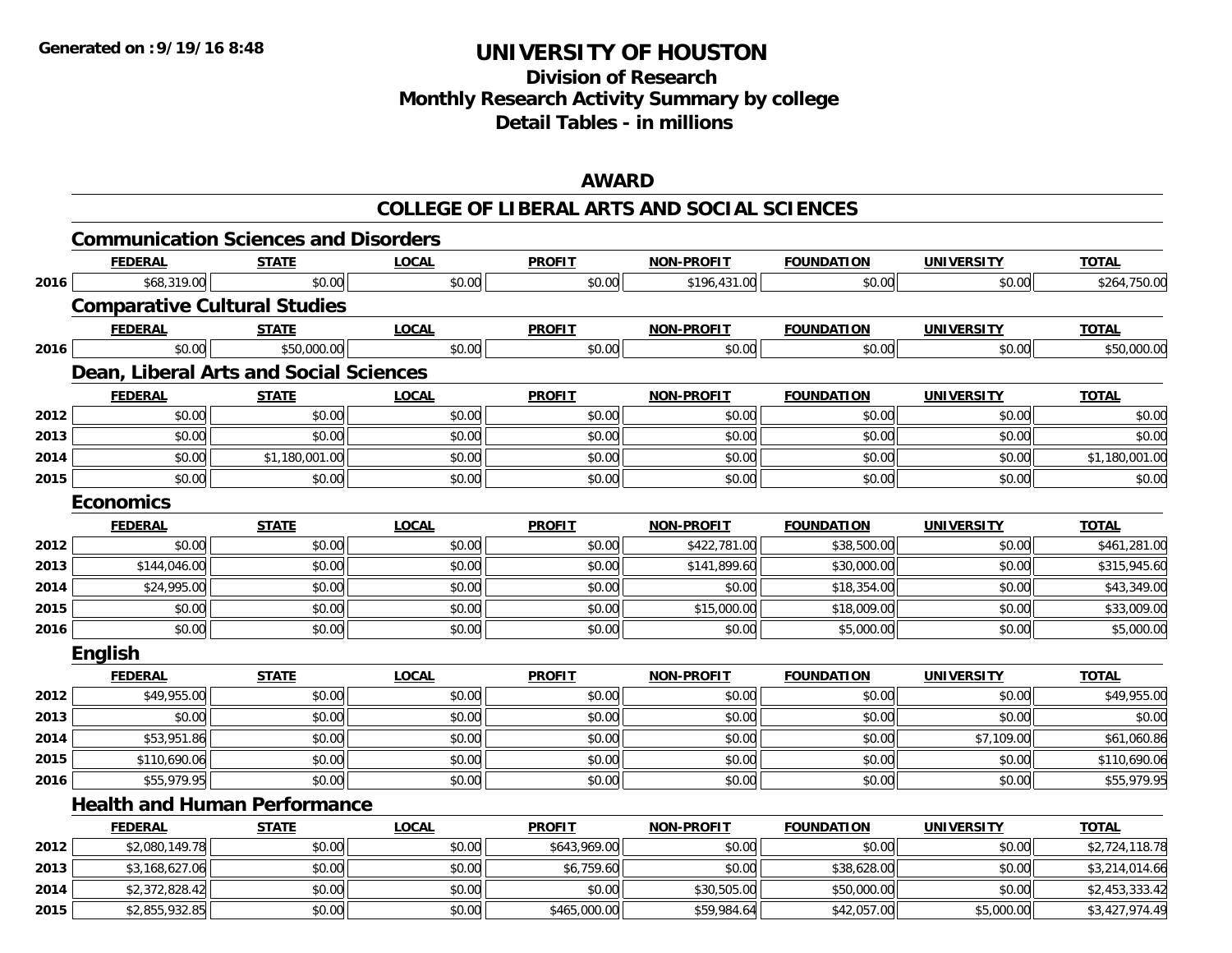Generated on :9/19/16 8:48

# UNIVERSITY OF HOUSTON

## Division of Research
## Monthly Research Activity Summary by college
## Detail Tables - in millions

## AWARD

## COLLEGE OF LIBERAL ARTS AND SOCIAL SCIENCES

### Communication Sciences and Disorders

| | FEDERAL | STATE | LOCAL | PROFIT | NON-PROFIT | FOUNDATION | UNIVERSITY | TOTAL |
|---|---|---|---|---|---|---|---|---|
| 2016 | $68,319.00 | $0.00 | $0.00 | $0.00 | $196,431.00 | $0.00 | $0.00 | $264,750.00 |

### Comparative Cultural Studies

| | FEDERAL | STATE | LOCAL | PROFIT | NON-PROFIT | FOUNDATION | UNIVERSITY | TOTAL |
|---|---|---|---|---|---|---|---|---|
| 2016 | $0.00 | $50,000.00 | $0.00 | $0.00 | $0.00 | $0.00 | $0.00 | $50,000.00 |

### Dean, Liberal Arts and Social Sciences

| | FEDERAL | STATE | LOCAL | PROFIT | NON-PROFIT | FOUNDATION | UNIVERSITY | TOTAL |
|---|---|---|---|---|---|---|---|---|
| 2012 | $0.00 | $0.00 | $0.00 | $0.00 | $0.00 | $0.00 | $0.00 | $0.00 |
| 2013 | $0.00 | $0.00 | $0.00 | $0.00 | $0.00 | $0.00 | $0.00 | $0.00 |
| 2014 | $0.00 | $1,180,001.00 | $0.00 | $0.00 | $0.00 | $0.00 | $0.00 | $1,180,001.00 |
| 2015 | $0.00 | $0.00 | $0.00 | $0.00 | $0.00 | $0.00 | $0.00 | $0.00 |

### Economics

| | FEDERAL | STATE | LOCAL | PROFIT | NON-PROFIT | FOUNDATION | UNIVERSITY | TOTAL |
|---|---|---|---|---|---|---|---|---|
| 2012 | $0.00 | $0.00 | $0.00 | $0.00 | $422,781.00 | $38,500.00 | $0.00 | $461,281.00 |
| 2013 | $144,046.00 | $0.00 | $0.00 | $0.00 | $141,899.60 | $30,000.00 | $0.00 | $315,945.60 |
| 2014 | $24,995.00 | $0.00 | $0.00 | $0.00 | $0.00 | $18,354.00 | $0.00 | $43,349.00 |
| 2015 | $0.00 | $0.00 | $0.00 | $0.00 | $15,000.00 | $18,009.00 | $0.00 | $33,009.00 |
| 2016 | $0.00 | $0.00 | $0.00 | $0.00 | $0.00 | $5,000.00 | $0.00 | $5,000.00 |

### English

| | FEDERAL | STATE | LOCAL | PROFIT | NON-PROFIT | FOUNDATION | UNIVERSITY | TOTAL |
|---|---|---|---|---|---|---|---|---|
| 2012 | $49,955.00 | $0.00 | $0.00 | $0.00 | $0.00 | $0.00 | $0.00 | $49,955.00 |
| 2013 | $0.00 | $0.00 | $0.00 | $0.00 | $0.00 | $0.00 | $0.00 | $0.00 |
| 2014 | $53,951.86 | $0.00 | $0.00 | $0.00 | $0.00 | $0.00 | $7,109.00 | $61,060.86 |
| 2015 | $110,690.06 | $0.00 | $0.00 | $0.00 | $0.00 | $0.00 | $0.00 | $110,690.06 |
| 2016 | $55,979.95 | $0.00 | $0.00 | $0.00 | $0.00 | $0.00 | $0.00 | $55,979.95 |

### Health and Human Performance

| | FEDERAL | STATE | LOCAL | PROFIT | NON-PROFIT | FOUNDATION | UNIVERSITY | TOTAL |
|---|---|---|---|---|---|---|---|---|
| 2012 | $2,080,149.78 | $0.00 | $0.00 | $643,969.00 | $0.00 | $0.00 | $0.00 | $2,724,118.78 |
| 2013 | $3,168,627.06 | $0.00 | $0.00 | $6,759.60 | $0.00 | $38,628.00 | $0.00 | $3,214,014.66 |
| 2014 | $2,372,828.42 | $0.00 | $0.00 | $0.00 | $30,505.00 | $50,000.00 | $0.00 | $2,453,333.42 |
| 2015 | $2,855,932.85 | $0.00 | $0.00 | $465,000.00 | $59,984.64 | $42,057.00 | $5,000.00 | $3,427,974.49 |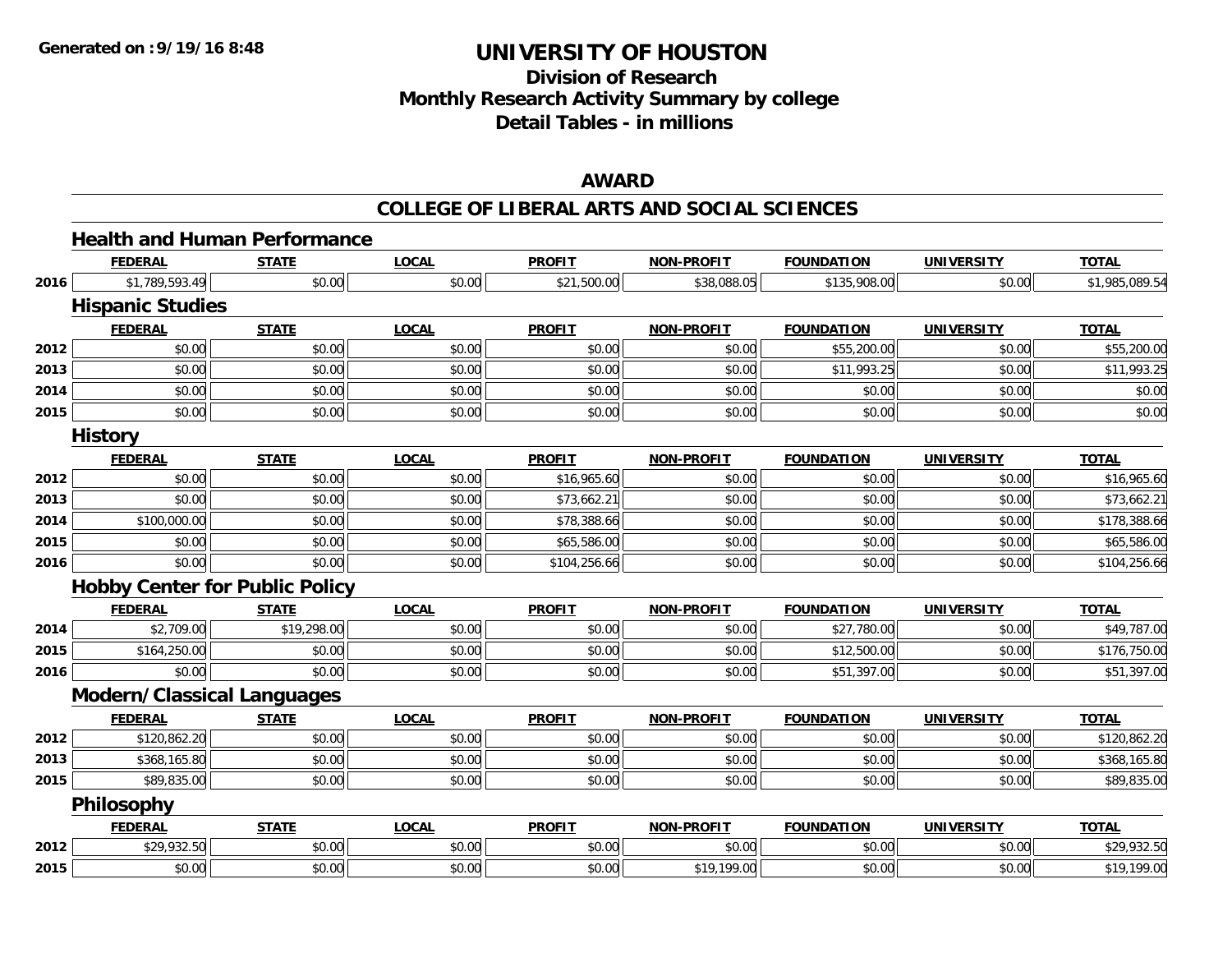**Generated on :9/19/16 8:48**

# UNIVERSITY OF HOUSTON

## Division of Research
## Monthly Research Activity Summary by college
## Detail Tables - in millions

### AWARD

### COLLEGE OF LIBERAL ARTS AND SOCIAL SCIENCES

#### Health and Human Performance

| | FEDERAL | STATE | LOCAL | PROFIT | NON-PROFIT | FOUNDATION | UNIVERSITY | TOTAL |
|---|---|---|---|---|---|---|---|---|
| 2016 | $1,789,593.49 | $0.00 | $0.00 | $21,500.00 | $38,088.05 | $135,908.00 | $0.00 | $1,985,089.54 |

#### Hispanic Studies

| | FEDERAL | STATE | LOCAL | PROFIT | NON-PROFIT | FOUNDATION | UNIVERSITY | TOTAL |
|---|---|---|---|---|---|---|---|---|
| 2012 | $0.00 | $0.00 | $0.00 | $0.00 | $0.00 | $55,200.00 | $0.00 | $55,200.00 |
| 2013 | $0.00 | $0.00 | $0.00 | $0.00 | $0.00 | $11,993.25 | $0.00 | $11,993.25 |
| 2014 | $0.00 | $0.00 | $0.00 | $0.00 | $0.00 | $0.00 | $0.00 | $0.00 |
| 2015 | $0.00 | $0.00 | $0.00 | $0.00 | $0.00 | $0.00 | $0.00 | $0.00 |

#### History

| | FEDERAL | STATE | LOCAL | PROFIT | NON-PROFIT | FOUNDATION | UNIVERSITY | TOTAL |
|---|---|---|---|---|---|---|---|---|
| 2012 | $0.00 | $0.00 | $0.00 | $16,965.60 | $0.00 | $0.00 | $0.00 | $16,965.60 |
| 2013 | $0.00 | $0.00 | $0.00 | $73,662.21 | $0.00 | $0.00 | $0.00 | $73,662.21 |
| 2014 | $100,000.00 | $0.00 | $0.00 | $78,388.66 | $0.00 | $0.00 | $0.00 | $178,388.66 |
| 2015 | $0.00 | $0.00 | $0.00 | $65,586.00 | $0.00 | $0.00 | $0.00 | $65,586.00 |
| 2016 | $0.00 | $0.00 | $0.00 | $104,256.66 | $0.00 | $0.00 | $0.00 | $104,256.66 |

#### Hobby Center for Public Policy

| | FEDERAL | STATE | LOCAL | PROFIT | NON-PROFIT | FOUNDATION | UNIVERSITY | TOTAL |
|---|---|---|---|---|---|---|---|---|
| 2014 | $2,709.00 | $19,298.00 | $0.00 | $0.00 | $0.00 | $27,780.00 | $0.00 | $49,787.00 |
| 2015 | $164,250.00 | $0.00 | $0.00 | $0.00 | $0.00 | $12,500.00 | $0.00 | $176,750.00 |
| 2016 | $0.00 | $0.00 | $0.00 | $0.00 | $0.00 | $51,397.00 | $0.00 | $51,397.00 |

#### Modern/Classical Languages

| | FEDERAL | STATE | LOCAL | PROFIT | NON-PROFIT | FOUNDATION | UNIVERSITY | TOTAL |
|---|---|---|---|---|---|---|---|---|
| 2012 | $120,862.20 | $0.00 | $0.00 | $0.00 | $0.00 | $0.00 | $0.00 | $120,862.20 |
| 2013 | $368,165.80 | $0.00 | $0.00 | $0.00 | $0.00 | $0.00 | $0.00 | $368,165.80 |
| 2015 | $89,835.00 | $0.00 | $0.00 | $0.00 | $0.00 | $0.00 | $0.00 | $89,835.00 |

#### Philosophy

| | FEDERAL | STATE | LOCAL | PROFIT | NON-PROFIT | FOUNDATION | UNIVERSITY | TOTAL |
|---|---|---|---|---|---|---|---|---|
| 2012 | $29,932.50 | $0.00 | $0.00 | $0.00 | $0.00 | $0.00 | $0.00 | $29,932.50 |
| 2015 | $0.00 | $0.00 | $0.00 | $0.00 | $19,199.00 | $0.00 | $0.00 | $19,199.00 |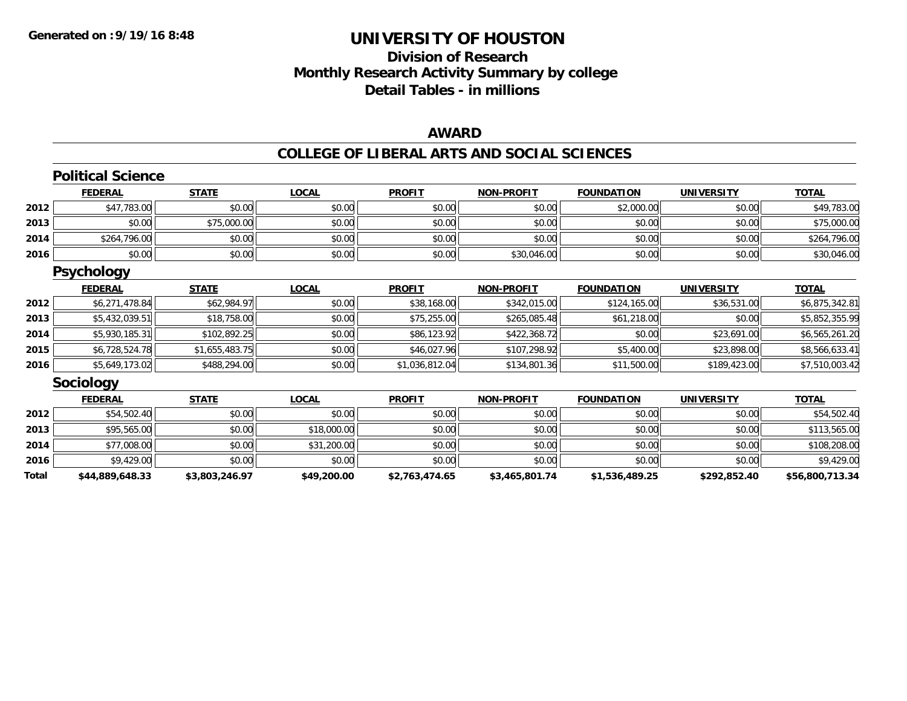# UNIVERSITY OF HOUSTON

## Division of Research
## Monthly Research Activity Summary by college
## Detail Tables - in millions

Generated on :9/19/16 8:48

### AWARD

### COLLEGE OF LIBERAL ARTS AND SOCIAL SCIENCES

#### Political Science

| | FEDERAL | STATE | LOCAL | PROFIT | NON-PROFIT | FOUNDATION | UNIVERSITY | TOTAL |
|---|---|---|---|---|---|---|---|---|
| 2012 | $47,783.00 | $0.00 | $0.00 | $0.00 | $0.00 | $2,000.00 | $0.00 | $49,783.00 |
| 2013 | $0.00 | $75,000.00 | $0.00 | $0.00 | $0.00 | $0.00 | $0.00 | $75,000.00 |
| 2014 | $264,796.00 | $0.00 | $0.00 | $0.00 | $0.00 | $0.00 | $0.00 | $264,796.00 |
| 2016 | $0.00 | $0.00 | $0.00 | $0.00 | $30,046.00 | $0.00 | $0.00 | $30,046.00 |

#### Psychology

| | FEDERAL | STATE | LOCAL | PROFIT | NON-PROFIT | FOUNDATION | UNIVERSITY | TOTAL |
|---|---|---|---|---|---|---|---|---|
| 2012 | $6,271,478.84 | $62,984.97 | $0.00 | $38,168.00 | $342,015.00 | $124,165.00 | $36,531.00 | $6,875,342.81 |
| 2013 | $5,432,039.51 | $18,758.00 | $0.00 | $75,255.00 | $265,085.48 | $61,218.00 | $0.00 | $5,852,355.99 |
| 2014 | $5,930,185.31 | $102,892.25 | $0.00 | $86,123.92 | $422,368.72 | $0.00 | $23,691.00 | $6,565,261.20 |
| 2015 | $6,728,524.78 | $1,655,483.75 | $0.00 | $46,027.96 | $107,298.92 | $5,400.00 | $23,898.00 | $8,566,633.41 |
| 2016 | $5,649,173.02 | $488,294.00 | $0.00 | $1,036,812.04 | $134,801.36 | $11,500.00 | $189,423.00 | $7,510,003.42 |

#### Sociology

| | FEDERAL | STATE | LOCAL | PROFIT | NON-PROFIT | FOUNDATION | UNIVERSITY | TOTAL |
|---|---|---|---|---|---|---|---|---|
| 2012 | $54,502.40 | $0.00 | $0.00 | $0.00 | $0.00 | $0.00 | $0.00 | $54,502.40 |
| 2013 | $95,565.00 | $0.00 | $18,000.00 | $0.00 | $0.00 | $0.00 | $0.00 | $113,565.00 |
| 2014 | $77,008.00 | $0.00 | $31,200.00 | $0.00 | $0.00 | $0.00 | $0.00 | $108,208.00 |
| 2016 | $9,429.00 | $0.00 | $0.00 | $0.00 | $0.00 | $0.00 | $0.00 | $9,429.00 |
| **Total** | **$44,889,648.33** | **$3,803,246.97** | **$49,200.00** | **$2,763,474.65** | **$3,465,801.74** | **$1,536,489.25** | **$292,852.40** | **$56,800,713.34** |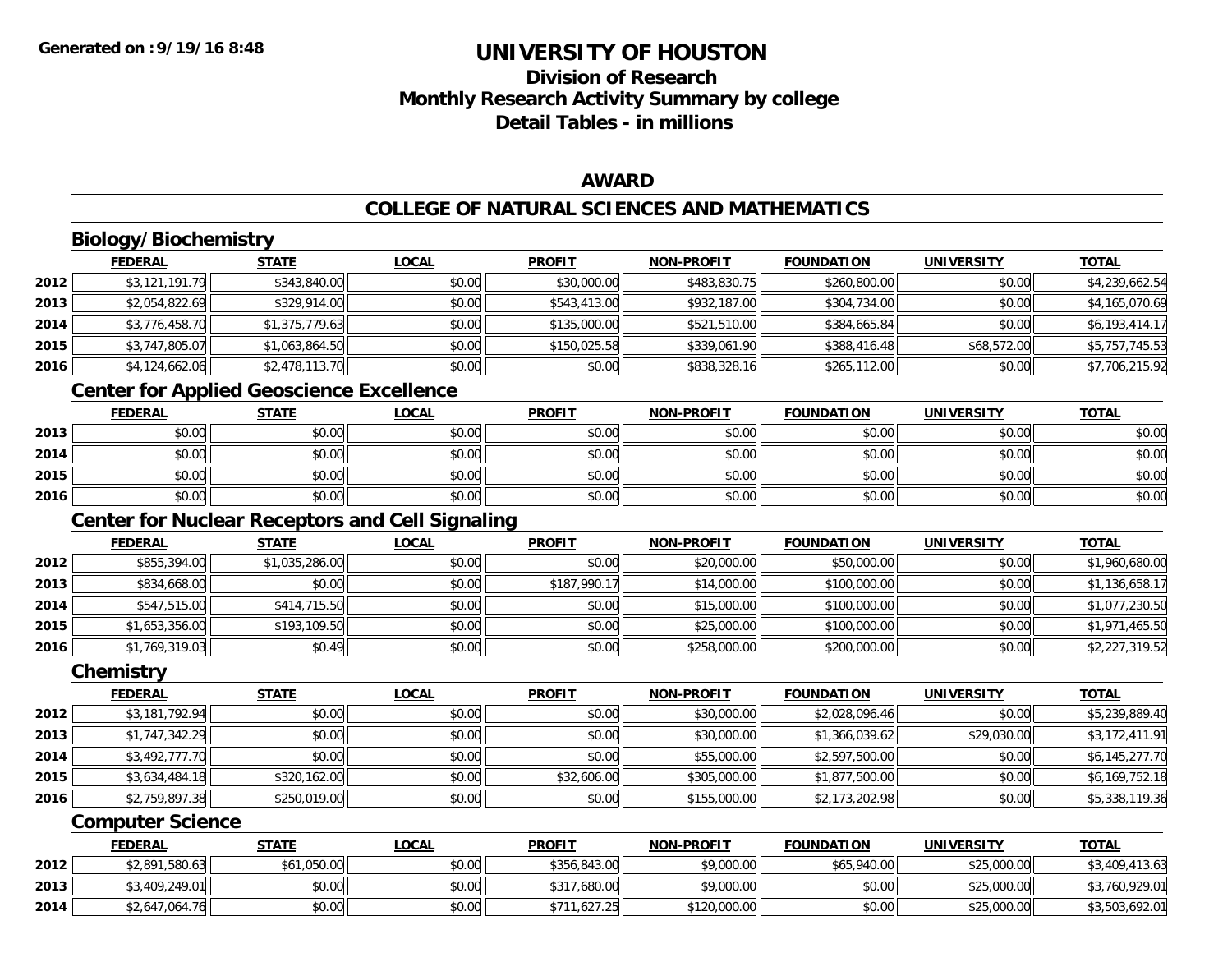# UNIVERSITY OF HOUSTON

## Division of Research
## Monthly Research Activity Summary by college
## Detail Tables - in millions

**Generated on :9/19/16 8:48**

### AWARD

### COLLEGE OF NATURAL SCIENCES AND MATHEMATICS

#### Biology/Biochemistry

| | FEDERAL | STATE | LOCAL | PROFIT | NON-PROFIT | FOUNDATION | UNIVERSITY | TOTAL |
|---|---|---|---|---|---|---|---|---|
| 2012 | $3,121,191.79 | $343,840.00 | $0.00 | $30,000.00 | $483,830.75 | $260,800.00 | $0.00 | $4,239,662.54 |
| 2013 | $2,054,822.69 | $329,914.00 | $0.00 | $543,413.00 | $932,187.00 | $304,734.00 | $0.00 | $4,165,070.69 |
| 2014 | $3,776,458.70 | $1,375,779.63 | $0.00 | $135,000.00 | $521,510.00 | $384,665.84 | $0.00 | $6,193,414.17 |
| 2015 | $3,747,805.07 | $1,063,864.50 | $0.00 | $150,025.58 | $339,061.90 | $388,416.48 | $68,572.00 | $5,757,745.53 |
| 2016 | $4,124,662.06 | $2,478,113.70 | $0.00 | $0.00 | $838,328.16 | $265,112.00 | $0.00 | $7,706,215.92 |

#### Center for Applied Geoscience Excellence

| | FEDERAL | STATE | LOCAL | PROFIT | NON-PROFIT | FOUNDATION | UNIVERSITY | TOTAL |
|---|---|---|---|---|---|---|---|---|
| 2013 | $0.00 | $0.00 | $0.00 | $0.00 | $0.00 | $0.00 | $0.00 | $0.00 |
| 2014 | $0.00 | $0.00 | $0.00 | $0.00 | $0.00 | $0.00 | $0.00 | $0.00 |
| 2015 | $0.00 | $0.00 | $0.00 | $0.00 | $0.00 | $0.00 | $0.00 | $0.00 |
| 2016 | $0.00 | $0.00 | $0.00 | $0.00 | $0.00 | $0.00 | $0.00 | $0.00 |

#### Center for Nuclear Receptors and Cell Signaling

| | FEDERAL | STATE | LOCAL | PROFIT | NON-PROFIT | FOUNDATION | UNIVERSITY | TOTAL |
|---|---|---|---|---|---|---|---|---|
| 2012 | $855,394.00 | $1,035,286.00 | $0.00 | $0.00 | $20,000.00 | $50,000.00 | $0.00 | $1,960,680.00 |
| 2013 | $834,668.00 | $0.00 | $0.00 | $187,990.17 | $14,000.00 | $100,000.00 | $0.00 | $1,136,658.17 |
| 2014 | $547,515.00 | $414,715.50 | $0.00 | $0.00 | $15,000.00 | $100,000.00 | $0.00 | $1,077,230.50 |
| 2015 | $1,653,356.00 | $193,109.50 | $0.00 | $0.00 | $25,000.00 | $100,000.00 | $0.00 | $1,971,465.50 |
| 2016 | $1,769,319.03 | $0.49 | $0.00 | $0.00 | $258,000.00 | $200,000.00 | $0.00 | $2,227,319.52 |

#### Chemistry

| | FEDERAL | STATE | LOCAL | PROFIT | NON-PROFIT | FOUNDATION | UNIVERSITY | TOTAL |
|---|---|---|---|---|---|---|---|---|
| 2012 | $3,181,792.94 | $0.00 | $0.00 | $0.00 | $30,000.00 | $2,028,096.46 | $0.00 | $5,239,889.40 |
| 2013 | $1,747,342.29 | $0.00 | $0.00 | $0.00 | $30,000.00 | $1,366,039.62 | $29,030.00 | $3,172,411.91 |
| 2014 | $3,492,777.70 | $0.00 | $0.00 | $0.00 | $55,000.00 | $2,597,500.00 | $0.00 | $6,145,277.70 |
| 2015 | $3,634,484.18 | $320,162.00 | $0.00 | $32,606.00 | $305,000.00 | $1,877,500.00 | $0.00 | $6,169,752.18 |
| 2016 | $2,759,897.38 | $250,019.00 | $0.00 | $0.00 | $155,000.00 | $2,173,202.98 | $0.00 | $5,338,119.36 |

#### Computer Science

| | FEDERAL | STATE | LOCAL | PROFIT | NON-PROFIT | FOUNDATION | UNIVERSITY | TOTAL |
|---|---|---|---|---|---|---|---|---|
| 2012 | $2,891,580.63 | $61,050.00 | $0.00 | $356,843.00 | $9,000.00 | $65,940.00 | $25,000.00 | $3,409,413.63 |
| 2013 | $3,409,249.01 | $0.00 | $0.00 | $317,680.00 | $9,000.00 | $0.00 | $25,000.00 | $3,760,929.01 |
| 2014 | $2,647,064.76 | $0.00 | $0.00 | $711,627.25 | $120,000.00 | $0.00 | $25,000.00 | $3,503,692.01 |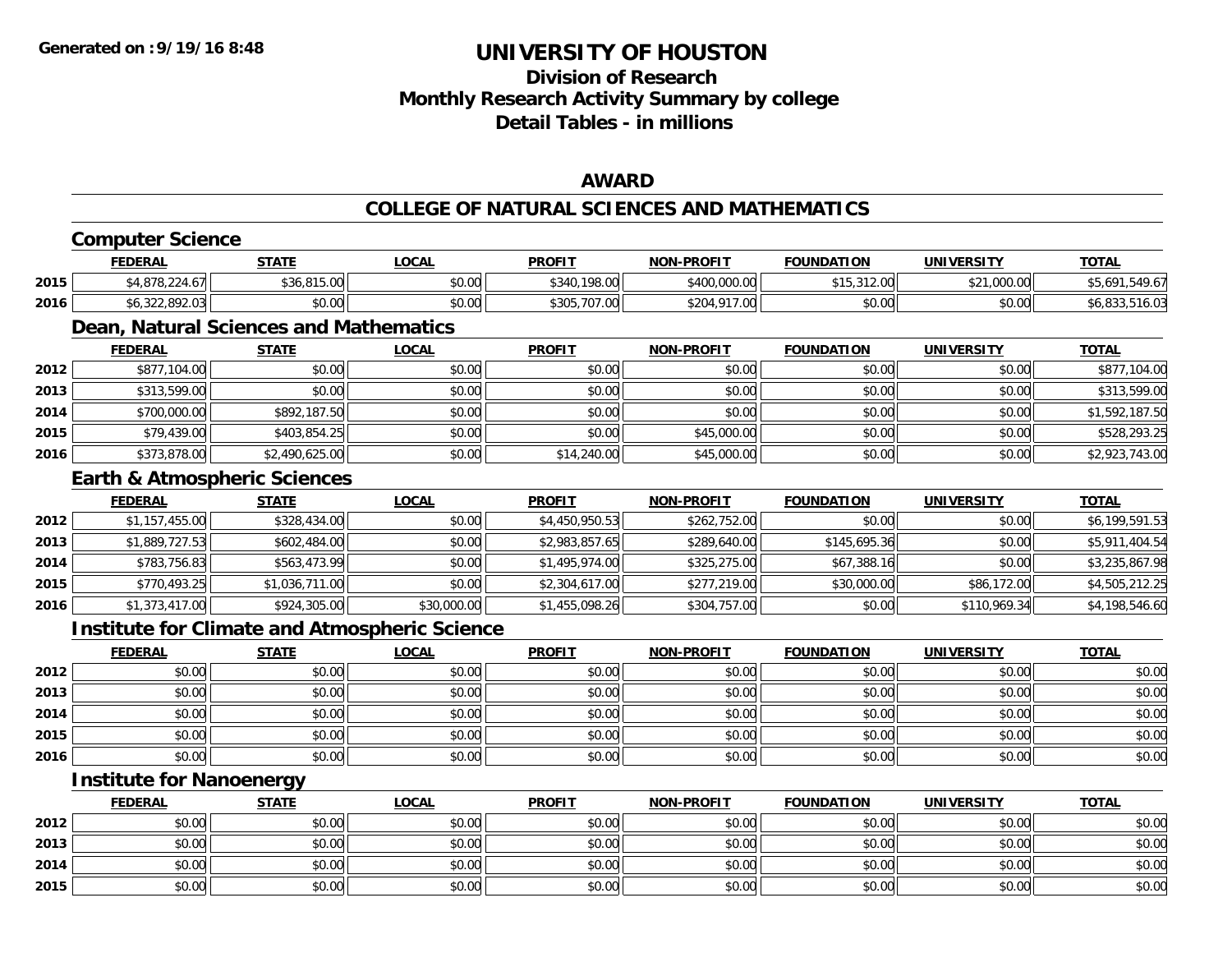# UNIVERSITY OF HOUSTON

## Division of Research
## Monthly Research Activity Summary by college
## Detail Tables - in millions

Generated on :9/19/16 8:48

### AWARD

### COLLEGE OF NATURAL SCIENCES AND MATHEMATICS

#### Computer Science

| | FEDERAL | STATE | LOCAL | PROFIT | NON-PROFIT | FOUNDATION | UNIVERSITY | TOTAL |
|---|---|---|---|---|---|---|---|---|
| 2015 | $4,878,224.67 | $36,815.00 | $0.00 | $340,198.00 | $400,000.00 | $15,312.00 | $21,000.00 | $5,691,549.67 |
| 2016 | $6,322,892.03 | $0.00 | $0.00 | $305,707.00 | $204,917.00 | $0.00 | $0.00 | $6,833,516.03 |

#### Dean, Natural Sciences and Mathematics

| | FEDERAL | STATE | LOCAL | PROFIT | NON-PROFIT | FOUNDATION | UNIVERSITY | TOTAL |
|---|---|---|---|---|---|---|---|---|
| 2012 | $877,104.00 | $0.00 | $0.00 | $0.00 | $0.00 | $0.00 | $0.00 | $877,104.00 |
| 2013 | $313,599.00 | $0.00 | $0.00 | $0.00 | $0.00 | $0.00 | $0.00 | $313,599.00 |
| 2014 | $700,000.00 | $892,187.50 | $0.00 | $0.00 | $0.00 | $0.00 | $0.00 | $1,592,187.50 |
| 2015 | $79,439.00 | $403,854.25 | $0.00 | $0.00 | $45,000.00 | $0.00 | $0.00 | $528,293.25 |
| 2016 | $373,878.00 | $2,490,625.00 | $0.00 | $14,240.00 | $45,000.00 | $0.00 | $0.00 | $2,923,743.00 |

#### Earth & Atmospheric Sciences

| | FEDERAL | STATE | LOCAL | PROFIT | NON-PROFIT | FOUNDATION | UNIVERSITY | TOTAL |
|---|---|---|---|---|---|---|---|---|
| 2012 | $1,157,455.00 | $328,434.00 | $0.00 | $4,450,950.53 | $262,752.00 | $0.00 | $0.00 | $6,199,591.53 |
| 2013 | $1,889,727.53 | $602,484.00 | $0.00 | $2,983,857.65 | $289,640.00 | $145,695.36 | $0.00 | $5,911,404.54 |
| 2014 | $783,756.83 | $563,473.99 | $0.00 | $1,495,974.00 | $325,275.00 | $67,388.16 | $0.00 | $3,235,867.98 |
| 2015 | $770,493.25 | $1,036,711.00 | $0.00 | $2,304,617.00 | $277,219.00 | $30,000.00 | $86,172.00 | $4,505,212.25 |
| 2016 | $1,373,417.00 | $924,305.00 | $30,000.00 | $1,455,098.26 | $304,757.00 | $0.00 | $110,969.34 | $4,198,546.60 |

#### Institute for Climate and Atmospheric Science

| | FEDERAL | STATE | LOCAL | PROFIT | NON-PROFIT | FOUNDATION | UNIVERSITY | TOTAL |
|---|---|---|---|---|---|---|---|---|
| 2012 | $0.00 | $0.00 | $0.00 | $0.00 | $0.00 | $0.00 | $0.00 | $0.00 |
| 2013 | $0.00 | $0.00 | $0.00 | $0.00 | $0.00 | $0.00 | $0.00 | $0.00 |
| 2014 | $0.00 | $0.00 | $0.00 | $0.00 | $0.00 | $0.00 | $0.00 | $0.00 |
| 2015 | $0.00 | $0.00 | $0.00 | $0.00 | $0.00 | $0.00 | $0.00 | $0.00 |
| 2016 | $0.00 | $0.00 | $0.00 | $0.00 | $0.00 | $0.00 | $0.00 | $0.00 |

#### Institute for Nanoenergy

| | FEDERAL | STATE | LOCAL | PROFIT | NON-PROFIT | FOUNDATION | UNIVERSITY | TOTAL |
|---|---|---|---|---|---|---|---|---|
| 2012 | $0.00 | $0.00 | $0.00 | $0.00 | $0.00 | $0.00 | $0.00 | $0.00 |
| 2013 | $0.00 | $0.00 | $0.00 | $0.00 | $0.00 | $0.00 | $0.00 | $0.00 |
| 2014 | $0.00 | $0.00 | $0.00 | $0.00 | $0.00 | $0.00 | $0.00 | $0.00 |
| 2015 | $0.00 | $0.00 | $0.00 | $0.00 | $0.00 | $0.00 | $0.00 | $0.00 |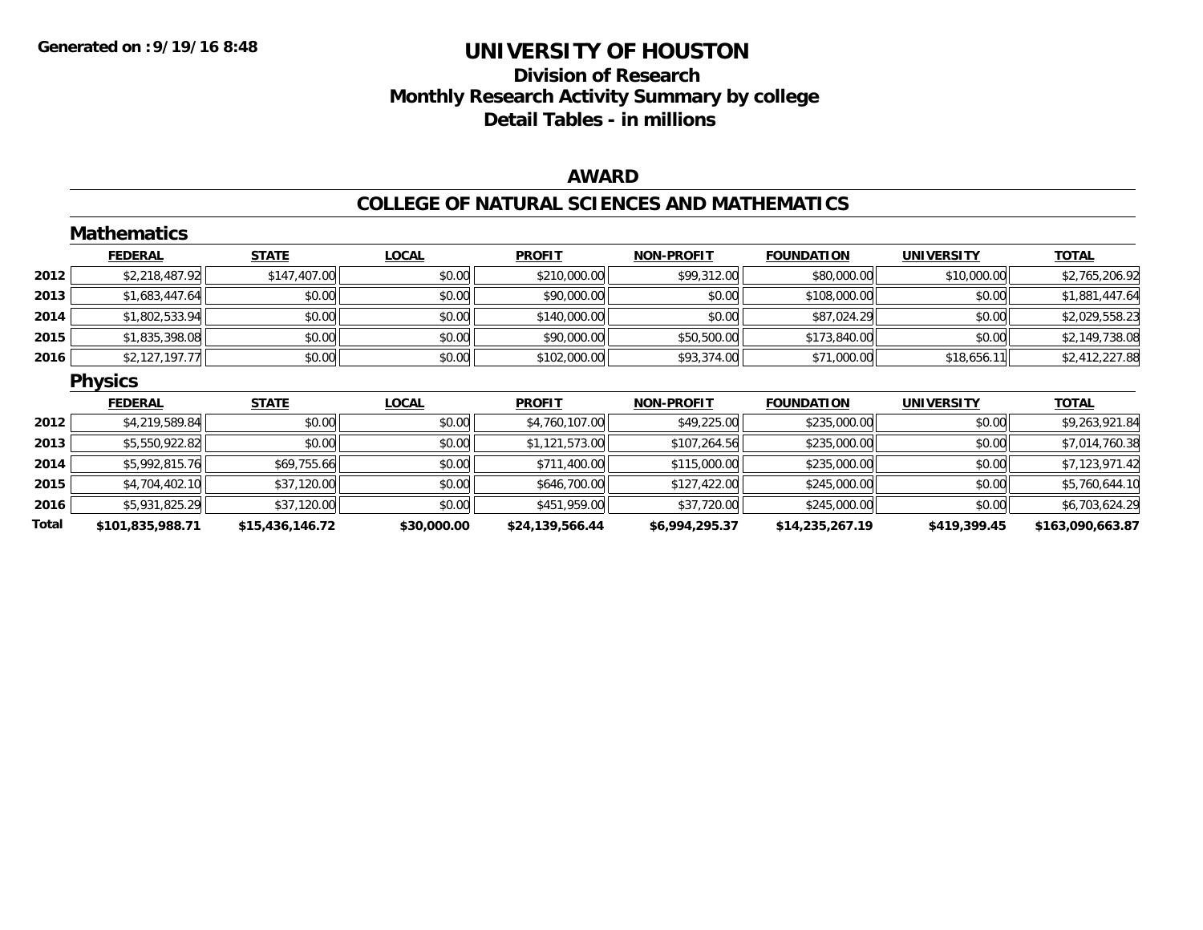# UNIVERSITY OF HOUSTON

## Division of Research
## Monthly Research Activity Summary by college
## Detail Tables - in millions

Generated on :9/19/16 8:48

### AWARD

### COLLEGE OF NATURAL SCIENCES AND MATHEMATICS

#### Mathematics

| | FEDERAL | STATE | LOCAL | PROFIT | NON-PROFIT | FOUNDATION | UNIVERSITY | TOTAL |
|---|---|---|---|---|---|---|---|---|
| 2012 | $2,218,487.92 | $147,407.00 | $0.00 | $210,000.00 | $99,312.00 | $80,000.00 | $10,000.00 | $2,765,206.92 |
| 2013 | $1,683,447.64 | $0.00 | $0.00 | $90,000.00 | $0.00 | $108,000.00 | $0.00 | $1,881,447.64 |
| 2014 | $1,802,533.94 | $0.00 | $0.00 | $140,000.00 | $0.00 | $87,024.29 | $0.00 | $2,029,558.23 |
| 2015 | $1,835,398.08 | $0.00 | $0.00 | $90,000.00 | $50,500.00 | $173,840.00 | $0.00 | $2,149,738.08 |
| 2016 | $2,127,197.77 | $0.00 | $0.00 | $102,000.00 | $93,374.00 | $71,000.00 | $18,656.11 | $2,412,227.88 |

#### Physics

| | FEDERAL | STATE | LOCAL | PROFIT | NON-PROFIT | FOUNDATION | UNIVERSITY | TOTAL |
|---|---|---|---|---|---|---|---|---|
| 2012 | $4,219,589.84 | $0.00 | $0.00 | $4,760,107.00 | $49,225.00 | $235,000.00 | $0.00 | $9,263,921.84 |
| 2013 | $5,550,922.82 | $0.00 | $0.00 | $1,121,573.00 | $107,264.56 | $235,000.00 | $0.00 | $7,014,760.38 |
| 2014 | $5,992,815.76 | $69,755.66 | $0.00 | $711,400.00 | $115,000.00 | $235,000.00 | $0.00 | $7,123,971.42 |
| 2015 | $4,704,402.10 | $37,120.00 | $0.00 | $646,700.00 | $127,422.00 | $245,000.00 | $0.00 | $5,760,644.10 |
| 2016 | $5,931,825.29 | $37,120.00 | $0.00 | $451,959.00 | $37,720.00 | $245,000.00 | $0.00 | $6,703,624.29 |
| **Total** | **$101,835,988.71** | **$15,436,146.72** | **$30,000.00** | **$24,139,566.44** | **$6,994,295.37** | **$14,235,267.19** | **$419,399.45** | **$163,090,663.87** |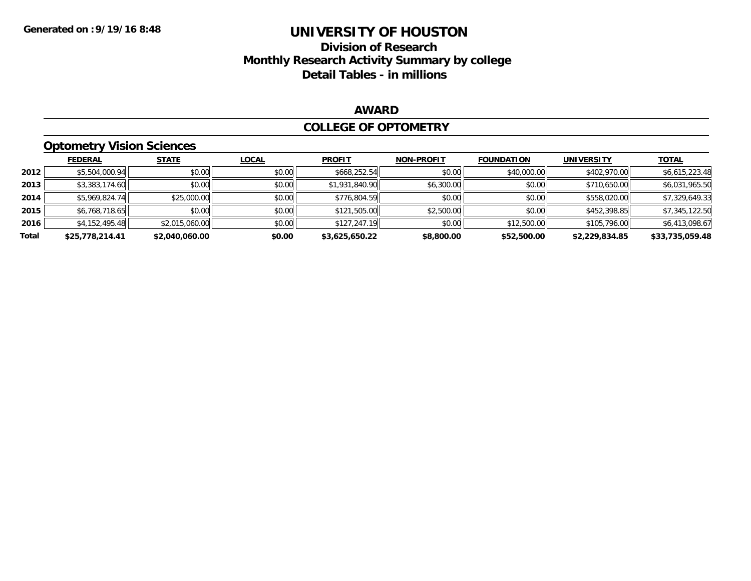Generated on :9/19/16 8:48

# UNIVERSITY OF HOUSTON

## Division of Research
## Monthly Research Activity Summary by college
## Detail Tables - in millions

### AWARD

### COLLEGE OF OPTOMETRY

#### Optometry Vision Sciences

| | FEDERAL | STATE | LOCAL | PROFIT | NON-PROFIT | FOUNDATION | UNIVERSITY | TOTAL |
|---|---|---|---|---|---|---|---|---|
| 2012 | $5,504,000.94 | $0.00 | $0.00 | $668,252.54 | $0.00 | $40,000.00 | $402,970.00 | $6,615,223.48 |
| 2013 | $3,383,174.60 | $0.00 | $0.00 | $1,931,840.90 | $6,300.00 | $0.00 | $710,650.00 | $6,031,965.50 |
| 2014 | $5,969,824.74 | $25,000.00 | $0.00 | $776,804.59 | $0.00 | $0.00 | $558,020.00 | $7,329,649.33 |
| 2015 | $6,768,718.65 | $0.00 | $0.00 | $121,505.00 | $2,500.00 | $0.00 | $452,398.85 | $7,345,122.50 |
| 2016 | $4,152,495.48 | $2,015,060.00 | $0.00 | $127,247.19 | $0.00 | $12,500.00 | $105,796.00 | $6,413,098.67 |
| **Total** | **$25,778,214.41** | **$2,040,060.00** | **$0.00** | **$3,625,650.22** | **$8,800.00** | **$52,500.00** | **$2,229,834.85** | **$33,735,059.48** |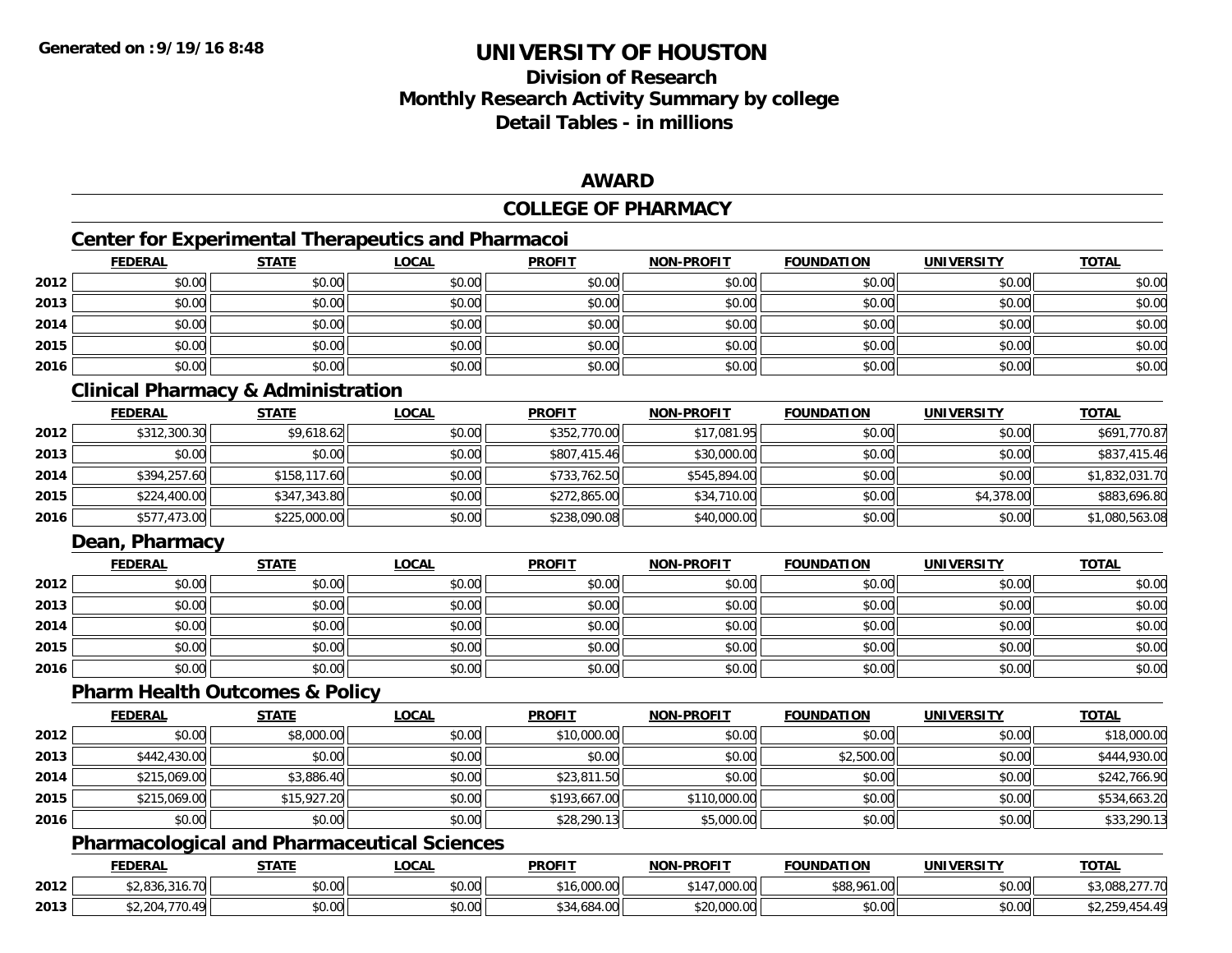Generated on :9/19/16 8:48

# UNIVERSITY OF HOUSTON

## Division of Research
## Monthly Research Activity Summary by college
## Detail Tables - in millions

### AWARD

### COLLEGE OF PHARMACY

#### Center for Experimental Therapeutics and Pharmacoi

| | FEDERAL | STATE | LOCAL | PROFIT | NON-PROFIT | FOUNDATION | UNIVERSITY | TOTAL |
|---|---|---|---|---|---|---|---|---|
| 2012 | $0.00 | $0.00 | $0.00 | $0.00 | $0.00 | $0.00 | $0.00 | $0.00 |
| 2013 | $0.00 | $0.00 | $0.00 | $0.00 | $0.00 | $0.00 | $0.00 | $0.00 |
| 2014 | $0.00 | $0.00 | $0.00 | $0.00 | $0.00 | $0.00 | $0.00 | $0.00 |
| 2015 | $0.00 | $0.00 | $0.00 | $0.00 | $0.00 | $0.00 | $0.00 | $0.00 |
| 2016 | $0.00 | $0.00 | $0.00 | $0.00 | $0.00 | $0.00 | $0.00 | $0.00 |

#### Clinical Pharmacy & Administration

| | FEDERAL | STATE | LOCAL | PROFIT | NON-PROFIT | FOUNDATION | UNIVERSITY | TOTAL |
|---|---|---|---|---|---|---|---|---|
| 2012 | $312,300.30 | $9,618.62 | $0.00 | $352,770.00 | $17,081.95 | $0.00 | $0.00 | $691,770.87 |
| 2013 | $0.00 | $0.00 | $0.00 | $807,415.46 | $30,000.00 | $0.00 | $0.00 | $837,415.46 |
| 2014 | $394,257.60 | $158,117.60 | $0.00 | $733,762.50 | $545,894.00 | $0.00 | $0.00 | $1,832,031.70 |
| 2015 | $224,400.00 | $347,343.80 | $0.00 | $272,865.00 | $34,710.00 | $0.00 | $4,378.00 | $883,696.80 |
| 2016 | $577,473.00 | $225,000.00 | $0.00 | $238,090.08 | $40,000.00 | $0.00 | $0.00 | $1,080,563.08 |

#### Dean, Pharmacy

| | FEDERAL | STATE | LOCAL | PROFIT | NON-PROFIT | FOUNDATION | UNIVERSITY | TOTAL |
|---|---|---|---|---|---|---|---|---|
| 2012 | $0.00 | $0.00 | $0.00 | $0.00 | $0.00 | $0.00 | $0.00 | $0.00 |
| 2013 | $0.00 | $0.00 | $0.00 | $0.00 | $0.00 | $0.00 | $0.00 | $0.00 |
| 2014 | $0.00 | $0.00 | $0.00 | $0.00 | $0.00 | $0.00 | $0.00 | $0.00 |
| 2015 | $0.00 | $0.00 | $0.00 | $0.00 | $0.00 | $0.00 | $0.00 | $0.00 |
| 2016 | $0.00 | $0.00 | $0.00 | $0.00 | $0.00 | $0.00 | $0.00 | $0.00 |

#### Pharm Health Outcomes & Policy

| | FEDERAL | STATE | LOCAL | PROFIT | NON-PROFIT | FOUNDATION | UNIVERSITY | TOTAL |
|---|---|---|---|---|---|---|---|---|
| 2012 | $0.00 | $8,000.00 | $0.00 | $10,000.00 | $0.00 | $0.00 | $0.00 | $18,000.00 |
| 2013 | $442,430.00 | $0.00 | $0.00 | $0.00 | $0.00 | $2,500.00 | $0.00 | $444,930.00 |
| 2014 | $215,069.00 | $3,886.40 | $0.00 | $23,811.50 | $0.00 | $0.00 | $0.00 | $242,766.90 |
| 2015 | $215,069.00 | $15,927.20 | $0.00 | $193,667.00 | $110,000.00 | $0.00 | $0.00 | $534,663.20 |
| 2016 | $0.00 | $0.00 | $0.00 | $28,290.13 | $5,000.00 | $0.00 | $0.00 | $33,290.13 |

#### Pharmacological and Pharmaceutical Sciences

| | FEDERAL | STATE | LOCAL | PROFIT | NON-PROFIT | FOUNDATION | UNIVERSITY | TOTAL |
|---|---|---|---|---|---|---|---|---|
| 2012 | $2,836,316.70 | $0.00 | $0.00 | $16,000.00 | $147,000.00 | $88,961.00 | $0.00 | $3,088,277.70 |
| 2013 | $2,204,770.49 | $0.00 | $0.00 | $34,684.00 | $20,000.00 | $0.00 | $0.00 | $2,259,454.49 |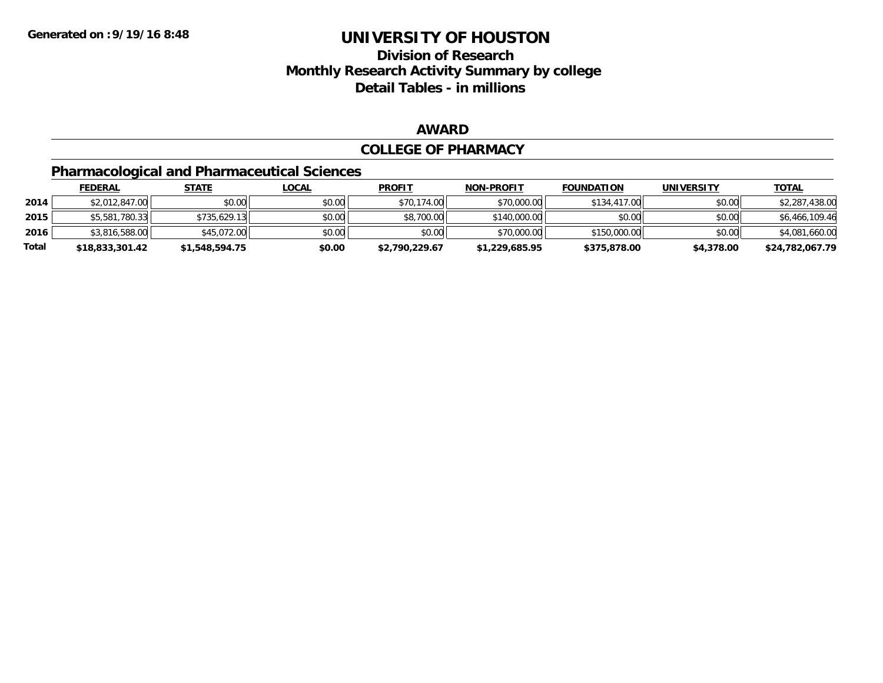**Generated on :9/19/16 8:48**

# UNIVERSITY OF HOUSTON

## Division of Research
## Monthly Research Activity Summary by college
## Detail Tables - in millions

### AWARD

### COLLEGE OF PHARMACY

### Pharmacological and Pharmaceutical Sciences

| | FEDERAL | STATE | LOCAL | PROFIT | NON-PROFIT | FOUNDATION | UNIVERSITY | TOTAL |
|---|---|---|---|---|---|---|---|---|
| 2014 | $2,012,847.00 | $0.00 | $0.00 | $70,174.00 | $70,000.00 | $134,417.00 | $0.00 | $2,287,438.00 |
| 2015 | $5,581,780.33 | $735,629.13 | $0.00 | $8,700.00 | $140,000.00 | $0.00 | $0.00 | $6,466,109.46 |
| 2016 | $3,816,588.00 | $45,072.00 | $0.00 | $0.00 | $70,000.00 | $150,000.00 | $0.00 | $4,081,660.00 |
| **Total** | **$18,833,301.42** | **$1,548,594.75** | **$0.00** | **$2,790,229.67** | **$1,229,685.95** | **$375,878.00** | **$4,378.00** | **$24,782,067.79** |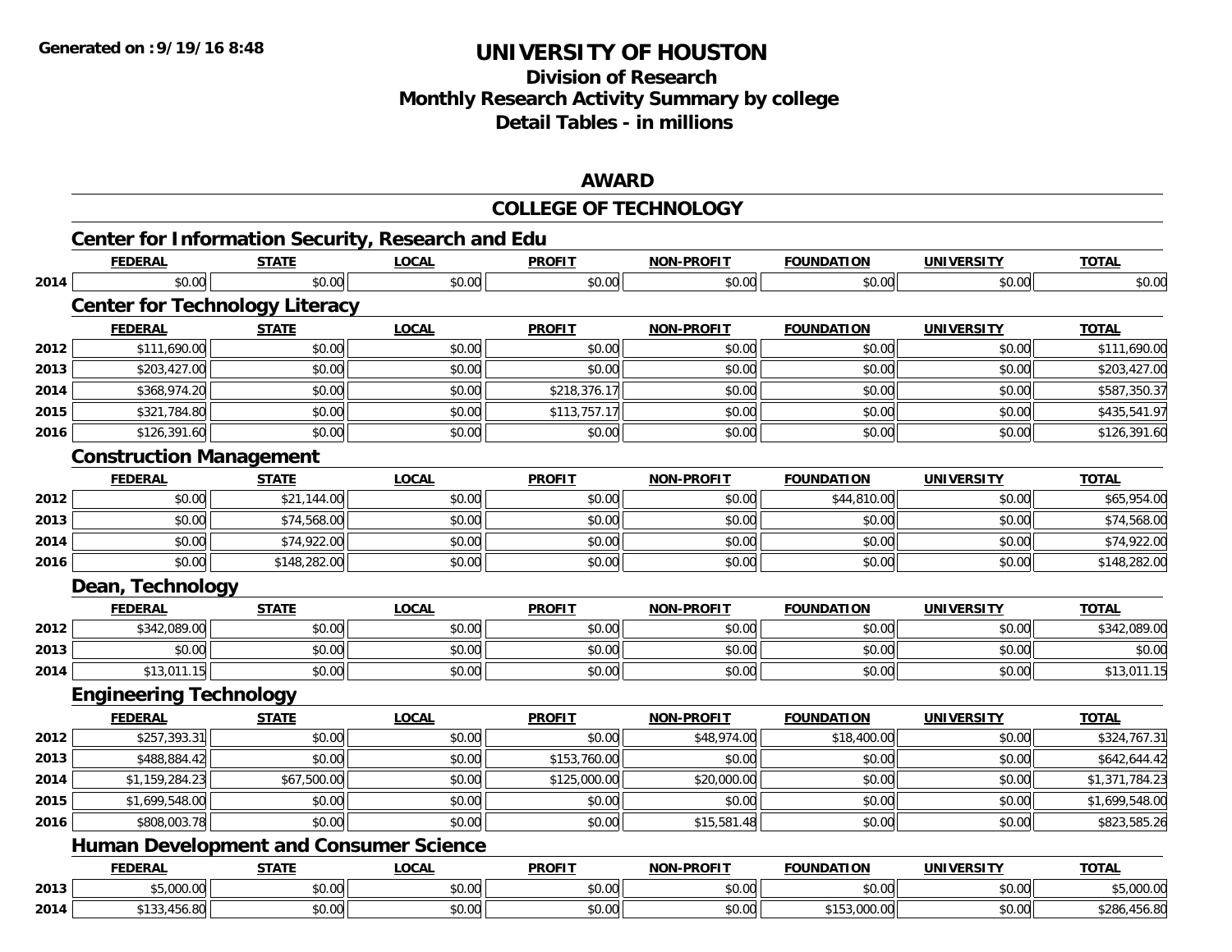**Generated on :9/19/16 8:48**

# UNIVERSITY OF HOUSTON

## Division of Research
## Monthly Research Activity Summary by college
## Detail Tables - in millions

## AWARD

## COLLEGE OF TECHNOLOGY

### Center for Information Security, Research and Edu

| | FEDERAL | STATE | LOCAL | PROFIT | NON-PROFIT | FOUNDATION | UNIVERSITY | TOTAL |
|---|---|---|---|---|---|---|---|---|
| 2014 | $0.00 | $0.00 | $0.00 | $0.00 | $0.00 | $0.00 | $0.00 | $0.00 |

### Center for Technology Literacy

| | FEDERAL | STATE | LOCAL | PROFIT | NON-PROFIT | FOUNDATION | UNIVERSITY | TOTAL |
|---|---|---|---|---|---|---|---|---|
| 2012 | $111,690.00 | $0.00 | $0.00 | $0.00 | $0.00 | $0.00 | $0.00 | $111,690.00 |
| 2013 | $203,427.00 | $0.00 | $0.00 | $0.00 | $0.00 | $0.00 | $0.00 | $203,427.00 |
| 2014 | $368,974.20 | $0.00 | $0.00 | $218,376.17 | $0.00 | $0.00 | $0.00 | $587,350.37 |
| 2015 | $321,784.80 | $0.00 | $0.00 | $113,757.17 | $0.00 | $0.00 | $0.00 | $435,541.97 |
| 2016 | $126,391.60 | $0.00 | $0.00 | $0.00 | $0.00 | $0.00 | $0.00 | $126,391.60 |

### Construction Management

| | FEDERAL | STATE | LOCAL | PROFIT | NON-PROFIT | FOUNDATION | UNIVERSITY | TOTAL |
|---|---|---|---|---|---|---|---|---|
| 2012 | $0.00 | $21,144.00 | $0.00 | $0.00 | $0.00 | $44,810.00 | $0.00 | $65,954.00 |
| 2013 | $0.00 | $74,568.00 | $0.00 | $0.00 | $0.00 | $0.00 | $0.00 | $74,568.00 |
| 2014 | $0.00 | $74,922.00 | $0.00 | $0.00 | $0.00 | $0.00 | $0.00 | $74,922.00 |
| 2016 | $0.00 | $148,282.00 | $0.00 | $0.00 | $0.00 | $0.00 | $0.00 | $148,282.00 |

### Dean, Technology

| | FEDERAL | STATE | LOCAL | PROFIT | NON-PROFIT | FOUNDATION | UNIVERSITY | TOTAL |
|---|---|---|---|---|---|---|---|---|
| 2012 | $342,089.00 | $0.00 | $0.00 | $0.00 | $0.00 | $0.00 | $0.00 | $342,089.00 |
| 2013 | $0.00 | $0.00 | $0.00 | $0.00 | $0.00 | $0.00 | $0.00 | $0.00 |
| 2014 | $13,011.15 | $0.00 | $0.00 | $0.00 | $0.00 | $0.00 | $0.00 | $13,011.15 |

### Engineering Technology

| | FEDERAL | STATE | LOCAL | PROFIT | NON-PROFIT | FOUNDATION | UNIVERSITY | TOTAL |
|---|---|---|---|---|---|---|---|---|
| 2012 | $257,393.31 | $0.00 | $0.00 | $0.00 | $48,974.00 | $18,400.00 | $0.00 | $324,767.31 |
| 2013 | $488,884.42 | $0.00 | $0.00 | $153,760.00 | $0.00 | $0.00 | $0.00 | $642,644.42 |
| 2014 | $1,159,284.23 | $67,500.00 | $0.00 | $125,000.00 | $20,000.00 | $0.00 | $0.00 | $1,371,784.23 |
| 2015 | $1,699,548.00 | $0.00 | $0.00 | $0.00 | $0.00 | $0.00 | $0.00 | $1,699,548.00 |
| 2016 | $808,003.78 | $0.00 | $0.00 | $0.00 | $15,581.48 | $0.00 | $0.00 | $823,585.26 |

### Human Development and Consumer Science

| | FEDERAL | STATE | LOCAL | PROFIT | NON-PROFIT | FOUNDATION | UNIVERSITY | TOTAL |
|---|---|---|---|---|---|---|---|---|
| 2013 | $5,000.00 | $0.00 | $0.00 | $0.00 | $0.00 | $0.00 | $0.00 | $5,000.00 |
| 2014 | $133,456.80 | $0.00 | $0.00 | $0.00 | $0.00 | $153,000.00 | $0.00 | $286,456.80 |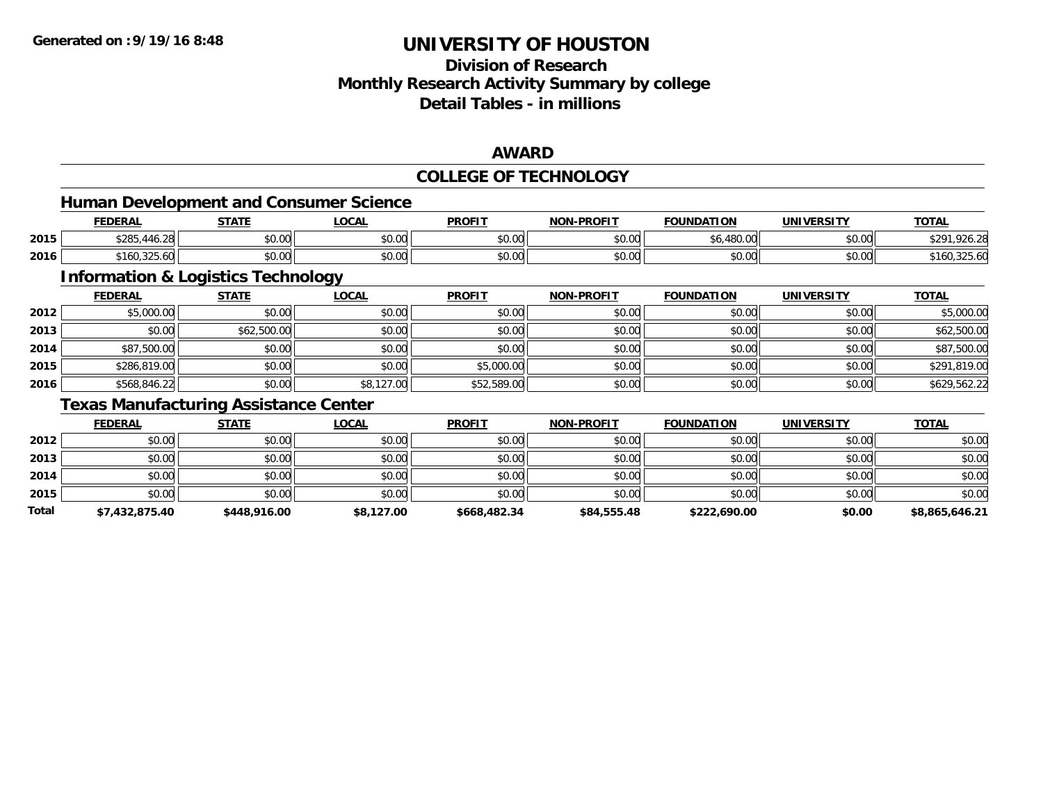# UNIVERSITY OF HOUSTON

## Division of Research
## Monthly Research Activity Summary by college
## Detail Tables - in millions

### AWARD

### COLLEGE OF TECHNOLOGY

#### Human Development and Consumer Science

| | FEDERAL | STATE | LOCAL | PROFIT | NON-PROFIT | FOUNDATION | UNIVERSITY | TOTAL |
|---|---|---|---|---|---|---|---|---|
| 2015 | $285,446.28 | $0.00 | $0.00 | $0.00 | $0.00 | $6,480.00 | $0.00 | $291,926.28 |
| 2016 | $160,325.60 | $0.00 | $0.00 | $0.00 | $0.00 | $0.00 | $0.00 | $160,325.60 |

#### Information & Logistics Technology

| | FEDERAL | STATE | LOCAL | PROFIT | NON-PROFIT | FOUNDATION | UNIVERSITY | TOTAL |
|---|---|---|---|---|---|---|---|---|
| 2012 | $5,000.00 | $0.00 | $0.00 | $0.00 | $0.00 | $0.00 | $0.00 | $5,000.00 |
| 2013 | $0.00 | $62,500.00 | $0.00 | $0.00 | $0.00 | $0.00 | $0.00 | $62,500.00 |
| 2014 | $87,500.00 | $0.00 | $0.00 | $0.00 | $0.00 | $0.00 | $0.00 | $87,500.00 |
| 2015 | $286,819.00 | $0.00 | $0.00 | $5,000.00 | $0.00 | $0.00 | $0.00 | $291,819.00 |
| 2016 | $568,846.22 | $0.00 | $8,127.00 | $52,589.00 | $0.00 | $0.00 | $0.00 | $629,562.22 |

#### Texas Manufacturing Assistance Center

| | FEDERAL | STATE | LOCAL | PROFIT | NON-PROFIT | FOUNDATION | UNIVERSITY | TOTAL |
|---|---|---|---|---|---|---|---|---|
| 2012 | $0.00 | $0.00 | $0.00 | $0.00 | $0.00 | $0.00 | $0.00 | $0.00 |
| 2013 | $0.00 | $0.00 | $0.00 | $0.00 | $0.00 | $0.00 | $0.00 | $0.00 |
| 2014 | $0.00 | $0.00 | $0.00 | $0.00 | $0.00 | $0.00 | $0.00 | $0.00 |
| 2015 | $0.00 | $0.00 | $0.00 | $0.00 | $0.00 | $0.00 | $0.00 | $0.00 |
| **Total** | **$7,432,875.40** | **$448,916.00** | **$8,127.00** | **$668,482.34** | **$84,555.48** | **$222,690.00** | **$0.00** | **$8,865,646.21** |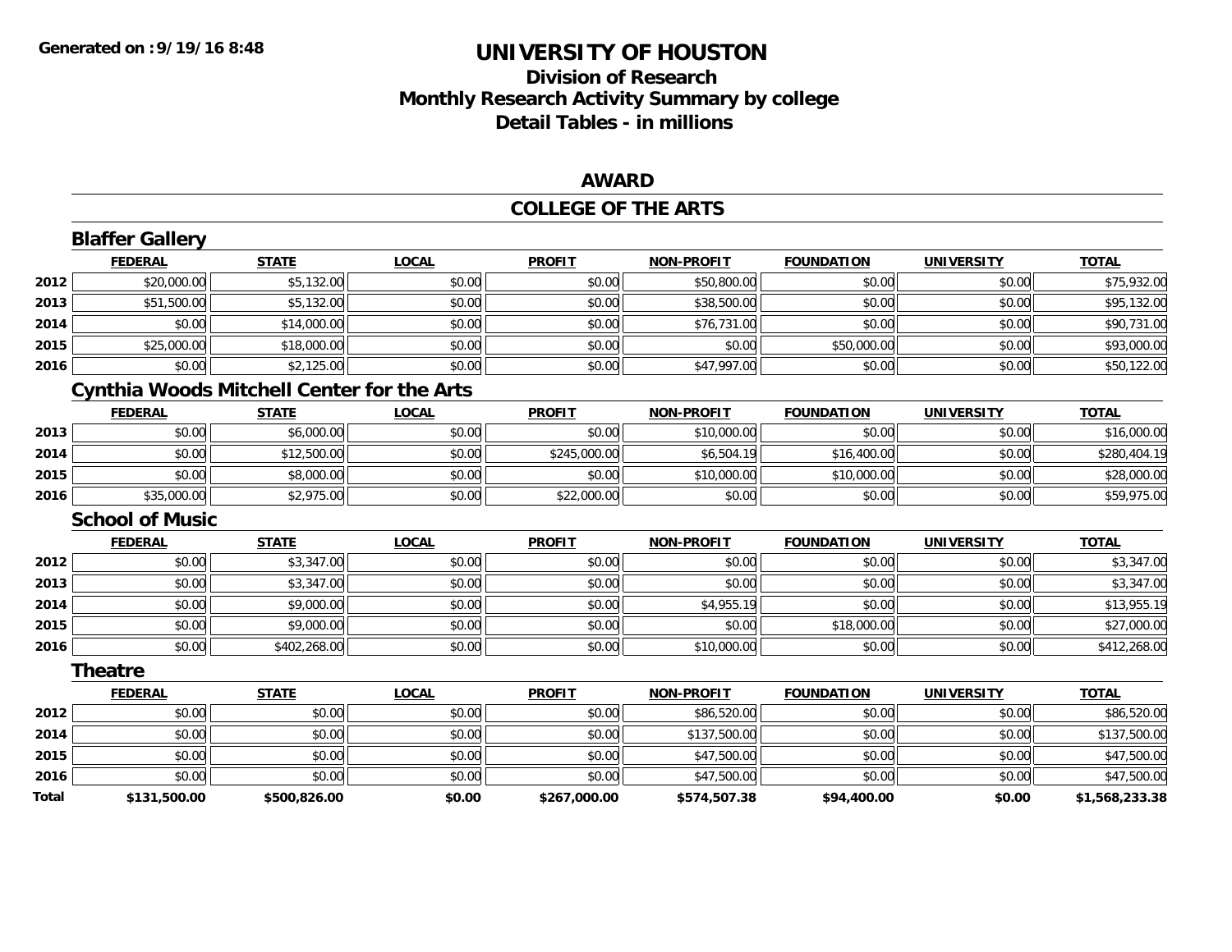**Generated on :9/19/16 8:48**

# UNIVERSITY OF HOUSTON

## Division of Research
## Monthly Research Activity Summary by college
## Detail Tables - in millions

### AWARD

### COLLEGE OF THE ARTS

#### Blaffer Gallery

| | FEDERAL | STATE | LOCAL | PROFIT | NON-PROFIT | FOUNDATION | UNIVERSITY | TOTAL |
|---|---|---|---|---|---|---|---|---|
| 2012 | $20,000.00 | $5,132.00 | $0.00 | $0.00 | $50,800.00 | $0.00 | $0.00 | $75,932.00 |
| 2013 | $51,500.00 | $5,132.00 | $0.00 | $0.00 | $38,500.00 | $0.00 | $0.00 | $95,132.00 |
| 2014 | $0.00 | $14,000.00 | $0.00 | $0.00 | $76,731.00 | $0.00 | $0.00 | $90,731.00 |
| 2015 | $25,000.00 | $18,000.00 | $0.00 | $0.00 | $0.00 | $50,000.00 | $0.00 | $93,000.00 |
| 2016 | $0.00 | $2,125.00 | $0.00 | $0.00 | $47,997.00 | $0.00 | $0.00 | $50,122.00 |

#### Cynthia Woods Mitchell Center for the Arts

| | FEDERAL | STATE | LOCAL | PROFIT | NON-PROFIT | FOUNDATION | UNIVERSITY | TOTAL |
|---|---|---|---|---|---|---|---|---|
| 2013 | $0.00 | $6,000.00 | $0.00 | $0.00 | $10,000.00 | $0.00 | $0.00 | $16,000.00 |
| 2014 | $0.00 | $12,500.00 | $0.00 | $245,000.00 | $6,504.19 | $16,400.00 | $0.00 | $280,404.19 |
| 2015 | $0.00 | $8,000.00 | $0.00 | $0.00 | $10,000.00 | $10,000.00 | $0.00 | $28,000.00 |
| 2016 | $35,000.00 | $2,975.00 | $0.00 | $22,000.00 | $0.00 | $0.00 | $0.00 | $59,975.00 |

#### School of Music

| | FEDERAL | STATE | LOCAL | PROFIT | NON-PROFIT | FOUNDATION | UNIVERSITY | TOTAL |
|---|---|---|---|---|---|---|---|---|
| 2012 | $0.00 | $3,347.00 | $0.00 | $0.00 | $0.00 | $0.00 | $0.00 | $3,347.00 |
| 2013 | $0.00 | $3,347.00 | $0.00 | $0.00 | $0.00 | $0.00 | $0.00 | $3,347.00 |
| 2014 | $0.00 | $9,000.00 | $0.00 | $0.00 | $4,955.19 | $0.00 | $0.00 | $13,955.19 |
| 2015 | $0.00 | $9,000.00 | $0.00 | $0.00 | $0.00 | $18,000.00 | $0.00 | $27,000.00 |
| 2016 | $0.00 | $402,268.00 | $0.00 | $0.00 | $10,000.00 | $0.00 | $0.00 | $412,268.00 |

#### Theatre

| | FEDERAL | STATE | LOCAL | PROFIT | NON-PROFIT | FOUNDATION | UNIVERSITY | TOTAL |
|---|---|---|---|---|---|---|---|---|
| 2012 | $0.00 | $0.00 | $0.00 | $0.00 | $86,520.00 | $0.00 | $0.00 | $86,520.00 |
| 2014 | $0.00 | $0.00 | $0.00 | $0.00 | $137,500.00 | $0.00 | $0.00 | $137,500.00 |
| 2015 | $0.00 | $0.00 | $0.00 | $0.00 | $47,500.00 | $0.00 | $0.00 | $47,500.00 |
| 2016 | $0.00 | $0.00 | $0.00 | $0.00 | $47,500.00 | $0.00 | $0.00 | $47,500.00 |
| **Total** | **$131,500.00** | **$500,826.00** | **$0.00** | **$267,000.00** | **$574,507.38** | **$94,400.00** | **$0.00** | **$1,568,233.38** |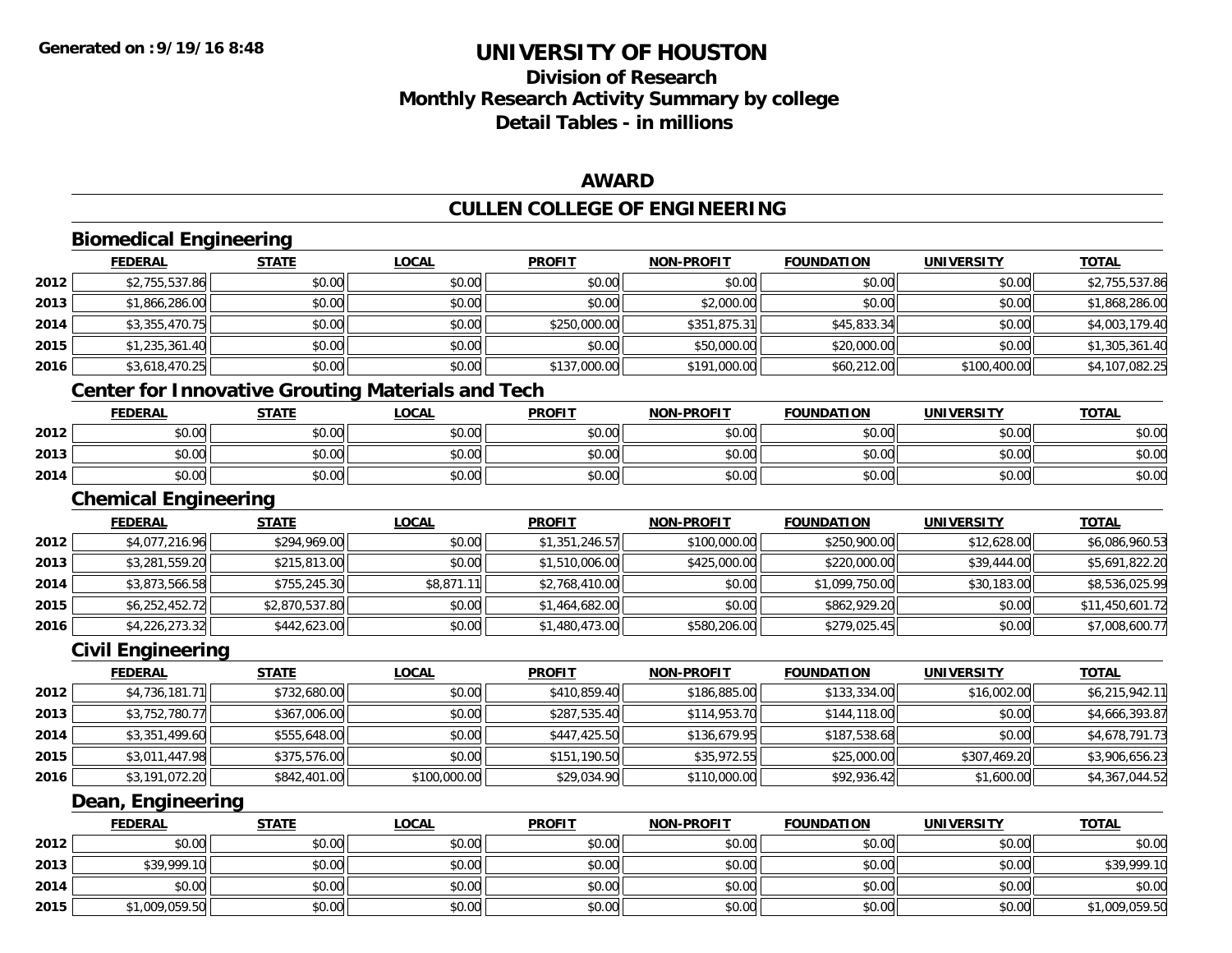# UNIVERSITY OF HOUSTON

## Division of Research
## Monthly Research Activity Summary by college
## Detail Tables - in millions

Generated on :9/19/16 8:48

### AWARD

### CULLEN COLLEGE OF ENGINEERING

#### Biomedical Engineering

| | FEDERAL | STATE | LOCAL | PROFIT | NON-PROFIT | FOUNDATION | UNIVERSITY | TOTAL |
|---|---|---|---|---|---|---|---|---|
| 2012 | $2,755,537.86 | $0.00 | $0.00 | $0.00 | $0.00 | $0.00 | $0.00 | $2,755,537.86 |
| 2013 | $1,866,286.00 | $0.00 | $0.00 | $0.00 | $2,000.00 | $0.00 | $0.00 | $1,868,286.00 |
| 2014 | $3,355,470.75 | $0.00 | $0.00 | $250,000.00 | $351,875.31 | $45,833.34 | $0.00 | $4,003,179.40 |
| 2015 | $1,235,361.40 | $0.00 | $0.00 | $0.00 | $50,000.00 | $20,000.00 | $0.00 | $1,305,361.40 |
| 2016 | $3,618,470.25 | $0.00 | $0.00 | $137,000.00 | $191,000.00 | $60,212.00 | $100,400.00 | $4,107,082.25 |

#### Center for Innovative Grouting Materials and Tech

| | FEDERAL | STATE | LOCAL | PROFIT | NON-PROFIT | FOUNDATION | UNIVERSITY | TOTAL |
|---|---|---|---|---|---|---|---|---|
| 2012 | $0.00 | $0.00 | $0.00 | $0.00 | $0.00 | $0.00 | $0.00 | $0.00 |
| 2013 | $0.00 | $0.00 | $0.00 | $0.00 | $0.00 | $0.00 | $0.00 | $0.00 |
| 2014 | $0.00 | $0.00 | $0.00 | $0.00 | $0.00 | $0.00 | $0.00 | $0.00 |

#### Chemical Engineering

| | FEDERAL | STATE | LOCAL | PROFIT | NON-PROFIT | FOUNDATION | UNIVERSITY | TOTAL |
|---|---|---|---|---|---|---|---|---|
| 2012 | $4,077,216.96 | $294,969.00 | $0.00 | $1,351,246.57 | $100,000.00 | $250,900.00 | $12,628.00 | $6,086,960.53 |
| 2013 | $3,281,559.20 | $215,813.00 | $0.00 | $1,510,006.00 | $425,000.00 | $220,000.00 | $39,444.00 | $5,691,822.20 |
| 2014 | $3,873,566.58 | $755,245.30 | $8,871.11 | $2,768,410.00 | $0.00 | $1,099,750.00 | $30,183.00 | $8,536,025.99 |
| 2015 | $6,252,452.72 | $2,870,537.80 | $0.00 | $1,464,682.00 | $0.00 | $862,929.20 | $0.00 | $11,450,601.72 |
| 2016 | $4,226,273.32 | $442,623.00 | $0.00 | $1,480,473.00 | $580,206.00 | $279,025.45 | $0.00 | $7,008,600.77 |

#### Civil Engineering

| | FEDERAL | STATE | LOCAL | PROFIT | NON-PROFIT | FOUNDATION | UNIVERSITY | TOTAL |
|---|---|---|---|---|---|---|---|---|
| 2012 | $4,736,181.71 | $732,680.00 | $0.00 | $410,859.40 | $186,885.00 | $133,334.00 | $16,002.00 | $6,215,942.11 |
| 2013 | $3,752,780.77 | $367,006.00 | $0.00 | $287,535.40 | $114,953.70 | $144,118.00 | $0.00 | $4,666,393.87 |
| 2014 | $3,351,499.60 | $555,648.00 | $0.00 | $447,425.50 | $136,679.95 | $187,538.68 | $0.00 | $4,678,791.73 |
| 2015 | $3,011,447.98 | $375,576.00 | $0.00 | $151,190.50 | $35,972.55 | $25,000.00 | $307,469.20 | $3,906,656.23 |
| 2016 | $3,191,072.20 | $842,401.00 | $100,000.00 | $29,034.90 | $110,000.00 | $92,936.42 | $1,600.00 | $4,367,044.52 |

#### Dean, Engineering

| | FEDERAL | STATE | LOCAL | PROFIT | NON-PROFIT | FOUNDATION | UNIVERSITY | TOTAL |
|---|---|---|---|---|---|---|---|---|
| 2012 | $0.00 | $0.00 | $0.00 | $0.00 | $0.00 | $0.00 | $0.00 | $0.00 |
| 2013 | $39,999.10 | $0.00 | $0.00 | $0.00 | $0.00 | $0.00 | $0.00 | $39,999.10 |
| 2014 | $0.00 | $0.00 | $0.00 | $0.00 | $0.00 | $0.00 | $0.00 | $0.00 |
| 2015 | $1,009,059.50 | $0.00 | $0.00 | $0.00 | $0.00 | $0.00 | $0.00 | $1,009,059.50 |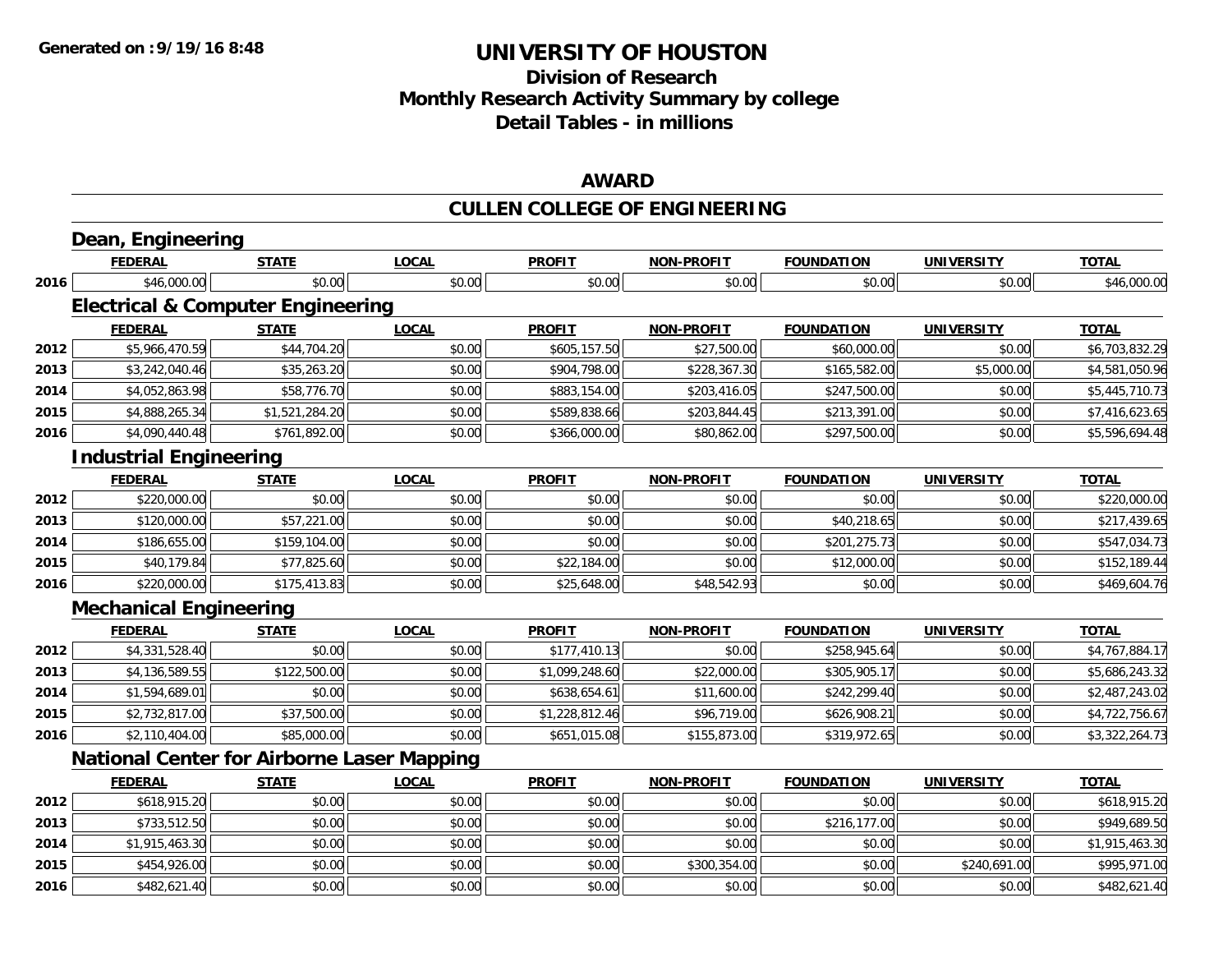**Generated on :9/19/16 8:48**

# UNIVERSITY OF HOUSTON

## Division of Research
## Monthly Research Activity Summary by college
## Detail Tables - in millions

### AWARD

### CULLEN COLLEGE OF ENGINEERING

#### Dean, Engineering

| | FEDERAL | STATE | LOCAL | PROFIT | NON-PROFIT | FOUNDATION | UNIVERSITY | TOTAL |
|---|---|---|---|---|---|---|---|---|
| 2016 | $46,000.00 | $0.00 | $0.00 | $0.00 | $0.00 | $0.00 | $0.00 | $46,000.00 |

#### Electrical & Computer Engineering

| | FEDERAL | STATE | LOCAL | PROFIT | NON-PROFIT | FOUNDATION | UNIVERSITY | TOTAL |
|---|---|---|---|---|---|---|---|---|
| 2012 | $5,966,470.59 | $44,704.20 | $0.00 | $605,157.50 | $27,500.00 | $60,000.00 | $0.00 | $6,703,832.29 |
| 2013 | $3,242,040.46 | $35,263.20 | $0.00 | $904,798.00 | $228,367.30 | $165,582.00 | $5,000.00 | $4,581,050.96 |
| 2014 | $4,052,863.98 | $58,776.70 | $0.00 | $883,154.00 | $203,416.05 | $247,500.00 | $0.00 | $5,445,710.73 |
| 2015 | $4,888,265.34 | $1,521,284.20 | $0.00 | $589,838.66 | $203,844.45 | $213,391.00 | $0.00 | $7,416,623.65 |
| 2016 | $4,090,440.48 | $761,892.00 | $0.00 | $366,000.00 | $80,862.00 | $297,500.00 | $0.00 | $5,596,694.48 |

#### Industrial Engineering

| | FEDERAL | STATE | LOCAL | PROFIT | NON-PROFIT | FOUNDATION | UNIVERSITY | TOTAL |
|---|---|---|---|---|---|---|---|---|
| 2012 | $220,000.00 | $0.00 | $0.00 | $0.00 | $0.00 | $0.00 | $0.00 | $220,000.00 |
| 2013 | $120,000.00 | $57,221.00 | $0.00 | $0.00 | $0.00 | $40,218.65 | $0.00 | $217,439.65 |
| 2014 | $186,655.00 | $159,104.00 | $0.00 | $0.00 | $0.00 | $201,275.73 | $0.00 | $547,034.73 |
| 2015 | $40,179.84 | $77,825.60 | $0.00 | $22,184.00 | $0.00 | $12,000.00 | $0.00 | $152,189.44 |
| 2016 | $220,000.00 | $175,413.83 | $0.00 | $25,648.00 | $48,542.93 | $0.00 | $0.00 | $469,604.76 |

#### Mechanical Engineering

| | FEDERAL | STATE | LOCAL | PROFIT | NON-PROFIT | FOUNDATION | UNIVERSITY | TOTAL |
|---|---|---|---|---|---|---|---|---|
| 2012 | $4,331,528.40 | $0.00 | $0.00 | $177,410.13 | $0.00 | $258,945.64 | $0.00 | $4,767,884.17 |
| 2013 | $4,136,589.55 | $122,500.00 | $0.00 | $1,099,248.60 | $22,000.00 | $305,905.17 | $0.00 | $5,686,243.32 |
| 2014 | $1,594,689.01 | $0.00 | $0.00 | $638,654.61 | $11,600.00 | $242,299.40 | $0.00 | $2,487,243.02 |
| 2015 | $2,732,817.00 | $37,500.00 | $0.00 | $1,228,812.46 | $96,719.00 | $626,908.21 | $0.00 | $4,722,756.67 |
| 2016 | $2,110,404.00 | $85,000.00 | $0.00 | $651,015.08 | $155,873.00 | $319,972.65 | $0.00 | $3,322,264.73 |

#### National Center for Airborne Laser Mapping

| | FEDERAL | STATE | LOCAL | PROFIT | NON-PROFIT | FOUNDATION | UNIVERSITY | TOTAL |
|---|---|---|---|---|---|---|---|---|
| 2012 | $618,915.20 | $0.00 | $0.00 | $0.00 | $0.00 | $0.00 | $0.00 | $618,915.20 |
| 2013 | $733,512.50 | $0.00 | $0.00 | $0.00 | $0.00 | $216,177.00 | $0.00 | $949,689.50 |
| 2014 | $1,915,463.30 | $0.00 | $0.00 | $0.00 | $0.00 | $0.00 | $0.00 | $1,915,463.30 |
| 2015 | $454,926.00 | $0.00 | $0.00 | $0.00 | $300,354.00 | $0.00 | $240,691.00 | $995,971.00 |
| 2016 | $482,621.40 | $0.00 | $0.00 | $0.00 | $0.00 | $0.00 | $0.00 | $482,621.40 |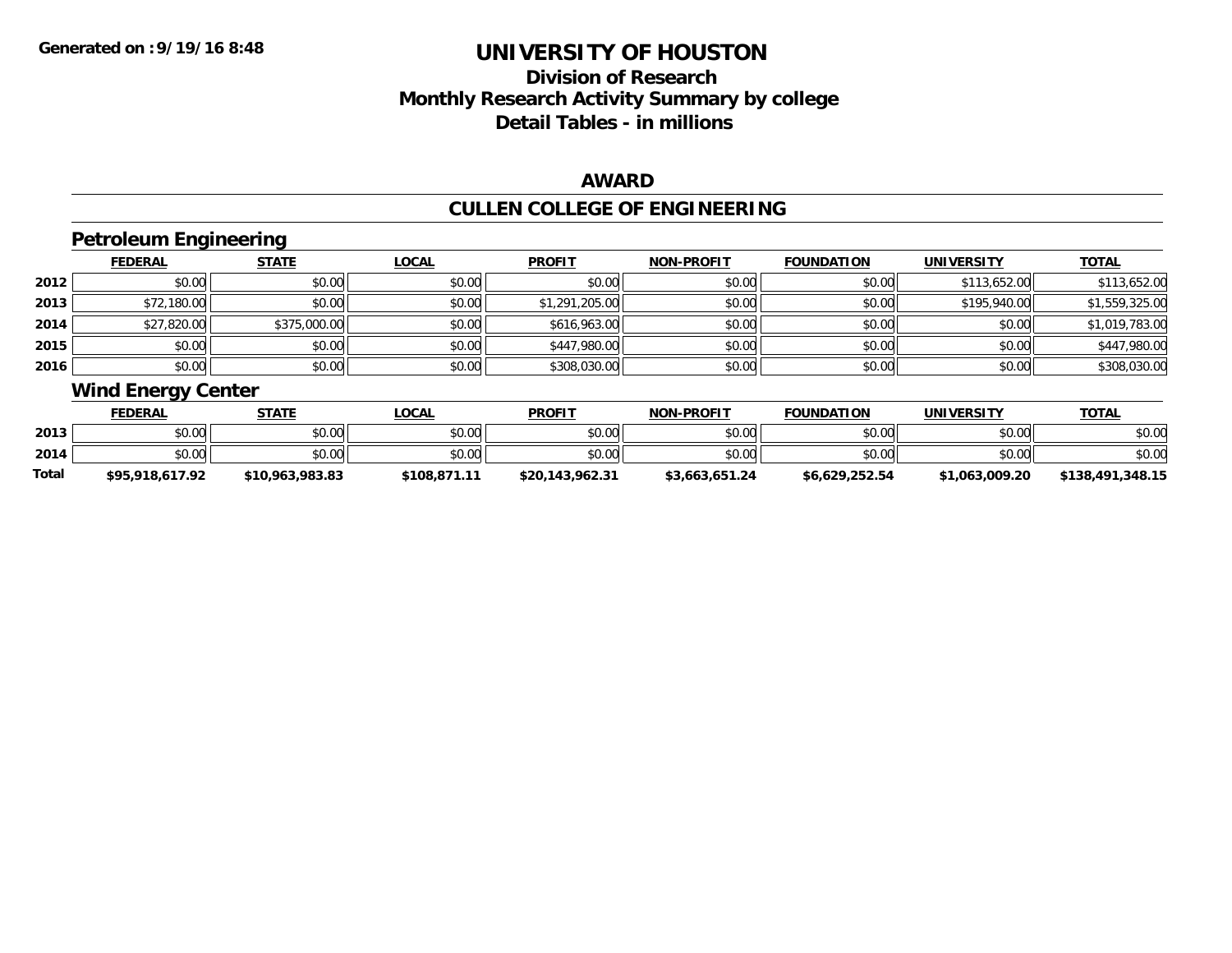# UNIVERSITY OF HOUSTON

## Division of Research
## Monthly Research Activity Summary by college
## Detail Tables - in millions

### AWARD

### CULLEN COLLEGE OF ENGINEERING

#### Petroleum Engineering

| | FEDERAL | STATE | LOCAL | PROFIT | NON-PROFIT | FOUNDATION | UNIVERSITY | TOTAL |
|---|---|---|---|---|---|---|---|---|
| 2012 | $0.00 | $0.00 | $0.00 | $0.00 | $0.00 | $0.00 | $113,652.00 | $113,652.00 |
| 2013 | $72,180.00 | $0.00 | $0.00 | $1,291,205.00 | $0.00 | $0.00 | $195,940.00 | $1,559,325.00 |
| 2014 | $27,820.00 | $375,000.00 | $0.00 | $616,963.00 | $0.00 | $0.00 | $0.00 | $1,019,783.00 |
| 2015 | $0.00 | $0.00 | $0.00 | $447,980.00 | $0.00 | $0.00 | $0.00 | $447,980.00 |
| 2016 | $0.00 | $0.00 | $0.00 | $308,030.00 | $0.00 | $0.00 | $0.00 | $308,030.00 |

#### Wind Energy Center

| | FEDERAL | STATE | LOCAL | PROFIT | NON-PROFIT | FOUNDATION | UNIVERSITY | TOTAL |
|---|---|---|---|---|---|---|---|---|
| 2013 | $0.00 | $0.00 | $0.00 | $0.00 | $0.00 | $0.00 | $0.00 | $0.00 |
| 2014 | $0.00 | $0.00 | $0.00 | $0.00 | $0.00 | $0.00 | $0.00 | $0.00 |
| **Total** | **$95,918,617.92** | **$10,963,983.83** | **$108,871.11** | **$20,143,962.31** | **$3,663,651.24** | **$6,629,252.54** | **$1,063,009.20** | **$138,491,348.15** |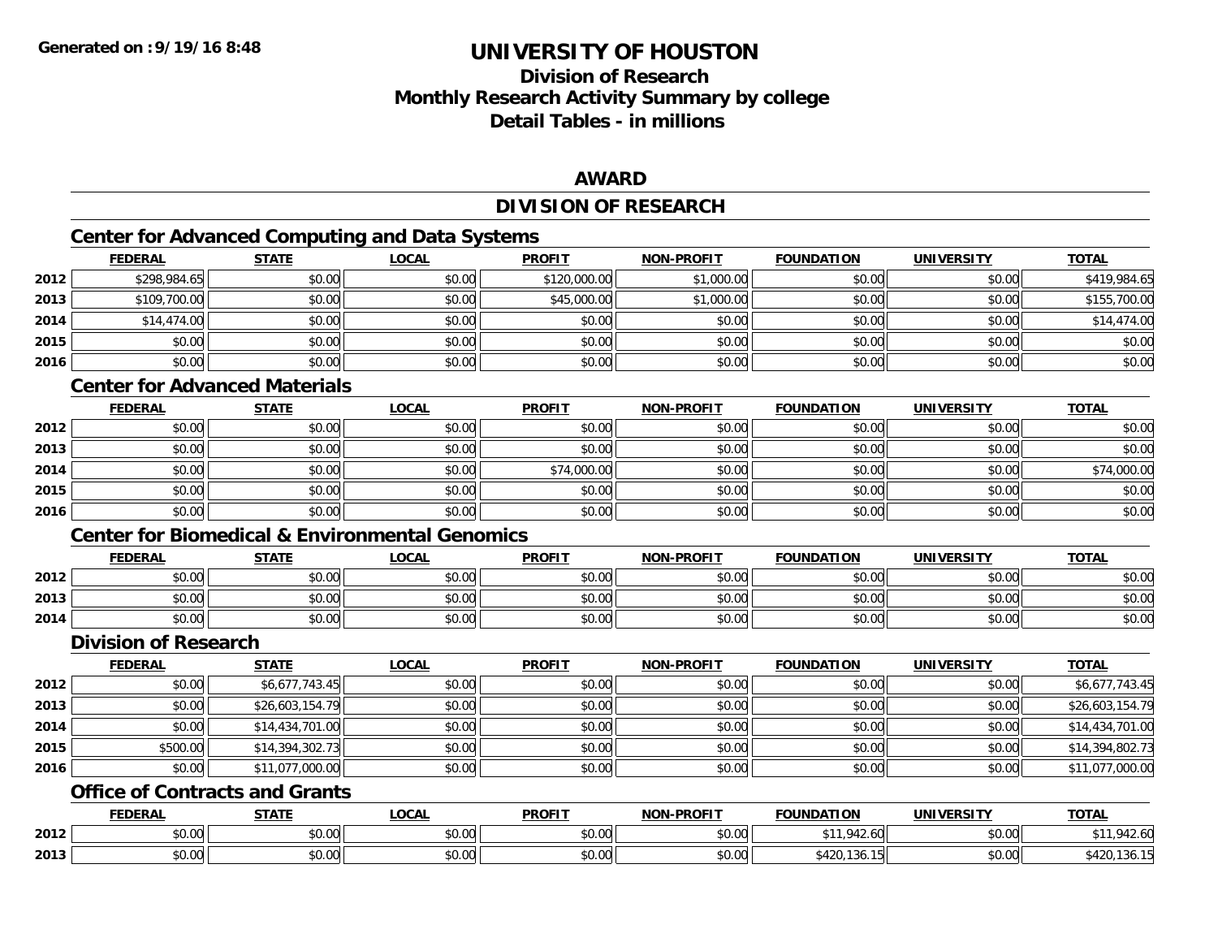# UNIVERSITY OF HOUSTON

## Division of Research
## Monthly Research Activity Summary by college
## Detail Tables - in millions

### AWARD

### DIVISION OF RESEARCH

#### Center for Advanced Computing and Data Systems

| | FEDERAL | STATE | LOCAL | PROFIT | NON-PROFIT | FOUNDATION | UNIVERSITY | TOTAL |
|---|---|---|---|---|---|---|---|---|
| 2012 | $298,984.65 | $0.00 | $0.00 | $120,000.00 | $1,000.00 | $0.00 | $0.00 | $419,984.65 |
| 2013 | $109,700.00 | $0.00 | $0.00 | $45,000.00 | $1,000.00 | $0.00 | $0.00 | $155,700.00 |
| 2014 | $14,474.00 | $0.00 | $0.00 | $0.00 | $0.00 | $0.00 | $0.00 | $14,474.00 |
| 2015 | $0.00 | $0.00 | $0.00 | $0.00 | $0.00 | $0.00 | $0.00 | $0.00 |
| 2016 | $0.00 | $0.00 | $0.00 | $0.00 | $0.00 | $0.00 | $0.00 | $0.00 |

#### Center for Advanced Materials

| | FEDERAL | STATE | LOCAL | PROFIT | NON-PROFIT | FOUNDATION | UNIVERSITY | TOTAL |
|---|---|---|---|---|---|---|---|---|
| 2012 | $0.00 | $0.00 | $0.00 | $0.00 | $0.00 | $0.00 | $0.00 | $0.00 |
| 2013 | $0.00 | $0.00 | $0.00 | $0.00 | $0.00 | $0.00 | $0.00 | $0.00 |
| 2014 | $0.00 | $0.00 | $0.00 | $74,000.00 | $0.00 | $0.00 | $0.00 | $74,000.00 |
| 2015 | $0.00 | $0.00 | $0.00 | $0.00 | $0.00 | $0.00 | $0.00 | $0.00 |
| 2016 | $0.00 | $0.00 | $0.00 | $0.00 | $0.00 | $0.00 | $0.00 | $0.00 |

#### Center for Biomedical & Environmental Genomics

| | FEDERAL | STATE | LOCAL | PROFIT | NON-PROFIT | FOUNDATION | UNIVERSITY | TOTAL |
|---|---|---|---|---|---|---|---|---|
| 2012 | $0.00 | $0.00 | $0.00 | $0.00 | $0.00 | $0.00 | $0.00 | $0.00 |
| 2013 | $0.00 | $0.00 | $0.00 | $0.00 | $0.00 | $0.00 | $0.00 | $0.00 |
| 2014 | $0.00 | $0.00 | $0.00 | $0.00 | $0.00 | $0.00 | $0.00 | $0.00 |

#### Division of Research

| | FEDERAL | STATE | LOCAL | PROFIT | NON-PROFIT | FOUNDATION | UNIVERSITY | TOTAL |
|---|---|---|---|---|---|---|---|---|
| 2012 | $0.00 | $6,677,743.45 | $0.00 | $0.00 | $0.00 | $0.00 | $0.00 | $6,677,743.45 |
| 2013 | $0.00 | $26,603,154.79 | $0.00 | $0.00 | $0.00 | $0.00 | $0.00 | $26,603,154.79 |
| 2014 | $0.00 | $14,434,701.00 | $0.00 | $0.00 | $0.00 | $0.00 | $0.00 | $14,434,701.00 |
| 2015 | $500.00 | $14,394,302.73 | $0.00 | $0.00 | $0.00 | $0.00 | $0.00 | $14,394,802.73 |
| 2016 | $0.00 | $11,077,000.00 | $0.00 | $0.00 | $0.00 | $0.00 | $0.00 | $11,077,000.00 |

#### Office of Contracts and Grants

| | FEDERAL | STATE | LOCAL | PROFIT | NON-PROFIT | FOUNDATION | UNIVERSITY | TOTAL |
|---|---|---|---|---|---|---|---|---|
| 2012 | $0.00 | $0.00 | $0.00 | $0.00 | $0.00 | $11,942.60 | $0.00 | $11,942.60 |
| 2013 | $0.00 | $0.00 | $0.00 | $0.00 | $0.00 | $420,136.15 | $0.00 | $420,136.15 |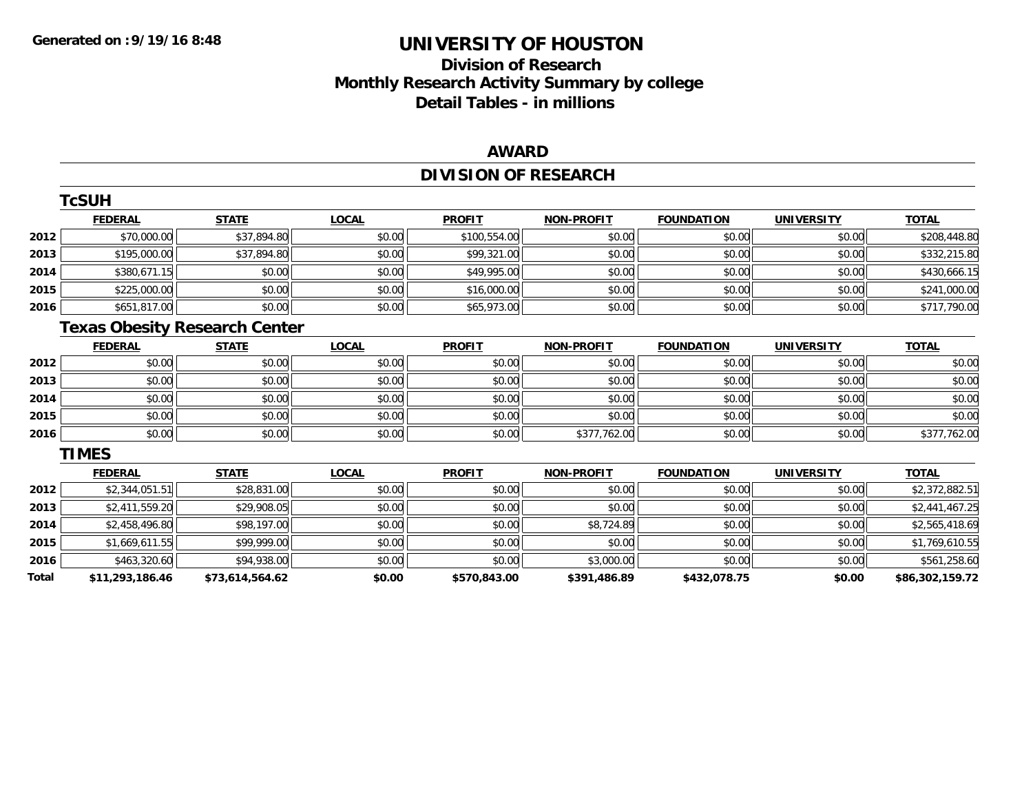# UNIVERSITY OF HOUSTON

## Division of Research
## Monthly Research Activity Summary by college
## Detail Tables - in millions

Generated on :9/19/16 8:48

### AWARD

### DIVISION OF RESEARCH

#### TcSUH

| | FEDERAL | STATE | LOCAL | PROFIT | NON-PROFIT | FOUNDATION | UNIVERSITY | TOTAL |
|---|---|---|---|---|---|---|---|---|
| 2012 | $70,000.00 | $37,894.80 | $0.00 | $100,554.00 | $0.00 | $0.00 | $0.00 | $208,448.80 |
| 2013 | $195,000.00 | $37,894.80 | $0.00 | $99,321.00 | $0.00 | $0.00 | $0.00 | $332,215.80 |
| 2014 | $380,671.15 | $0.00 | $0.00 | $49,995.00 | $0.00 | $0.00 | $0.00 | $430,666.15 |
| 2015 | $225,000.00 | $0.00 | $0.00 | $16,000.00 | $0.00 | $0.00 | $0.00 | $241,000.00 |
| 2016 | $651,817.00 | $0.00 | $0.00 | $65,973.00 | $0.00 | $0.00 | $0.00 | $717,790.00 |

#### Texas Obesity Research Center

| | FEDERAL | STATE | LOCAL | PROFIT | NON-PROFIT | FOUNDATION | UNIVERSITY | TOTAL |
|---|---|---|---|---|---|---|---|---|
| 2012 | $0.00 | $0.00 | $0.00 | $0.00 | $0.00 | $0.00 | $0.00 | $0.00 |
| 2013 | $0.00 | $0.00 | $0.00 | $0.00 | $0.00 | $0.00 | $0.00 | $0.00 |
| 2014 | $0.00 | $0.00 | $0.00 | $0.00 | $0.00 | $0.00 | $0.00 | $0.00 |
| 2015 | $0.00 | $0.00 | $0.00 | $0.00 | $0.00 | $0.00 | $0.00 | $0.00 |
| 2016 | $0.00 | $0.00 | $0.00 | $0.00 | $377,762.00 | $0.00 | $0.00 | $377,762.00 |

#### TIMES

| | FEDERAL | STATE | LOCAL | PROFIT | NON-PROFIT | FOUNDATION | UNIVERSITY | TOTAL |
|---|---|---|---|---|---|---|---|---|
| 2012 | $2,344,051.51 | $28,831.00 | $0.00 | $0.00 | $0.00 | $0.00 | $0.00 | $2,372,882.51 |
| 2013 | $2,411,559.20 | $29,908.05 | $0.00 | $0.00 | $0.00 | $0.00 | $0.00 | $2,441,467.25 |
| 2014 | $2,458,496.80 | $98,197.00 | $0.00 | $0.00 | $8,724.89 | $0.00 | $0.00 | $2,565,418.69 |
| 2015 | $1,669,611.55 | $99,999.00 | $0.00 | $0.00 | $0.00 | $0.00 | $0.00 | $1,769,610.55 |
| 2016 | $463,320.60 | $94,938.00 | $0.00 | $0.00 | $3,000.00 | $0.00 | $0.00 | $561,258.60 |
| **Total** | **$11,293,186.46** | **$73,614,564.62** | **$0.00** | **$570,843.00** | **$391,486.89** | **$432,078.75** | **$0.00** | **$86,302,159.72** |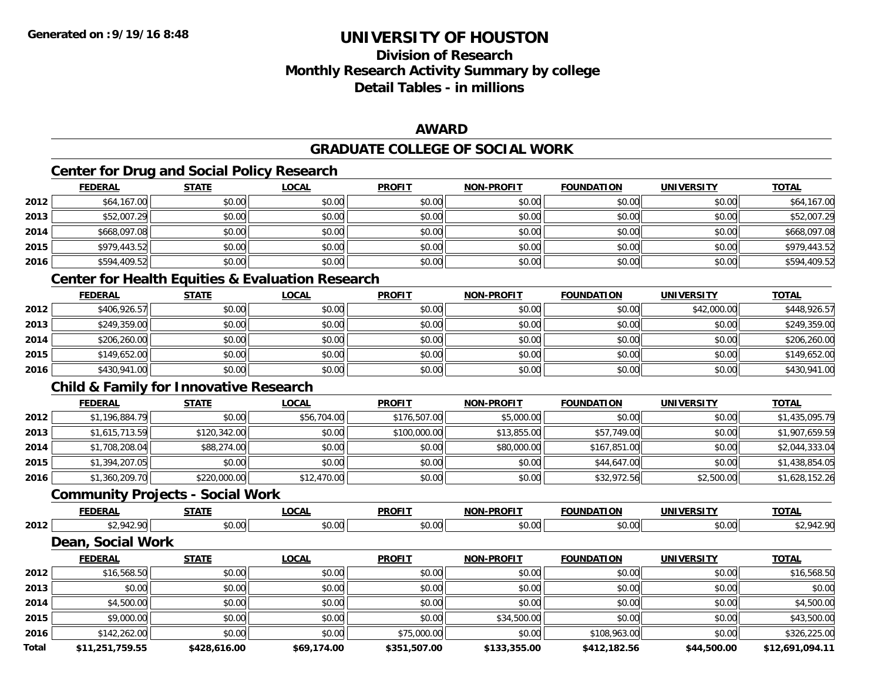**Generated on :9/19/16 8:48**

# UNIVERSITY OF HOUSTON

## Division of Research
## Monthly Research Activity Summary by college
## Detail Tables - in millions

### AWARD

### GRADUATE COLLEGE OF SOCIAL WORK

#### Center for Drug and Social Policy Research

| | FEDERAL | STATE | LOCAL | PROFIT | NON-PROFIT | FOUNDATION | UNIVERSITY | TOTAL |
|---|---|---|---|---|---|---|---|---|
| 2012 | $64,167.00 | $0.00 | $0.00 | $0.00 | $0.00 | $0.00 | $0.00 | $64,167.00 |
| 2013 | $52,007.29 | $0.00 | $0.00 | $0.00 | $0.00 | $0.00 | $0.00 | $52,007.29 |
| 2014 | $668,097.08 | $0.00 | $0.00 | $0.00 | $0.00 | $0.00 | $0.00 | $668,097.08 |
| 2015 | $979,443.52 | $0.00 | $0.00 | $0.00 | $0.00 | $0.00 | $0.00 | $979,443.52 |
| 2016 | $594,409.52 | $0.00 | $0.00 | $0.00 | $0.00 | $0.00 | $0.00 | $594,409.52 |

#### Center for Health Equities & Evaluation Research

| | FEDERAL | STATE | LOCAL | PROFIT | NON-PROFIT | FOUNDATION | UNIVERSITY | TOTAL |
|---|---|---|---|---|---|---|---|---|
| 2012 | $406,926.57 | $0.00 | $0.00 | $0.00 | $0.00 | $0.00 | $42,000.00 | $448,926.57 |
| 2013 | $249,359.00 | $0.00 | $0.00 | $0.00 | $0.00 | $0.00 | $0.00 | $249,359.00 |
| 2014 | $206,260.00 | $0.00 | $0.00 | $0.00 | $0.00 | $0.00 | $0.00 | $206,260.00 |
| 2015 | $149,652.00 | $0.00 | $0.00 | $0.00 | $0.00 | $0.00 | $0.00 | $149,652.00 |
| 2016 | $430,941.00 | $0.00 | $0.00 | $0.00 | $0.00 | $0.00 | $0.00 | $430,941.00 |

#### Child & Family for Innovative Research

| | FEDERAL | STATE | LOCAL | PROFIT | NON-PROFIT | FOUNDATION | UNIVERSITY | TOTAL |
|---|---|---|---|---|---|---|---|---|
| 2012 | $1,196,884.79 | $0.00 | $56,704.00 | $176,507.00 | $5,000.00 | $0.00 | $0.00 | $1,435,095.79 |
| 2013 | $1,615,713.59 | $120,342.00 | $0.00 | $100,000.00 | $13,855.00 | $57,749.00 | $0.00 | $1,907,659.59 |
| 2014 | $1,708,208.04 | $88,274.00 | $0.00 | $0.00 | $80,000.00 | $167,851.00 | $0.00 | $2,044,333.04 |
| 2015 | $1,394,207.05 | $0.00 | $0.00 | $0.00 | $0.00 | $44,647.00 | $0.00 | $1,438,854.05 |
| 2016 | $1,360,209.70 | $220,000.00 | $12,470.00 | $0.00 | $0.00 | $32,972.56 | $2,500.00 | $1,628,152.26 |

#### Community Projects - Social Work

| | FEDERAL | STATE | LOCAL | PROFIT | NON-PROFIT | FOUNDATION | UNIVERSITY | TOTAL |
|---|---|---|---|---|---|---|---|---|
| 2012 | $2,942.90 | $0.00 | $0.00 | $0.00 | $0.00 | $0.00 | $0.00 | $2,942.90 |

#### Dean, Social Work

| | FEDERAL | STATE | LOCAL | PROFIT | NON-PROFIT | FOUNDATION | UNIVERSITY | TOTAL |
|---|---|---|---|---|---|---|---|---|
| 2012 | $16,568.50 | $0.00 | $0.00 | $0.00 | $0.00 | $0.00 | $0.00 | $16,568.50 |
| 2013 | $0.00 | $0.00 | $0.00 | $0.00 | $0.00 | $0.00 | $0.00 | $0.00 |
| 2014 | $4,500.00 | $0.00 | $0.00 | $0.00 | $0.00 | $0.00 | $0.00 | $4,500.00 |
| 2015 | $9,000.00 | $0.00 | $0.00 | $0.00 | $34,500.00 | $0.00 | $0.00 | $43,500.00 |
| 2016 | $142,262.00 | $0.00 | $0.00 | $75,000.00 | $0.00 | $108,963.00 | $0.00 | $326,225.00 |
| **Total** | **$11,251,759.55** | **$428,616.00** | **$69,174.00** | **$351,507.00** | **$133,355.00** | **$412,182.56** | **$44,500.00** | **$12,691,094.11** |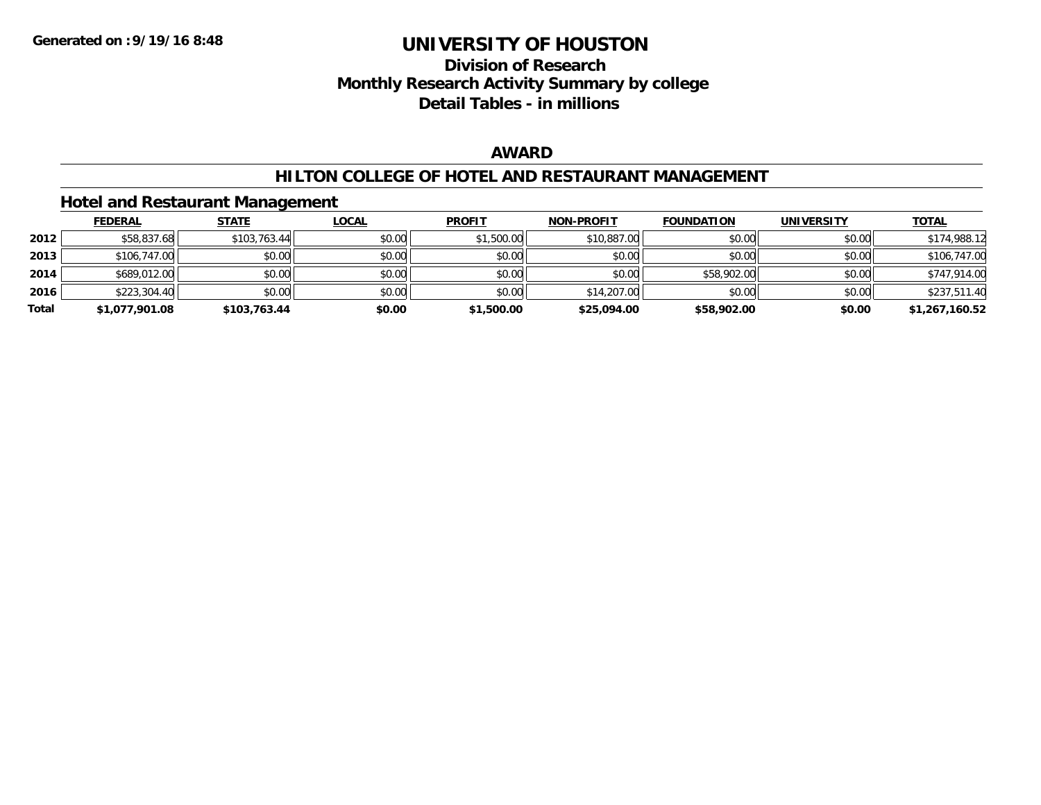# UNIVERSITY OF HOUSTON

## Division of Research
## Monthly Research Activity Summary by college
## Detail Tables - in millions

### AWARD

### HILTON COLLEGE OF HOTEL AND RESTAURANT MANAGEMENT

#### Hotel and Restaurant Management

| | FEDERAL | STATE | LOCAL | PROFIT | NON-PROFIT | FOUNDATION | UNIVERSITY | TOTAL |
|---|---|---|---|---|---|---|---|---|
| 2012 | $58,837.68 | $103,763.44 | $0.00 | $1,500.00 | $10,887.00 | $0.00 | $0.00 | $174,988.12 |
| 2013 | $106,747.00 | $0.00 | $0.00 | $0.00 | $0.00 | $0.00 | $0.00 | $106,747.00 |
| 2014 | $689,012.00 | $0.00 | $0.00 | $0.00 | $0.00 | $58,902.00 | $0.00 | $747,914.00 |
| 2016 | $223,304.40 | $0.00 | $0.00 | $0.00 | $14,207.00 | $0.00 | $0.00 | $237,511.40 |
| **Total** | **$1,077,901.08** | **$103,763.44** | **$0.00** | **$1,500.00** | **$25,094.00** | **$58,902.00** | **$0.00** | **$1,267,160.52** |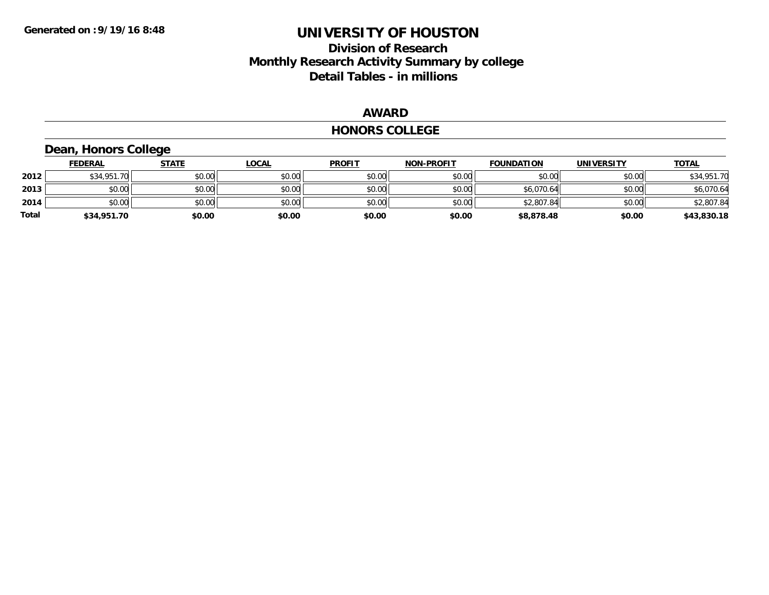Generated on :9/19/16 8:48

# UNIVERSITY OF HOUSTON

## Division of Research
## Monthly Research Activity Summary by college
## Detail Tables - in millions

### AWARD

### HONORS COLLEGE

#### Dean, Honors College

| | FEDERAL | STATE | LOCAL | PROFIT | NON-PROFIT | FOUNDATION | UNIVERSITY | TOTAL |
|---|---|---|---|---|---|---|---|---|
| 2012 | $34,951.70 | $0.00 | $0.00 | $0.00 | $0.00 | $0.00 | $0.00 | $34,951.70 |
| 2013 | $0.00 | $0.00 | $0.00 | $0.00 | $0.00 | $6,070.64 | $0.00 | $6,070.64 |
| 2014 | $0.00 | $0.00 | $0.00 | $0.00 | $0.00 | $2,807.84 | $0.00 | $2,807.84 |
| **Total** | **$34,951.70** | **$0.00** | **$0.00** | **$0.00** | **$0.00** | **$8,878.48** | **$0.00** | **$43,830.18** |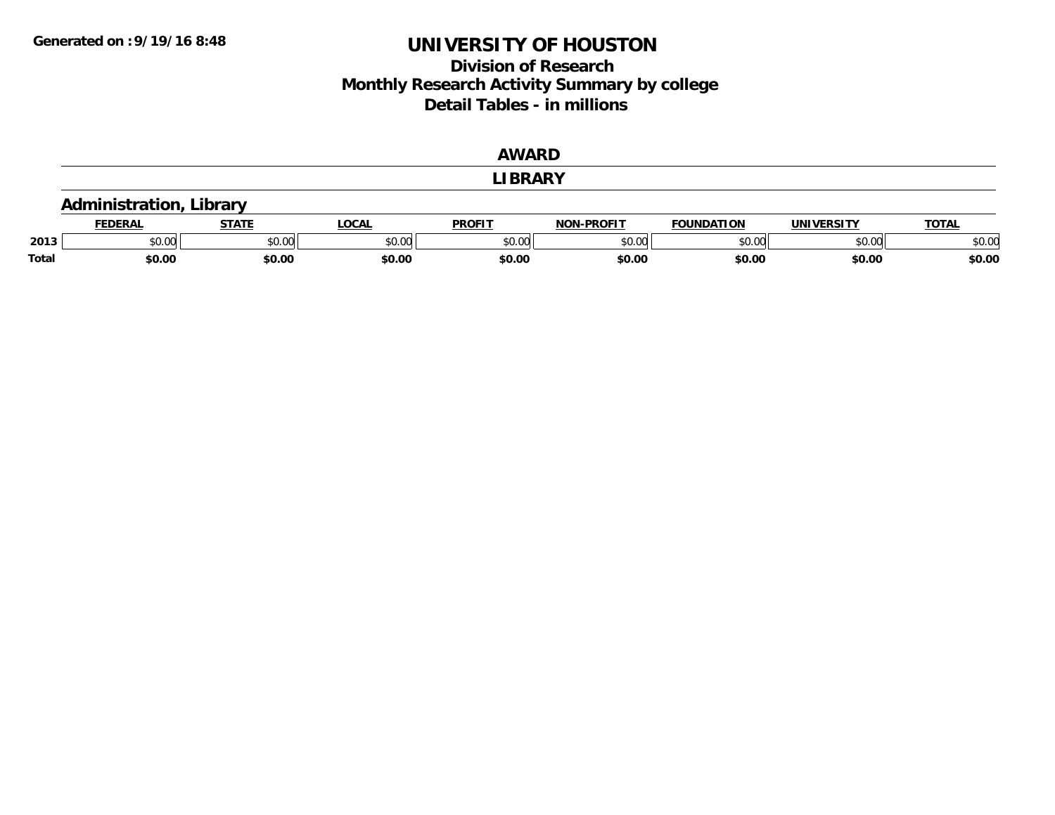Generated on :9/19/16 8:48

# UNIVERSITY OF HOUSTON

## Division of Research
## Monthly Research Activity Summary by college
## Detail Tables - in millions

### AWARD

### LIBRARY

#### Administration, Library

| | FEDERAL | STATE | LOCAL | PROFIT | NON-PROFIT | FOUNDATION | UNIVERSITY | TOTAL |
|---|---|---|---|---|---|---|---|---|
| 2013 | $0.00 | $0.00 | $0.00 | $0.00 | $0.00 | $0.00 | $0.00 | $0.00 |
| **Total** | **$0.00** | **$0.00** | **$0.00** | **$0.00** | **$0.00** | **$0.00** | **$0.00** | **$0.00** |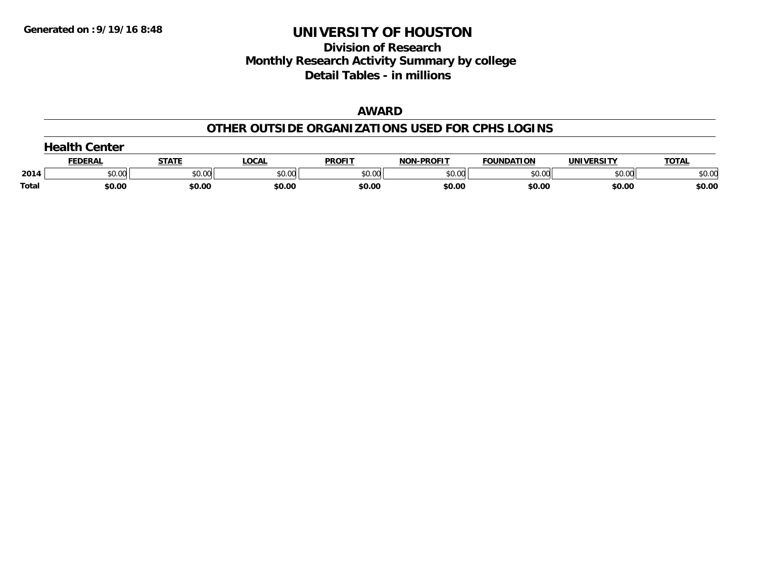**Generated on :9/19/16 8:48**

# UNIVERSITY OF HOUSTON

## Division of Research
## Monthly Research Activity Summary by college
## Detail Tables - in millions

### AWARD

### OTHER OUTSIDE ORGANIZATIONS USED FOR CPHS LOGINS

#### Health Center

| | FEDERAL | STATE | LOCAL | PROFIT | NON-PROFIT | FOUNDATION | UNIVERSITY | TOTAL |
|---|---|---|---|---|---|---|---|---|
| 2014 | $0.00 | $0.00 | $0.00 | $0.00 | $0.00 | $0.00 | $0.00 | $0.00 |
| **Total** | **$0.00** | **$0.00** | **$0.00** | **$0.00** | **$0.00** | **$0.00** | **$0.00** | **$0.00** |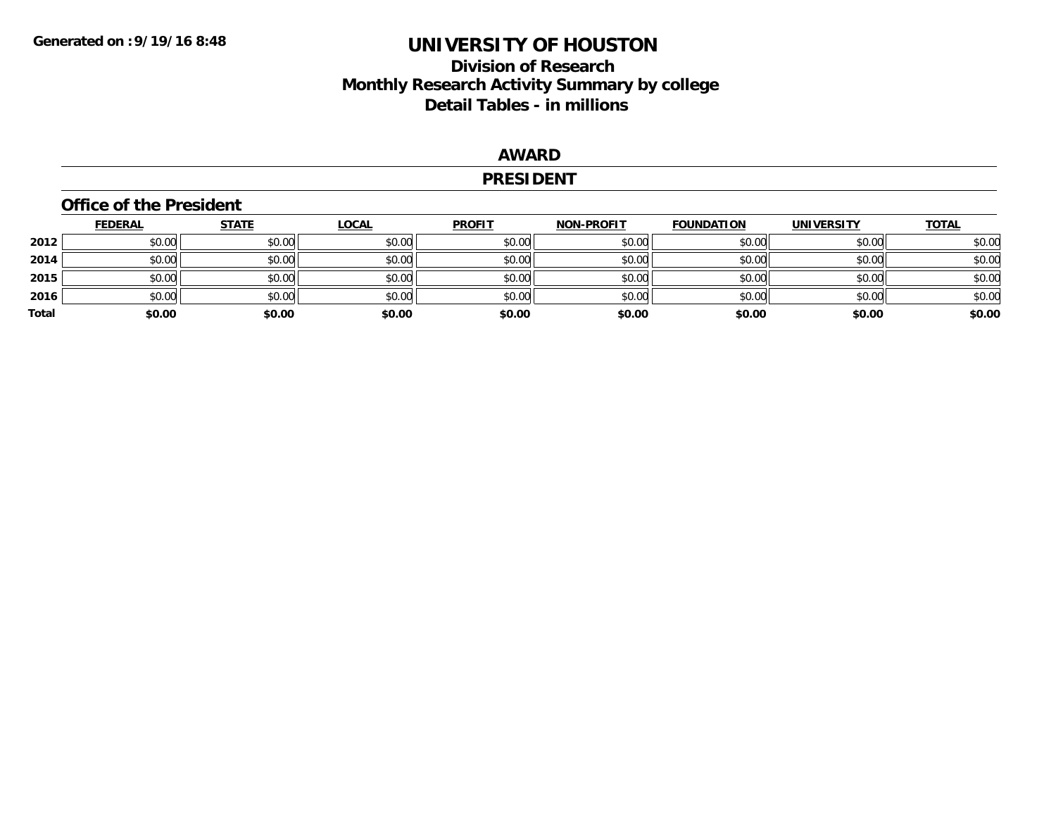# UNIVERSITY OF HOUSTON

## Division of Research
## Monthly Research Activity Summary by college
## Detail Tables - in millions

Generated on :9/19/16 8:48

### AWARD

### PRESIDENT

#### Office of the President

| | FEDERAL | STATE | LOCAL | PROFIT | NON-PROFIT | FOUNDATION | UNIVERSITY | TOTAL |
|---|---|---|---|---|---|---|---|---|
| 2012 | $0.00 | $0.00 | $0.00 | $0.00 | $0.00 | $0.00 | $0.00 | $0.00 |
| 2014 | $0.00 | $0.00 | $0.00 | $0.00 | $0.00 | $0.00 | $0.00 | $0.00 |
| 2015 | $0.00 | $0.00 | $0.00 | $0.00 | $0.00 | $0.00 | $0.00 | $0.00 |
| 2016 | $0.00 | $0.00 | $0.00 | $0.00 | $0.00 | $0.00 | $0.00 | $0.00 |
| **Total** | **$0.00** | **$0.00** | **$0.00** | **$0.00** | **$0.00** | **$0.00** | **$0.00** | **$0.00** |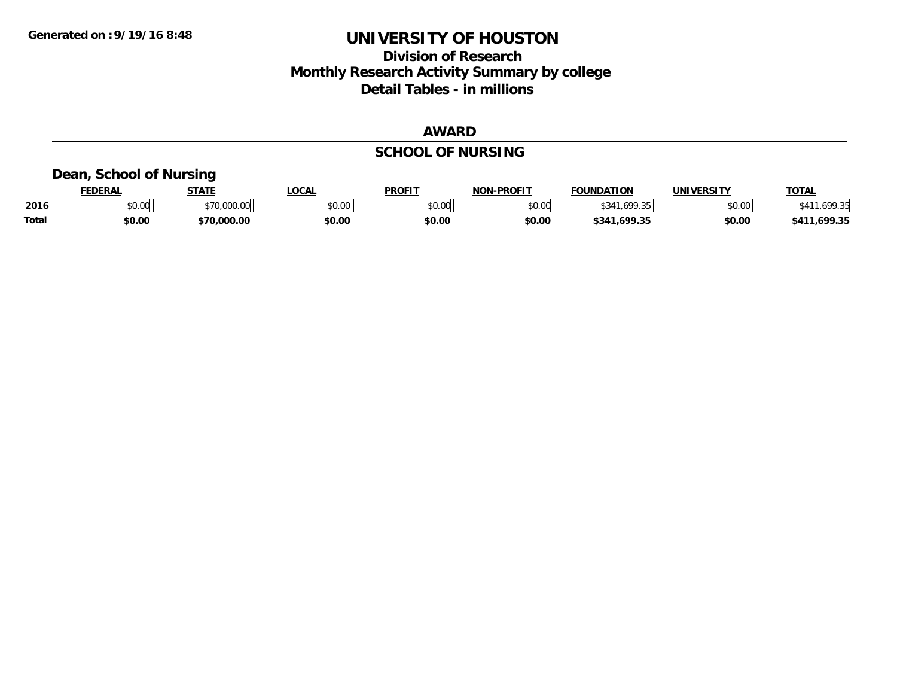# UNIVERSITY OF HOUSTON

## Division of Research
## Monthly Research Activity Summary by college
## Detail Tables - in millions

### AWARD

### SCHOOL OF NURSING

### Dean, School of Nursing

| | FEDERAL | STATE | LOCAL | PROFIT | NON-PROFIT | FOUNDATION | UNIVERSITY | TOTAL |
|---|---|---|---|---|---|---|---|---|
| 2016 | $0.00 | $70,000.00 | $0.00 | $0.00 | $0.00 | $341,699.35 | $0.00 | $411,699.35 |
| **Total** | **$0.00** | **$70,000.00** | **$0.00** | **$0.00** | **$0.00** | **$341,699.35** | **$0.00** | **$411,699.35** |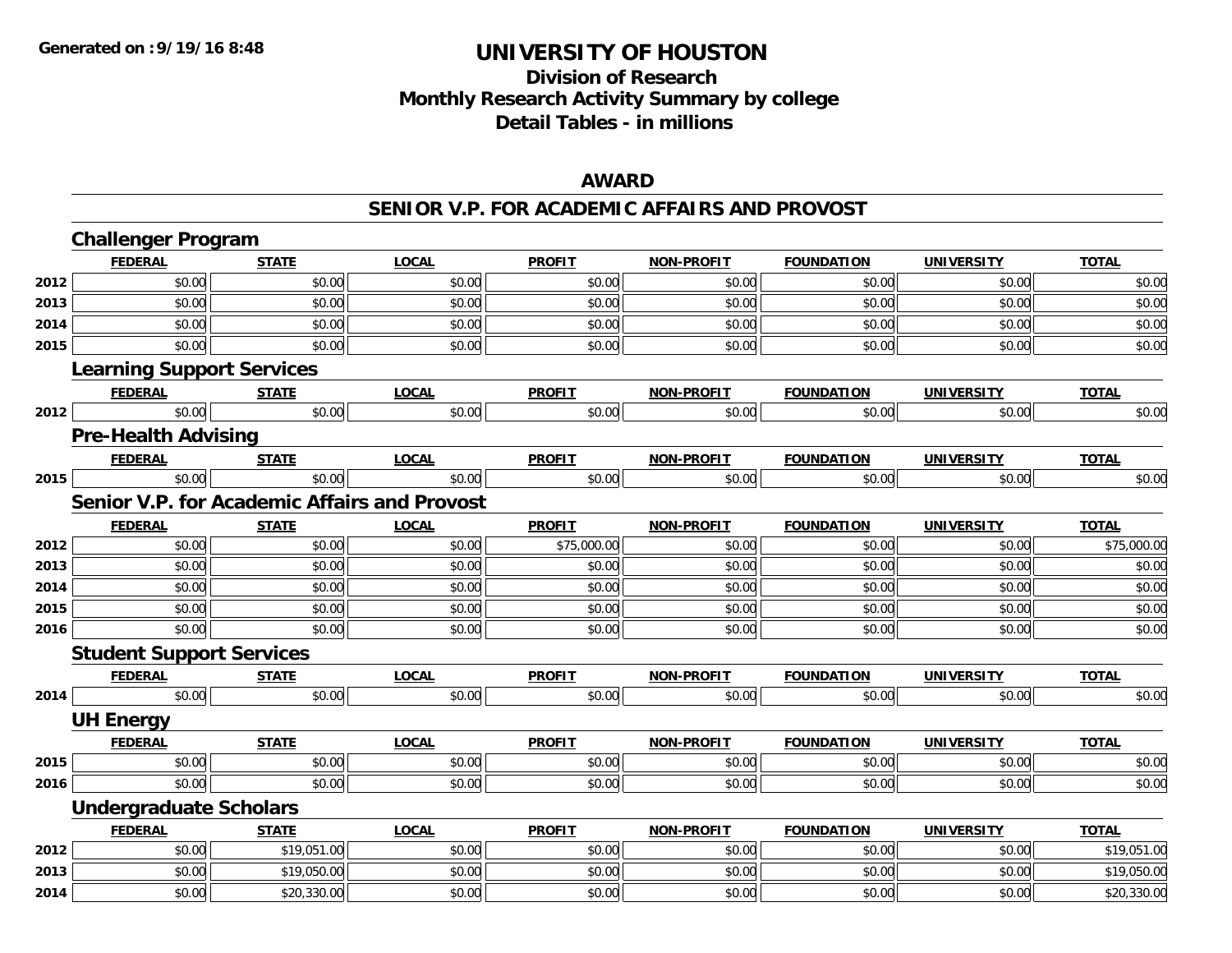**Generated on :9/19/16 8:48**

# UNIVERSITY OF HOUSTON

## Division of Research
## Monthly Research Activity Summary by college
## Detail Tables - in millions

### AWARD

### SENIOR V.P. FOR ACADEMIC AFFAIRS AND PROVOST

#### Challenger Program

| | FEDERAL | STATE | LOCAL | PROFIT | NON-PROFIT | FOUNDATION | UNIVERSITY | TOTAL |
|---|---|---|---|---|---|---|---|---|
| 2012 | $0.00 | $0.00 | $0.00 | $0.00 | $0.00 | $0.00 | $0.00 | $0.00 |
| 2013 | $0.00 | $0.00 | $0.00 | $0.00 | $0.00 | $0.00 | $0.00 | $0.00 |
| 2014 | $0.00 | $0.00 | $0.00 | $0.00 | $0.00 | $0.00 | $0.00 | $0.00 |
| 2015 | $0.00 | $0.00 | $0.00 | $0.00 | $0.00 | $0.00 | $0.00 | $0.00 |

#### Learning Support Services

| | FEDERAL | STATE | LOCAL | PROFIT | NON-PROFIT | FOUNDATION | UNIVERSITY | TOTAL |
|---|---|---|---|---|---|---|---|---|
| 2012 | $0.00 | $0.00 | $0.00 | $0.00 | $0.00 | $0.00 | $0.00 | $0.00 |

#### Pre-Health Advising

| | FEDERAL | STATE | LOCAL | PROFIT | NON-PROFIT | FOUNDATION | UNIVERSITY | TOTAL |
|---|---|---|---|---|---|---|---|---|
| 2015 | $0.00 | $0.00 | $0.00 | $0.00 | $0.00 | $0.00 | $0.00 | $0.00 |

#### Senior V.P. for Academic Affairs and Provost

| | FEDERAL | STATE | LOCAL | PROFIT | NON-PROFIT | FOUNDATION | UNIVERSITY | TOTAL |
|---|---|---|---|---|---|---|---|---|
| 2012 | $0.00 | $0.00 | $0.00 | $75,000.00 | $0.00 | $0.00 | $0.00 | $75,000.00 |
| 2013 | $0.00 | $0.00 | $0.00 | $0.00 | $0.00 | $0.00 | $0.00 | $0.00 |
| 2014 | $0.00 | $0.00 | $0.00 | $0.00 | $0.00 | $0.00 | $0.00 | $0.00 |
| 2015 | $0.00 | $0.00 | $0.00 | $0.00 | $0.00 | $0.00 | $0.00 | $0.00 |
| 2016 | $0.00 | $0.00 | $0.00 | $0.00 | $0.00 | $0.00 | $0.00 | $0.00 |

#### Student Support Services

| | FEDERAL | STATE | LOCAL | PROFIT | NON-PROFIT | FOUNDATION | UNIVERSITY | TOTAL |
|---|---|---|---|---|---|---|---|---|
| 2014 | $0.00 | $0.00 | $0.00 | $0.00 | $0.00 | $0.00 | $0.00 | $0.00 |

#### UH Energy

| | FEDERAL | STATE | LOCAL | PROFIT | NON-PROFIT | FOUNDATION | UNIVERSITY | TOTAL |
|---|---|---|---|---|---|---|---|---|
| 2015 | $0.00 | $0.00 | $0.00 | $0.00 | $0.00 | $0.00 | $0.00 | $0.00 |
| 2016 | $0.00 | $0.00 | $0.00 | $0.00 | $0.00 | $0.00 | $0.00 | $0.00 |

#### Undergraduate Scholars

| | FEDERAL | STATE | LOCAL | PROFIT | NON-PROFIT | FOUNDATION | UNIVERSITY | TOTAL |
|---|---|---|---|---|---|---|---|---|
| 2012 | $0.00 | $19,051.00 | $0.00 | $0.00 | $0.00 | $0.00 | $0.00 | $19,051.00 |
| 2013 | $0.00 | $19,050.00 | $0.00 | $0.00 | $0.00 | $0.00 | $0.00 | $19,050.00 |
| 2014 | $0.00 | $20,330.00 | $0.00 | $0.00 | $0.00 | $0.00 | $0.00 | $20,330.00 |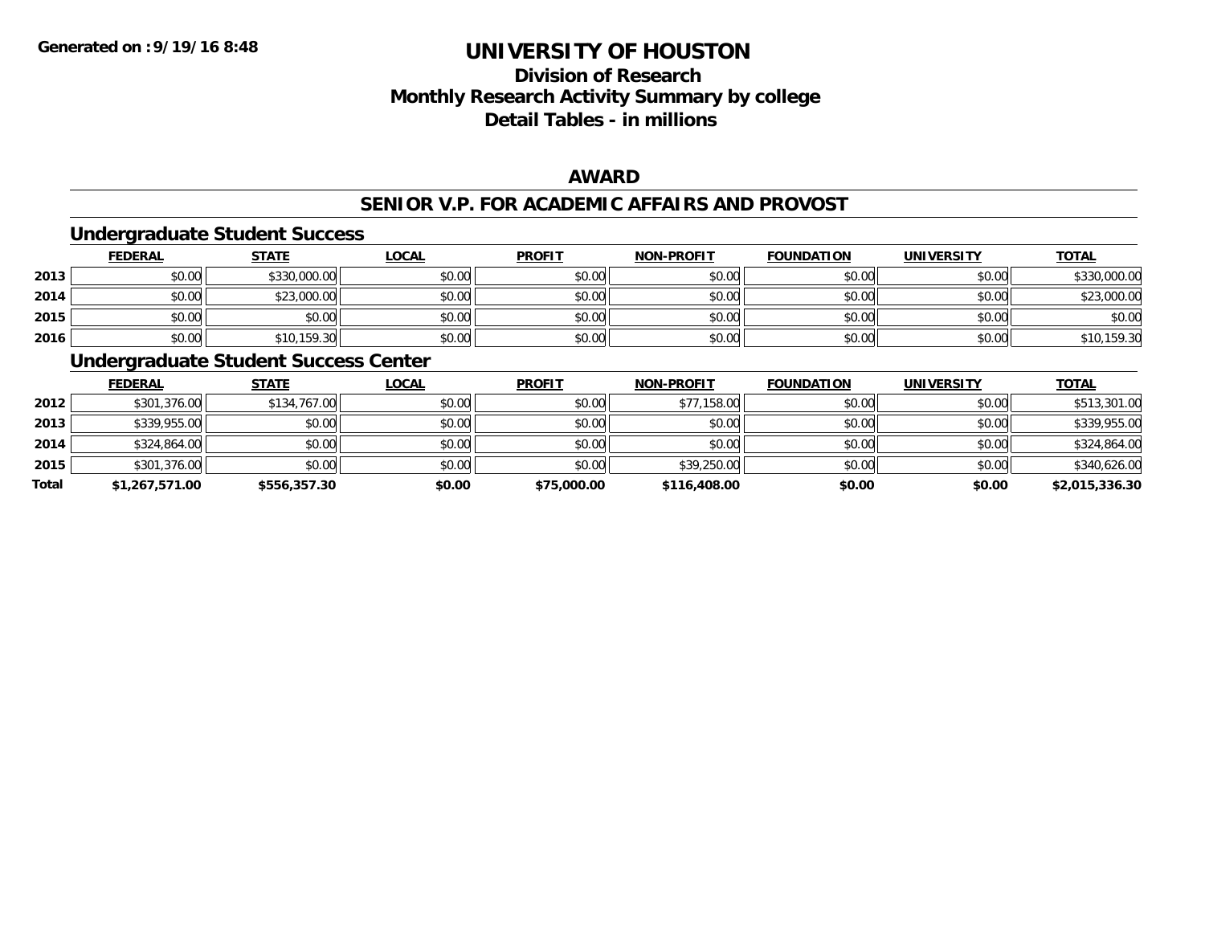**Generated on :9/19/16 8:48**

# UNIVERSITY OF HOUSTON

## Division of Research
## Monthly Research Activity Summary by college
## Detail Tables - in millions

### AWARD

### SENIOR V.P. FOR ACADEMIC AFFAIRS AND PROVOST

#### Undergraduate Student Success

| | FEDERAL | STATE | LOCAL | PROFIT | NON-PROFIT | FOUNDATION | UNIVERSITY | TOTAL |
|---|---|---|---|---|---|---|---|---|
| 2013 | $0.00 | $330,000.00 | $0.00 | $0.00 | $0.00 | $0.00 | $0.00 | $330,000.00 |
| 2014 | $0.00 | $23,000.00 | $0.00 | $0.00 | $0.00 | $0.00 | $0.00 | $23,000.00 |
| 2015 | $0.00 | $0.00 | $0.00 | $0.00 | $0.00 | $0.00 | $0.00 | $0.00 |
| 2016 | $0.00 | $10,159.30 | $0.00 | $0.00 | $0.00 | $0.00 | $0.00 | $10,159.30 |

#### Undergraduate Student Success Center

| | FEDERAL | STATE | LOCAL | PROFIT | NON-PROFIT | FOUNDATION | UNIVERSITY | TOTAL |
|---|---|---|---|---|---|---|---|---|
| 2012 | $301,376.00 | $134,767.00 | $0.00 | $0.00 | $77,158.00 | $0.00 | $0.00 | $513,301.00 |
| 2013 | $339,955.00 | $0.00 | $0.00 | $0.00 | $0.00 | $0.00 | $0.00 | $339,955.00 |
| 2014 | $324,864.00 | $0.00 | $0.00 | $0.00 | $0.00 | $0.00 | $0.00 | $324,864.00 |
| 2015 | $301,376.00 | $0.00 | $0.00 | $0.00 | $39,250.00 | $0.00 | $0.00 | $340,626.00 |
| **Total** | **$1,267,571.00** | **$556,357.30** | **$0.00** | **$75,000.00** | **$116,408.00** | **$0.00** | **$0.00** | **$2,015,336.30** |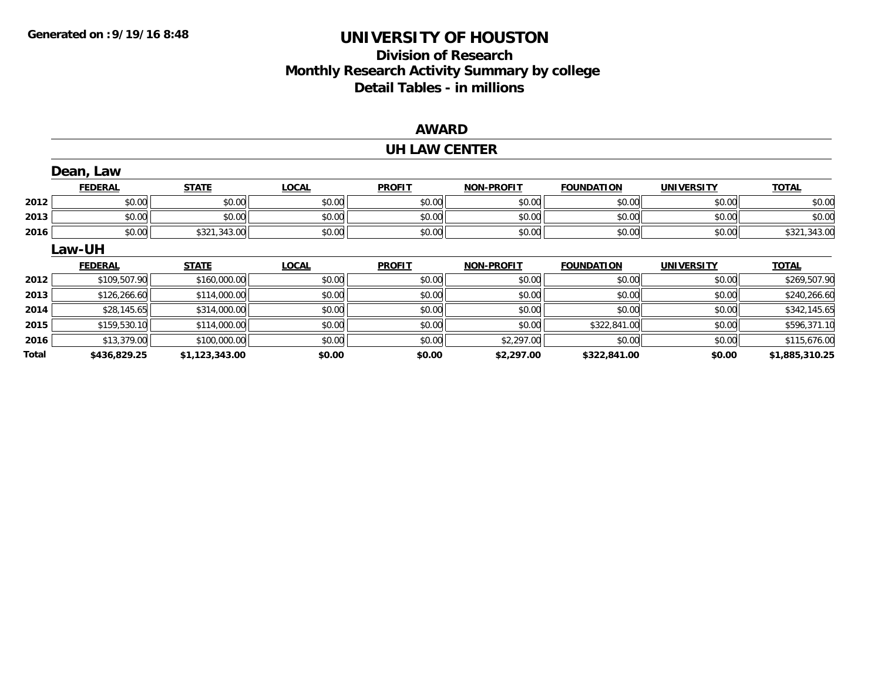Generated on :9/19/16 8:48

# UNIVERSITY OF HOUSTON

## Division of Research
## Monthly Research Activity Summary by college
## Detail Tables - in millions

### AWARD

### UH LAW CENTER

#### Dean, Law

| | FEDERAL | STATE | LOCAL | PROFIT | NON-PROFIT | FOUNDATION | UNIVERSITY | TOTAL |
|---|---|---|---|---|---|---|---|---|
| 2012 | $0.00 | $0.00 | $0.00 | $0.00 | $0.00 | $0.00 | $0.00 | $0.00 |
| 2013 | $0.00 | $0.00 | $0.00 | $0.00 | $0.00 | $0.00 | $0.00 | $0.00 |
| 2016 | $0.00 | $321,343.00 | $0.00 | $0.00 | $0.00 | $0.00 | $0.00 | $321,343.00 |

#### Law-UH

| | FEDERAL | STATE | LOCAL | PROFIT | NON-PROFIT | FOUNDATION | UNIVERSITY | TOTAL |
|---|---|---|---|---|---|---|---|---|
| 2012 | $109,507.90 | $160,000.00 | $0.00 | $0.00 | $0.00 | $0.00 | $0.00 | $269,507.90 |
| 2013 | $126,266.60 | $114,000.00 | $0.00 | $0.00 | $0.00 | $0.00 | $0.00 | $240,266.60 |
| 2014 | $28,145.65 | $314,000.00 | $0.00 | $0.00 | $0.00 | $0.00 | $0.00 | $342,145.65 |
| 2015 | $159,530.10 | $114,000.00 | $0.00 | $0.00 | $0.00 | $322,841.00 | $0.00 | $596,371.10 |
| 2016 | $13,379.00 | $100,000.00 | $0.00 | $0.00 | $2,297.00 | $0.00 | $0.00 | $115,676.00 |
| **Total** | **$436,829.25** | **$1,123,343.00** | **$0.00** | **$0.00** | **$2,297.00** | **$322,841.00** | **$0.00** | **$1,885,310.25** |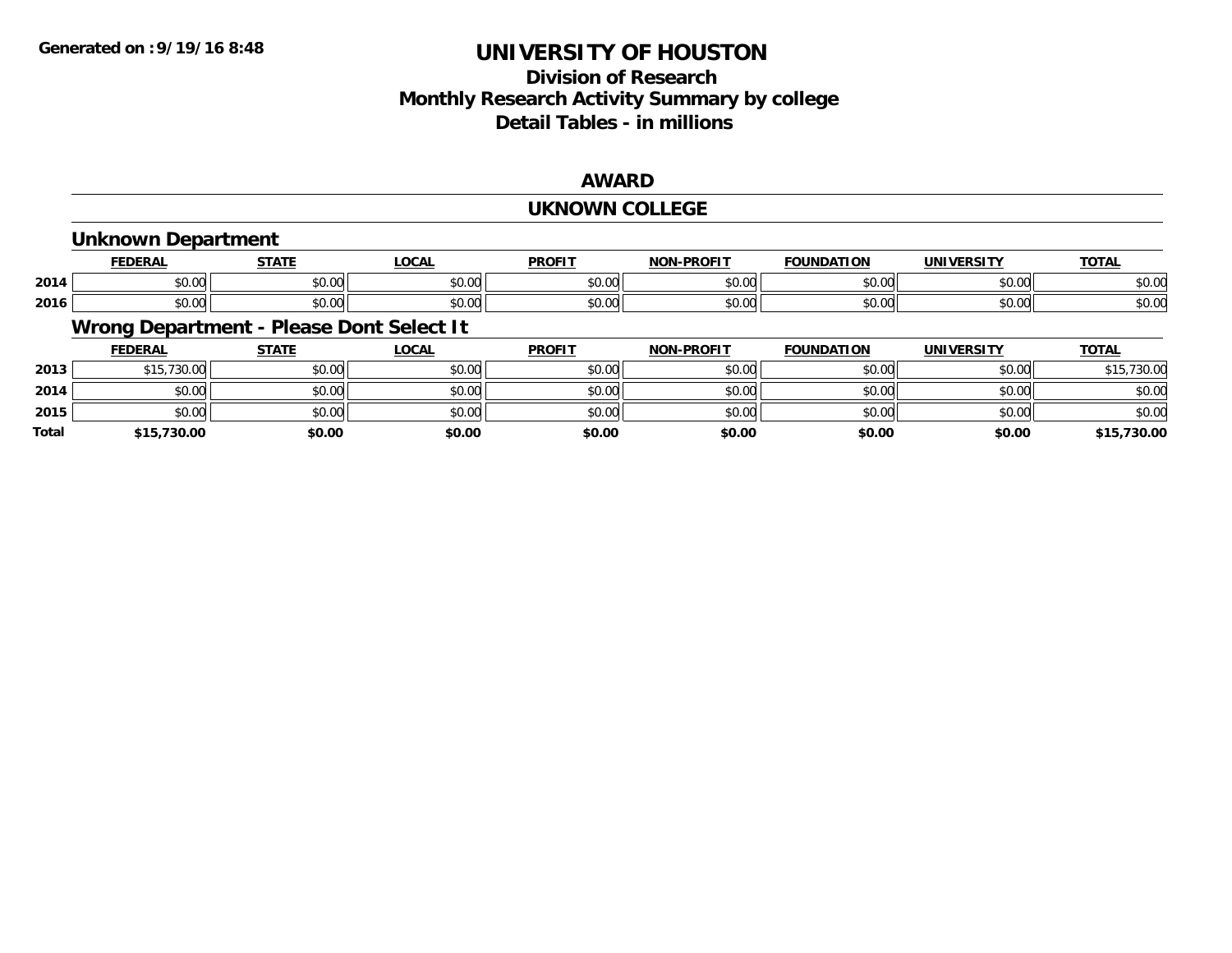**Generated on :9/19/16 8:48**

# UNIVERSITY OF HOUSTON

## Division of Research
## Monthly Research Activity Summary by college
## Detail Tables - in millions

### AWARD

### UKNOWN COLLEGE

#### Unknown Department

| | FEDERAL | STATE | LOCAL | PROFIT | NON-PROFIT | FOUNDATION | UNIVERSITY | TOTAL |
|---|---|---|---|---|---|---|---|---|
| 2014 | $0.00 | $0.00 | $0.00 | $0.00 | $0.00 | $0.00 | $0.00 | $0.00 |
| 2016 | $0.00 | $0.00 | $0.00 | $0.00 | $0.00 | $0.00 | $0.00 | $0.00 |

#### Wrong Department - Please Dont Select It

| | FEDERAL | STATE | LOCAL | PROFIT | NON-PROFIT | FOUNDATION | UNIVERSITY | TOTAL |
|---|---|---|---|---|---|---|---|---|
| 2013 | $15,730.00 | $0.00 | $0.00 | $0.00 | $0.00 | $0.00 | $0.00 | $15,730.00 |
| 2014 | $0.00 | $0.00 | $0.00 | $0.00 | $0.00 | $0.00 | $0.00 | $0.00 |
| 2015 | $0.00 | $0.00 | $0.00 | $0.00 | $0.00 | $0.00 | $0.00 | $0.00 |
| **Total** | **$15,730.00** | **$0.00** | **$0.00** | **$0.00** | **$0.00** | **$0.00** | **$0.00** | **$15,730.00** |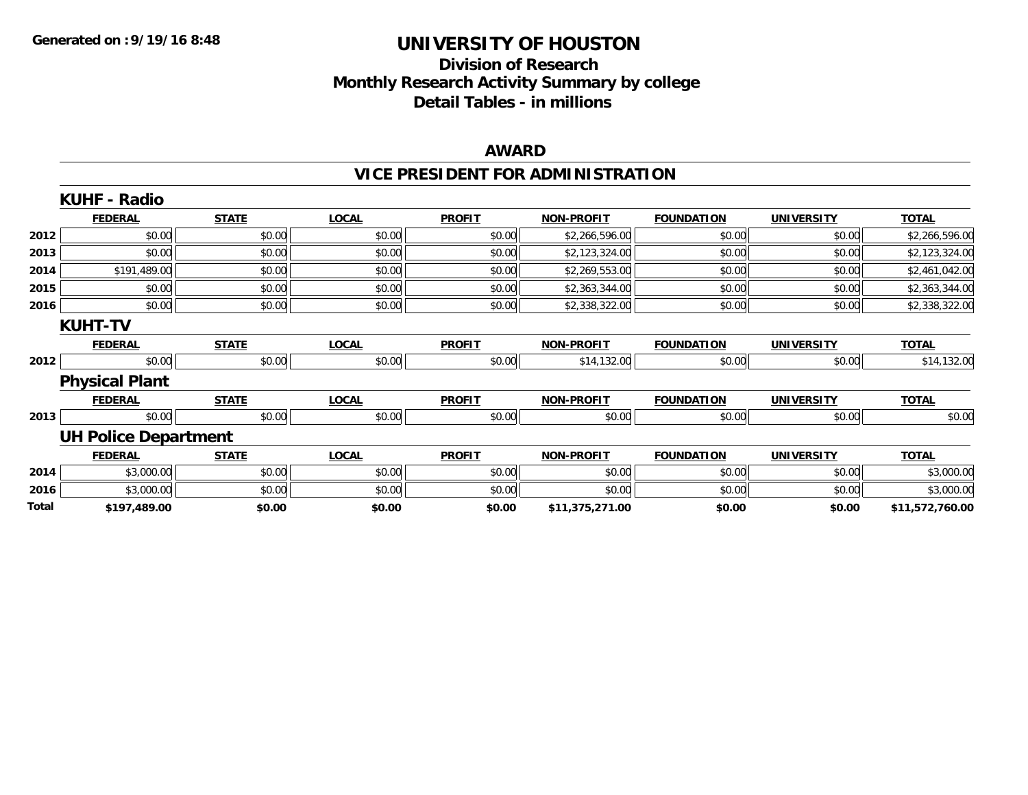**Generated on :9/19/16 8:48**

# UNIVERSITY OF HOUSTON

## Division of Research
## Monthly Research Activity Summary by college
## Detail Tables - in millions

### AWARD

### VICE PRESIDENT FOR ADMINISTRATION

#### KUHF - Radio

| | FEDERAL | STATE | LOCAL | PROFIT | NON-PROFIT | FOUNDATION | UNIVERSITY | TOTAL |
|---|---|---|---|---|---|---|---|---|
| 2012 | $0.00 | $0.00 | $0.00 | $0.00 | $2,266,596.00 | $0.00 | $0.00 | $2,266,596.00 |
| 2013 | $0.00 | $0.00 | $0.00 | $0.00 | $2,123,324.00 | $0.00 | $0.00 | $2,123,324.00 |
| 2014 | $191,489.00 | $0.00 | $0.00 | $0.00 | $2,269,553.00 | $0.00 | $0.00 | $2,461,042.00 |
| 2015 | $0.00 | $0.00 | $0.00 | $0.00 | $2,363,344.00 | $0.00 | $0.00 | $2,363,344.00 |
| 2016 | $0.00 | $0.00 | $0.00 | $0.00 | $2,338,322.00 | $0.00 | $0.00 | $2,338,322.00 |

#### KUHT-TV

| | FEDERAL | STATE | LOCAL | PROFIT | NON-PROFIT | FOUNDATION | UNIVERSITY | TOTAL |
|---|---|---|---|---|---|---|---|---|
| 2012 | $0.00 | $0.00 | $0.00 | $0.00 | $14,132.00 | $0.00 | $0.00 | $14,132.00 |

#### Physical Plant

| | FEDERAL | STATE | LOCAL | PROFIT | NON-PROFIT | FOUNDATION | UNIVERSITY | TOTAL |
|---|---|---|---|---|---|---|---|---|
| 2013 | $0.00 | $0.00 | $0.00 | $0.00 | $0.00 | $0.00 | $0.00 | $0.00 |

#### UH Police Department

| | FEDERAL | STATE | LOCAL | PROFIT | NON-PROFIT | FOUNDATION | UNIVERSITY | TOTAL |
|---|---|---|---|---|---|---|---|---|
| 2014 | $3,000.00 | $0.00 | $0.00 | $0.00 | $0.00 | $0.00 | $0.00 | $3,000.00 |
| 2016 | $3,000.00 | $0.00 | $0.00 | $0.00 | $0.00 | $0.00 | $0.00 | $3,000.00 |
| **Total** | **$197,489.00** | **$0.00** | **$0.00** | **$0.00** | **$11,375,271.00** | **$0.00** | **$0.00** | **$11,572,760.00** |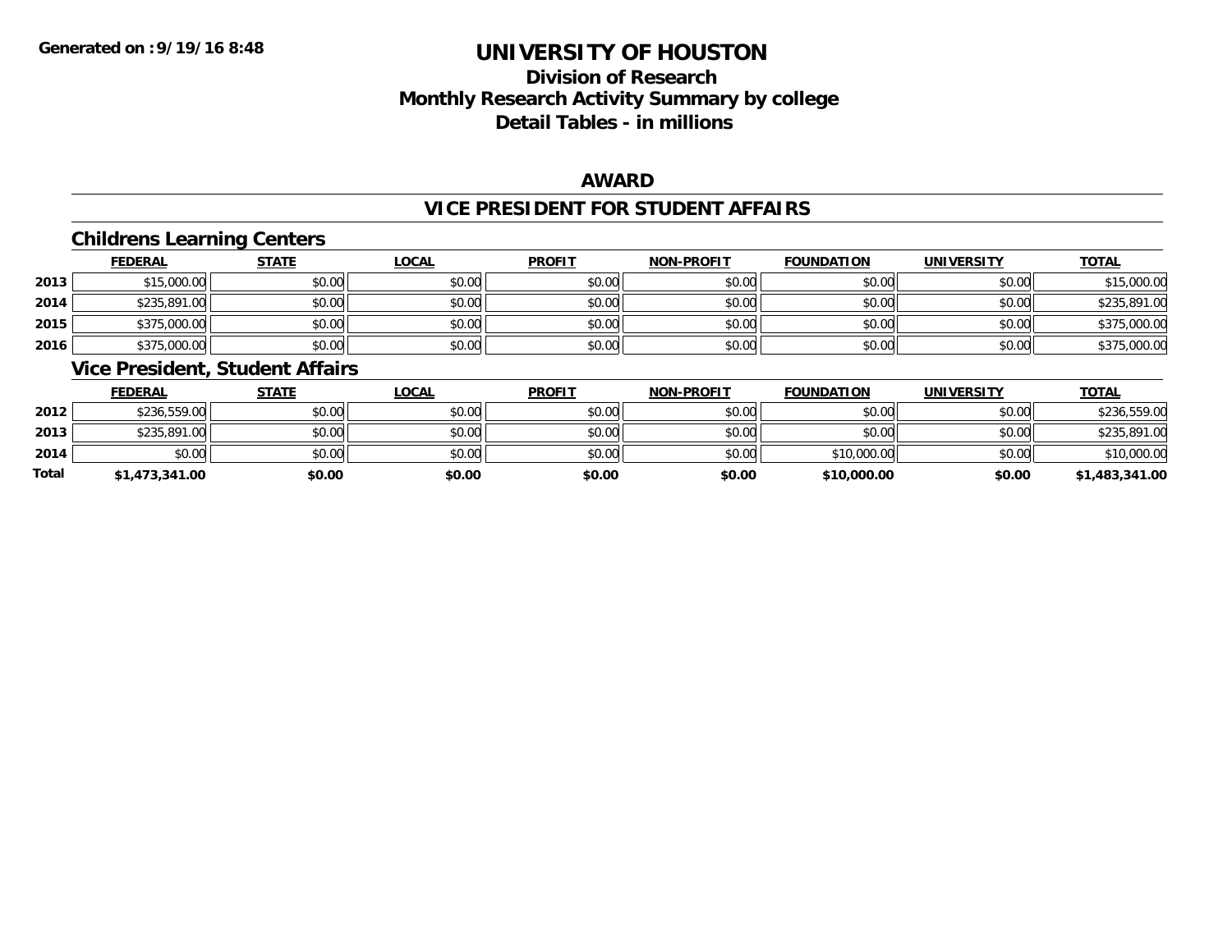# UNIVERSITY OF HOUSTON

## Division of Research
## Monthly Research Activity Summary by college
## Detail Tables - in millions

### AWARD

### VICE PRESIDENT FOR STUDENT AFFAIRS

#### Childrens Learning Centers

| | FEDERAL | STATE | LOCAL | PROFIT | NON-PROFIT | FOUNDATION | UNIVERSITY | TOTAL |
|---|---|---|---|---|---|---|---|---|
| 2013 | $15,000.00 | $0.00 | $0.00 | $0.00 | $0.00 | $0.00 | $0.00 | $15,000.00 |
| 2014 | $235,891.00 | $0.00 | $0.00 | $0.00 | $0.00 | $0.00 | $0.00 | $235,891.00 |
| 2015 | $375,000.00 | $0.00 | $0.00 | $0.00 | $0.00 | $0.00 | $0.00 | $375,000.00 |
| 2016 | $375,000.00 | $0.00 | $0.00 | $0.00 | $0.00 | $0.00 | $0.00 | $375,000.00 |

#### Vice President, Student Affairs

| | FEDERAL | STATE | LOCAL | PROFIT | NON-PROFIT | FOUNDATION | UNIVERSITY | TOTAL |
|---|---|---|---|---|---|---|---|---|
| 2012 | $236,559.00 | $0.00 | $0.00 | $0.00 | $0.00 | $0.00 | $0.00 | $236,559.00 |
| 2013 | $235,891.00 | $0.00 | $0.00 | $0.00 | $0.00 | $0.00 | $0.00 | $235,891.00 |
| 2014 | $0.00 | $0.00 | $0.00 | $0.00 | $0.00 | $10,000.00 | $0.00 | $10,000.00 |
| **Total** | **$1,473,341.00** | **$0.00** | **$0.00** | **$0.00** | **$0.00** | **$10,000.00** | **$0.00** | **$1,483,341.00** |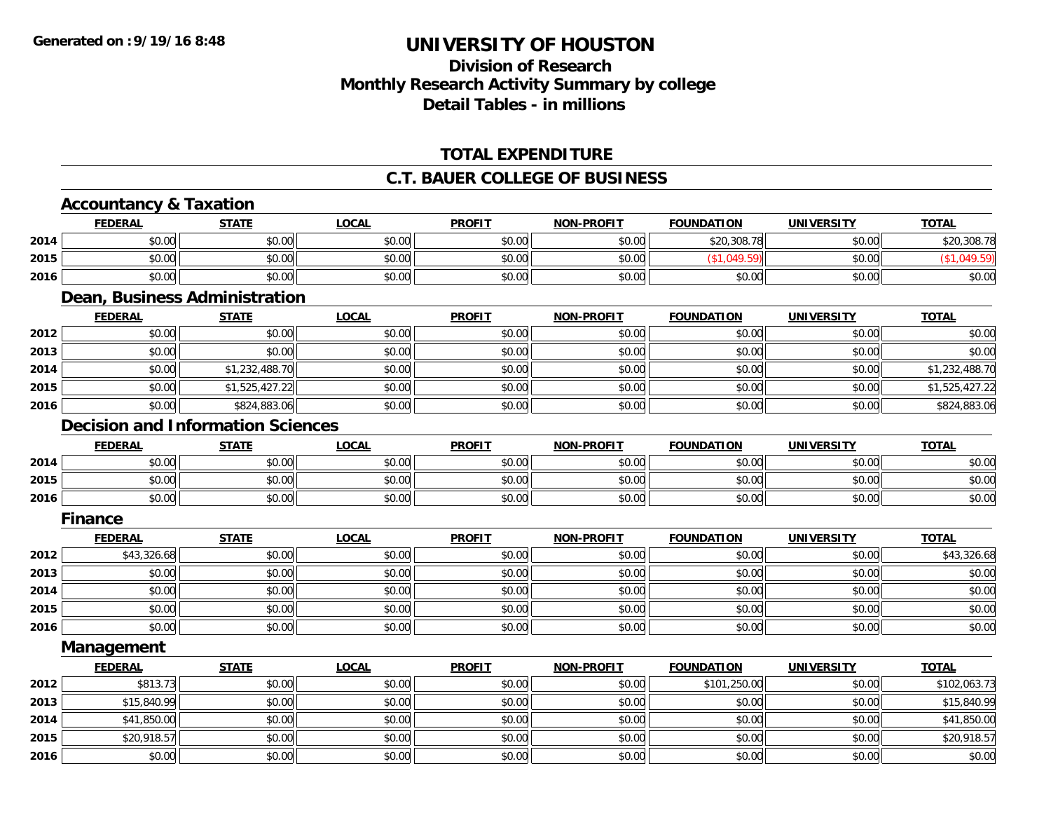Generated on :9/19/16 8:48

# UNIVERSITY OF HOUSTON

## Division of Research
## Monthly Research Activity Summary by college
## Detail Tables - in millions

## TOTAL EXPENDITURE

## C.T. BAUER COLLEGE OF BUSINESS

### Accountancy & Taxation

| | FEDERAL | STATE | LOCAL | PROFIT | NON-PROFIT | FOUNDATION | UNIVERSITY | TOTAL |
|---|---|---|---|---|---|---|---|---|
| 2014 | $0.00 | $0.00 | $0.00 | $0.00 | $0.00 | $20,308.78 | $0.00 | $20,308.78 |
| 2015 | $0.00 | $0.00 | $0.00 | $0.00 | $0.00 | ($1,049.59) | $0.00 | ($1,049.59) |
| 2016 | $0.00 | $0.00 | $0.00 | $0.00 | $0.00 | $0.00 | $0.00 | $0.00 |

### Dean, Business Administration

| | FEDERAL | STATE | LOCAL | PROFIT | NON-PROFIT | FOUNDATION | UNIVERSITY | TOTAL |
|---|---|---|---|---|---|---|---|---|
| 2012 | $0.00 | $0.00 | $0.00 | $0.00 | $0.00 | $0.00 | $0.00 | $0.00 |
| 2013 | $0.00 | $0.00 | $0.00 | $0.00 | $0.00 | $0.00 | $0.00 | $0.00 |
| 2014 | $0.00 | $1,232,488.70 | $0.00 | $0.00 | $0.00 | $0.00 | $0.00 | $1,232,488.70 |
| 2015 | $0.00 | $1,525,427.22 | $0.00 | $0.00 | $0.00 | $0.00 | $0.00 | $1,525,427.22 |
| 2016 | $0.00 | $824,883.06 | $0.00 | $0.00 | $0.00 | $0.00 | $0.00 | $824,883.06 |

### Decision and Information Sciences

| | FEDERAL | STATE | LOCAL | PROFIT | NON-PROFIT | FOUNDATION | UNIVERSITY | TOTAL |
|---|---|---|---|---|---|---|---|---|
| 2014 | $0.00 | $0.00 | $0.00 | $0.00 | $0.00 | $0.00 | $0.00 | $0.00 |
| 2015 | $0.00 | $0.00 | $0.00 | $0.00 | $0.00 | $0.00 | $0.00 | $0.00 |
| 2016 | $0.00 | $0.00 | $0.00 | $0.00 | $0.00 | $0.00 | $0.00 | $0.00 |

### Finance

| | FEDERAL | STATE | LOCAL | PROFIT | NON-PROFIT | FOUNDATION | UNIVERSITY | TOTAL |
|---|---|---|---|---|---|---|---|---|
| 2012 | $43,326.68 | $0.00 | $0.00 | $0.00 | $0.00 | $0.00 | $0.00 | $43,326.68 |
| 2013 | $0.00 | $0.00 | $0.00 | $0.00 | $0.00 | $0.00 | $0.00 | $0.00 |
| 2014 | $0.00 | $0.00 | $0.00 | $0.00 | $0.00 | $0.00 | $0.00 | $0.00 |
| 2015 | $0.00 | $0.00 | $0.00 | $0.00 | $0.00 | $0.00 | $0.00 | $0.00 |
| 2016 | $0.00 | $0.00 | $0.00 | $0.00 | $0.00 | $0.00 | $0.00 | $0.00 |

### Management

| | FEDERAL | STATE | LOCAL | PROFIT | NON-PROFIT | FOUNDATION | UNIVERSITY | TOTAL |
|---|---|---|---|---|---|---|---|---|
| 2012 | $813.73 | $0.00 | $0.00 | $0.00 | $0.00 | $101,250.00 | $0.00 | $102,063.73 |
| 2013 | $15,840.99 | $0.00 | $0.00 | $0.00 | $0.00 | $0.00 | $0.00 | $15,840.99 |
| 2014 | $41,850.00 | $0.00 | $0.00 | $0.00 | $0.00 | $0.00 | $0.00 | $41,850.00 |
| 2015 | $20,918.57 | $0.00 | $0.00 | $0.00 | $0.00 | $0.00 | $0.00 | $20,918.57 |
| 2016 | $0.00 | $0.00 | $0.00 | $0.00 | $0.00 | $0.00 | $0.00 | $0.00 |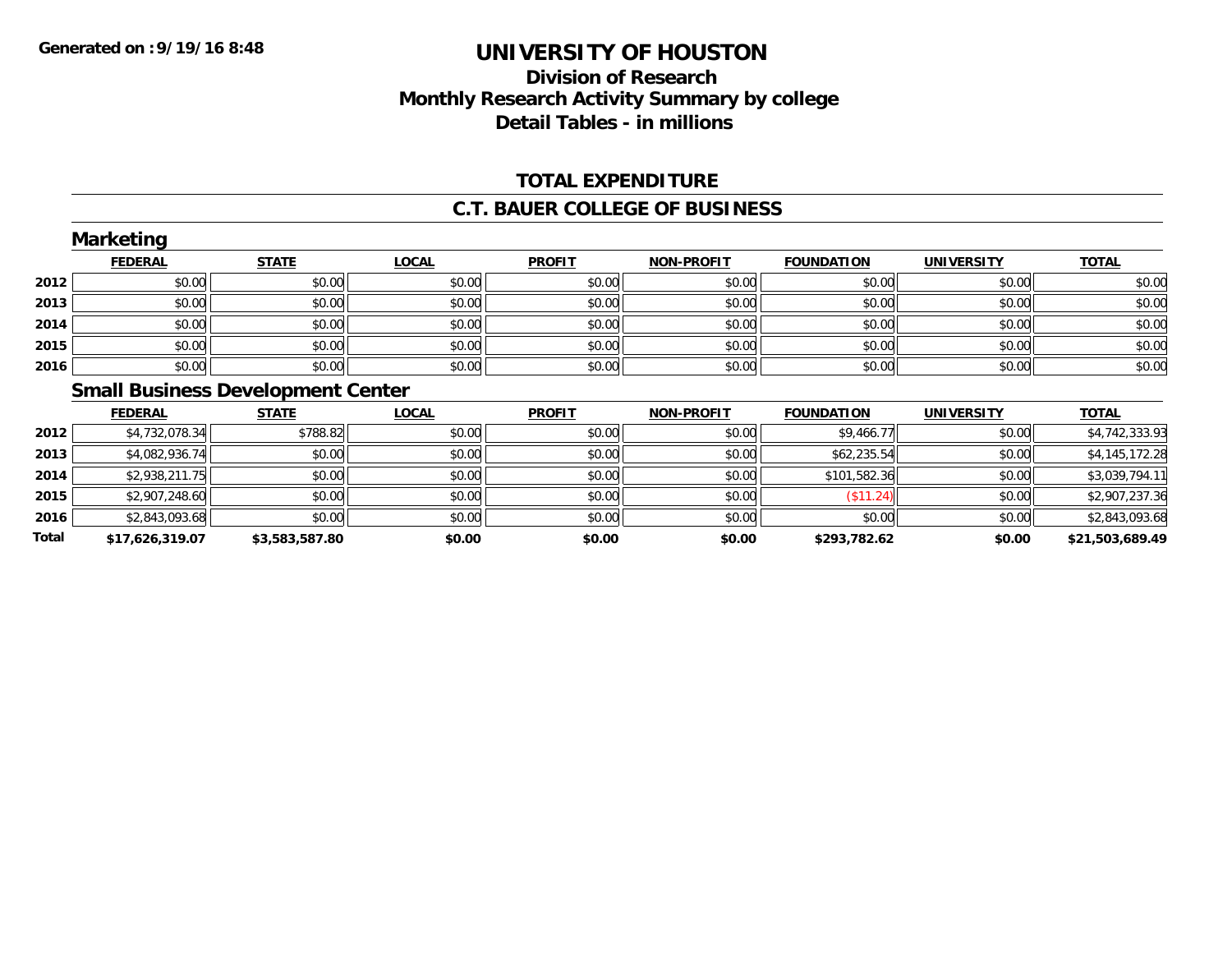**Generated on :9/19/16 8:48**

# UNIVERSITY OF HOUSTON

## Division of Research
## Monthly Research Activity Summary by college
## Detail Tables - in millions

### TOTAL EXPENDITURE

### C.T. BAUER COLLEGE OF BUSINESS

#### Marketing

| | FEDERAL | STATE | LOCAL | PROFIT | NON-PROFIT | FOUNDATION | UNIVERSITY | TOTAL |
|---|---|---|---|---|---|---|---|---|
| 2012 | $0.00 | $0.00 | $0.00 | $0.00 | $0.00 | $0.00 | $0.00 | $0.00 |
| 2013 | $0.00 | $0.00 | $0.00 | $0.00 | $0.00 | $0.00 | $0.00 | $0.00 |
| 2014 | $0.00 | $0.00 | $0.00 | $0.00 | $0.00 | $0.00 | $0.00 | $0.00 |
| 2015 | $0.00 | $0.00 | $0.00 | $0.00 | $0.00 | $0.00 | $0.00 | $0.00 |
| 2016 | $0.00 | $0.00 | $0.00 | $0.00 | $0.00 | $0.00 | $0.00 | $0.00 |

#### Small Business Development Center

| | FEDERAL | STATE | LOCAL | PROFIT | NON-PROFIT | FOUNDATION | UNIVERSITY | TOTAL |
|---|---|---|---|---|---|---|---|---|
| 2012 | $4,732,078.34 | $788.82 | $0.00 | $0.00 | $0.00 | $9,466.77 | $0.00 | $4,742,333.93 |
| 2013 | $4,082,936.74 | $0.00 | $0.00 | $0.00 | $0.00 | $62,235.54 | $0.00 | $4,145,172.28 |
| 2014 | $2,938,211.75 | $0.00 | $0.00 | $0.00 | $0.00 | $101,582.36 | $0.00 | $3,039,794.11 |
| 2015 | $2,907,248.60 | $0.00 | $0.00 | $0.00 | $0.00 | ($11.24) | $0.00 | $2,907,237.36 |
| 2016 | $2,843,093.68 | $0.00 | $0.00 | $0.00 | $0.00 | $0.00 | $0.00 | $2,843,093.68 |
| **Total** | **$17,626,319.07** | **$3,583,587.80** | **$0.00** | **$0.00** | **$0.00** | **$293,782.62** | **$0.00** | **$21,503,689.49** |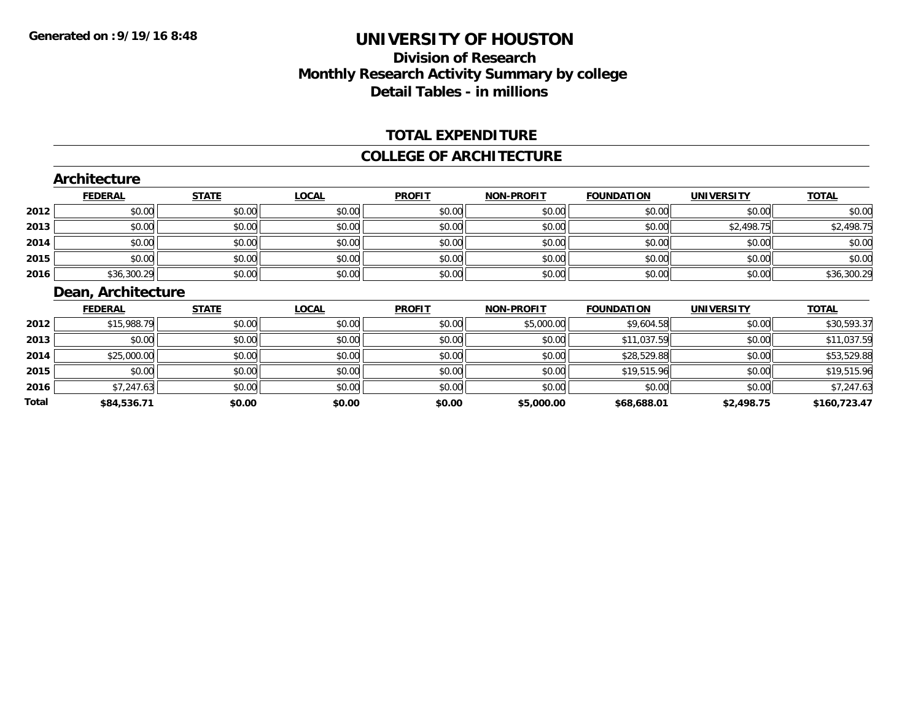# UNIVERSITY OF HOUSTON

## Division of Research
## Monthly Research Activity Summary by college
## Detail Tables - in millions

Generated on :9/19/16 8:48

### TOTAL EXPENDITURE

### COLLEGE OF ARCHITECTURE

#### Architecture

| | FEDERAL | STATE | LOCAL | PROFIT | NON-PROFIT | FOUNDATION | UNIVERSITY | TOTAL |
|---|---|---|---|---|---|---|---|---|
| 2012 | $0.00 | $0.00 | $0.00 | $0.00 | $0.00 | $0.00 | $0.00 | $0.00 |
| 2013 | $0.00 | $0.00 | $0.00 | $0.00 | $0.00 | $0.00 | $2,498.75 | $2,498.75 |
| 2014 | $0.00 | $0.00 | $0.00 | $0.00 | $0.00 | $0.00 | $0.00 | $0.00 |
| 2015 | $0.00 | $0.00 | $0.00 | $0.00 | $0.00 | $0.00 | $0.00 | $0.00 |
| 2016 | $36,300.29 | $0.00 | $0.00 | $0.00 | $0.00 | $0.00 | $0.00 | $36,300.29 |

#### Dean, Architecture

| | FEDERAL | STATE | LOCAL | PROFIT | NON-PROFIT | FOUNDATION | UNIVERSITY | TOTAL |
|---|---|---|---|---|---|---|---|---|
| 2012 | $15,988.79 | $0.00 | $0.00 | $0.00 | $5,000.00 | $9,604.58 | $0.00 | $30,593.37 |
| 2013 | $0.00 | $0.00 | $0.00 | $0.00 | $0.00 | $11,037.59 | $0.00 | $11,037.59 |
| 2014 | $25,000.00 | $0.00 | $0.00 | $0.00 | $0.00 | $28,529.88 | $0.00 | $53,529.88 |
| 2015 | $0.00 | $0.00 | $0.00 | $0.00 | $0.00 | $19,515.96 | $0.00 | $19,515.96 |
| 2016 | $7,247.63 | $0.00 | $0.00 | $0.00 | $0.00 | $0.00 | $0.00 | $7,247.63 |
| **Total** | **$84,536.71** | **$0.00** | **$0.00** | **$0.00** | **$5,000.00** | **$68,688.01** | **$2,498.75** | **$160,723.47** |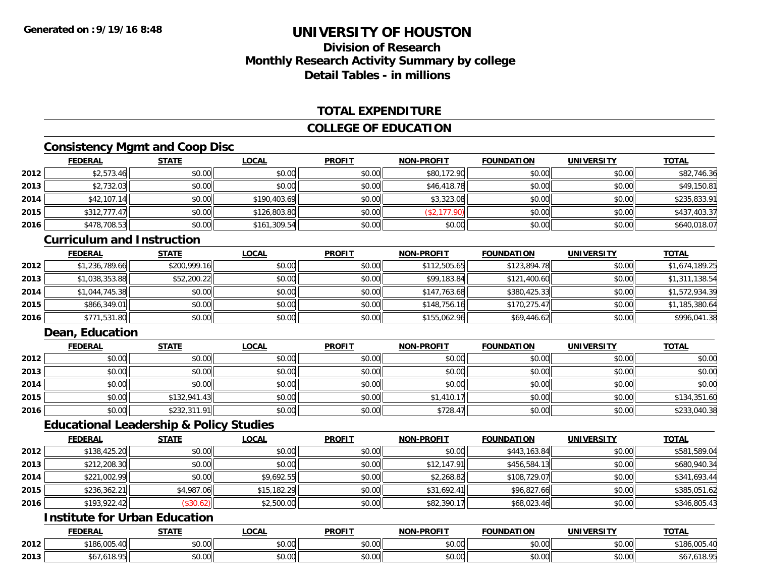**Generated on :9/19/16 8:48**

# UNIVERSITY OF HOUSTON

## Division of Research
## Monthly Research Activity Summary by college
## Detail Tables - in millions

### TOTAL EXPENDITURE

### COLLEGE OF EDUCATION

#### Consistency Mgmt and Coop Disc

| | FEDERAL | STATE | LOCAL | PROFIT | NON-PROFIT | FOUNDATION | UNIVERSITY | TOTAL |
|---|---|---|---|---|---|---|---|---|
| 2012 | $2,573.46 | $0.00 | $0.00 | $0.00 | $80,172.90 | $0.00 | $0.00 | $82,746.36 |
| 2013 | $2,732.03 | $0.00 | $0.00 | $0.00 | $46,418.78 | $0.00 | $0.00 | $49,150.81 |
| 2014 | $42,107.14 | $0.00 | $190,403.69 | $0.00 | $3,323.08 | $0.00 | $0.00 | $235,833.91 |
| 2015 | $312,777.47 | $0.00 | $126,803.80 | $0.00 | ($2,177.90) | $0.00 | $0.00 | $437,403.37 |
| 2016 | $478,708.53 | $0.00 | $161,309.54 | $0.00 | $0.00 | $0.00 | $0.00 | $640,018.07 |

#### Curriculum and Instruction

| | FEDERAL | STATE | LOCAL | PROFIT | NON-PROFIT | FOUNDATION | UNIVERSITY | TOTAL |
|---|---|---|---|---|---|---|---|---|
| 2012 | $1,236,789.66 | $200,999.16 | $0.00 | $0.00 | $112,505.65 | $123,894.78 | $0.00 | $1,674,189.25 |
| 2013 | $1,038,353.88 | $52,200.22 | $0.00 | $0.00 | $99,183.84 | $121,400.60 | $0.00 | $1,311,138.54 |
| 2014 | $1,044,745.38 | $0.00 | $0.00 | $0.00 | $147,763.68 | $380,425.33 | $0.00 | $1,572,934.39 |
| 2015 | $866,349.01 | $0.00 | $0.00 | $0.00 | $148,756.16 | $170,275.47 | $0.00 | $1,185,380.64 |
| 2016 | $771,531.80 | $0.00 | $0.00 | $0.00 | $155,062.96 | $69,446.62 | $0.00 | $996,041.38 |

#### Dean, Education

| | FEDERAL | STATE | LOCAL | PROFIT | NON-PROFIT | FOUNDATION | UNIVERSITY | TOTAL |
|---|---|---|---|---|---|---|---|---|
| 2012 | $0.00 | $0.00 | $0.00 | $0.00 | $0.00 | $0.00 | $0.00 | $0.00 |
| 2013 | $0.00 | $0.00 | $0.00 | $0.00 | $0.00 | $0.00 | $0.00 | $0.00 |
| 2014 | $0.00 | $0.00 | $0.00 | $0.00 | $0.00 | $0.00 | $0.00 | $0.00 |
| 2015 | $0.00 | $132,941.43 | $0.00 | $0.00 | $1,410.17 | $0.00 | $0.00 | $134,351.60 |
| 2016 | $0.00 | $232,311.91 | $0.00 | $0.00 | $728.47 | $0.00 | $0.00 | $233,040.38 |

#### Educational Leadership & Policy Studies

| | FEDERAL | STATE | LOCAL | PROFIT | NON-PROFIT | FOUNDATION | UNIVERSITY | TOTAL |
|---|---|---|---|---|---|---|---|---|
| 2012 | $138,425.20 | $0.00 | $0.00 | $0.00 | $0.00 | $443,163.84 | $0.00 | $581,589.04 |
| 2013 | $212,208.30 | $0.00 | $0.00 | $0.00 | $12,147.91 | $456,584.13 | $0.00 | $680,940.34 |
| 2014 | $221,002.99 | $0.00 | $9,692.55 | $0.00 | $2,268.82 | $108,729.07 | $0.00 | $341,693.44 |
| 2015 | $236,362.21 | $4,987.06 | $15,182.29 | $0.00 | $31,692.41 | $96,827.66 | $0.00 | $385,051.62 |
| 2016 | $193,922.42 | ($30.62) | $2,500.00 | $0.00 | $82,390.17 | $68,023.46 | $0.00 | $346,805.43 |

#### Institute for Urban Education

| | FEDERAL | STATE | LOCAL | PROFIT | NON-PROFIT | FOUNDATION | UNIVERSITY | TOTAL |
|---|---|---|---|---|---|---|---|---|
| 2012 | $186,005.40 | $0.00 | $0.00 | $0.00 | $0.00 | $0.00 | $0.00 | $186,005.40 |
| 2013 | $67,618.95 | $0.00 | $0.00 | $0.00 | $0.00 | $0.00 | $0.00 | $67,618.95 |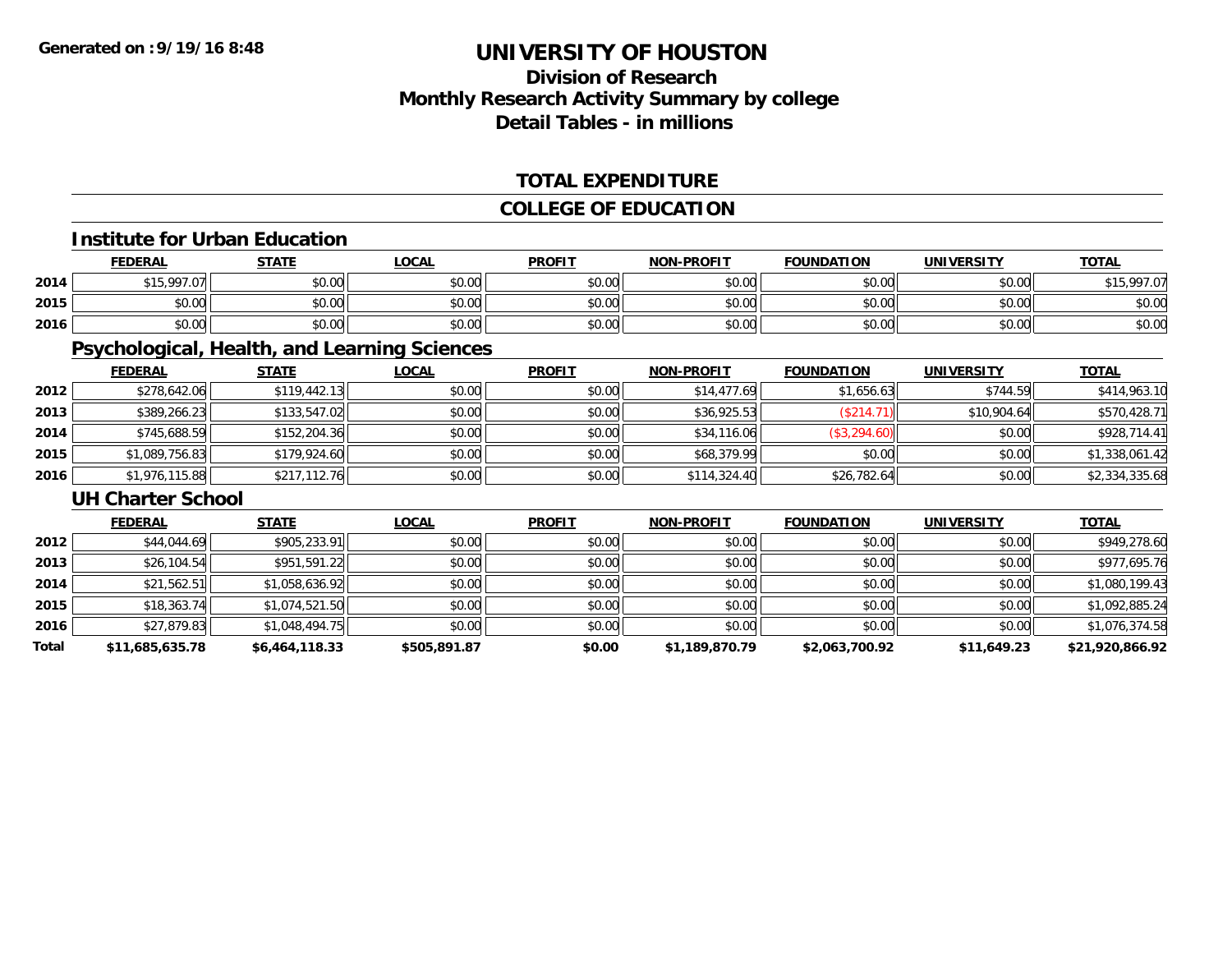**Generated on :9/19/16 8:48**

# UNIVERSITY OF HOUSTON

## Division of Research
## Monthly Research Activity Summary by college
## Detail Tables - in millions

### TOTAL EXPENDITURE

### COLLEGE OF EDUCATION

#### Institute for Urban Education

| | FEDERAL | STATE | LOCAL | PROFIT | NON-PROFIT | FOUNDATION | UNIVERSITY | TOTAL |
|---|---|---|---|---|---|---|---|---|
| 2014 | $15,997.07 | $0.00 | $0.00 | $0.00 | $0.00 | $0.00 | $0.00 | $15,997.07 |
| 2015 | $0.00 | $0.00 | $0.00 | $0.00 | $0.00 | $0.00 | $0.00 | $0.00 |
| 2016 | $0.00 | $0.00 | $0.00 | $0.00 | $0.00 | $0.00 | $0.00 | $0.00 |

#### Psychological, Health, and Learning Sciences

| | FEDERAL | STATE | LOCAL | PROFIT | NON-PROFIT | FOUNDATION | UNIVERSITY | TOTAL |
|---|---|---|---|---|---|---|---|---|
| 2012 | $278,642.06 | $119,442.13 | $0.00 | $0.00 | $14,477.69 | $1,656.63 | $744.59 | $414,963.10 |
| 2013 | $389,266.23 | $133,547.02 | $0.00 | $0.00 | $36,925.53 | ($214.71) | $10,904.64 | $570,428.71 |
| 2014 | $745,688.59 | $152,204.36 | $0.00 | $0.00 | $34,116.06 | ($3,294.60) | $0.00 | $928,714.41 |
| 2015 | $1,089,756.83 | $179,924.60 | $0.00 | $0.00 | $68,379.99 | $0.00 | $0.00 | $1,338,061.42 |
| 2016 | $1,976,115.88 | $217,112.76 | $0.00 | $0.00 | $114,324.40 | $26,782.64 | $0.00 | $2,334,335.68 |

#### UH Charter School

| | FEDERAL | STATE | LOCAL | PROFIT | NON-PROFIT | FOUNDATION | UNIVERSITY | TOTAL |
|---|---|---|---|---|---|---|---|---|
| 2012 | $44,044.69 | $905,233.91 | $0.00 | $0.00 | $0.00 | $0.00 | $0.00 | $949,278.60 |
| 2013 | $26,104.54 | $951,591.22 | $0.00 | $0.00 | $0.00 | $0.00 | $0.00 | $977,695.76 |
| 2014 | $21,562.51 | $1,058,636.92 | $0.00 | $0.00 | $0.00 | $0.00 | $0.00 | $1,080,199.43 |
| 2015 | $18,363.74 | $1,074,521.50 | $0.00 | $0.00 | $0.00 | $0.00 | $0.00 | $1,092,885.24 |
| 2016 | $27,879.83 | $1,048,494.75 | $0.00 | $0.00 | $0.00 | $0.00 | $0.00 | $1,076,374.58 |
| **Total** | **$11,685,635.78** | **$6,464,118.33** | **$505,891.87** | **$0.00** | **$1,189,870.79** | **$2,063,700.92** | **$11,649.23** | **$21,920,866.92** |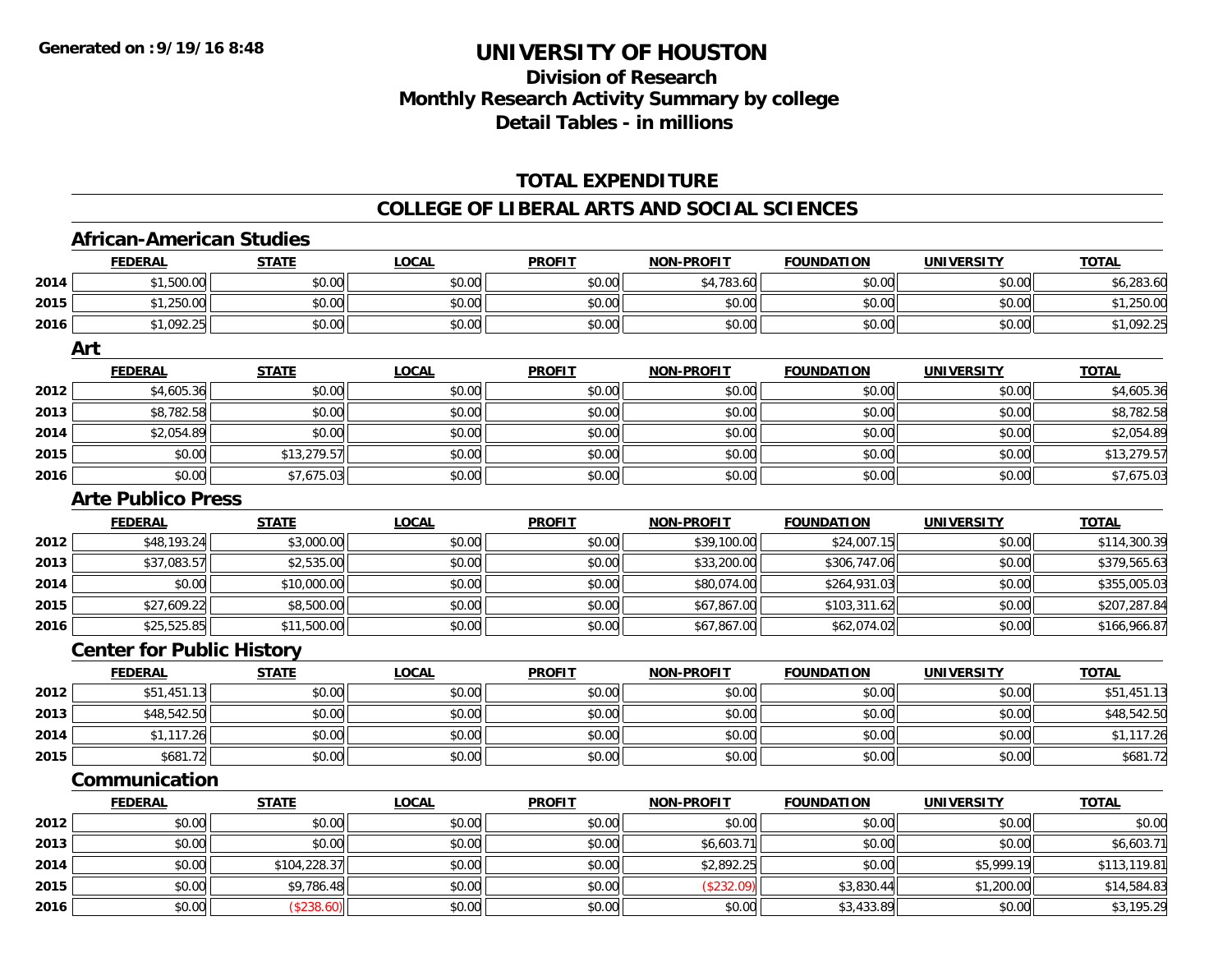**Generated on :9/19/16 8:48**

# UNIVERSITY OF HOUSTON

## Division of Research
## Monthly Research Activity Summary by college
## Detail Tables - in millions

### TOTAL EXPENDITURE

### COLLEGE OF LIBERAL ARTS AND SOCIAL SCIENCES

#### African-American Studies

| | FEDERAL | STATE | LOCAL | PROFIT | NON-PROFIT | FOUNDATION | UNIVERSITY | TOTAL |
|---|---|---|---|---|---|---|---|---|
| 2014 | $1,500.00 | $0.00 | $0.00 | $0.00 | $4,783.60 | $0.00 | $0.00 | $6,283.60 |
| 2015 | $1,250.00 | $0.00 | $0.00 | $0.00 | $0.00 | $0.00 | $0.00 | $1,250.00 |
| 2016 | $1,092.25 | $0.00 | $0.00 | $0.00 | $0.00 | $0.00 | $0.00 | $1,092.25 |

#### Art

| | FEDERAL | STATE | LOCAL | PROFIT | NON-PROFIT | FOUNDATION | UNIVERSITY | TOTAL |
|---|---|---|---|---|---|---|---|---|
| 2012 | $4,605.36 | $0.00 | $0.00 | $0.00 | $0.00 | $0.00 | $0.00 | $4,605.36 |
| 2013 | $8,782.58 | $0.00 | $0.00 | $0.00 | $0.00 | $0.00 | $0.00 | $8,782.58 |
| 2014 | $2,054.89 | $0.00 | $0.00 | $0.00 | $0.00 | $0.00 | $0.00 | $2,054.89 |
| 2015 | $0.00 | $13,279.57 | $0.00 | $0.00 | $0.00 | $0.00 | $0.00 | $13,279.57 |
| 2016 | $0.00 | $7,675.03 | $0.00 | $0.00 | $0.00 | $0.00 | $0.00 | $7,675.03 |

#### Arte Publico Press

| | FEDERAL | STATE | LOCAL | PROFIT | NON-PROFIT | FOUNDATION | UNIVERSITY | TOTAL |
|---|---|---|---|---|---|---|---|---|
| 2012 | $48,193.24 | $3,000.00 | $0.00 | $0.00 | $39,100.00 | $24,007.15 | $0.00 | $114,300.39 |
| 2013 | $37,083.57 | $2,535.00 | $0.00 | $0.00 | $33,200.00 | $306,747.06 | $0.00 | $379,565.63 |
| 2014 | $0.00 | $10,000.00 | $0.00 | $0.00 | $80,074.00 | $264,931.03 | $0.00 | $355,005.03 |
| 2015 | $27,609.22 | $8,500.00 | $0.00 | $0.00 | $67,867.00 | $103,311.62 | $0.00 | $207,287.84 |
| 2016 | $25,525.85 | $11,500.00 | $0.00 | $0.00 | $67,867.00 | $62,074.02 | $0.00 | $166,966.87 |

#### Center for Public History

| | FEDERAL | STATE | LOCAL | PROFIT | NON-PROFIT | FOUNDATION | UNIVERSITY | TOTAL |
|---|---|---|---|---|---|---|---|---|
| 2012 | $51,451.13 | $0.00 | $0.00 | $0.00 | $0.00 | $0.00 | $0.00 | $51,451.13 |
| 2013 | $48,542.50 | $0.00 | $0.00 | $0.00 | $0.00 | $0.00 | $0.00 | $48,542.50 |
| 2014 | $1,117.26 | $0.00 | $0.00 | $0.00 | $0.00 | $0.00 | $0.00 | $1,117.26 |
| 2015 | $681.72 | $0.00 | $0.00 | $0.00 | $0.00 | $0.00 | $0.00 | $681.72 |

#### Communication

| | FEDERAL | STATE | LOCAL | PROFIT | NON-PROFIT | FOUNDATION | UNIVERSITY | TOTAL |
|---|---|---|---|---|---|---|---|---|
| 2012 | $0.00 | $0.00 | $0.00 | $0.00 | $0.00 | $0.00 | $0.00 | $0.00 |
| 2013 | $0.00 | $0.00 | $0.00 | $0.00 | $6,603.71 | $0.00 | $0.00 | $6,603.71 |
| 2014 | $0.00 | $104,228.37 | $0.00 | $0.00 | $2,892.25 | $0.00 | $5,999.19 | $113,119.81 |
| 2015 | $0.00 | $9,786.48 | $0.00 | $0.00 | ($232.09) | $3,830.44 | $1,200.00 | $14,584.83 |
| 2016 | $0.00 | ($238.60) | $0.00 | $0.00 | $0.00 | $3,433.89 | $0.00 | $3,195.29 |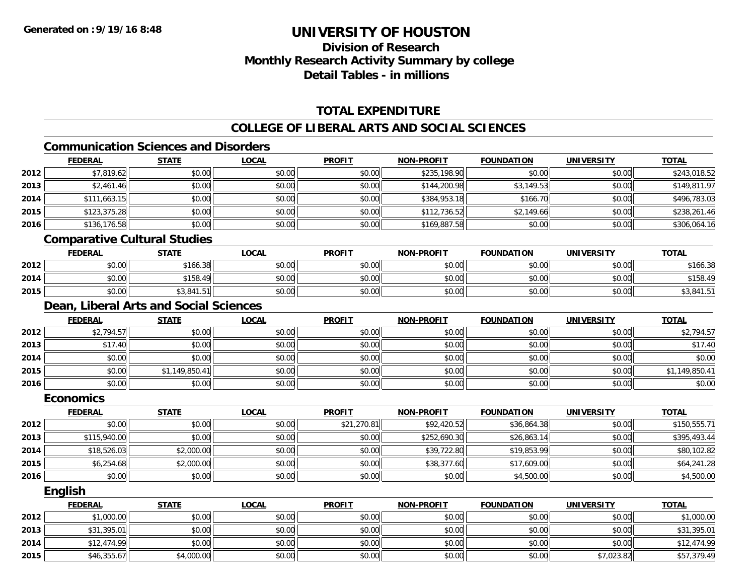**Generated on :9/19/16 8:48**

# UNIVERSITY OF HOUSTON

## Division of Research
## Monthly Research Activity Summary by college
## Detail Tables - in millions

### TOTAL EXPENDITURE

### COLLEGE OF LIBERAL ARTS AND SOCIAL SCIENCES

#### Communication Sciences and Disorders

| | FEDERAL | STATE | LOCAL | PROFIT | NON-PROFIT | FOUNDATION | UNIVERSITY | TOTAL |
|---|---|---|---|---|---|---|---|---|
| 2012 | $7,819.62 | $0.00 | $0.00 | $0.00 | $235,198.90 | $0.00 | $0.00 | $243,018.52 |
| 2013 | $2,461.46 | $0.00 | $0.00 | $0.00 | $144,200.98 | $3,149.53 | $0.00 | $149,811.97 |
| 2014 | $111,663.15 | $0.00 | $0.00 | $0.00 | $384,953.18 | $166.70 | $0.00 | $496,783.03 |
| 2015 | $123,375.28 | $0.00 | $0.00 | $0.00 | $112,736.52 | $2,149.66 | $0.00 | $238,261.46 |
| 2016 | $136,176.58 | $0.00 | $0.00 | $0.00 | $169,887.58 | $0.00 | $0.00 | $306,064.16 |

#### Comparative Cultural Studies

| | FEDERAL | STATE | LOCAL | PROFIT | NON-PROFIT | FOUNDATION | UNIVERSITY | TOTAL |
|---|---|---|---|---|---|---|---|---|
| 2012 | $0.00 | $166.38 | $0.00 | $0.00 | $0.00 | $0.00 | $0.00 | $166.38 |
| 2014 | $0.00 | $158.49 | $0.00 | $0.00 | $0.00 | $0.00 | $0.00 | $158.49 |
| 2015 | $0.00 | $3,841.51 | $0.00 | $0.00 | $0.00 | $0.00 | $0.00 | $3,841.51 |

#### Dean, Liberal Arts and Social Sciences

| | FEDERAL | STATE | LOCAL | PROFIT | NON-PROFIT | FOUNDATION | UNIVERSITY | TOTAL |
|---|---|---|---|---|---|---|---|---|
| 2012 | $2,794.57 | $0.00 | $0.00 | $0.00 | $0.00 | $0.00 | $0.00 | $2,794.57 |
| 2013 | $17.40 | $0.00 | $0.00 | $0.00 | $0.00 | $0.00 | $0.00 | $17.40 |
| 2014 | $0.00 | $0.00 | $0.00 | $0.00 | $0.00 | $0.00 | $0.00 | $0.00 |
| 2015 | $0.00 | $1,149,850.41 | $0.00 | $0.00 | $0.00 | $0.00 | $0.00 | $1,149,850.41 |
| 2016 | $0.00 | $0.00 | $0.00 | $0.00 | $0.00 | $0.00 | $0.00 | $0.00 |

#### Economics

| | FEDERAL | STATE | LOCAL | PROFIT | NON-PROFIT | FOUNDATION | UNIVERSITY | TOTAL |
|---|---|---|---|---|---|---|---|---|
| 2012 | $0.00 | $0.00 | $0.00 | $21,270.81 | $92,420.52 | $36,864.38 | $0.00 | $150,555.71 |
| 2013 | $115,940.00 | $0.00 | $0.00 | $0.00 | $252,690.30 | $26,863.14 | $0.00 | $395,493.44 |
| 2014 | $18,526.03 | $2,000.00 | $0.00 | $0.00 | $39,722.80 | $19,853.99 | $0.00 | $80,102.82 |
| 2015 | $6,254.68 | $2,000.00 | $0.00 | $0.00 | $38,377.60 | $17,609.00 | $0.00 | $64,241.28 |
| 2016 | $0.00 | $0.00 | $0.00 | $0.00 | $0.00 | $4,500.00 | $0.00 | $4,500.00 |

#### English

| | FEDERAL | STATE | LOCAL | PROFIT | NON-PROFIT | FOUNDATION | UNIVERSITY | TOTAL |
|---|---|---|---|---|---|---|---|---|
| 2012 | $1,000.00 | $0.00 | $0.00 | $0.00 | $0.00 | $0.00 | $0.00 | $1,000.00 |
| 2013 | $31,395.01 | $0.00 | $0.00 | $0.00 | $0.00 | $0.00 | $0.00 | $31,395.01 |
| 2014 | $12,474.99 | $0.00 | $0.00 | $0.00 | $0.00 | $0.00 | $0.00 | $12,474.99 |
| 2015 | $46,355.67 | $4,000.00 | $0.00 | $0.00 | $0.00 | $0.00 | $7,023.82 | $57,379.49 |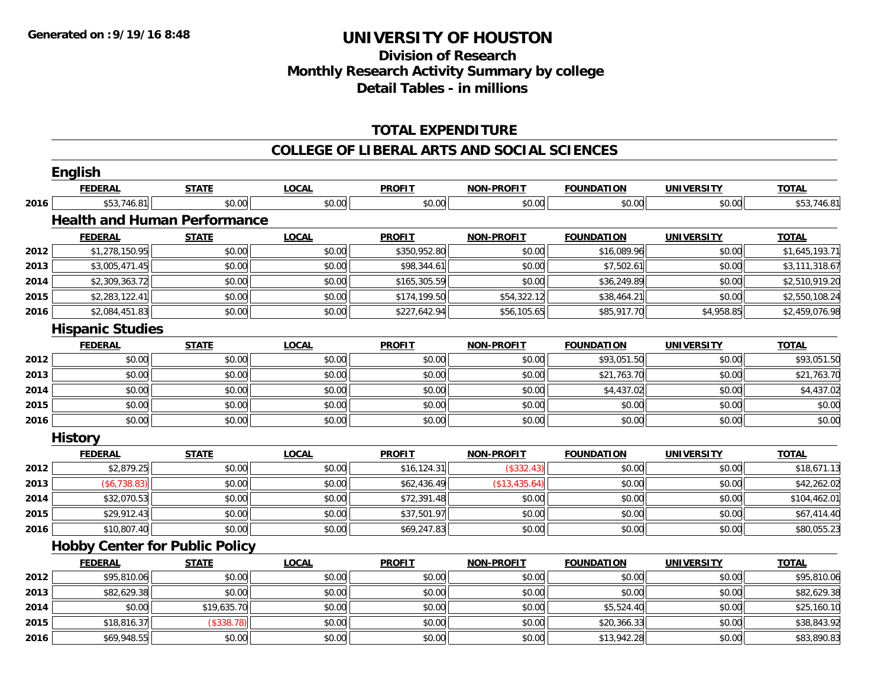# UNIVERSITY OF HOUSTON

## Division of Research
## Monthly Research Activity Summary by college
## Detail Tables - in millions

Generated on :9/19/16 8:48

### TOTAL EXPENDITURE

### COLLEGE OF LIBERAL ARTS AND SOCIAL SCIENCES

#### English

| | FEDERAL | STATE | LOCAL | PROFIT | NON-PROFIT | FOUNDATION | UNIVERSITY | TOTAL |
|---|---|---|---|---|---|---|---|---|
| 2016 | $53,746.81 | $0.00 | $0.00 | $0.00 | $0.00 | $0.00 | $0.00 | $53,746.81 |

#### Health and Human Performance

| | FEDERAL | STATE | LOCAL | PROFIT | NON-PROFIT | FOUNDATION | UNIVERSITY | TOTAL |
|---|---|---|---|---|---|---|---|---|
| 2012 | $1,278,150.95 | $0.00 | $0.00 | $350,952.80 | $0.00 | $16,089.96 | $0.00 | $1,645,193.71 |
| 2013 | $3,005,471.45 | $0.00 | $0.00 | $98,344.61 | $0.00 | $7,502.61 | $0.00 | $3,111,318.67 |
| 2014 | $2,309,363.72 | $0.00 | $0.00 | $165,305.59 | $0.00 | $36,249.89 | $0.00 | $2,510,919.20 |
| 2015 | $2,283,122.41 | $0.00 | $0.00 | $174,199.50 | $54,322.12 | $38,464.21 | $0.00 | $2,550,108.24 |
| 2016 | $2,084,451.83 | $0.00 | $0.00 | $227,642.94 | $56,105.65 | $85,917.70 | $4,958.85 | $2,459,076.98 |

#### Hispanic Studies

| | FEDERAL | STATE | LOCAL | PROFIT | NON-PROFIT | FOUNDATION | UNIVERSITY | TOTAL |
|---|---|---|---|---|---|---|---|---|
| 2012 | $0.00 | $0.00 | $0.00 | $0.00 | $0.00 | $93,051.50 | $0.00 | $93,051.50 |
| 2013 | $0.00 | $0.00 | $0.00 | $0.00 | $0.00 | $21,763.70 | $0.00 | $21,763.70 |
| 2014 | $0.00 | $0.00 | $0.00 | $0.00 | $0.00 | $4,437.02 | $0.00 | $4,437.02 |
| 2015 | $0.00 | $0.00 | $0.00 | $0.00 | $0.00 | $0.00 | $0.00 | $0.00 |
| 2016 | $0.00 | $0.00 | $0.00 | $0.00 | $0.00 | $0.00 | $0.00 | $0.00 |

#### History

| | FEDERAL | STATE | LOCAL | PROFIT | NON-PROFIT | FOUNDATION | UNIVERSITY | TOTAL |
|---|---|---|---|---|---|---|---|---|
| 2012 | $2,879.25 | $0.00 | $0.00 | $16,124.31 | ($332.43) | $0.00 | $0.00 | $18,671.13 |
| 2013 | ($6,738.83) | $0.00 | $0.00 | $62,436.49 | ($13,435.64) | $0.00 | $0.00 | $42,262.02 |
| 2014 | $32,070.53 | $0.00 | $0.00 | $72,391.48 | $0.00 | $0.00 | $0.00 | $104,462.01 |
| 2015 | $29,912.43 | $0.00 | $0.00 | $37,501.97 | $0.00 | $0.00 | $0.00 | $67,414.40 |
| 2016 | $10,807.40 | $0.00 | $0.00 | $69,247.83 | $0.00 | $0.00 | $0.00 | $80,055.23 |

#### Hobby Center for Public Policy

| | FEDERAL | STATE | LOCAL | PROFIT | NON-PROFIT | FOUNDATION | UNIVERSITY | TOTAL |
|---|---|---|---|---|---|---|---|---|
| 2012 | $95,810.06 | $0.00 | $0.00 | $0.00 | $0.00 | $0.00 | $0.00 | $95,810.06 |
| 2013 | $82,629.38 | $0.00 | $0.00 | $0.00 | $0.00 | $0.00 | $0.00 | $82,629.38 |
| 2014 | $0.00 | $19,635.70 | $0.00 | $0.00 | $0.00 | $5,524.40 | $0.00 | $25,160.10 |
| 2015 | $18,816.37 | ($338.78) | $0.00 | $0.00 | $0.00 | $20,366.33 | $0.00 | $38,843.92 |
| 2016 | $69,948.55 | $0.00 | $0.00 | $0.00 | $0.00 | $13,942.28 | $0.00 | $83,890.83 |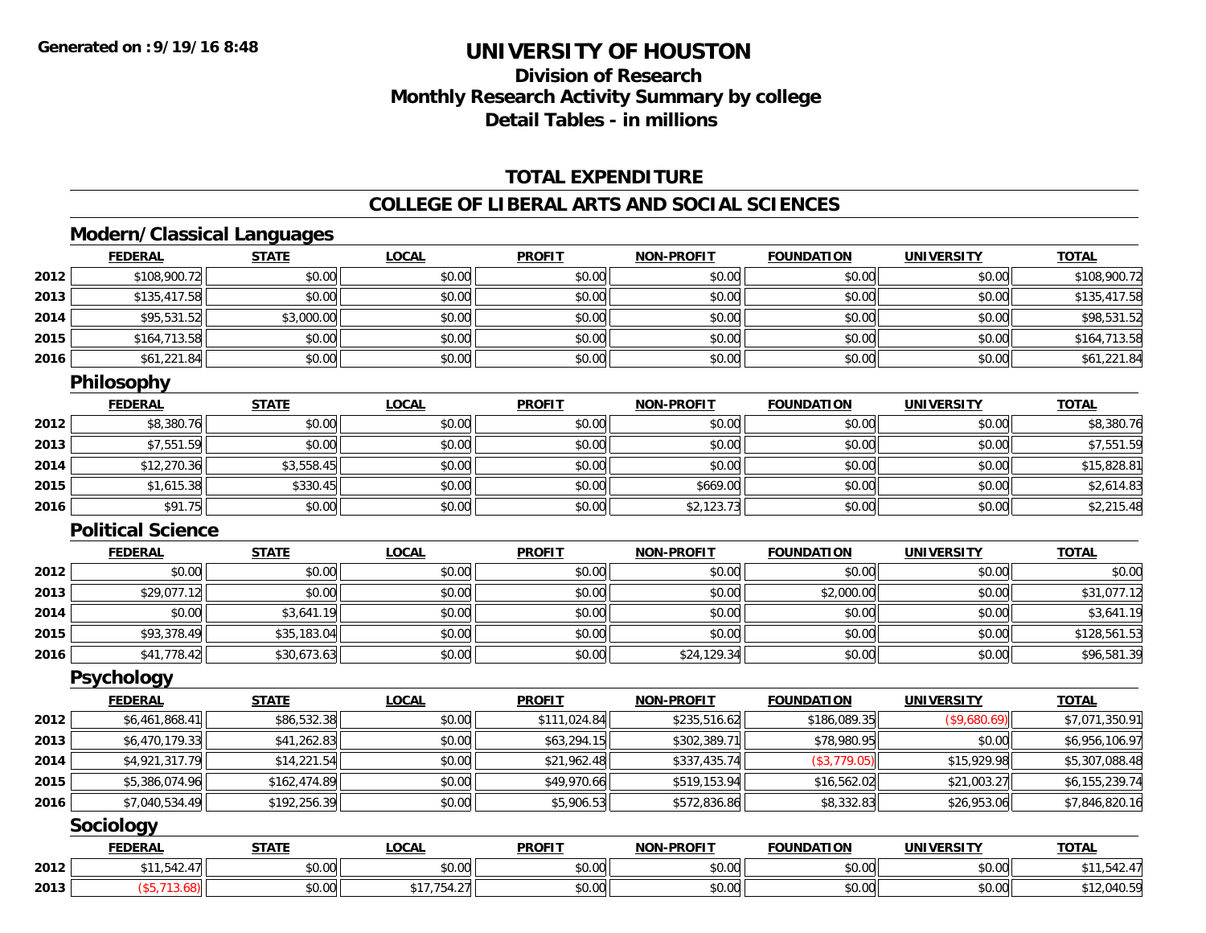**Generated on :9/19/16 8:48**

# UNIVERSITY OF HOUSTON

## Division of Research
## Monthly Research Activity Summary by college
## Detail Tables - in millions

### TOTAL EXPENDITURE

### COLLEGE OF LIBERAL ARTS AND SOCIAL SCIENCES

#### Modern/Classical Languages

| | FEDERAL | STATE | LOCAL | PROFIT | NON-PROFIT | FOUNDATION | UNIVERSITY | TOTAL |
|---|---|---|---|---|---|---|---|---|
| 2012 | $108,900.72 | $0.00 | $0.00 | $0.00 | $0.00 | $0.00 | $0.00 | $108,900.72 |
| 2013 | $135,417.58 | $0.00 | $0.00 | $0.00 | $0.00 | $0.00 | $0.00 | $135,417.58 |
| 2014 | $95,531.52 | $3,000.00 | $0.00 | $0.00 | $0.00 | $0.00 | $0.00 | $98,531.52 |
| 2015 | $164,713.58 | $0.00 | $0.00 | $0.00 | $0.00 | $0.00 | $0.00 | $164,713.58 |
| 2016 | $61,221.84 | $0.00 | $0.00 | $0.00 | $0.00 | $0.00 | $0.00 | $61,221.84 |

#### Philosophy

| | FEDERAL | STATE | LOCAL | PROFIT | NON-PROFIT | FOUNDATION | UNIVERSITY | TOTAL |
|---|---|---|---|---|---|---|---|---|
| 2012 | $8,380.76 | $0.00 | $0.00 | $0.00 | $0.00 | $0.00 | $0.00 | $8,380.76 |
| 2013 | $7,551.59 | $0.00 | $0.00 | $0.00 | $0.00 | $0.00 | $0.00 | $7,551.59 |
| 2014 | $12,270.36 | $3,558.45 | $0.00 | $0.00 | $0.00 | $0.00 | $0.00 | $15,828.81 |
| 2015 | $1,615.38 | $330.45 | $0.00 | $0.00 | $669.00 | $0.00 | $0.00 | $2,614.83 |
| 2016 | $91.75 | $0.00 | $0.00 | $0.00 | $2,123.73 | $0.00 | $0.00 | $2,215.48 |

#### Political Science

| | FEDERAL | STATE | LOCAL | PROFIT | NON-PROFIT | FOUNDATION | UNIVERSITY | TOTAL |
|---|---|---|---|---|---|---|---|---|
| 2012 | $0.00 | $0.00 | $0.00 | $0.00 | $0.00 | $0.00 | $0.00 | $0.00 |
| 2013 | $29,077.12 | $0.00 | $0.00 | $0.00 | $0.00 | $2,000.00 | $0.00 | $31,077.12 |
| 2014 | $0.00 | $3,641.19 | $0.00 | $0.00 | $0.00 | $0.00 | $0.00 | $3,641.19 |
| 2015 | $93,378.49 | $35,183.04 | $0.00 | $0.00 | $0.00 | $0.00 | $0.00 | $128,561.53 |
| 2016 | $41,778.42 | $30,673.63 | $0.00 | $0.00 | $24,129.34 | $0.00 | $0.00 | $96,581.39 |

#### Psychology

| | FEDERAL | STATE | LOCAL | PROFIT | NON-PROFIT | FOUNDATION | UNIVERSITY | TOTAL |
|---|---|---|---|---|---|---|---|---|
| 2012 | $6,461,868.41 | $86,532.38 | $0.00 | $111,024.84 | $235,516.62 | $186,089.35 | ($9,680.69) | $7,071,350.91 |
| 2013 | $6,470,179.33 | $41,262.83 | $0.00 | $63,294.15 | $302,389.71 | $78,980.95 | $0.00 | $6,956,106.97 |
| 2014 | $4,921,317.79 | $14,221.54 | $0.00 | $21,962.48 | $337,435.74 | ($3,779.05) | $15,929.98 | $5,307,088.48 |
| 2015 | $5,386,074.96 | $162,474.89 | $0.00 | $49,970.66 | $519,153.94 | $16,562.02 | $21,003.27 | $6,155,239.74 |
| 2016 | $7,040,534.49 | $192,256.39 | $0.00 | $5,906.53 | $572,836.86 | $8,332.83 | $26,953.06 | $7,846,820.16 |

#### Sociology

| | FEDERAL | STATE | LOCAL | PROFIT | NON-PROFIT | FOUNDATION | UNIVERSITY | TOTAL |
|---|---|---|---|---|---|---|---|---|
| 2012 | $11,542.47 | $0.00 | $0.00 | $0.00 | $0.00 | $0.00 | $0.00 | $11,542.47 |
| 2013 | ($5,713.68) | $0.00 | $17,754.27 | $0.00 | $0.00 | $0.00 | $0.00 | $12,040.59 |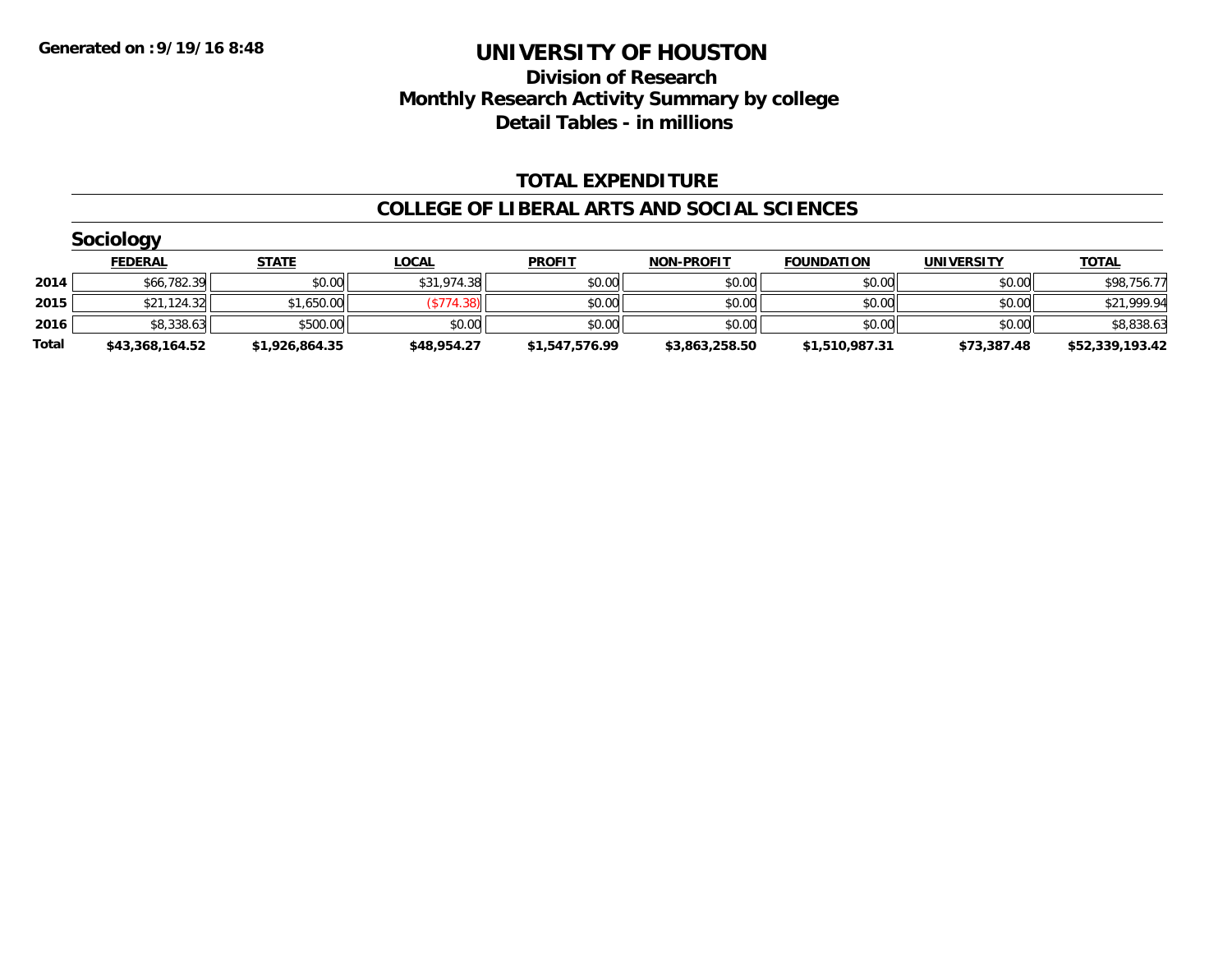**Generated on :9/19/16 8:48**

# UNIVERSITY OF HOUSTON

## Division of Research
## Monthly Research Activity Summary by college
## Detail Tables - in millions

### TOTAL EXPENDITURE

### COLLEGE OF LIBERAL ARTS AND SOCIAL SCIENCES

#### Sociology

| | FEDERAL | STATE | LOCAL | PROFIT | NON-PROFIT | FOUNDATION | UNIVERSITY | TOTAL |
|---|---|---|---|---|---|---|---|---|
| 2014 | $66,782.39 | $0.00 | $31,974.38 | $0.00 | $0.00 | $0.00 | $0.00 | $98,756.77 |
| 2015 | $21,124.32 | $1,650.00 | ($774.38) | $0.00 | $0.00 | $0.00 | $0.00 | $21,999.94 |
| 2016 | $8,338.63 | $500.00 | $0.00 | $0.00 | $0.00 | $0.00 | $0.00 | $8,838.63 |
| **Total** | **$43,368,164.52** | **$1,926,864.35** | **$48,954.27** | **$1,547,576.99** | **$3,863,258.50** | **$1,510,987.31** | **$73,387.48** | **$52,339,193.42** |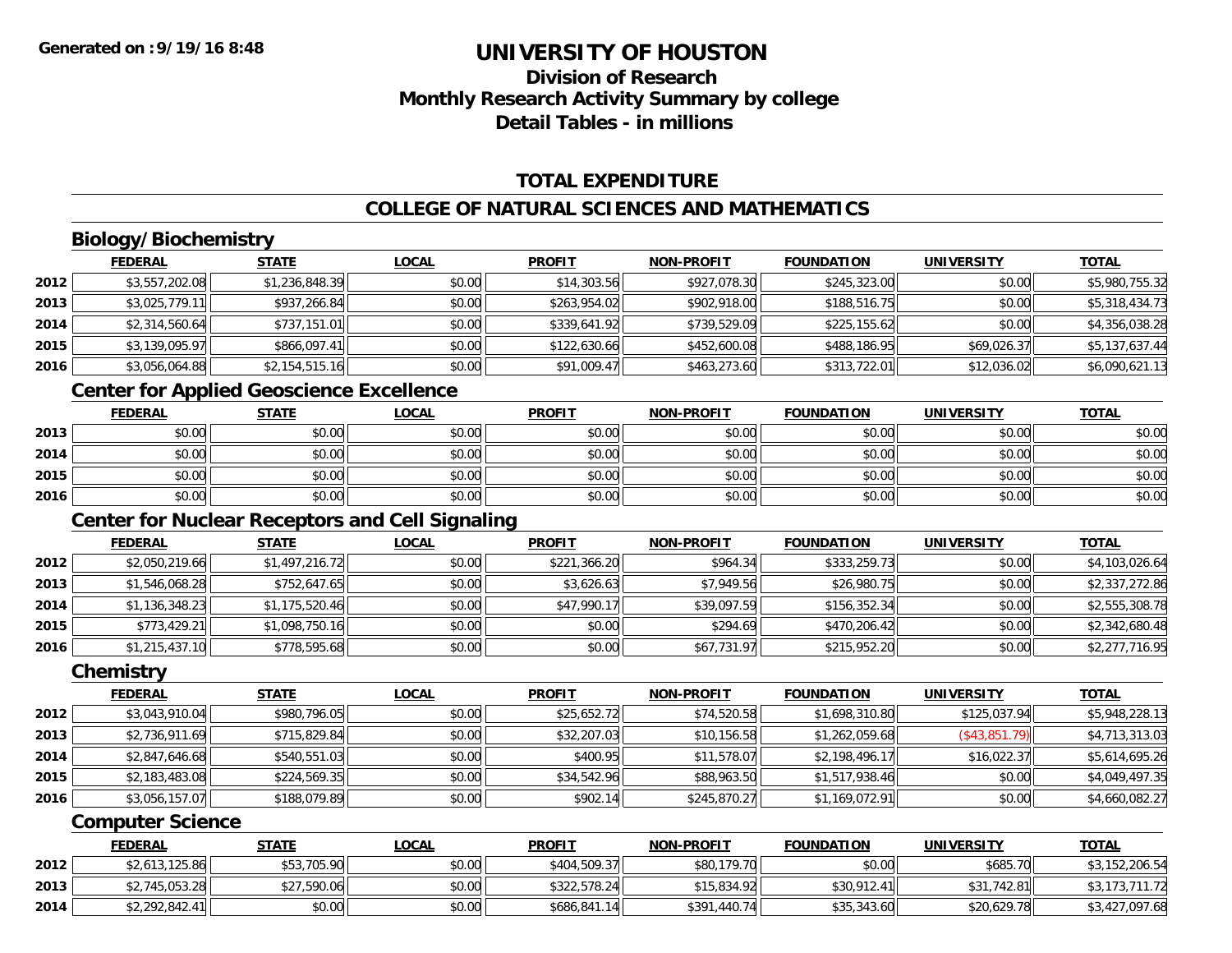**Generated on :9/19/16 8:48**

# UNIVERSITY OF HOUSTON

## Division of Research
## Monthly Research Activity Summary by college
## Detail Tables - in millions

### TOTAL EXPENDITURE

### COLLEGE OF NATURAL SCIENCES AND MATHEMATICS

#### Biology/Biochemistry

| | FEDERAL | STATE | LOCAL | PROFIT | NON-PROFIT | FOUNDATION | UNIVERSITY | TOTAL |
|---|---|---|---|---|---|---|---|---|
| 2012 | $3,557,202.08 | $1,236,848.39 | $0.00 | $14,303.56 | $927,078.30 | $245,323.00 | $0.00 | $5,980,755.32 |
| 2013 | $3,025,779.11 | $937,266.84 | $0.00 | $263,954.02 | $902,918.00 | $188,516.75 | $0.00 | $5,318,434.73 |
| 2014 | $2,314,560.64 | $737,151.01 | $0.00 | $339,641.92 | $739,529.09 | $225,155.62 | $0.00 | $4,356,038.28 |
| 2015 | $3,139,095.97 | $866,097.41 | $0.00 | $122,630.66 | $452,600.08 | $488,186.95 | $69,026.37 | $5,137,637.44 |
| 2016 | $3,056,064.88 | $2,154,515.16 | $0.00 | $91,009.47 | $463,273.60 | $313,722.01 | $12,036.02 | $6,090,621.13 |

#### Center for Applied Geoscience Excellence

| | FEDERAL | STATE | LOCAL | PROFIT | NON-PROFIT | FOUNDATION | UNIVERSITY | TOTAL |
|---|---|---|---|---|---|---|---|---|
| 2013 | $0.00 | $0.00 | $0.00 | $0.00 | $0.00 | $0.00 | $0.00 | $0.00 |
| 2014 | $0.00 | $0.00 | $0.00 | $0.00 | $0.00 | $0.00 | $0.00 | $0.00 |
| 2015 | $0.00 | $0.00 | $0.00 | $0.00 | $0.00 | $0.00 | $0.00 | $0.00 |
| 2016 | $0.00 | $0.00 | $0.00 | $0.00 | $0.00 | $0.00 | $0.00 | $0.00 |

#### Center for Nuclear Receptors and Cell Signaling

| | FEDERAL | STATE | LOCAL | PROFIT | NON-PROFIT | FOUNDATION | UNIVERSITY | TOTAL |
|---|---|---|---|---|---|---|---|---|
| 2012 | $2,050,219.66 | $1,497,216.72 | $0.00 | $221,366.20 | $964.34 | $333,259.73 | $0.00 | $4,103,026.64 |
| 2013 | $1,546,068.28 | $752,647.65 | $0.00 | $3,626.63 | $7,949.56 | $26,980.75 | $0.00 | $2,337,272.86 |
| 2014 | $1,136,348.23 | $1,175,520.46 | $0.00 | $47,990.17 | $39,097.59 | $156,352.34 | $0.00 | $2,555,308.78 |
| 2015 | $773,429.21 | $1,098,750.16 | $0.00 | $0.00 | $294.69 | $470,206.42 | $0.00 | $2,342,680.48 |
| 2016 | $1,215,437.10 | $778,595.68 | $0.00 | $0.00 | $67,731.97 | $215,952.20 | $0.00 | $2,277,716.95 |

#### Chemistry

| | FEDERAL | STATE | LOCAL | PROFIT | NON-PROFIT | FOUNDATION | UNIVERSITY | TOTAL |
|---|---|---|---|---|---|---|---|---|
| 2012 | $3,043,910.04 | $980,796.05 | $0.00 | $25,652.72 | $74,520.58 | $1,698,310.80 | $125,037.94 | $5,948,228.13 |
| 2013 | $2,736,911.69 | $715,829.84 | $0.00 | $32,207.03 | $10,156.58 | $1,262,059.68 | ($43,851.79) | $4,713,313.03 |
| 2014 | $2,847,646.68 | $540,551.03 | $0.00 | $400.95 | $11,578.07 | $2,198,496.17 | $16,022.37 | $5,614,695.26 |
| 2015 | $2,183,483.08 | $224,569.35 | $0.00 | $34,542.96 | $88,963.50 | $1,517,938.46 | $0.00 | $4,049,497.35 |
| 2016 | $3,056,157.07 | $188,079.89 | $0.00 | $902.14 | $245,870.27 | $1,169,072.91 | $0.00 | $4,660,082.27 |

#### Computer Science

| | FEDERAL | STATE | LOCAL | PROFIT | NON-PROFIT | FOUNDATION | UNIVERSITY | TOTAL |
|---|---|---|---|---|---|---|---|---|
| 2012 | $2,613,125.86 | $53,705.90 | $0.00 | $404,509.37 | $80,179.70 | $0.00 | $685.70 | $3,152,206.54 |
| 2013 | $2,745,053.28 | $27,590.06 | $0.00 | $322,578.24 | $15,834.92 | $30,912.41 | $31,742.81 | $3,173,711.72 |
| 2014 | $2,292,842.41 | $0.00 | $0.00 | $686,841.14 | $391,440.74 | $35,343.60 | $20,629.78 | $3,427,097.68 |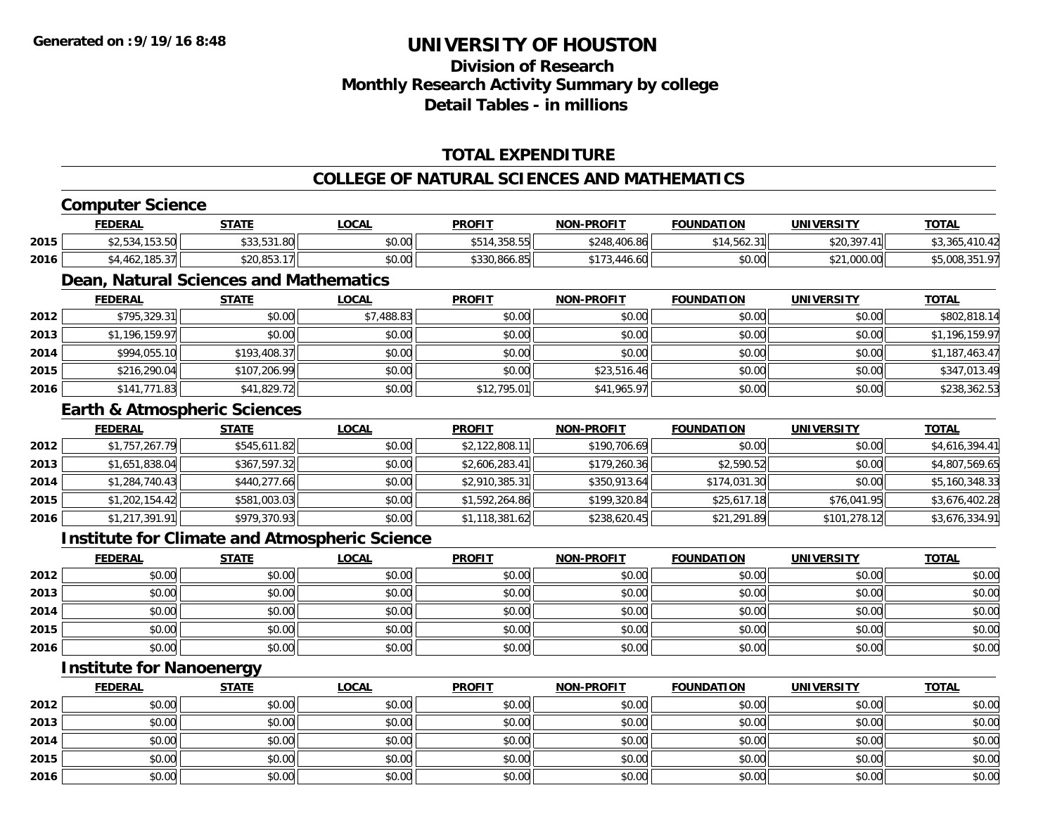# UNIVERSITY OF HOUSTON

## Division of Research
## Monthly Research Activity Summary by college
## Detail Tables - in millions

Generated on :9/19/16 8:48

## TOTAL EXPENDITURE

## COLLEGE OF NATURAL SCIENCES AND MATHEMATICS

### Computer Science

| | FEDERAL | STATE | LOCAL | PROFIT | NON-PROFIT | FOUNDATION | UNIVERSITY | TOTAL |
|---|---|---|---|---|---|---|---|---|
| 2015 | $2,534,153.50 | $33,531.80 | $0.00 | $514,358.55 | $248,406.86 | $14,562.31 | $20,397.41 | $3,365,410.42 |
| 2016 | $4,462,185.37 | $20,853.17 | $0.00 | $330,866.85 | $173,446.60 | $0.00 | $21,000.00 | $5,008,351.97 |

### Dean, Natural Sciences and Mathematics

| | FEDERAL | STATE | LOCAL | PROFIT | NON-PROFIT | FOUNDATION | UNIVERSITY | TOTAL |
|---|---|---|---|---|---|---|---|---|
| 2012 | $795,329.31 | $0.00 | $7,488.83 | $0.00 | $0.00 | $0.00 | $0.00 | $802,818.14 |
| 2013 | $1,196,159.97 | $0.00 | $0.00 | $0.00 | $0.00 | $0.00 | $0.00 | $1,196,159.97 |
| 2014 | $994,055.10 | $193,408.37 | $0.00 | $0.00 | $0.00 | $0.00 | $0.00 | $1,187,463.47 |
| 2015 | $216,290.04 | $107,206.99 | $0.00 | $0.00 | $23,516.46 | $0.00 | $0.00 | $347,013.49 |
| 2016 | $141,771.83 | $41,829.72 | $0.00 | $12,795.01 | $41,965.97 | $0.00 | $0.00 | $238,362.53 |

### Earth & Atmospheric Sciences

| | FEDERAL | STATE | LOCAL | PROFIT | NON-PROFIT | FOUNDATION | UNIVERSITY | TOTAL |
|---|---|---|---|---|---|---|---|---|
| 2012 | $1,757,267.79 | $545,611.82 | $0.00 | $2,122,808.11 | $190,706.69 | $0.00 | $0.00 | $4,616,394.41 |
| 2013 | $1,651,838.04 | $367,597.32 | $0.00 | $2,606,283.41 | $179,260.36 | $2,590.52 | $0.00 | $4,807,569.65 |
| 2014 | $1,284,740.43 | $440,277.66 | $0.00 | $2,910,385.31 | $350,913.64 | $174,031.30 | $0.00 | $5,160,348.33 |
| 2015 | $1,202,154.42 | $581,003.03 | $0.00 | $1,592,264.86 | $199,320.84 | $25,617.18 | $76,041.95 | $3,676,402.28 |
| 2016 | $1,217,391.91 | $979,370.93 | $0.00 | $1,118,381.62 | $238,620.45 | $21,291.89 | $101,278.12 | $3,676,334.91 |

### Institute for Climate and Atmospheric Science

| | FEDERAL | STATE | LOCAL | PROFIT | NON-PROFIT | FOUNDATION | UNIVERSITY | TOTAL |
|---|---|---|---|---|---|---|---|---|
| 2012 | $0.00 | $0.00 | $0.00 | $0.00 | $0.00 | $0.00 | $0.00 | $0.00 |
| 2013 | $0.00 | $0.00 | $0.00 | $0.00 | $0.00 | $0.00 | $0.00 | $0.00 |
| 2014 | $0.00 | $0.00 | $0.00 | $0.00 | $0.00 | $0.00 | $0.00 | $0.00 |
| 2015 | $0.00 | $0.00 | $0.00 | $0.00 | $0.00 | $0.00 | $0.00 | $0.00 |
| 2016 | $0.00 | $0.00 | $0.00 | $0.00 | $0.00 | $0.00 | $0.00 | $0.00 |

### Institute for Nanoenergy

| | FEDERAL | STATE | LOCAL | PROFIT | NON-PROFIT | FOUNDATION | UNIVERSITY | TOTAL |
|---|---|---|---|---|---|---|---|---|
| 2012 | $0.00 | $0.00 | $0.00 | $0.00 | $0.00 | $0.00 | $0.00 | $0.00 |
| 2013 | $0.00 | $0.00 | $0.00 | $0.00 | $0.00 | $0.00 | $0.00 | $0.00 |
| 2014 | $0.00 | $0.00 | $0.00 | $0.00 | $0.00 | $0.00 | $0.00 | $0.00 |
| 2015 | $0.00 | $0.00 | $0.00 | $0.00 | $0.00 | $0.00 | $0.00 | $0.00 |
| 2016 | $0.00 | $0.00 | $0.00 | $0.00 | $0.00 | $0.00 | $0.00 | $0.00 |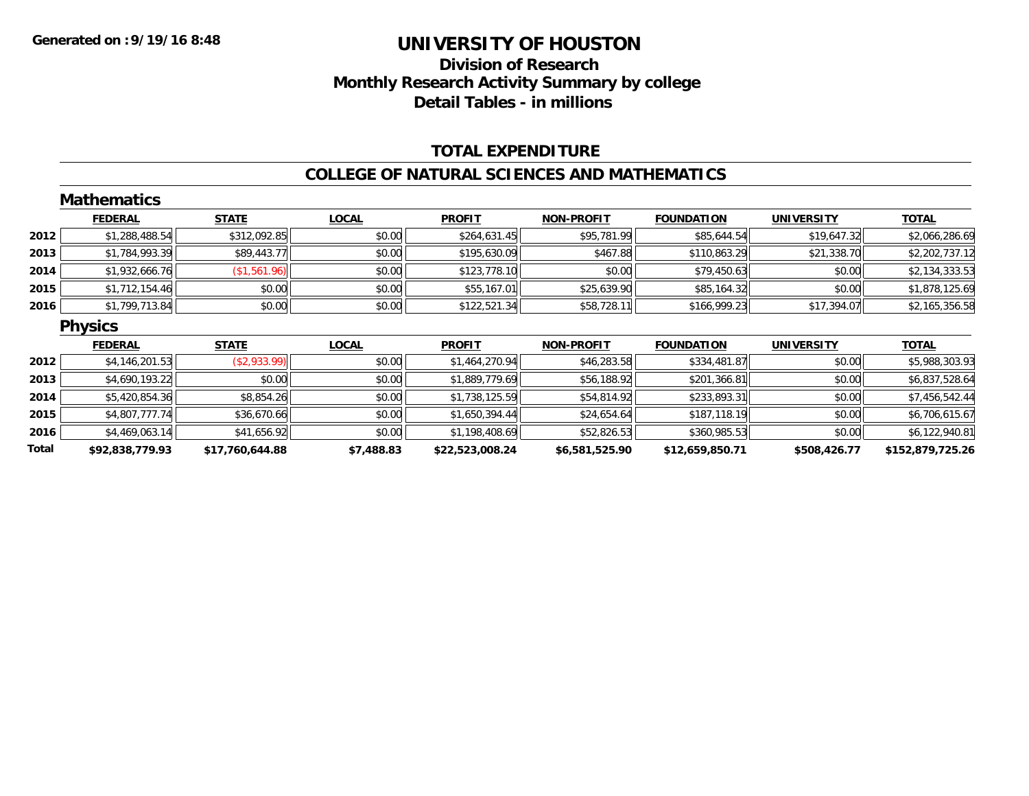Generated on :9/19/16 8:48

# UNIVERSITY OF HOUSTON

## Division of Research
## Monthly Research Activity Summary by college
## Detail Tables - in millions

### TOTAL EXPENDITURE

### COLLEGE OF NATURAL SCIENCES AND MATHEMATICS

#### Mathematics

| | FEDERAL | STATE | LOCAL | PROFIT | NON-PROFIT | FOUNDATION | UNIVERSITY | TOTAL |
|---|---|---|---|---|---|---|---|---|
| 2012 | $1,288,488.54 | $312,092.85 | $0.00 | $264,631.45 | $95,781.99 | $85,644.54 | $19,647.32 | $2,066,286.69 |
| 2013 | $1,784,993.39 | $89,443.77 | $0.00 | $195,630.09 | $467.88 | $110,863.29 | $21,338.70 | $2,202,737.12 |
| 2014 | $1,932,666.76 | ($1,561.96) | $0.00 | $123,778.10 | $0.00 | $79,450.63 | $0.00 | $2,134,333.53 |
| 2015 | $1,712,154.46 | $0.00 | $0.00 | $55,167.01 | $25,639.90 | $85,164.32 | $0.00 | $1,878,125.69 |
| 2016 | $1,799,713.84 | $0.00 | $0.00 | $122,521.34 | $58,728.11 | $166,999.23 | $17,394.07 | $2,165,356.58 |

#### Physics

| | FEDERAL | STATE | LOCAL | PROFIT | NON-PROFIT | FOUNDATION | UNIVERSITY | TOTAL |
|---|---|---|---|---|---|---|---|---|
| 2012 | $4,146,201.53 | ($2,933.99) | $0.00 | $1,464,270.94 | $46,283.58 | $334,481.87 | $0.00 | $5,988,303.93 |
| 2013 | $4,690,193.22 | $0.00 | $0.00 | $1,889,779.69 | $56,188.92 | $201,366.81 | $0.00 | $6,837,528.64 |
| 2014 | $5,420,854.36 | $8,854.26 | $0.00 | $1,738,125.59 | $54,814.92 | $233,893.31 | $0.00 | $7,456,542.44 |
| 2015 | $4,807,777.74 | $36,670.66 | $0.00 | $1,650,394.44 | $24,654.64 | $187,118.19 | $0.00 | $6,706,615.67 |
| 2016 | $4,469,063.14 | $41,656.92 | $0.00 | $1,198,408.69 | $52,826.53 | $360,985.53 | $0.00 | $6,122,940.81 |
| **Total** | **$92,838,779.93** | **$17,760,644.88** | **$7,488.83** | **$22,523,008.24** | **$6,581,525.90** | **$12,659,850.71** | **$508,426.77** | **$152,879,725.26** |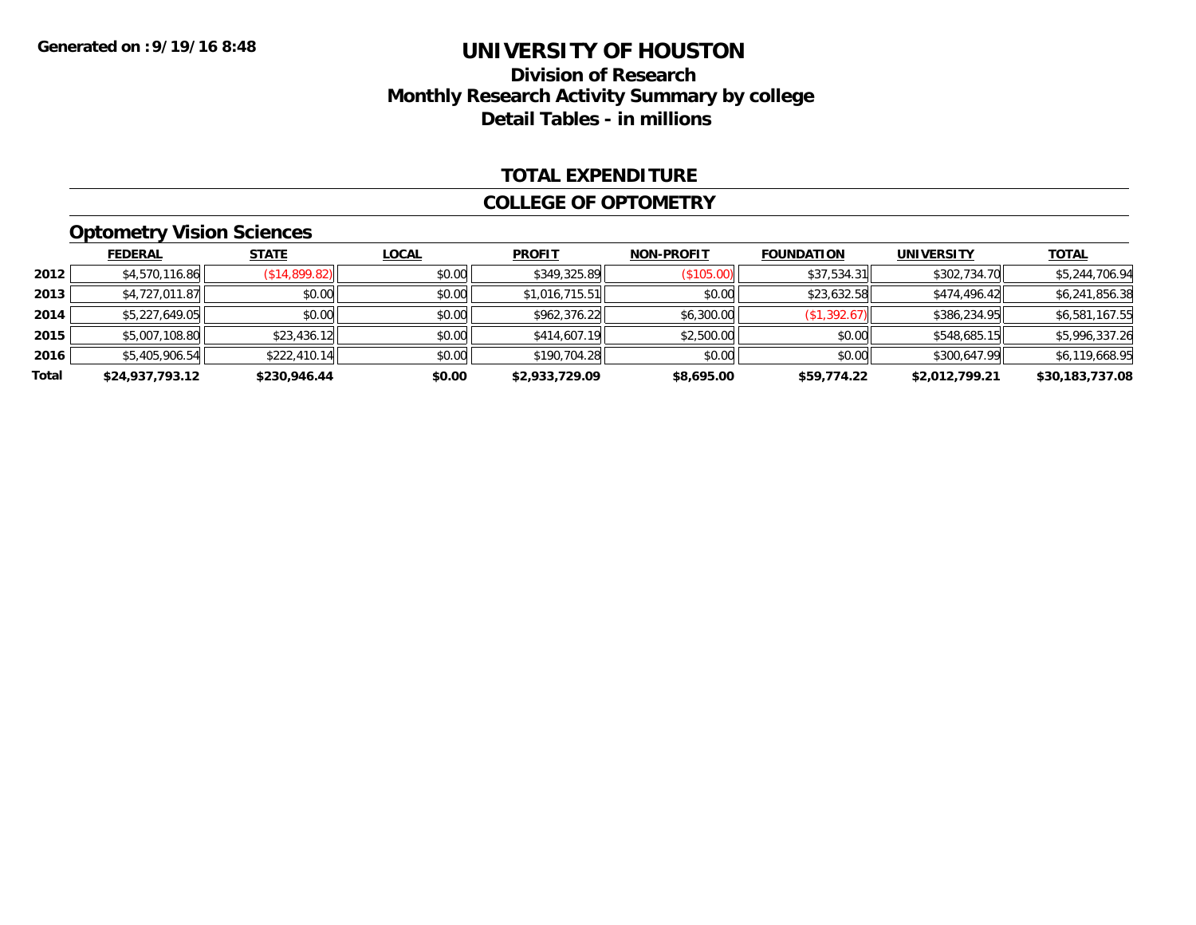Generated on :9/19/16 8:48

# UNIVERSITY OF HOUSTON

## Division of Research
## Monthly Research Activity Summary by college
## Detail Tables - in millions

### TOTAL EXPENDITURE

### COLLEGE OF OPTOMETRY

#### Optometry Vision Sciences

| | FEDERAL | STATE | LOCAL | PROFIT | NON-PROFIT | FOUNDATION | UNIVERSITY | TOTAL |
|---|---|---|---|---|---|---|---|---|
| 2012 | $4,570,116.86 | ($14,899.82) | $0.00 | $349,325.89 | ($105.00) | $37,534.31 | $302,734.70 | $5,244,706.94 |
| 2013 | $4,727,011.87 | $0.00 | $0.00 | $1,016,715.51 | $0.00 | $23,632.58 | $474,496.42 | $6,241,856.38 |
| 2014 | $5,227,649.05 | $0.00 | $0.00 | $962,376.22 | $6,300.00 | ($1,392.67) | $386,234.95 | $6,581,167.55 |
| 2015 | $5,007,108.80 | $23,436.12 | $0.00 | $414,607.19 | $2,500.00 | $0.00 | $548,685.15 | $5,996,337.26 |
| 2016 | $5,405,906.54 | $222,410.14 | $0.00 | $190,704.28 | $0.00 | $0.00 | $300,647.99 | $6,119,668.95 |
| **Total** | **$24,937,793.12** | **$230,946.44** | **$0.00** | **$2,933,729.09** | **$8,695.00** | **$59,774.22** | **$2,012,799.21** | **$30,183,737.08** |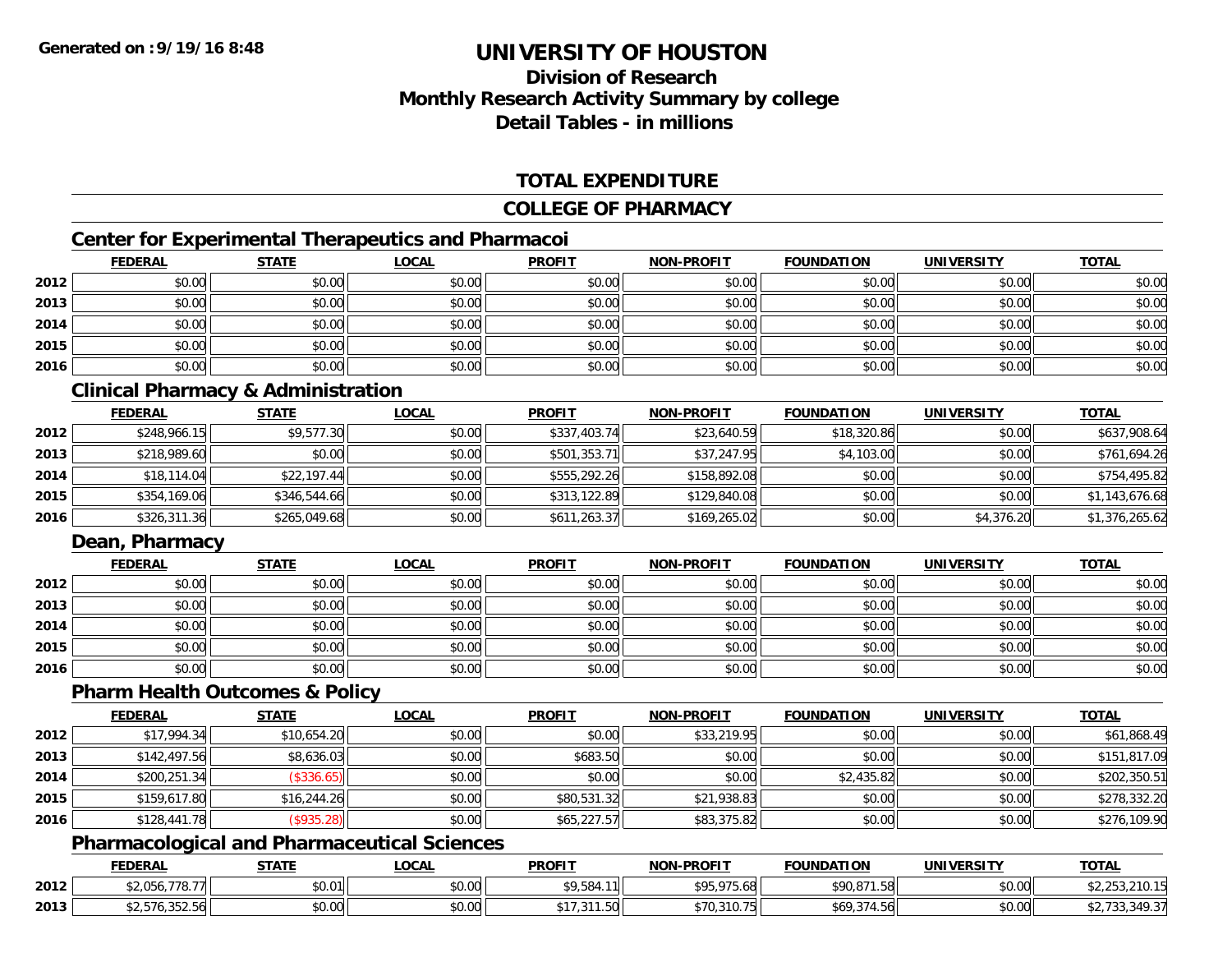# UNIVERSITY OF HOUSTON

## Division of Research
## Monthly Research Activity Summary by college
## Detail Tables - in millions

Generated on :9/19/16 8:48

### TOTAL EXPENDITURE

### COLLEGE OF PHARMACY

#### Center for Experimental Therapeutics and Pharmacoi

| | FEDERAL | STATE | LOCAL | PROFIT | NON-PROFIT | FOUNDATION | UNIVERSITY | TOTAL |
|---|---|---|---|---|---|---|---|---|
| 2012 | $0.00 | $0.00 | $0.00 | $0.00 | $0.00 | $0.00 | $0.00 | $0.00 |
| 2013 | $0.00 | $0.00 | $0.00 | $0.00 | $0.00 | $0.00 | $0.00 | $0.00 |
| 2014 | $0.00 | $0.00 | $0.00 | $0.00 | $0.00 | $0.00 | $0.00 | $0.00 |
| 2015 | $0.00 | $0.00 | $0.00 | $0.00 | $0.00 | $0.00 | $0.00 | $0.00 |
| 2016 | $0.00 | $0.00 | $0.00 | $0.00 | $0.00 | $0.00 | $0.00 | $0.00 |

#### Clinical Pharmacy & Administration

| | FEDERAL | STATE | LOCAL | PROFIT | NON-PROFIT | FOUNDATION | UNIVERSITY | TOTAL |
|---|---|---|---|---|---|---|---|---|
| 2012 | $248,966.15 | $9,577.30 | $0.00 | $337,403.74 | $23,640.59 | $18,320.86 | $0.00 | $637,908.64 |
| 2013 | $218,989.60 | $0.00 | $0.00 | $501,353.71 | $37,247.95 | $4,103.00 | $0.00 | $761,694.26 |
| 2014 | $18,114.04 | $22,197.44 | $0.00 | $555,292.26 | $158,892.08 | $0.00 | $0.00 | $754,495.82 |
| 2015 | $354,169.06 | $346,544.66 | $0.00 | $313,122.89 | $129,840.08 | $0.00 | $0.00 | $1,143,676.68 |
| 2016 | $326,311.36 | $265,049.68 | $0.00 | $611,263.37 | $169,265.02 | $0.00 | $4,376.20 | $1,376,265.62 |

#### Dean, Pharmacy

| | FEDERAL | STATE | LOCAL | PROFIT | NON-PROFIT | FOUNDATION | UNIVERSITY | TOTAL |
|---|---|---|---|---|---|---|---|---|
| 2012 | $0.00 | $0.00 | $0.00 | $0.00 | $0.00 | $0.00 | $0.00 | $0.00 |
| 2013 | $0.00 | $0.00 | $0.00 | $0.00 | $0.00 | $0.00 | $0.00 | $0.00 |
| 2014 | $0.00 | $0.00 | $0.00 | $0.00 | $0.00 | $0.00 | $0.00 | $0.00 |
| 2015 | $0.00 | $0.00 | $0.00 | $0.00 | $0.00 | $0.00 | $0.00 | $0.00 |
| 2016 | $0.00 | $0.00 | $0.00 | $0.00 | $0.00 | $0.00 | $0.00 | $0.00 |

#### Pharm Health Outcomes & Policy

| | FEDERAL | STATE | LOCAL | PROFIT | NON-PROFIT | FOUNDATION | UNIVERSITY | TOTAL |
|---|---|---|---|---|---|---|---|---|
| 2012 | $17,994.34 | $10,654.20 | $0.00 | $0.00 | $33,219.95 | $0.00 | $0.00 | $61,868.49 |
| 2013 | $142,497.56 | $8,636.03 | $0.00 | $683.50 | $0.00 | $0.00 | $0.00 | $151,817.09 |
| 2014 | $200,251.34 | ($336.65) | $0.00 | $0.00 | $0.00 | $2,435.82 | $0.00 | $202,350.51 |
| 2015 | $159,617.80 | $16,244.26 | $0.00 | $80,531.32 | $21,938.83 | $0.00 | $0.00 | $278,332.20 |
| 2016 | $128,441.78 | ($935.28) | $0.00 | $65,227.57 | $83,375.82 | $0.00 | $0.00 | $276,109.90 |

#### Pharmacological and Pharmaceutical Sciences

| | FEDERAL | STATE | LOCAL | PROFIT | NON-PROFIT | FOUNDATION | UNIVERSITY | TOTAL |
|---|---|---|---|---|---|---|---|---|
| 2012 | $2,056,778.77 | $0.01 | $0.00 | $9,584.11 | $95,975.68 | $90,871.58 | $0.00 | $2,253,210.15 |
| 2013 | $2,576,352.56 | $0.00 | $0.00 | $17,311.50 | $70,310.75 | $69,374.56 | $0.00 | $2,733,349.37 |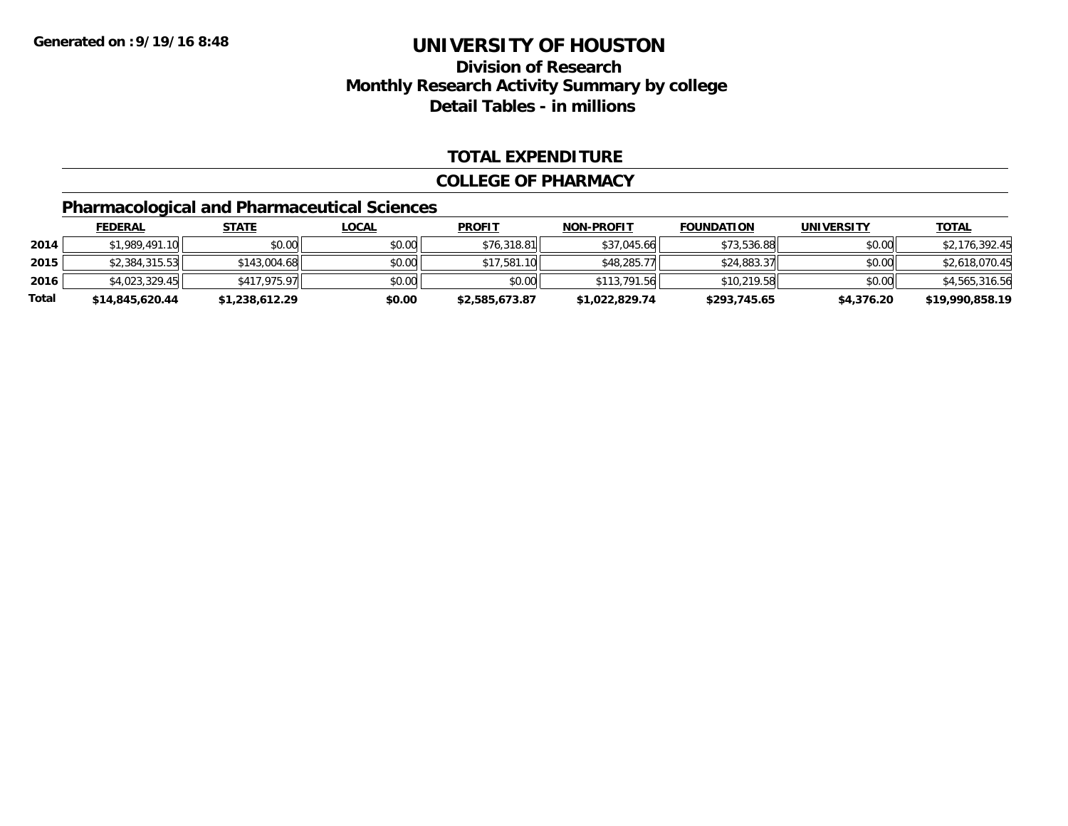**Generated on :9/19/16 8:48**

# UNIVERSITY OF HOUSTON

## Division of Research
## Monthly Research Activity Summary by college
## Detail Tables - in millions

### TOTAL EXPENDITURE

### COLLEGE OF PHARMACY

### Pharmacological and Pharmaceutical Sciences

| | FEDERAL | STATE | LOCAL | PROFIT | NON-PROFIT | FOUNDATION | UNIVERSITY | TOTAL |
|---|---|---|---|---|---|---|---|---|
| 2014 | $1,989,491.10 | $0.00 | $0.00 | $76,318.81 | $37,045.66 | $73,536.88 | $0.00 | $2,176,392.45 |
| 2015 | $2,384,315.53 | $143,004.68 | $0.00 | $17,581.10 | $48,285.77 | $24,883.37 | $0.00 | $2,618,070.45 |
| 2016 | $4,023,329.45 | $417,975.97 | $0.00 | $0.00 | $113,791.56 | $10,219.58 | $0.00 | $4,565,316.56 |
| **Total** | **$14,845,620.44** | **$1,238,612.29** | **$0.00** | **$2,585,673.87** | **$1,022,829.74** | **$293,745.65** | **$4,376.20** | **$19,990,858.19** |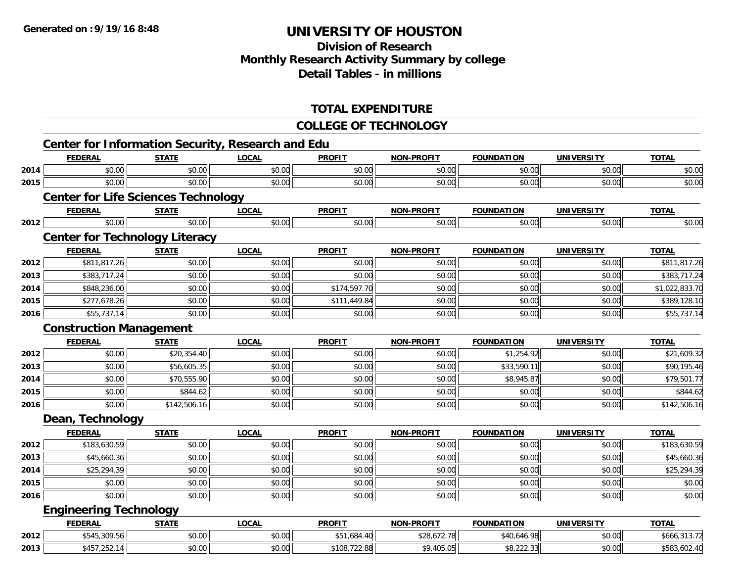**Generated on :9/19/16 8:48**

# UNIVERSITY OF HOUSTON

## Division of Research
## Monthly Research Activity Summary by college
## Detail Tables - in millions

### TOTAL EXPENDITURE

### COLLEGE OF TECHNOLOGY

#### Center for Information Security, Research and Edu

| | FEDERAL | STATE | LOCAL | PROFIT | NON-PROFIT | FOUNDATION | UNIVERSITY | TOTAL |
|---|---|---|---|---|---|---|---|---|
| 2014 | $0.00 | $0.00 | $0.00 | $0.00 | $0.00 | $0.00 | $0.00 | $0.00 |
| 2015 | $0.00 | $0.00 | $0.00 | $0.00 | $0.00 | $0.00 | $0.00 | $0.00 |

#### Center for Life Sciences Technology

| | FEDERAL | STATE | LOCAL | PROFIT | NON-PROFIT | FOUNDATION | UNIVERSITY | TOTAL |
|---|---|---|---|---|---|---|---|---|
| 2012 | $0.00 | $0.00 | $0.00 | $0.00 | $0.00 | $0.00 | $0.00 | $0.00 |

#### Center for Technology Literacy

| | FEDERAL | STATE | LOCAL | PROFIT | NON-PROFIT | FOUNDATION | UNIVERSITY | TOTAL |
|---|---|---|---|---|---|---|---|---|
| 2012 | $811,817.26 | $0.00 | $0.00 | $0.00 | $0.00 | $0.00 | $0.00 | $811,817.26 |
| 2013 | $383,717.24 | $0.00 | $0.00 | $0.00 | $0.00 | $0.00 | $0.00 | $383,717.24 |
| 2014 | $848,236.00 | $0.00 | $0.00 | $174,597.70 | $0.00 | $0.00 | $0.00 | $1,022,833.70 |
| 2015 | $277,678.26 | $0.00 | $0.00 | $111,449.84 | $0.00 | $0.00 | $0.00 | $389,128.10 |
| 2016 | $55,737.14 | $0.00 | $0.00 | $0.00 | $0.00 | $0.00 | $0.00 | $55,737.14 |

#### Construction Management

| | FEDERAL | STATE | LOCAL | PROFIT | NON-PROFIT | FOUNDATION | UNIVERSITY | TOTAL |
|---|---|---|---|---|---|---|---|---|
| 2012 | $0.00 | $20,354.40 | $0.00 | $0.00 | $0.00 | $1,254.92 | $0.00 | $21,609.32 |
| 2013 | $0.00 | $56,605.35 | $0.00 | $0.00 | $0.00 | $33,590.11 | $0.00 | $90,195.46 |
| 2014 | $0.00 | $70,555.90 | $0.00 | $0.00 | $0.00 | $8,945.87 | $0.00 | $79,501.77 |
| 2015 | $0.00 | $844.62 | $0.00 | $0.00 | $0.00 | $0.00 | $0.00 | $844.62 |
| 2016 | $0.00 | $142,506.16 | $0.00 | $0.00 | $0.00 | $0.00 | $0.00 | $142,506.16 |

#### Dean, Technology

| | FEDERAL | STATE | LOCAL | PROFIT | NON-PROFIT | FOUNDATION | UNIVERSITY | TOTAL |
|---|---|---|---|---|---|---|---|---|
| 2012 | $183,630.59 | $0.00 | $0.00 | $0.00 | $0.00 | $0.00 | $0.00 | $183,630.59 |
| 2013 | $45,660.36 | $0.00 | $0.00 | $0.00 | $0.00 | $0.00 | $0.00 | $45,660.36 |
| 2014 | $25,294.39 | $0.00 | $0.00 | $0.00 | $0.00 | $0.00 | $0.00 | $25,294.39 |
| 2015 | $0.00 | $0.00 | $0.00 | $0.00 | $0.00 | $0.00 | $0.00 | $0.00 |
| 2016 | $0.00 | $0.00 | $0.00 | $0.00 | $0.00 | $0.00 | $0.00 | $0.00 |

#### Engineering Technology

| | FEDERAL | STATE | LOCAL | PROFIT | NON-PROFIT | FOUNDATION | UNIVERSITY | TOTAL |
|---|---|---|---|---|---|---|---|---|
| 2012 | $545,309.56 | $0.00 | $0.00 | $51,684.40 | $28,672.78 | $40,646.98 | $0.00 | $666,313.72 |
| 2013 | $457,252.14 | $0.00 | $0.00 | $108,722.88 | $9,405.05 | $8,222.33 | $0.00 | $583,602.40 |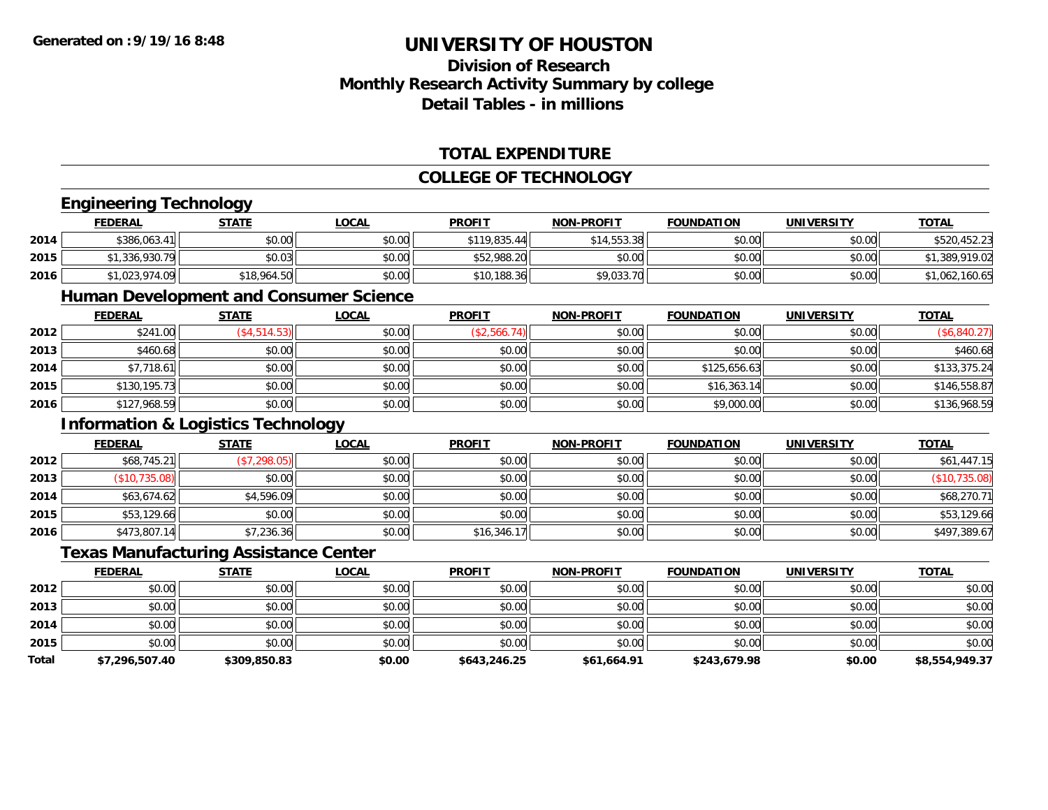**Generated on :9/19/16 8:48**

# UNIVERSITY OF HOUSTON

## Division of Research
## Monthly Research Activity Summary by college
## Detail Tables - in millions

### TOTAL EXPENDITURE

### COLLEGE OF TECHNOLOGY

#### Engineering Technology

| | FEDERAL | STATE | LOCAL | PROFIT | NON-PROFIT | FOUNDATION | UNIVERSITY | TOTAL |
|---|---|---|---|---|---|---|---|---|
| 2014 | $386,063.41 | $0.00 | $0.00 | $119,835.44 | $14,553.38 | $0.00 | $0.00 | $520,452.23 |
| 2015 | $1,336,930.79 | $0.03 | $0.00 | $52,988.20 | $0.00 | $0.00 | $0.00 | $1,389,919.02 |
| 2016 | $1,023,974.09 | $18,964.50 | $0.00 | $10,188.36 | $9,033.70 | $0.00 | $0.00 | $1,062,160.65 |

#### Human Development and Consumer Science

| | FEDERAL | STATE | LOCAL | PROFIT | NON-PROFIT | FOUNDATION | UNIVERSITY | TOTAL |
|---|---|---|---|---|---|---|---|---|
| 2012 | $241.00 | ($4,514.53) | $0.00 | ($2,566.74) | $0.00 | $0.00 | $0.00 | ($6,840.27) |
| 2013 | $460.68 | $0.00 | $0.00 | $0.00 | $0.00 | $0.00 | $0.00 | $460.68 |
| 2014 | $7,718.61 | $0.00 | $0.00 | $0.00 | $0.00 | $125,656.63 | $0.00 | $133,375.24 |
| 2015 | $130,195.73 | $0.00 | $0.00 | $0.00 | $0.00 | $16,363.14 | $0.00 | $146,558.87 |
| 2016 | $127,968.59 | $0.00 | $0.00 | $0.00 | $0.00 | $9,000.00 | $0.00 | $136,968.59 |

#### Information & Logistics Technology

| | FEDERAL | STATE | LOCAL | PROFIT | NON-PROFIT | FOUNDATION | UNIVERSITY | TOTAL |
|---|---|---|---|---|---|---|---|---|
| 2012 | $68,745.21 | ($7,298.05) | $0.00 | $0.00 | $0.00 | $0.00 | $0.00 | $61,447.15 |
| 2013 | ($10,735.08) | $0.00 | $0.00 | $0.00 | $0.00 | $0.00 | $0.00 | ($10,735.08) |
| 2014 | $63,674.62 | $4,596.09 | $0.00 | $0.00 | $0.00 | $0.00 | $0.00 | $68,270.71 |
| 2015 | $53,129.66 | $0.00 | $0.00 | $0.00 | $0.00 | $0.00 | $0.00 | $53,129.66 |
| 2016 | $473,807.14 | $7,236.36 | $0.00 | $16,346.17 | $0.00 | $0.00 | $0.00 | $497,389.67 |

#### Texas Manufacturing Assistance Center

| | FEDERAL | STATE | LOCAL | PROFIT | NON-PROFIT | FOUNDATION | UNIVERSITY | TOTAL |
|---|---|---|---|---|---|---|---|---|
| 2012 | $0.00 | $0.00 | $0.00 | $0.00 | $0.00 | $0.00 | $0.00 | $0.00 |
| 2013 | $0.00 | $0.00 | $0.00 | $0.00 | $0.00 | $0.00 | $0.00 | $0.00 |
| 2014 | $0.00 | $0.00 | $0.00 | $0.00 | $0.00 | $0.00 | $0.00 | $0.00 |
| 2015 | $0.00 | $0.00 | $0.00 | $0.00 | $0.00 | $0.00 | $0.00 | $0.00 |
| **Total** | **$7,296,507.40** | **$309,850.83** | **$0.00** | **$643,246.25** | **$61,664.91** | **$243,679.98** | **$0.00** | **$8,554,949.37** |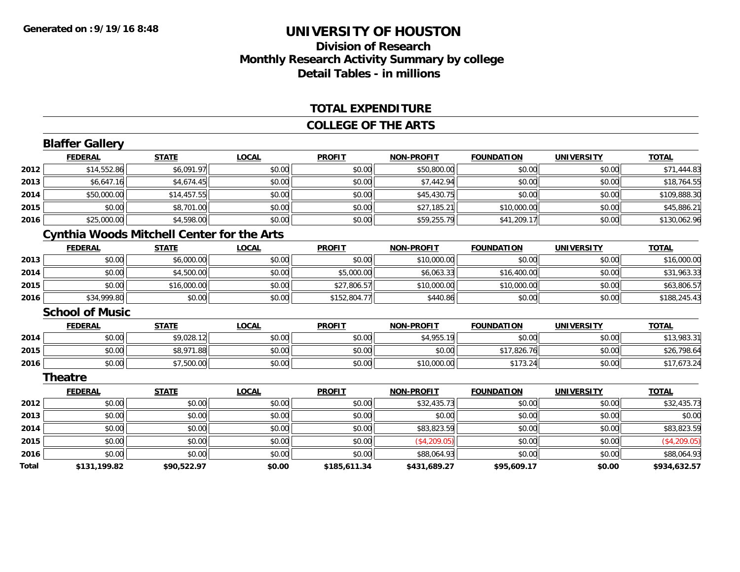**Generated on :9/19/16 8:48**

# UNIVERSITY OF HOUSTON

## Division of Research
## Monthly Research Activity Summary by college
## Detail Tables - in millions

### TOTAL EXPENDITURE

### COLLEGE OF THE ARTS

#### Blaffer Gallery

| | FEDERAL | STATE | LOCAL | PROFIT | NON-PROFIT | FOUNDATION | UNIVERSITY | TOTAL |
|---|---|---|---|---|---|---|---|---|
| 2012 | $14,552.86 | $6,091.97 | $0.00 | $0.00 | $50,800.00 | $0.00 | $0.00 | $71,444.83 |
| 2013 | $6,647.16 | $4,674.45 | $0.00 | $0.00 | $7,442.94 | $0.00 | $0.00 | $18,764.55 |
| 2014 | $50,000.00 | $14,457.55 | $0.00 | $0.00 | $45,430.75 | $0.00 | $0.00 | $109,888.30 |
| 2015 | $0.00 | $8,701.00 | $0.00 | $0.00 | $27,185.21 | $10,000.00 | $0.00 | $45,886.21 |
| 2016 | $25,000.00 | $4,598.00 | $0.00 | $0.00 | $59,255.79 | $41,209.17 | $0.00 | $130,062.96 |

#### Cynthia Woods Mitchell Center for the Arts

| | FEDERAL | STATE | LOCAL | PROFIT | NON-PROFIT | FOUNDATION | UNIVERSITY | TOTAL |
|---|---|---|---|---|---|---|---|---|
| 2013 | $0.00 | $6,000.00 | $0.00 | $0.00 | $10,000.00 | $0.00 | $0.00 | $16,000.00 |
| 2014 | $0.00 | $4,500.00 | $0.00 | $5,000.00 | $6,063.33 | $16,400.00 | $0.00 | $31,963.33 |
| 2015 | $0.00 | $16,000.00 | $0.00 | $27,806.57 | $10,000.00 | $10,000.00 | $0.00 | $63,806.57 |
| 2016 | $34,999.80 | $0.00 | $0.00 | $152,804.77 | $440.86 | $0.00 | $0.00 | $188,245.43 |

#### School of Music

| | FEDERAL | STATE | LOCAL | PROFIT | NON-PROFIT | FOUNDATION | UNIVERSITY | TOTAL |
|---|---|---|---|---|---|---|---|---|
| 2014 | $0.00 | $9,028.12 | $0.00 | $0.00 | $4,955.19 | $0.00 | $0.00 | $13,983.31 |
| 2015 | $0.00 | $8,971.88 | $0.00 | $0.00 | $0.00 | $17,826.76 | $0.00 | $26,798.64 |
| 2016 | $0.00 | $7,500.00 | $0.00 | $0.00 | $10,000.00 | $173.24 | $0.00 | $17,673.24 |

#### Theatre

| | FEDERAL | STATE | LOCAL | PROFIT | NON-PROFIT | FOUNDATION | UNIVERSITY | TOTAL |
|---|---|---|---|---|---|---|---|---|
| 2012 | $0.00 | $0.00 | $0.00 | $0.00 | $32,435.73 | $0.00 | $0.00 | $32,435.73 |
| 2013 | $0.00 | $0.00 | $0.00 | $0.00 | $0.00 | $0.00 | $0.00 | $0.00 |
| 2014 | $0.00 | $0.00 | $0.00 | $0.00 | $83,823.59 | $0.00 | $0.00 | $83,823.59 |
| 2015 | $0.00 | $0.00 | $0.00 | $0.00 | ($4,209.05) | $0.00 | $0.00 | ($4,209.05) |
| 2016 | $0.00 | $0.00 | $0.00 | $0.00 | $88,064.93 | $0.00 | $0.00 | $88,064.93 |
| **Total** | **$131,199.82** | **$90,522.97** | **$0.00** | **$185,611.34** | **$431,689.27** | **$95,609.17** | **$0.00** | **$934,632.57** |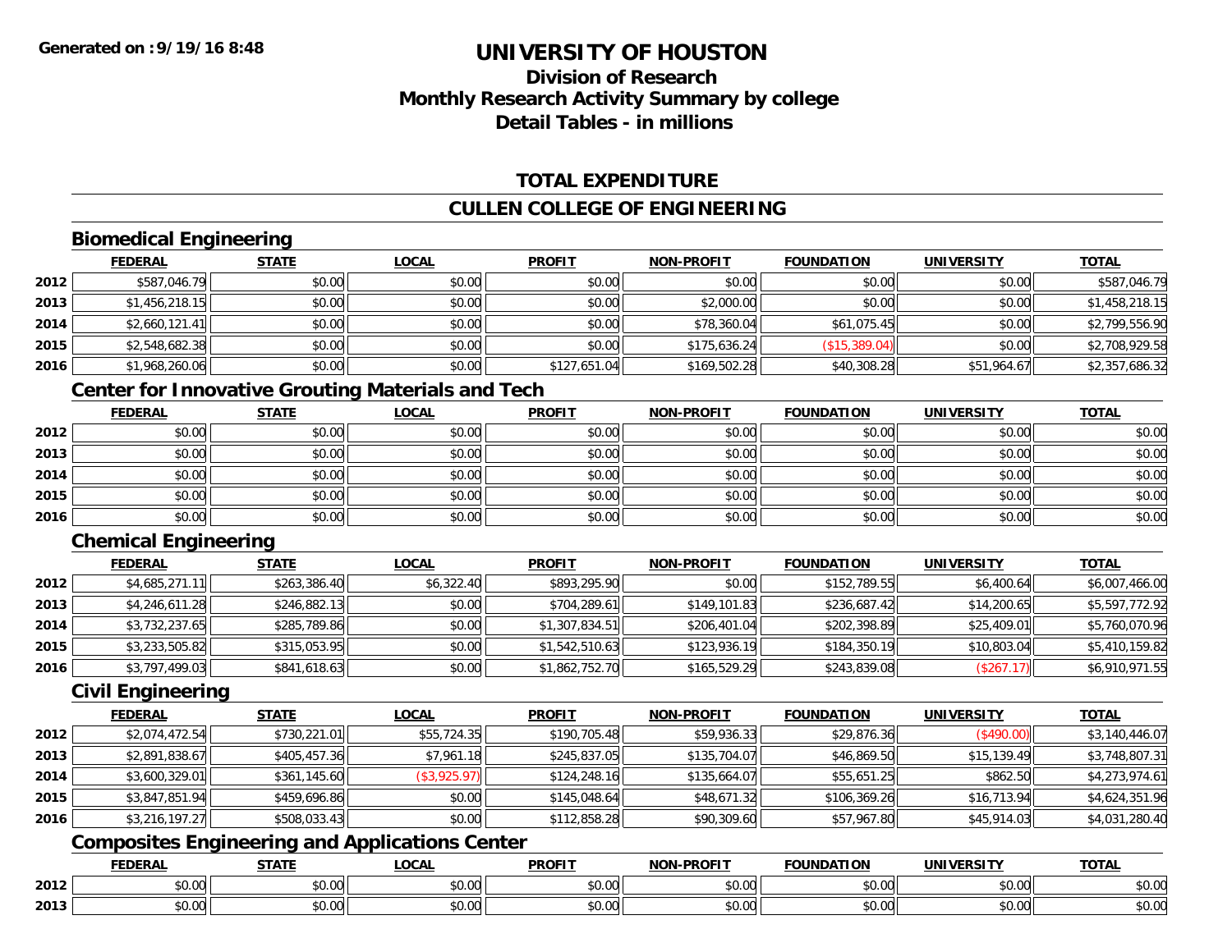Generated on :9/19/16 8:48

# UNIVERSITY OF HOUSTON

## Division of Research
## Monthly Research Activity Summary by college
## Detail Tables - in millions

### TOTAL EXPENDITURE

### CULLEN COLLEGE OF ENGINEERING

#### Biomedical Engineering

| | FEDERAL | STATE | LOCAL | PROFIT | NON-PROFIT | FOUNDATION | UNIVERSITY | TOTAL |
|---|---|---|---|---|---|---|---|---|
| 2012 | $587,046.79 | $0.00 | $0.00 | $0.00 | $0.00 | $0.00 | $0.00 | $587,046.79 |
| 2013 | $1,456,218.15 | $0.00 | $0.00 | $0.00 | $2,000.00 | $0.00 | $0.00 | $1,458,218.15 |
| 2014 | $2,660,121.41 | $0.00 | $0.00 | $0.00 | $78,360.04 | $61,075.45 | $0.00 | $2,799,556.90 |
| 2015 | $2,548,682.38 | $0.00 | $0.00 | $0.00 | $175,636.24 | ($15,389.04) | $0.00 | $2,708,929.58 |
| 2016 | $1,968,260.06 | $0.00 | $0.00 | $127,651.04 | $169,502.28 | $40,308.28 | $51,964.67 | $2,357,686.32 |

#### Center for Innovative Grouting Materials and Tech

| | FEDERAL | STATE | LOCAL | PROFIT | NON-PROFIT | FOUNDATION | UNIVERSITY | TOTAL |
|---|---|---|---|---|---|---|---|---|
| 2012 | $0.00 | $0.00 | $0.00 | $0.00 | $0.00 | $0.00 | $0.00 | $0.00 |
| 2013 | $0.00 | $0.00 | $0.00 | $0.00 | $0.00 | $0.00 | $0.00 | $0.00 |
| 2014 | $0.00 | $0.00 | $0.00 | $0.00 | $0.00 | $0.00 | $0.00 | $0.00 |
| 2015 | $0.00 | $0.00 | $0.00 | $0.00 | $0.00 | $0.00 | $0.00 | $0.00 |
| 2016 | $0.00 | $0.00 | $0.00 | $0.00 | $0.00 | $0.00 | $0.00 | $0.00 |

#### Chemical Engineering

| | FEDERAL | STATE | LOCAL | PROFIT | NON-PROFIT | FOUNDATION | UNIVERSITY | TOTAL |
|---|---|---|---|---|---|---|---|---|
| 2012 | $4,685,271.11 | $263,386.40 | $6,322.40 | $893,295.90 | $0.00 | $152,789.55 | $6,400.64 | $6,007,466.00 |
| 2013 | $4,246,611.28 | $246,882.13 | $0.00 | $704,289.61 | $149,101.83 | $236,687.42 | $14,200.65 | $5,597,772.92 |
| 2014 | $3,732,237.65 | $285,789.86 | $0.00 | $1,307,834.51 | $206,401.04 | $202,398.89 | $25,409.01 | $5,760,070.96 |
| 2015 | $3,233,505.82 | $315,053.95 | $0.00 | $1,542,510.63 | $123,936.19 | $184,350.19 | $10,803.04 | $5,410,159.82 |
| 2016 | $3,797,499.03 | $841,618.63 | $0.00 | $1,862,752.70 | $165,529.29 | $243,839.08 | ($267.17) | $6,910,971.55 |

#### Civil Engineering

| | FEDERAL | STATE | LOCAL | PROFIT | NON-PROFIT | FOUNDATION | UNIVERSITY | TOTAL |
|---|---|---|---|---|---|---|---|---|
| 2012 | $2,074,472.54 | $730,221.01 | $55,724.35 | $190,705.48 | $59,936.33 | $29,876.36 | ($490.00) | $3,140,446.07 |
| 2013 | $2,891,838.67 | $405,457.36 | $7,961.18 | $245,837.05 | $135,704.07 | $46,869.50 | $15,139.49 | $3,748,807.31 |
| 2014 | $3,600,329.01 | $361,145.60 | ($3,925.97) | $124,248.16 | $135,664.07 | $55,651.25 | $862.50 | $4,273,974.61 |
| 2015 | $3,847,851.94 | $459,696.86 | $0.00 | $145,048.64 | $48,671.32 | $106,369.26 | $16,713.94 | $4,624,351.96 |
| 2016 | $3,216,197.27 | $508,033.43 | $0.00 | $112,858.28 | $90,309.60 | $57,967.80 | $45,914.03 | $4,031,280.40 |

#### Composites Engineering and Applications Center

| | FEDERAL | STATE | LOCAL | PROFIT | NON-PROFIT | FOUNDATION | UNIVERSITY | TOTAL |
|---|---|---|---|---|---|---|---|---|
| 2012 | $0.00 | $0.00 | $0.00 | $0.00 | $0.00 | $0.00 | $0.00 | $0.00 |
| 2013 | $0.00 | $0.00 | $0.00 | $0.00 | $0.00 | $0.00 | $0.00 | $0.00 |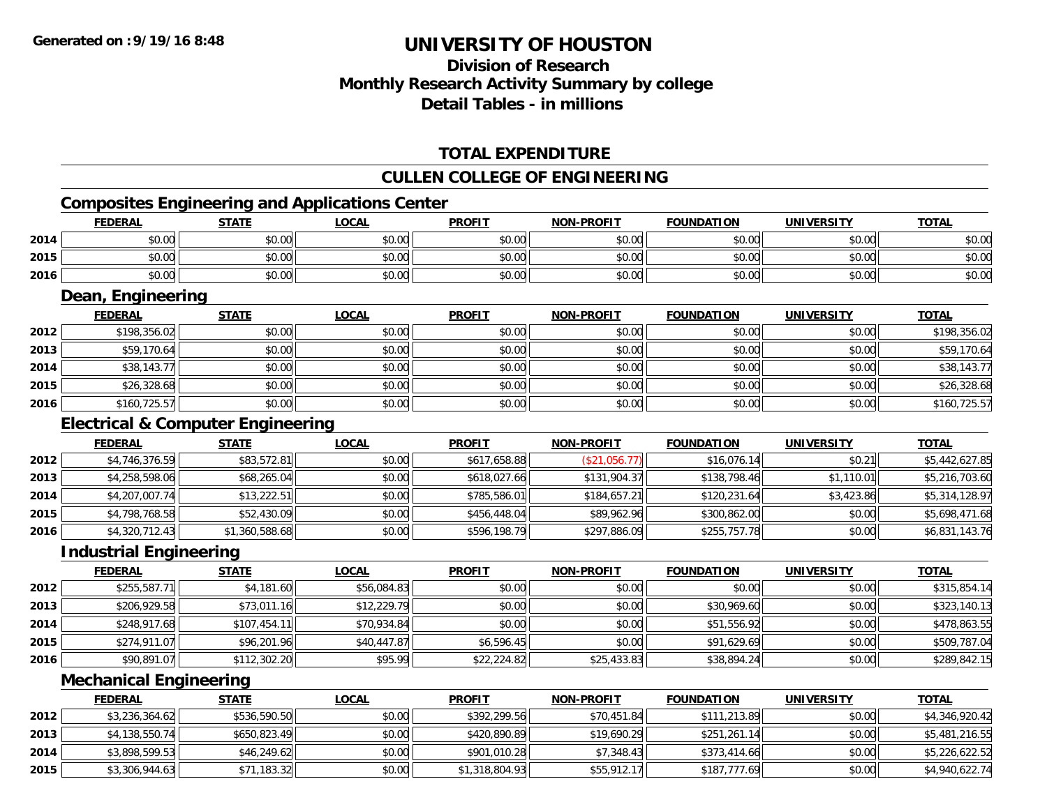# UNIVERSITY OF HOUSTON

## Division of Research
## Monthly Research Activity Summary by college
## Detail Tables - in millions

Generated on :9/19/16 8:48

### TOTAL EXPENDITURE

### CULLEN COLLEGE OF ENGINEERING

#### Composites Engineering and Applications Center

| | FEDERAL | STATE | LOCAL | PROFIT | NON-PROFIT | FOUNDATION | UNIVERSITY | TOTAL |
|---|---|---|---|---|---|---|---|---|
| 2014 | $0.00 | $0.00 | $0.00 | $0.00 | $0.00 | $0.00 | $0.00 | $0.00 |
| 2015 | $0.00 | $0.00 | $0.00 | $0.00 | $0.00 | $0.00 | $0.00 | $0.00 |
| 2016 | $0.00 | $0.00 | $0.00 | $0.00 | $0.00 | $0.00 | $0.00 | $0.00 |

#### Dean, Engineering

| | FEDERAL | STATE | LOCAL | PROFIT | NON-PROFIT | FOUNDATION | UNIVERSITY | TOTAL |
|---|---|---|---|---|---|---|---|---|
| 2012 | $198,356.02 | $0.00 | $0.00 | $0.00 | $0.00 | $0.00 | $0.00 | $198,356.02 |
| 2013 | $59,170.64 | $0.00 | $0.00 | $0.00 | $0.00 | $0.00 | $0.00 | $59,170.64 |
| 2014 | $38,143.77 | $0.00 | $0.00 | $0.00 | $0.00 | $0.00 | $0.00 | $38,143.77 |
| 2015 | $26,328.68 | $0.00 | $0.00 | $0.00 | $0.00 | $0.00 | $0.00 | $26,328.68 |
| 2016 | $160,725.57 | $0.00 | $0.00 | $0.00 | $0.00 | $0.00 | $0.00 | $160,725.57 |

#### Electrical & Computer Engineering

| | FEDERAL | STATE | LOCAL | PROFIT | NON-PROFIT | FOUNDATION | UNIVERSITY | TOTAL |
|---|---|---|---|---|---|---|---|---|
| 2012 | $4,746,376.59 | $83,572.81 | $0.00 | $617,658.88 | ($21,056.77) | $16,076.14 | $0.21 | $5,442,627.85 |
| 2013 | $4,258,598.06 | $68,265.04 | $0.00 | $618,027.66 | $131,904.37 | $138,798.46 | $1,110.01 | $5,216,703.60 |
| 2014 | $4,207,007.74 | $13,222.51 | $0.00 | $785,586.01 | $184,657.21 | $120,231.64 | $3,423.86 | $5,314,128.97 |
| 2015 | $4,798,768.58 | $52,430.09 | $0.00 | $456,448.04 | $89,962.96 | $300,862.00 | $0.00 | $5,698,471.68 |
| 2016 | $4,320,712.43 | $1,360,588.68 | $0.00 | $596,198.79 | $297,886.09 | $255,757.78 | $0.00 | $6,831,143.76 |

#### Industrial Engineering

| | FEDERAL | STATE | LOCAL | PROFIT | NON-PROFIT | FOUNDATION | UNIVERSITY | TOTAL |
|---|---|---|---|---|---|---|---|---|
| 2012 | $255,587.71 | $4,181.60 | $56,084.83 | $0.00 | $0.00 | $0.00 | $0.00 | $315,854.14 |
| 2013 | $206,929.58 | $73,011.16 | $12,229.79 | $0.00 | $0.00 | $30,969.60 | $0.00 | $323,140.13 |
| 2014 | $248,917.68 | $107,454.11 | $70,934.84 | $0.00 | $0.00 | $51,556.92 | $0.00 | $478,863.55 |
| 2015 | $274,911.07 | $96,201.96 | $40,447.87 | $6,596.45 | $0.00 | $91,629.69 | $0.00 | $509,787.04 |
| 2016 | $90,891.07 | $112,302.20 | $95.99 | $22,224.82 | $25,433.83 | $38,894.24 | $0.00 | $289,842.15 |

#### Mechanical Engineering

| | FEDERAL | STATE | LOCAL | PROFIT | NON-PROFIT | FOUNDATION | UNIVERSITY | TOTAL |
|---|---|---|---|---|---|---|---|---|
| 2012 | $3,236,364.62 | $536,590.50 | $0.00 | $392,299.56 | $70,451.84 | $111,213.89 | $0.00 | $4,346,920.42 |
| 2013 | $4,138,550.74 | $650,823.49 | $0.00 | $420,890.89 | $19,690.29 | $251,261.14 | $0.00 | $5,481,216.55 |
| 2014 | $3,898,599.53 | $46,249.62 | $0.00 | $901,010.28 | $7,348.43 | $373,414.66 | $0.00 | $5,226,622.52 |
| 2015 | $3,306,944.63 | $71,183.32 | $0.00 | $1,318,804.93 | $55,912.17 | $187,777.69 | $0.00 | $4,940,622.74 |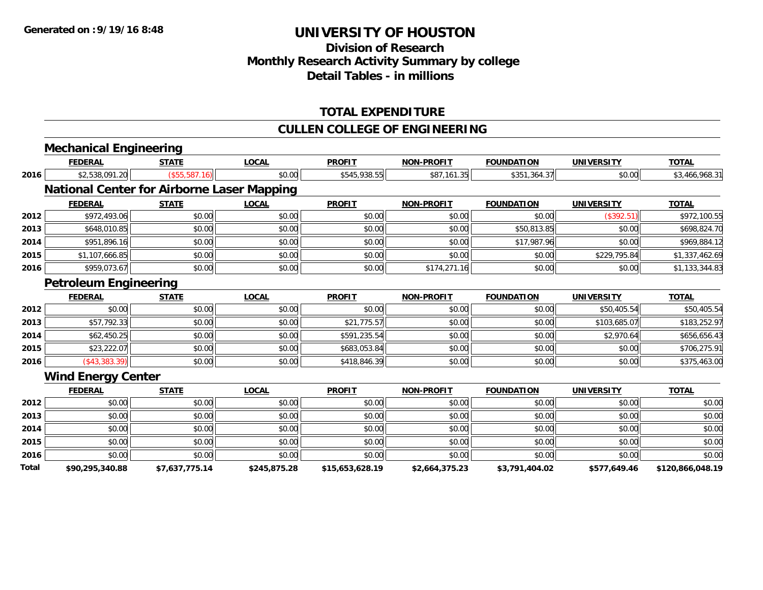**Generated on :9/19/16 8:48**

# UNIVERSITY OF HOUSTON

## Division of Research
## Monthly Research Activity Summary by college
## Detail Tables - in millions

### TOTAL EXPENDITURE

### CULLEN COLLEGE OF ENGINEERING

#### Mechanical Engineering

| | FEDERAL | STATE | LOCAL | PROFIT | NON-PROFIT | FOUNDATION | UNIVERSITY | TOTAL |
|---|---|---|---|---|---|---|---|---|
| 2016 | $2,538,091.20 | ($55,587.16) | $0.00 | $545,938.55 | $87,161.35 | $351,364.37 | $0.00 | $3,466,968.31 |

#### National Center for Airborne Laser Mapping

| | FEDERAL | STATE | LOCAL | PROFIT | NON-PROFIT | FOUNDATION | UNIVERSITY | TOTAL |
|---|---|---|---|---|---|---|---|---|
| 2012 | $972,493.06 | $0.00 | $0.00 | $0.00 | $0.00 | $0.00 | ($392.51) | $972,100.55 |
| 2013 | $648,010.85 | $0.00 | $0.00 | $0.00 | $0.00 | $50,813.85 | $0.00 | $698,824.70 |
| 2014 | $951,896.16 | $0.00 | $0.00 | $0.00 | $0.00 | $17,987.96 | $0.00 | $969,884.12 |
| 2015 | $1,107,666.85 | $0.00 | $0.00 | $0.00 | $0.00 | $0.00 | $229,795.84 | $1,337,462.69 |
| 2016 | $959,073.67 | $0.00 | $0.00 | $0.00 | $174,271.16 | $0.00 | $0.00 | $1,133,344.83 |

#### Petroleum Engineering

| | FEDERAL | STATE | LOCAL | PROFIT | NON-PROFIT | FOUNDATION | UNIVERSITY | TOTAL |
|---|---|---|---|---|---|---|---|---|
| 2012 | $0.00 | $0.00 | $0.00 | $0.00 | $0.00 | $0.00 | $50,405.54 | $50,405.54 |
| 2013 | $57,792.33 | $0.00 | $0.00 | $21,775.57 | $0.00 | $0.00 | $103,685.07 | $183,252.97 |
| 2014 | $62,450.25 | $0.00 | $0.00 | $591,235.54 | $0.00 | $0.00 | $2,970.64 | $656,656.43 |
| 2015 | $23,222.07 | $0.00 | $0.00 | $683,053.84 | $0.00 | $0.00 | $0.00 | $706,275.91 |
| 2016 | ($43,383.39) | $0.00 | $0.00 | $418,846.39 | $0.00 | $0.00 | $0.00 | $375,463.00 |

#### Wind Energy Center

| | FEDERAL | STATE | LOCAL | PROFIT | NON-PROFIT | FOUNDATION | UNIVERSITY | TOTAL |
|---|---|---|---|---|---|---|---|---|
| 2012 | $0.00 | $0.00 | $0.00 | $0.00 | $0.00 | $0.00 | $0.00 | $0.00 |
| 2013 | $0.00 | $0.00 | $0.00 | $0.00 | $0.00 | $0.00 | $0.00 | $0.00 |
| 2014 | $0.00 | $0.00 | $0.00 | $0.00 | $0.00 | $0.00 | $0.00 | $0.00 |
| 2015 | $0.00 | $0.00 | $0.00 | $0.00 | $0.00 | $0.00 | $0.00 | $0.00 |
| 2016 | $0.00 | $0.00 | $0.00 | $0.00 | $0.00 | $0.00 | $0.00 | $0.00 |
| **Total** | **$90,295,340.88** | **$7,637,775.14** | **$245,875.28** | **$15,653,628.19** | **$2,664,375.23** | **$3,791,404.02** | **$577,649.46** | **$120,866,048.19** |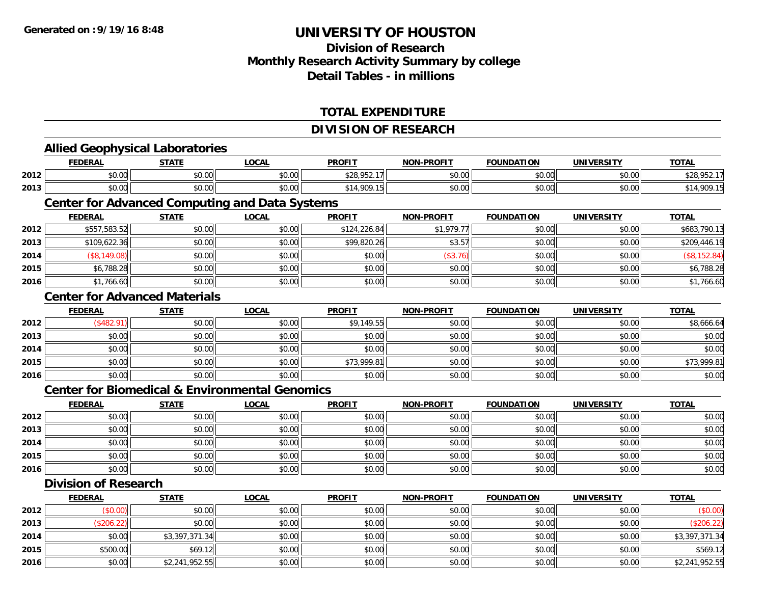# UNIVERSITY OF HOUSTON

## Division of Research
## Monthly Research Activity Summary by college
## Detail Tables - in millions

Generated on :9/19/16 8:48

### TOTAL EXPENDITURE

### DIVISION OF RESEARCH

#### Allied Geophysical Laboratories

| | FEDERAL | STATE | LOCAL | PROFIT | NON-PROFIT | FOUNDATION | UNIVERSITY | TOTAL |
|---|---|---|---|---|---|---|---|---|
| 2012 | $0.00 | $0.00 | $0.00 | $28,952.17 | $0.00 | $0.00 | $0.00 | $28,952.17 |
| 2013 | $0.00 | $0.00 | $0.00 | $14,909.15 | $0.00 | $0.00 | $0.00 | $14,909.15 |

#### Center for Advanced Computing and Data Systems

| | FEDERAL | STATE | LOCAL | PROFIT | NON-PROFIT | FOUNDATION | UNIVERSITY | TOTAL |
|---|---|---|---|---|---|---|---|---|
| 2012 | $557,583.52 | $0.00 | $0.00 | $124,226.84 | $1,979.77 | $0.00 | $0.00 | $683,790.13 |
| 2013 | $109,622.36 | $0.00 | $0.00 | $99,820.26 | $3.57 | $0.00 | $0.00 | $209,446.19 |
| 2014 | ($8,149.08) | $0.00 | $0.00 | $0.00 | ($3.76) | $0.00 | $0.00 | ($8,152.84) |
| 2015 | $6,788.28 | $0.00 | $0.00 | $0.00 | $0.00 | $0.00 | $0.00 | $6,788.28 |
| 2016 | $1,766.60 | $0.00 | $0.00 | $0.00 | $0.00 | $0.00 | $0.00 | $1,766.60 |

#### Center for Advanced Materials

| | FEDERAL | STATE | LOCAL | PROFIT | NON-PROFIT | FOUNDATION | UNIVERSITY | TOTAL |
|---|---|---|---|---|---|---|---|---|
| 2012 | ($482.91) | $0.00 | $0.00 | $9,149.55 | $0.00 | $0.00 | $0.00 | $8,666.64 |
| 2013 | $0.00 | $0.00 | $0.00 | $0.00 | $0.00 | $0.00 | $0.00 | $0.00 |
| 2014 | $0.00 | $0.00 | $0.00 | $0.00 | $0.00 | $0.00 | $0.00 | $0.00 |
| 2015 | $0.00 | $0.00 | $0.00 | $73,999.81 | $0.00 | $0.00 | $0.00 | $73,999.81 |
| 2016 | $0.00 | $0.00 | $0.00 | $0.00 | $0.00 | $0.00 | $0.00 | $0.00 |

#### Center for Biomedical & Environmental Genomics

| | FEDERAL | STATE | LOCAL | PROFIT | NON-PROFIT | FOUNDATION | UNIVERSITY | TOTAL |
|---|---|---|---|---|---|---|---|---|
| 2012 | $0.00 | $0.00 | $0.00 | $0.00 | $0.00 | $0.00 | $0.00 | $0.00 |
| 2013 | $0.00 | $0.00 | $0.00 | $0.00 | $0.00 | $0.00 | $0.00 | $0.00 |
| 2014 | $0.00 | $0.00 | $0.00 | $0.00 | $0.00 | $0.00 | $0.00 | $0.00 |
| 2015 | $0.00 | $0.00 | $0.00 | $0.00 | $0.00 | $0.00 | $0.00 | $0.00 |
| 2016 | $0.00 | $0.00 | $0.00 | $0.00 | $0.00 | $0.00 | $0.00 | $0.00 |

#### Division of Research

| | FEDERAL | STATE | LOCAL | PROFIT | NON-PROFIT | FOUNDATION | UNIVERSITY | TOTAL |
|---|---|---|---|---|---|---|---|---|
| 2012 | ($0.00) | $0.00 | $0.00 | $0.00 | $0.00 | $0.00 | $0.00 | ($0.00) |
| 2013 | ($206.22) | $0.00 | $0.00 | $0.00 | $0.00 | $0.00 | $0.00 | ($206.22) |
| 2014 | $0.00 | $3,397,371.34 | $0.00 | $0.00 | $0.00 | $0.00 | $0.00 | $3,397,371.34 |
| 2015 | $500.00 | $69.12 | $0.00 | $0.00 | $0.00 | $0.00 | $0.00 | $569.12 |
| 2016 | $0.00 | $2,241,952.55 | $0.00 | $0.00 | $0.00 | $0.00 | $0.00 | $2,241,952.55 |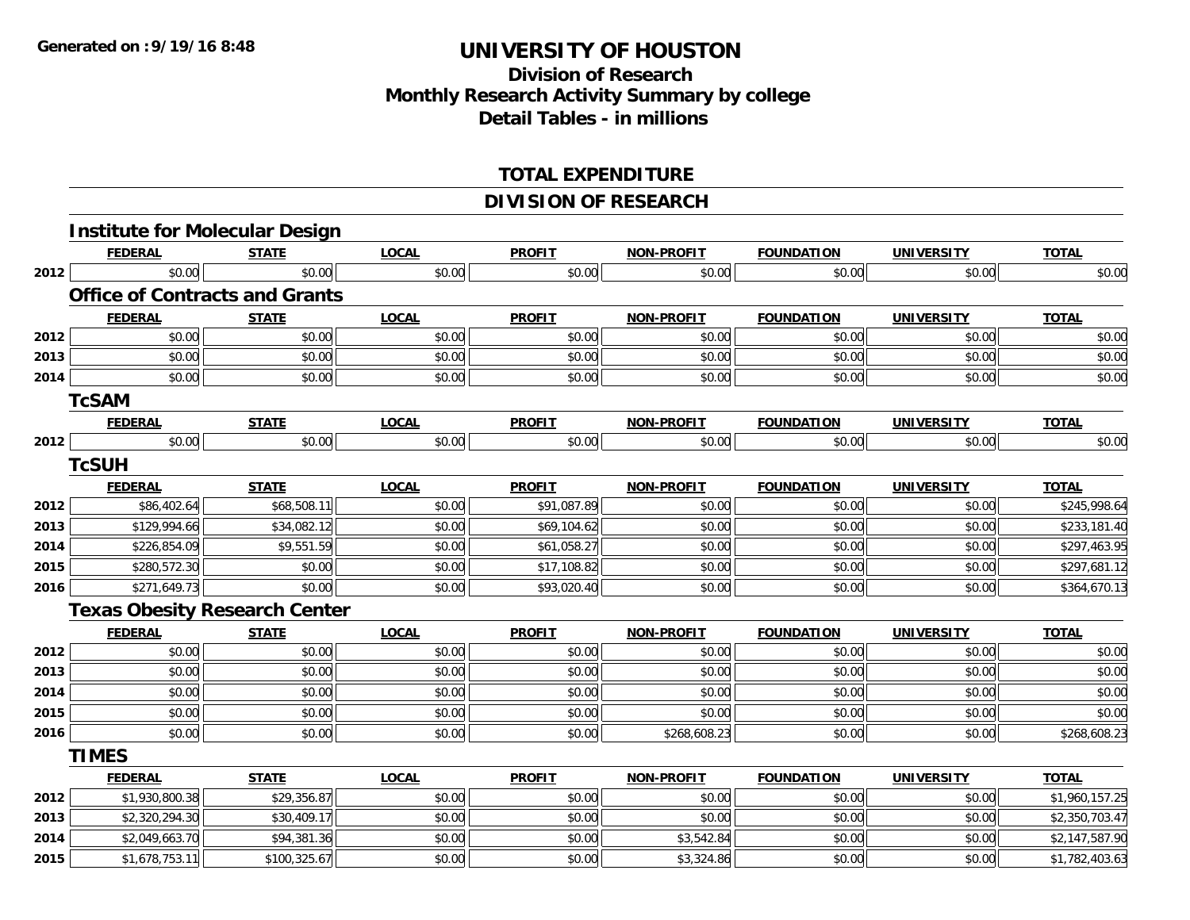# UNIVERSITY OF HOUSTON

## Division of Research
## Monthly Research Activity Summary by college
## Detail Tables - in millions

### TOTAL EXPENDITURE

### DIVISION OF RESEARCH

#### Institute for Molecular Design

| | FEDERAL | STATE | LOCAL | PROFIT | NON-PROFIT | FOUNDATION | UNIVERSITY | TOTAL |
|---|---|---|---|---|---|---|---|---|
| 2012 | $0.00 | $0.00 | $0.00 | $0.00 | $0.00 | $0.00 | $0.00 | $0.00 |

#### Office of Contracts and Grants

| | FEDERAL | STATE | LOCAL | PROFIT | NON-PROFIT | FOUNDATION | UNIVERSITY | TOTAL |
|---|---|---|---|---|---|---|---|---|
| 2012 | $0.00 | $0.00 | $0.00 | $0.00 | $0.00 | $0.00 | $0.00 | $0.00 |
| 2013 | $0.00 | $0.00 | $0.00 | $0.00 | $0.00 | $0.00 | $0.00 | $0.00 |
| 2014 | $0.00 | $0.00 | $0.00 | $0.00 | $0.00 | $0.00 | $0.00 | $0.00 |

#### TcSAM

| | FEDERAL | STATE | LOCAL | PROFIT | NON-PROFIT | FOUNDATION | UNIVERSITY | TOTAL |
|---|---|---|---|---|---|---|---|---|
| 2012 | $0.00 | $0.00 | $0.00 | $0.00 | $0.00 | $0.00 | $0.00 | $0.00 |

#### TcSUH

| | FEDERAL | STATE | LOCAL | PROFIT | NON-PROFIT | FOUNDATION | UNIVERSITY | TOTAL |
|---|---|---|---|---|---|---|---|---|
| 2012 | $86,402.64 | $68,508.11 | $0.00 | $91,087.89 | $0.00 | $0.00 | $0.00 | $245,998.64 |
| 2013 | $129,994.66 | $34,082.12 | $0.00 | $69,104.62 | $0.00 | $0.00 | $0.00 | $233,181.40 |
| 2014 | $226,854.09 | $9,551.59 | $0.00 | $61,058.27 | $0.00 | $0.00 | $0.00 | $297,463.95 |
| 2015 | $280,572.30 | $0.00 | $0.00 | $17,108.82 | $0.00 | $0.00 | $0.00 | $297,681.12 |
| 2016 | $271,649.73 | $0.00 | $0.00 | $93,020.40 | $0.00 | $0.00 | $0.00 | $364,670.13 |

#### Texas Obesity Research Center

| | FEDERAL | STATE | LOCAL | PROFIT | NON-PROFIT | FOUNDATION | UNIVERSITY | TOTAL |
|---|---|---|---|---|---|---|---|---|
| 2012 | $0.00 | $0.00 | $0.00 | $0.00 | $0.00 | $0.00 | $0.00 | $0.00 |
| 2013 | $0.00 | $0.00 | $0.00 | $0.00 | $0.00 | $0.00 | $0.00 | $0.00 |
| 2014 | $0.00 | $0.00 | $0.00 | $0.00 | $0.00 | $0.00 | $0.00 | $0.00 |
| 2015 | $0.00 | $0.00 | $0.00 | $0.00 | $0.00 | $0.00 | $0.00 | $0.00 |
| 2016 | $0.00 | $0.00 | $0.00 | $0.00 | $268,608.23 | $0.00 | $0.00 | $268,608.23 |

#### TIMES

| | FEDERAL | STATE | LOCAL | PROFIT | NON-PROFIT | FOUNDATION | UNIVERSITY | TOTAL |
|---|---|---|---|---|---|---|---|---|
| 2012 | $1,930,800.38 | $29,356.87 | $0.00 | $0.00 | $0.00 | $0.00 | $0.00 | $1,960,157.25 |
| 2013 | $2,320,294.30 | $30,409.17 | $0.00 | $0.00 | $0.00 | $0.00 | $0.00 | $2,350,703.47 |
| 2014 | $2,049,663.70 | $94,381.36 | $0.00 | $0.00 | $3,542.84 | $0.00 | $0.00 | $2,147,587.90 |
| 2015 | $1,678,753.11 | $100,325.67 | $0.00 | $0.00 | $3,324.86 | $0.00 | $0.00 | $1,782,403.63 |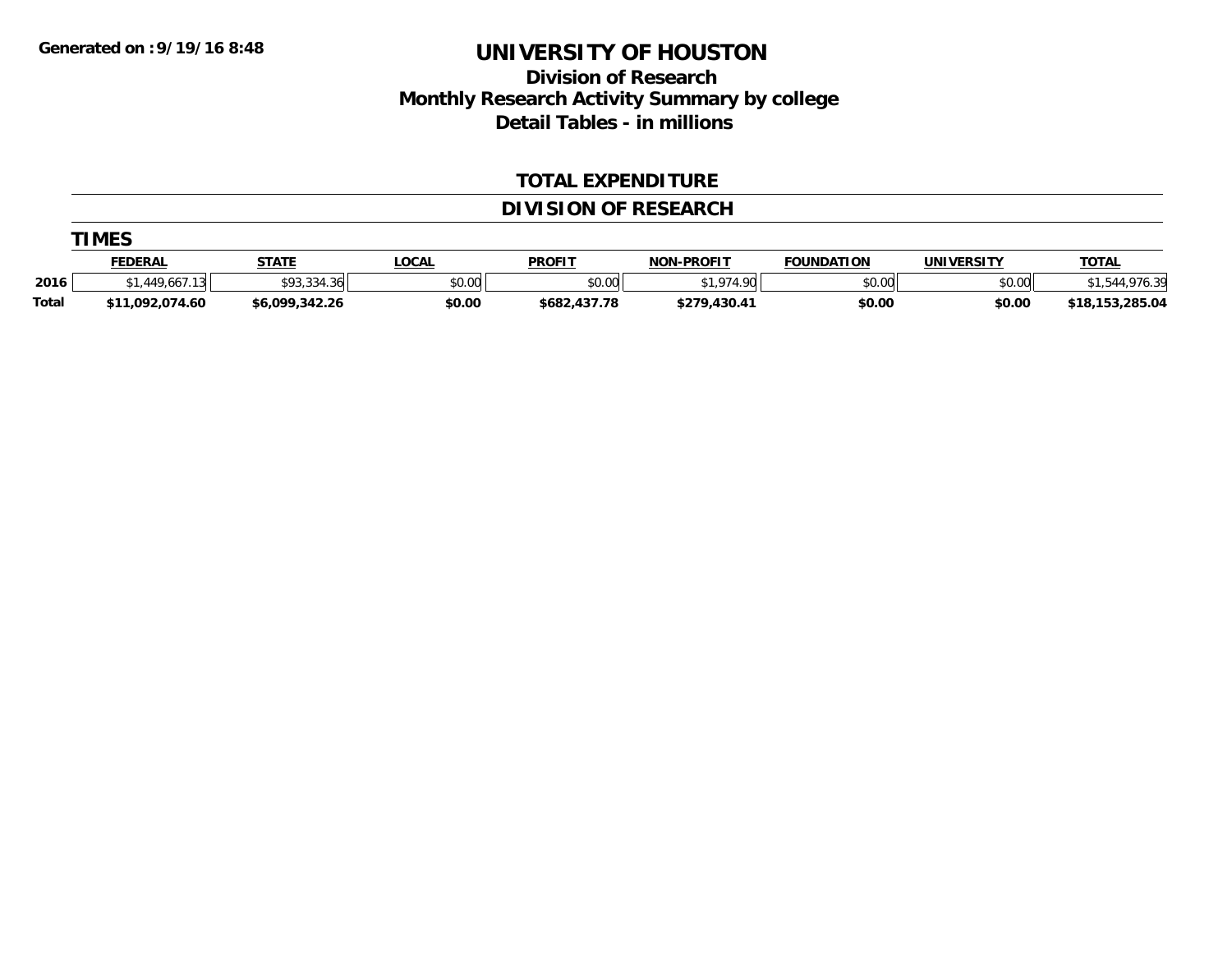**Generated on :9/19/16 8:48**

# UNIVERSITY OF HOUSTON

## Division of Research
## Monthly Research Activity Summary by college
## Detail Tables - in millions

### TOTAL EXPENDITURE

### DIVISION OF RESEARCH

#### TIMES

| | FEDERAL | STATE | LOCAL | PROFIT | NON-PROFIT | FOUNDATION | UNIVERSITY | TOTAL |
|---|---|---|---|---|---|---|---|---|
| 2016 | $1,449,667.13 | $93,334.36 | $0.00 | $0.00 | $1,974.90 | $0.00 | $0.00 | $1,544,976.39 |
| **Total** | **$11,092,074.60** | **$6,099,342.26** | **$0.00** | **$682,437.78** | **$279,430.41** | **$0.00** | **$0.00** | **$18,153,285.04** |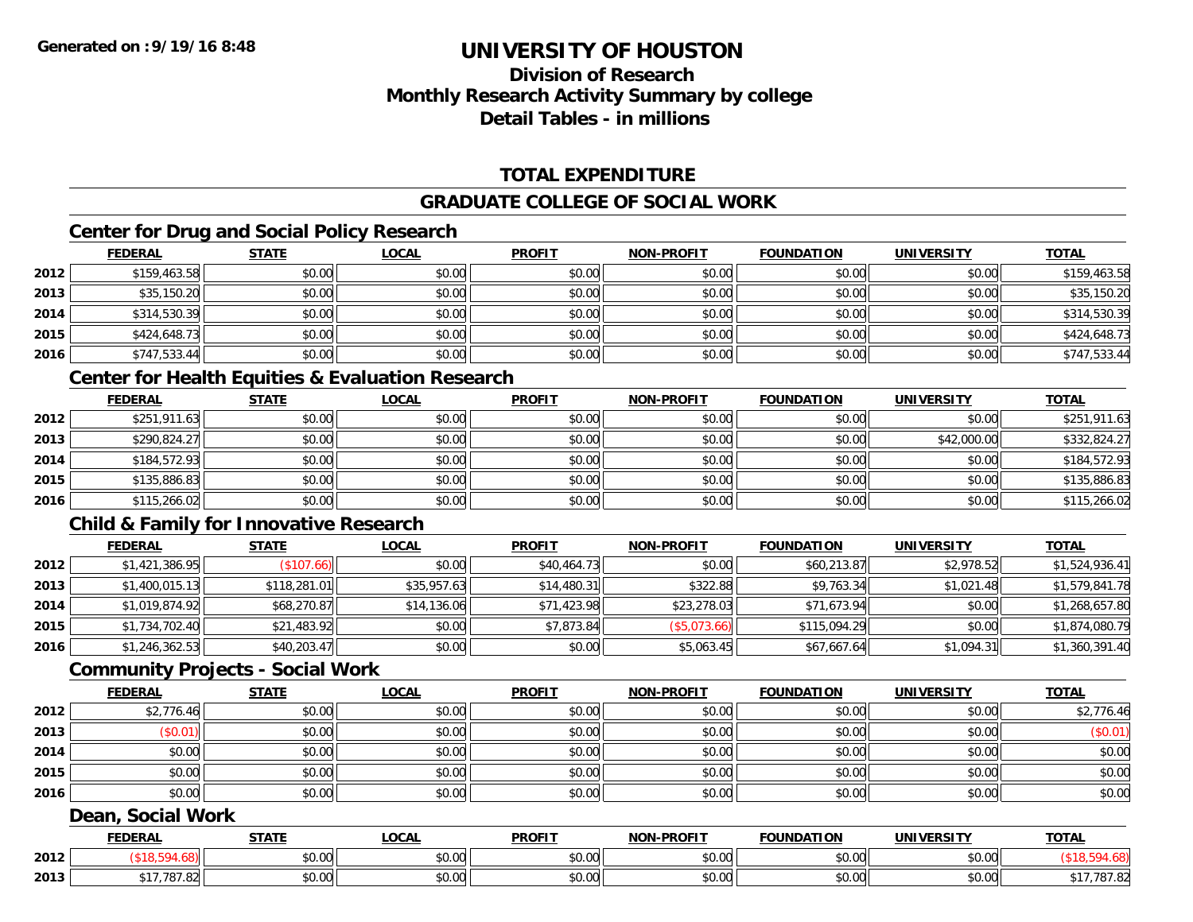**Generated on :9/19/16 8:48**

# UNIVERSITY OF HOUSTON

## Division of Research
## Monthly Research Activity Summary by college
## Detail Tables - in millions

### TOTAL EXPENDITURE

### GRADUATE COLLEGE OF SOCIAL WORK

#### Center for Drug and Social Policy Research

| | FEDERAL | STATE | LOCAL | PROFIT | NON-PROFIT | FOUNDATION | UNIVERSITY | TOTAL |
|---|---|---|---|---|---|---|---|---|
| 2012 | $159,463.58 | $0.00 | $0.00 | $0.00 | $0.00 | $0.00 | $0.00 | $159,463.58 |
| 2013 | $35,150.20 | $0.00 | $0.00 | $0.00 | $0.00 | $0.00 | $0.00 | $35,150.20 |
| 2014 | $314,530.39 | $0.00 | $0.00 | $0.00 | $0.00 | $0.00 | $0.00 | $314,530.39 |
| 2015 | $424,648.73 | $0.00 | $0.00 | $0.00 | $0.00 | $0.00 | $0.00 | $424,648.73 |
| 2016 | $747,533.44 | $0.00 | $0.00 | $0.00 | $0.00 | $0.00 | $0.00 | $747,533.44 |

#### Center for Health Equities & Evaluation Research

| | FEDERAL | STATE | LOCAL | PROFIT | NON-PROFIT | FOUNDATION | UNIVERSITY | TOTAL |
|---|---|---|---|---|---|---|---|---|
| 2012 | $251,911.63 | $0.00 | $0.00 | $0.00 | $0.00 | $0.00 | $0.00 | $251,911.63 |
| 2013 | $290,824.27 | $0.00 | $0.00 | $0.00 | $0.00 | $0.00 | $42,000.00 | $332,824.27 |
| 2014 | $184,572.93 | $0.00 | $0.00 | $0.00 | $0.00 | $0.00 | $0.00 | $184,572.93 |
| 2015 | $135,886.83 | $0.00 | $0.00 | $0.00 | $0.00 | $0.00 | $0.00 | $135,886.83 |
| 2016 | $115,266.02 | $0.00 | $0.00 | $0.00 | $0.00 | $0.00 | $0.00 | $115,266.02 |

#### Child & Family for Innovative Research

| | FEDERAL | STATE | LOCAL | PROFIT | NON-PROFIT | FOUNDATION | UNIVERSITY | TOTAL |
|---|---|---|---|---|---|---|---|---|
| 2012 | $1,421,386.95 | ($107.66) | $0.00 | $40,464.73 | $0.00 | $60,213.87 | $2,978.52 | $1,524,936.41 |
| 2013 | $1,400,015.13 | $118,281.01 | $35,957.63 | $14,480.31 | $322.88 | $9,763.34 | $1,021.48 | $1,579,841.78 |
| 2014 | $1,019,874.92 | $68,270.87 | $14,136.06 | $71,423.98 | $23,278.03 | $71,673.94 | $0.00 | $1,268,657.80 |
| 2015 | $1,734,702.40 | $21,483.92 | $0.00 | $7,873.84 | ($5,073.66) | $115,094.29 | $0.00 | $1,874,080.79 |
| 2016 | $1,246,362.53 | $40,203.47 | $0.00 | $0.00 | $5,063.45 | $67,667.64 | $1,094.31 | $1,360,391.40 |

#### Community Projects - Social Work

| | FEDERAL | STATE | LOCAL | PROFIT | NON-PROFIT | FOUNDATION | UNIVERSITY | TOTAL |
|---|---|---|---|---|---|---|---|---|
| 2012 | $2,776.46 | $0.00 | $0.00 | $0.00 | $0.00 | $0.00 | $0.00 | $2,776.46 |
| 2013 | ($0.01) | $0.00 | $0.00 | $0.00 | $0.00 | $0.00 | $0.00 | ($0.01) |
| 2014 | $0.00 | $0.00 | $0.00 | $0.00 | $0.00 | $0.00 | $0.00 | $0.00 |
| 2015 | $0.00 | $0.00 | $0.00 | $0.00 | $0.00 | $0.00 | $0.00 | $0.00 |
| 2016 | $0.00 | $0.00 | $0.00 | $0.00 | $0.00 | $0.00 | $0.00 | $0.00 |

#### Dean, Social Work

| | FEDERAL | STATE | LOCAL | PROFIT | NON-PROFIT | FOUNDATION | UNIVERSITY | TOTAL |
|---|---|---|---|---|---|---|---|---|
| 2012 | ($18,594.68) | $0.00 | $0.00 | $0.00 | $0.00 | $0.00 | $0.00 | ($18,594.68) |
| 2013 | $17,787.82 | $0.00 | $0.00 | $0.00 | $0.00 | $0.00 | $0.00 | $17,787.82 |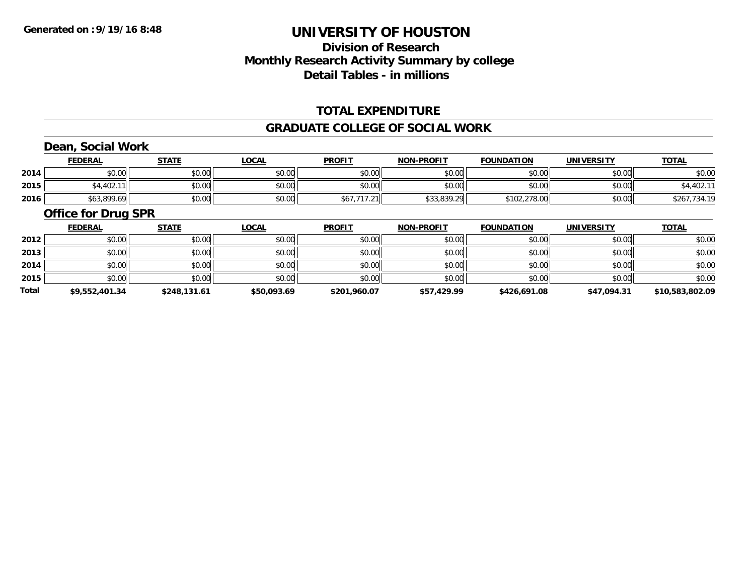# UNIVERSITY OF HOUSTON

## Division of Research
## Monthly Research Activity Summary by college
## Detail Tables - in millions

### TOTAL EXPENDITURE

### GRADUATE COLLEGE OF SOCIAL WORK

#### Dean, Social Work

| | FEDERAL | STATE | LOCAL | PROFIT | NON-PROFIT | FOUNDATION | UNIVERSITY | TOTAL |
|---|---|---|---|---|---|---|---|---|
| 2014 | $0.00 | $0.00 | $0.00 | $0.00 | $0.00 | $0.00 | $0.00 | $0.00 |
| 2015 | $4,402.11 | $0.00 | $0.00 | $0.00 | $0.00 | $0.00 | $0.00 | $4,402.11 |
| 2016 | $63,899.69 | $0.00 | $0.00 | $67,717.21 | $33,839.29 | $102,278.00 | $0.00 | $267,734.19 |

#### Office for Drug SPR

| | FEDERAL | STATE | LOCAL | PROFIT | NON-PROFIT | FOUNDATION | UNIVERSITY | TOTAL |
|---|---|---|---|---|---|---|---|---|
| 2012 | $0.00 | $0.00 | $0.00 | $0.00 | $0.00 | $0.00 | $0.00 | $0.00 |
| 2013 | $0.00 | $0.00 | $0.00 | $0.00 | $0.00 | $0.00 | $0.00 | $0.00 |
| 2014 | $0.00 | $0.00 | $0.00 | $0.00 | $0.00 | $0.00 | $0.00 | $0.00 |
| 2015 | $0.00 | $0.00 | $0.00 | $0.00 | $0.00 | $0.00 | $0.00 | $0.00 |
| **Total** | **$9,552,401.34** | **$248,131.61** | **$50,093.69** | **$201,960.07** | **$57,429.99** | **$426,691.08** | **$47,094.31** | **$10,583,802.09** |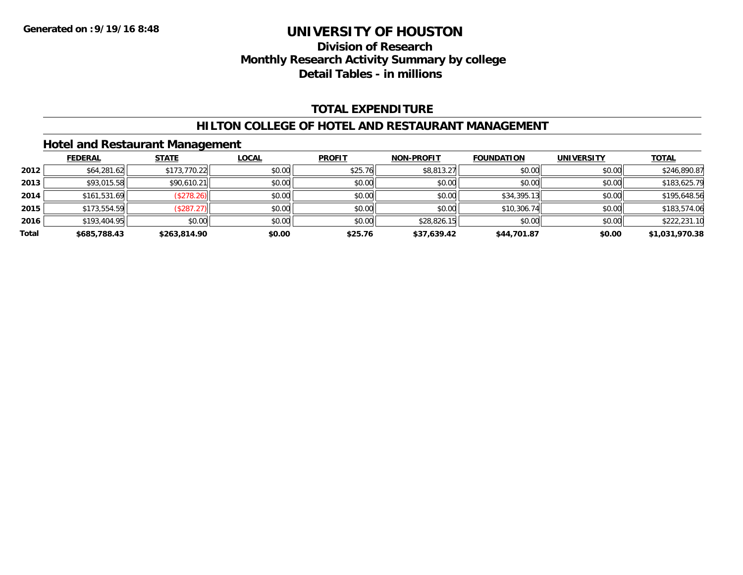Generated on :9/19/16 8:48

# UNIVERSITY OF HOUSTON

## Division of Research
## Monthly Research Activity Summary by college
## Detail Tables - in millions

### TOTAL EXPENDITURE

### HILTON COLLEGE OF HOTEL AND RESTAURANT MANAGEMENT

### Hotel and Restaurant Management

| | FEDERAL | STATE | LOCAL | PROFIT | NON-PROFIT | FOUNDATION | UNIVERSITY | TOTAL |
|---|---|---|---|---|---|---|---|---|
| 2012 | $64,281.62 | $173,770.22 | $0.00 | $25.76 | $8,813.27 | $0.00 | $0.00 | $246,890.87 |
| 2013 | $93,015.58 | $90,610.21 | $0.00 | $0.00 | $0.00 | $0.00 | $0.00 | $183,625.79 |
| 2014 | $161,531.69 | ($278.26) | $0.00 | $0.00 | $0.00 | $34,395.13 | $0.00 | $195,648.56 |
| 2015 | $173,554.59 | ($287.27) | $0.00 | $0.00 | $0.00 | $10,306.74 | $0.00 | $183,574.06 |
| 2016 | $193,404.95 | $0.00 | $0.00 | $0.00 | $28,826.15 | $0.00 | $0.00 | $222,231.10 |
| **Total** | **$685,788.43** | **$263,814.90** | **$0.00** | **$25.76** | **$37,639.42** | **$44,701.87** | **$0.00** | **$1,031,970.38** |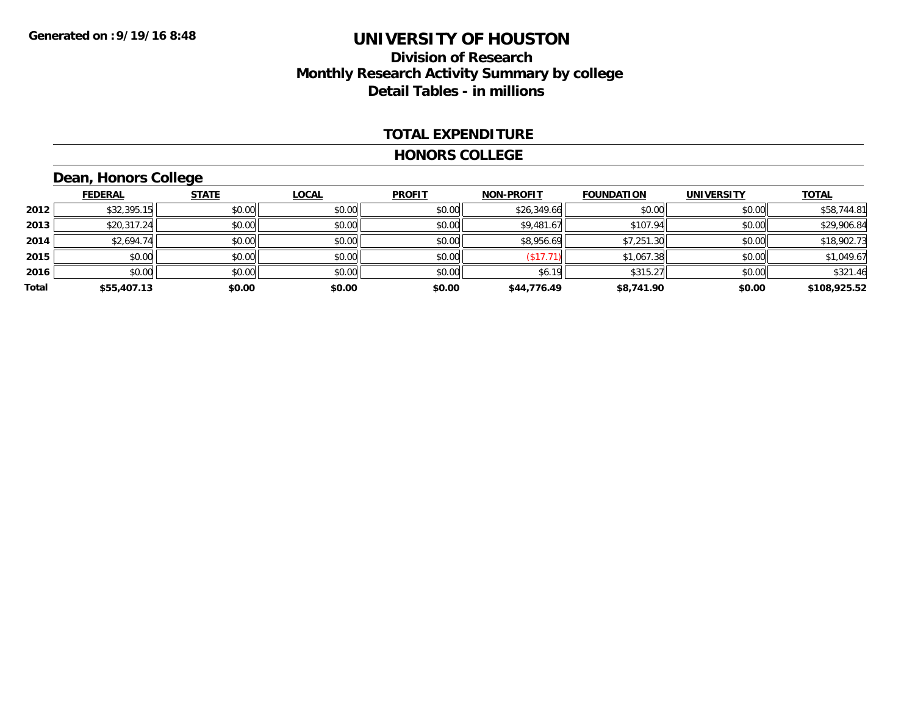**Generated on :9/19/16 8:48**

# UNIVERSITY OF HOUSTON

## Division of Research
## Monthly Research Activity Summary by college
## Detail Tables - in millions

### TOTAL EXPENDITURE

### HONORS COLLEGE

### Dean, Honors College

| | FEDERAL | STATE | LOCAL | PROFIT | NON-PROFIT | FOUNDATION | UNIVERSITY | TOTAL |
|---|---|---|---|---|---|---|---|---|
| 2012 | $32,395.15 | $0.00 | $0.00 | $0.00 | $26,349.66 | $0.00 | $0.00 | $58,744.81 |
| 2013 | $20,317.24 | $0.00 | $0.00 | $0.00 | $9,481.67 | $107.94 | $0.00 | $29,906.84 |
| 2014 | $2,694.74 | $0.00 | $0.00 | $0.00 | $8,956.69 | $7,251.30 | $0.00 | $18,902.73 |
| 2015 | $0.00 | $0.00 | $0.00 | $0.00 | ($17.71) | $1,067.38 | $0.00 | $1,049.67 |
| 2016 | $0.00 | $0.00 | $0.00 | $0.00 | $6.19 | $315.27 | $0.00 | $321.46 |
| **Total** | **$55,407.13** | **$0.00** | **$0.00** | **$0.00** | **$44,776.49** | **$8,741.90** | **$0.00** | **$108,925.52** |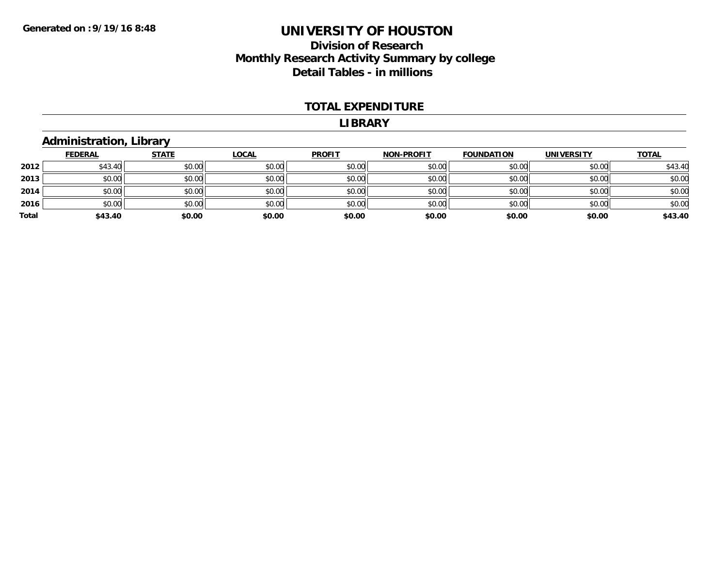Generated on :9/19/16 8:48

# UNIVERSITY OF HOUSTON

## Division of Research
## Monthly Research Activity Summary by college
## Detail Tables - in millions

### TOTAL EXPENDITURE

### LIBRARY

### Administration, Library

| | FEDERAL | STATE | LOCAL | PROFIT | NON-PROFIT | FOUNDATION | UNIVERSITY | TOTAL |
|---|---|---|---|---|---|---|---|---|
| 2012 | $43.40 | $0.00 | $0.00 | $0.00 | $0.00 | $0.00 | $0.00 | $43.40 |
| 2013 | $0.00 | $0.00 | $0.00 | $0.00 | $0.00 | $0.00 | $0.00 | $0.00 |
| 2014 | $0.00 | $0.00 | $0.00 | $0.00 | $0.00 | $0.00 | $0.00 | $0.00 |
| 2016 | $0.00 | $0.00 | $0.00 | $0.00 | $0.00 | $0.00 | $0.00 | $0.00 |
| **Total** | **$43.40** | **$0.00** | **$0.00** | **$0.00** | **$0.00** | **$0.00** | **$0.00** | **$43.40** |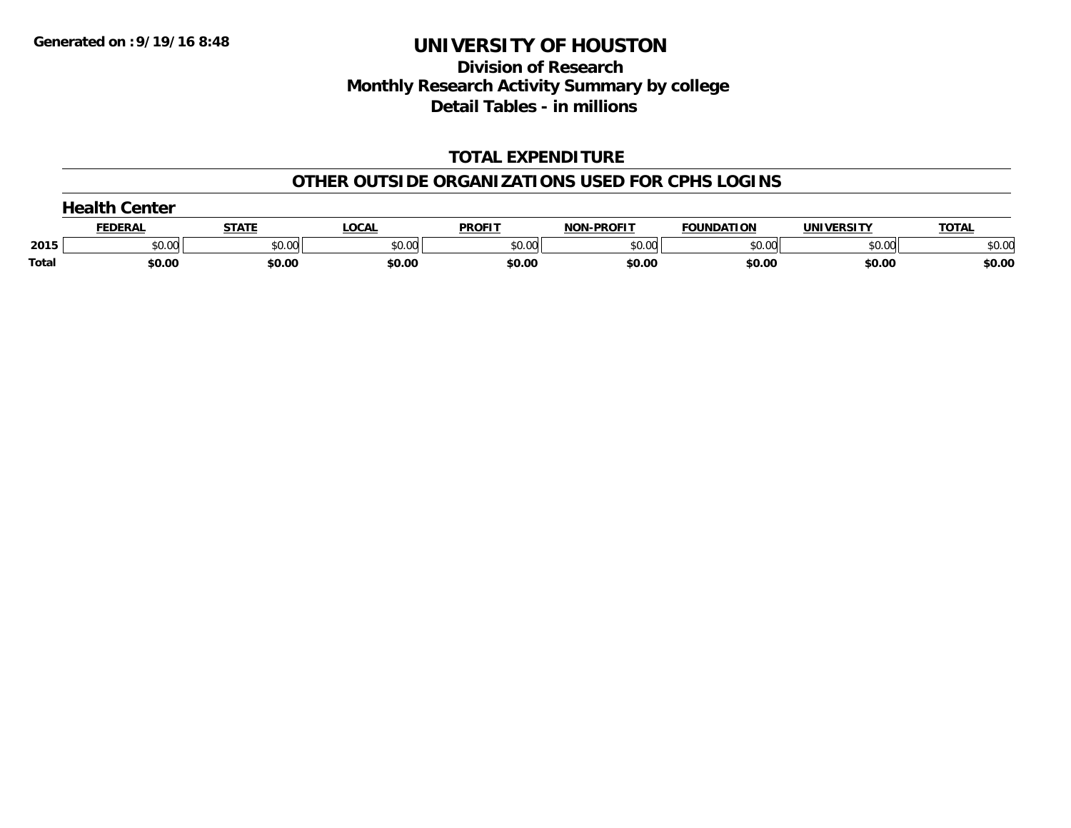**Generated on :9/19/16 8:48**

# UNIVERSITY OF HOUSTON

## Division of Research
## Monthly Research Activity Summary by college
## Detail Tables - in millions

### TOTAL EXPENDITURE

### OTHER OUTSIDE ORGANIZATIONS USED FOR CPHS LOGINS

#### Health Center

| | FEDERAL | STATE | LOCAL | PROFIT | NON-PROFIT | FOUNDATION | UNIVERSITY | TOTAL |
|---|---|---|---|---|---|---|---|---|
| 2015 | $0.00 | $0.00 | $0.00 | $0.00 | $0.00 | $0.00 | $0.00 | $0.00 |
| **Total** | **$0.00** | **$0.00** | **$0.00** | **$0.00** | **$0.00** | **$0.00** | **$0.00** | **$0.00** |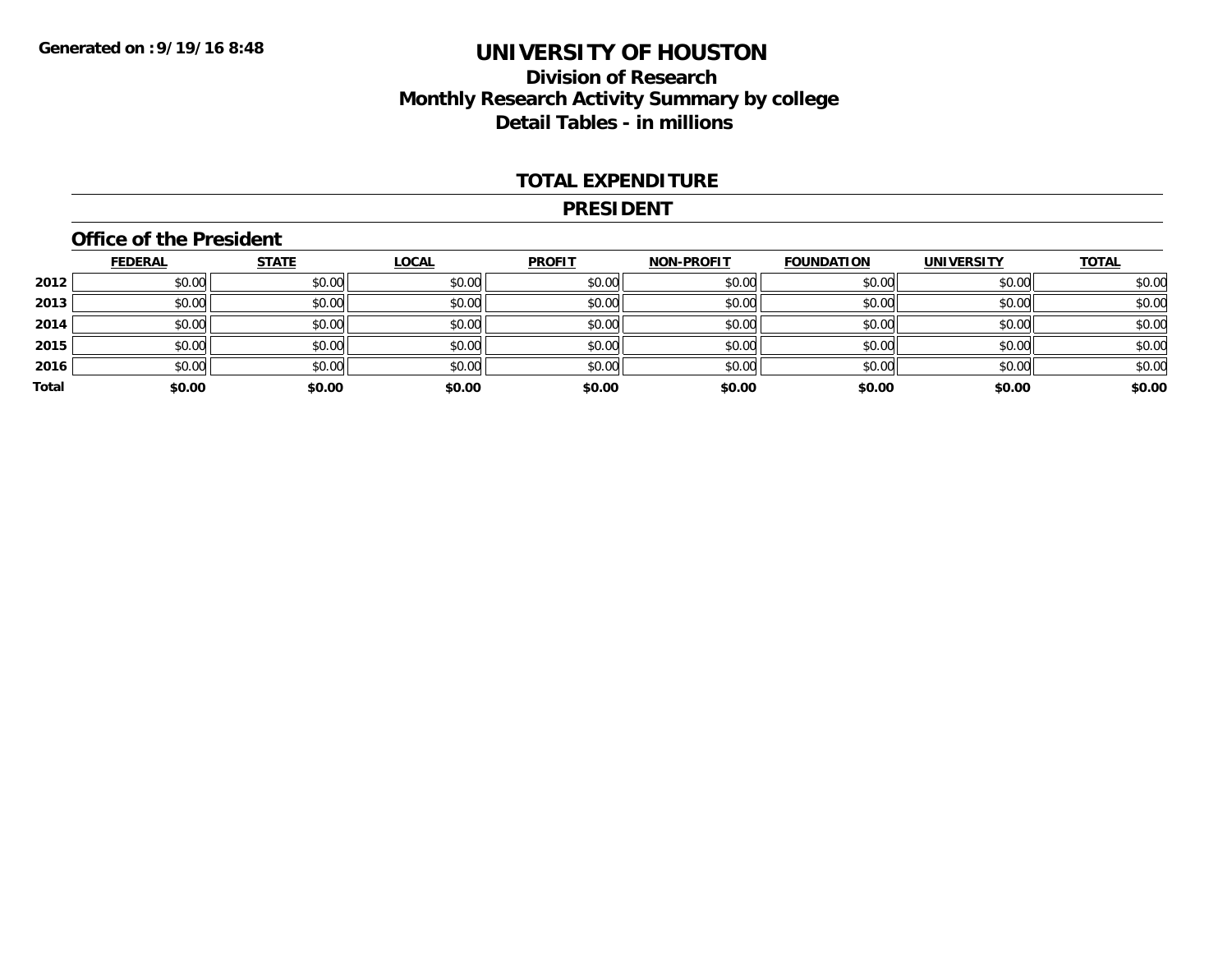**Generated on :9/19/16 8:48**

# UNIVERSITY OF HOUSTON

## Division of Research
## Monthly Research Activity Summary by college
## Detail Tables - in millions

### TOTAL EXPENDITURE

### PRESIDENT

### Office of the President

| | FEDERAL | STATE | LOCAL | PROFIT | NON-PROFIT | FOUNDATION | UNIVERSITY | TOTAL |
|---|---|---|---|---|---|---|---|---|
| 2012 | $0.00 | $0.00 | $0.00 | $0.00 | $0.00 | $0.00 | $0.00 | $0.00 |
| 2013 | $0.00 | $0.00 | $0.00 | $0.00 | $0.00 | $0.00 | $0.00 | $0.00 |
| 2014 | $0.00 | $0.00 | $0.00 | $0.00 | $0.00 | $0.00 | $0.00 | $0.00 |
| 2015 | $0.00 | $0.00 | $0.00 | $0.00 | $0.00 | $0.00 | $0.00 | $0.00 |
| 2016 | $0.00 | $0.00 | $0.00 | $0.00 | $0.00 | $0.00 | $0.00 | $0.00 |
| **Total** | **$0.00** | **$0.00** | **$0.00** | **$0.00** | **$0.00** | **$0.00** | **$0.00** | **$0.00** |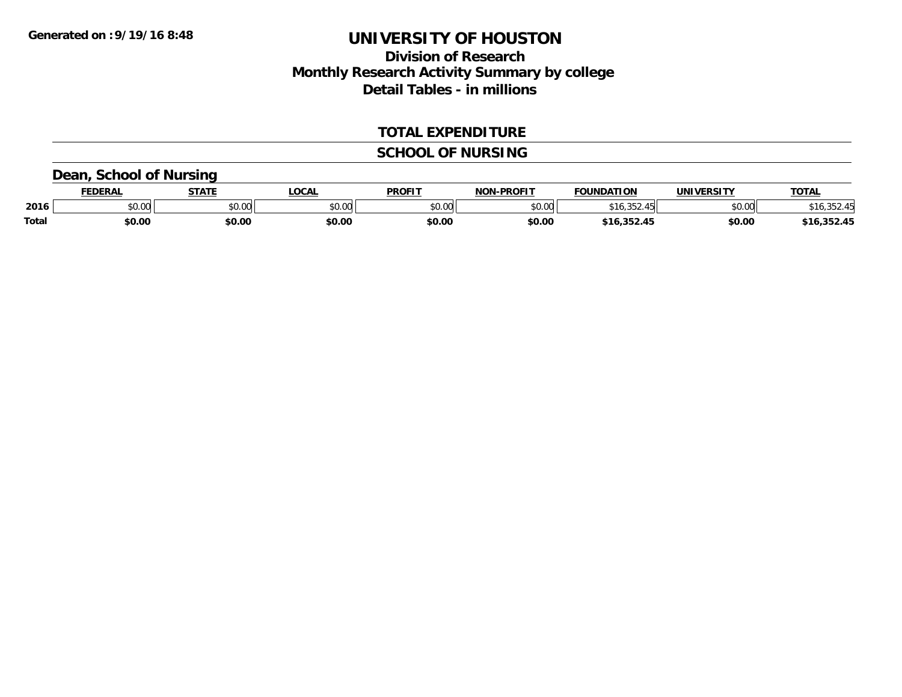# UNIVERSITY OF HOUSTON

## Division of Research
## Monthly Research Activity Summary by college
## Detail Tables - in millions

### TOTAL EXPENDITURE

### SCHOOL OF NURSING

#### Dean, School of Nursing

| | FEDERAL | STATE | LOCAL | PROFIT | NON-PROFIT | FOUNDATION | UNIVERSITY | TOTAL |
|---|---|---|---|---|---|---|---|---|
| 2016 | $0.00 | $0.00 | $0.00 | $0.00 | $0.00 | $16,352.45 | $0.00 | $16,352.45 |
| **Total** | **$0.00** | **$0.00** | **$0.00** | **$0.00** | **$0.00** | **$16,352.45** | **$0.00** | **$16,352.45** |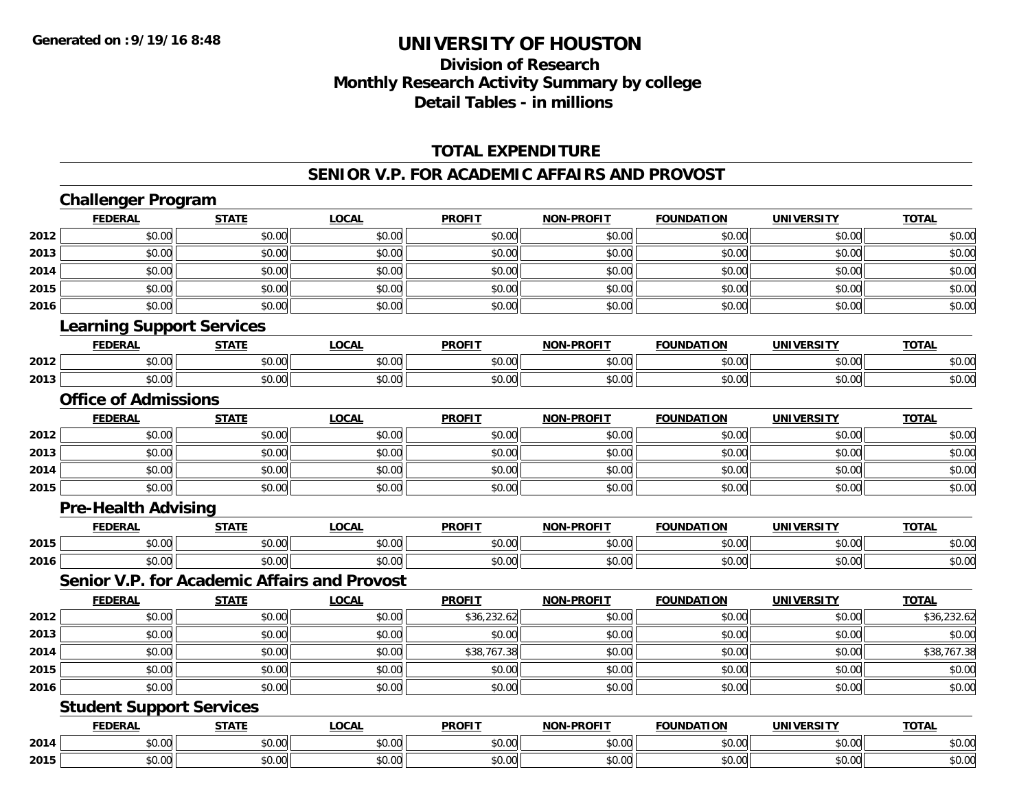# UNIVERSITY OF HOUSTON

## Division of Research
## Monthly Research Activity Summary by college
## Detail Tables - in millions

Generated on :9/19/16 8:48

### TOTAL EXPENDITURE

### SENIOR V.P. FOR ACADEMIC AFFAIRS AND PROVOST

#### Challenger Program

| | FEDERAL | STATE | LOCAL | PROFIT | NON-PROFIT | FOUNDATION | UNIVERSITY | TOTAL |
|---|---|---|---|---|---|---|---|---|
| 2012 | $0.00 | $0.00 | $0.00 | $0.00 | $0.00 | $0.00 | $0.00 | $0.00 |
| 2013 | $0.00 | $0.00 | $0.00 | $0.00 | $0.00 | $0.00 | $0.00 | $0.00 |
| 2014 | $0.00 | $0.00 | $0.00 | $0.00 | $0.00 | $0.00 | $0.00 | $0.00 |
| 2015 | $0.00 | $0.00 | $0.00 | $0.00 | $0.00 | $0.00 | $0.00 | $0.00 |
| 2016 | $0.00 | $0.00 | $0.00 | $0.00 | $0.00 | $0.00 | $0.00 | $0.00 |

#### Learning Support Services

| | FEDERAL | STATE | LOCAL | PROFIT | NON-PROFIT | FOUNDATION | UNIVERSITY | TOTAL |
|---|---|---|---|---|---|---|---|---|
| 2012 | $0.00 | $0.00 | $0.00 | $0.00 | $0.00 | $0.00 | $0.00 | $0.00 |
| 2013 | $0.00 | $0.00 | $0.00 | $0.00 | $0.00 | $0.00 | $0.00 | $0.00 |

#### Office of Admissions

| | FEDERAL | STATE | LOCAL | PROFIT | NON-PROFIT | FOUNDATION | UNIVERSITY | TOTAL |
|---|---|---|---|---|---|---|---|---|
| 2012 | $0.00 | $0.00 | $0.00 | $0.00 | $0.00 | $0.00 | $0.00 | $0.00 |
| 2013 | $0.00 | $0.00 | $0.00 | $0.00 | $0.00 | $0.00 | $0.00 | $0.00 |
| 2014 | $0.00 | $0.00 | $0.00 | $0.00 | $0.00 | $0.00 | $0.00 | $0.00 |
| 2015 | $0.00 | $0.00 | $0.00 | $0.00 | $0.00 | $0.00 | $0.00 | $0.00 |

#### Pre-Health Advising

| | FEDERAL | STATE | LOCAL | PROFIT | NON-PROFIT | FOUNDATION | UNIVERSITY | TOTAL |
|---|---|---|---|---|---|---|---|---|
| 2015 | $0.00 | $0.00 | $0.00 | $0.00 | $0.00 | $0.00 | $0.00 | $0.00 |
| 2016 | $0.00 | $0.00 | $0.00 | $0.00 | $0.00 | $0.00 | $0.00 | $0.00 |

#### Senior V.P. for Academic Affairs and Provost

| | FEDERAL | STATE | LOCAL | PROFIT | NON-PROFIT | FOUNDATION | UNIVERSITY | TOTAL |
|---|---|---|---|---|---|---|---|---|
| 2012 | $0.00 | $0.00 | $0.00 | $36,232.62 | $0.00 | $0.00 | $0.00 | $36,232.62 |
| 2013 | $0.00 | $0.00 | $0.00 | $0.00 | $0.00 | $0.00 | $0.00 | $0.00 |
| 2014 | $0.00 | $0.00 | $0.00 | $38,767.38 | $0.00 | $0.00 | $0.00 | $38,767.38 |
| 2015 | $0.00 | $0.00 | $0.00 | $0.00 | $0.00 | $0.00 | $0.00 | $0.00 |
| 2016 | $0.00 | $0.00 | $0.00 | $0.00 | $0.00 | $0.00 | $0.00 | $0.00 |

#### Student Support Services

| | FEDERAL | STATE | LOCAL | PROFIT | NON-PROFIT | FOUNDATION | UNIVERSITY | TOTAL |
|---|---|---|---|---|---|---|---|---|
| 2014 | $0.00 | $0.00 | $0.00 | $0.00 | $0.00 | $0.00 | $0.00 | $0.00 |
| 2015 | $0.00 | $0.00 | $0.00 | $0.00 | $0.00 | $0.00 | $0.00 | $0.00 |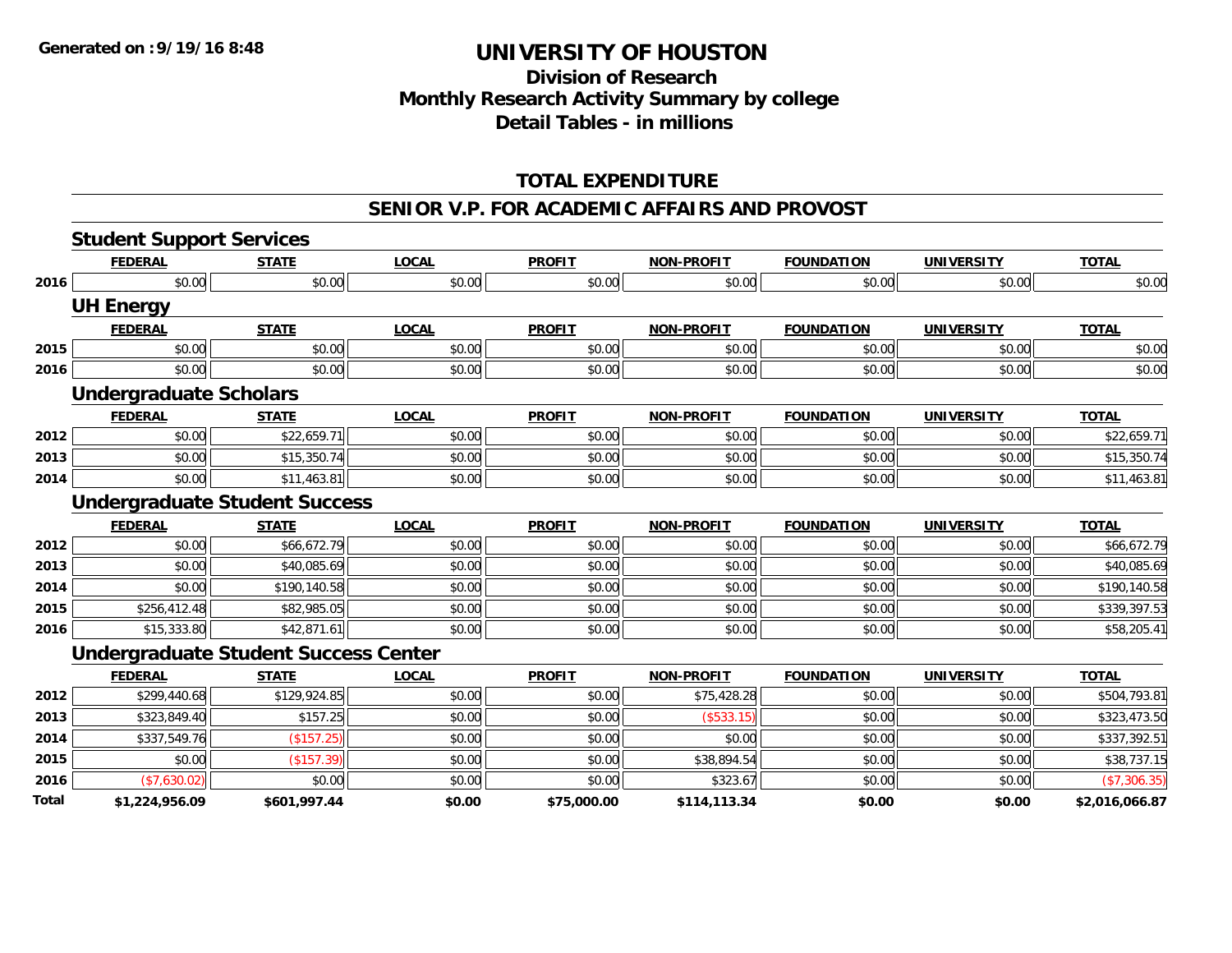# UNIVERSITY OF HOUSTON

## Division of Research
## Monthly Research Activity Summary by college
## Detail Tables - in millions

Generated on :9/19/16 8:48

### TOTAL EXPENDITURE

### SENIOR V.P. FOR ACADEMIC AFFAIRS AND PROVOST

#### Student Support Services

| | FEDERAL | STATE | LOCAL | PROFIT | NON-PROFIT | FOUNDATION | UNIVERSITY | TOTAL |
|---|---|---|---|---|---|---|---|---|
| 2016 | $0.00 | $0.00 | $0.00 | $0.00 | $0.00 | $0.00 | $0.00 | $0.00 |

#### UH Energy

| | FEDERAL | STATE | LOCAL | PROFIT | NON-PROFIT | FOUNDATION | UNIVERSITY | TOTAL |
|---|---|---|---|---|---|---|---|---|
| 2015 | $0.00 | $0.00 | $0.00 | $0.00 | $0.00 | $0.00 | $0.00 | $0.00 |
| 2016 | $0.00 | $0.00 | $0.00 | $0.00 | $0.00 | $0.00 | $0.00 | $0.00 |

#### Undergraduate Scholars

| | FEDERAL | STATE | LOCAL | PROFIT | NON-PROFIT | FOUNDATION | UNIVERSITY | TOTAL |
|---|---|---|---|---|---|---|---|---|
| 2012 | $0.00 | $22,659.71 | $0.00 | $0.00 | $0.00 | $0.00 | $0.00 | $22,659.71 |
| 2013 | $0.00 | $15,350.74 | $0.00 | $0.00 | $0.00 | $0.00 | $0.00 | $15,350.74 |
| 2014 | $0.00 | $11,463.81 | $0.00 | $0.00 | $0.00 | $0.00 | $0.00 | $11,463.81 |

#### Undergraduate Student Success

| | FEDERAL | STATE | LOCAL | PROFIT | NON-PROFIT | FOUNDATION | UNIVERSITY | TOTAL |
|---|---|---|---|---|---|---|---|---|
| 2012 | $0.00 | $66,672.79 | $0.00 | $0.00 | $0.00 | $0.00 | $0.00 | $66,672.79 |
| 2013 | $0.00 | $40,085.69 | $0.00 | $0.00 | $0.00 | $0.00 | $0.00 | $40,085.69 |
| 2014 | $0.00 | $190,140.58 | $0.00 | $0.00 | $0.00 | $0.00 | $0.00 | $190,140.58 |
| 2015 | $256,412.48 | $82,985.05 | $0.00 | $0.00 | $0.00 | $0.00 | $0.00 | $339,397.53 |
| 2016 | $15,333.80 | $42,871.61 | $0.00 | $0.00 | $0.00 | $0.00 | $0.00 | $58,205.41 |

#### Undergraduate Student Success Center

| | FEDERAL | STATE | LOCAL | PROFIT | NON-PROFIT | FOUNDATION | UNIVERSITY | TOTAL |
|---|---|---|---|---|---|---|---|---|
| 2012 | $299,440.68 | $129,924.85 | $0.00 | $0.00 | $75,428.28 | $0.00 | $0.00 | $504,793.81 |
| 2013 | $323,849.40 | $157.25 | $0.00 | $0.00 | ($533.15) | $0.00 | $0.00 | $323,473.50 |
| 2014 | $337,549.76 | ($157.25) | $0.00 | $0.00 | $0.00 | $0.00 | $0.00 | $337,392.51 |
| 2015 | $0.00 | ($157.39) | $0.00 | $0.00 | $38,894.54 | $0.00 | $0.00 | $38,737.15 |
| 2016 | ($7,630.02) | $0.00 | $0.00 | $0.00 | $323.67 | $0.00 | $0.00 | ($7,306.35) |
| **Total** | **$1,224,956.09** | **$601,997.44** | **$0.00** | **$75,000.00** | **$114,113.34** | **$0.00** | **$0.00** | **$2,016,066.87** |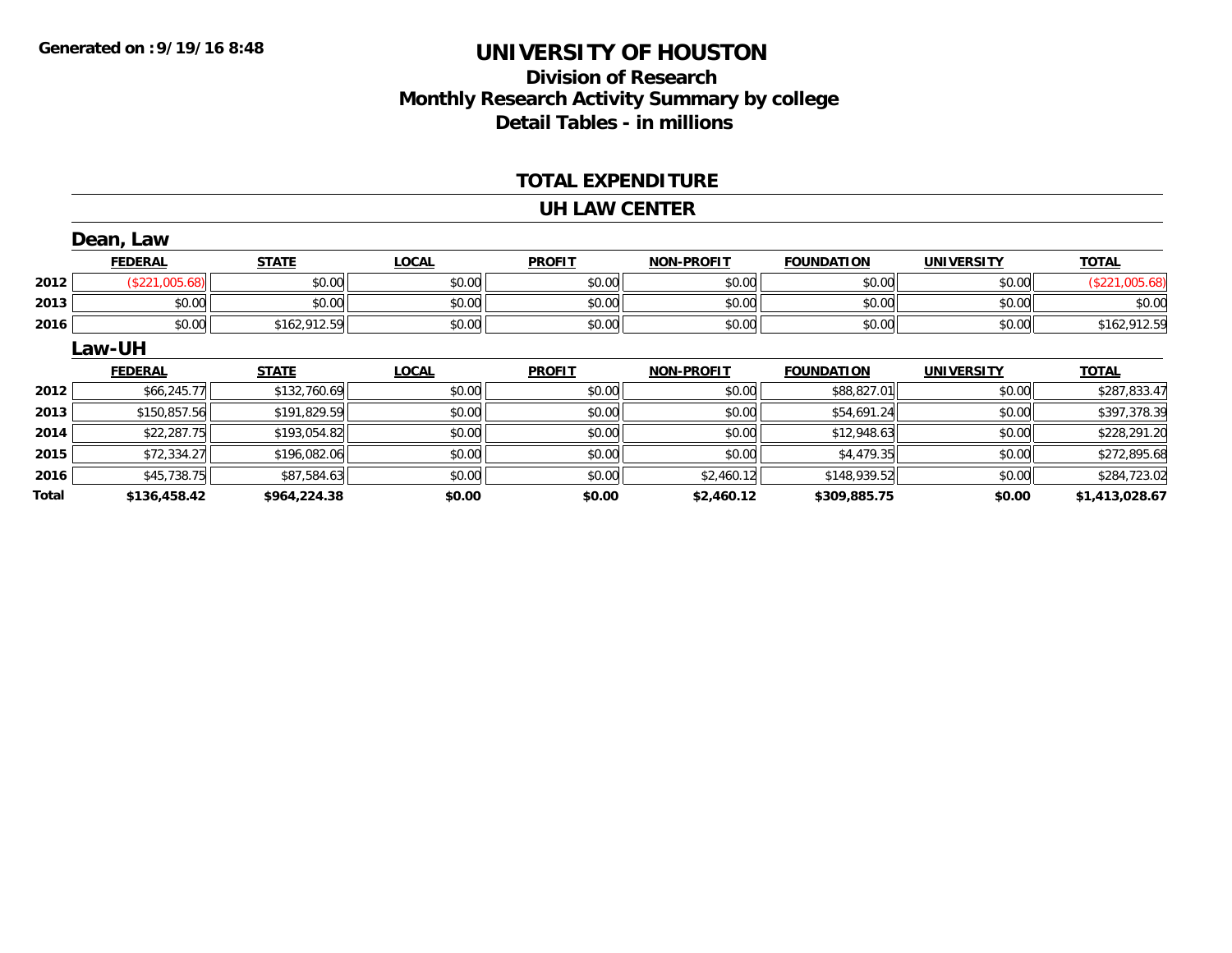**Generated on :9/19/16 8:48**

# UNIVERSITY OF HOUSTON

## Division of Research
## Monthly Research Activity Summary by college
## Detail Tables - in millions

### TOTAL EXPENDITURE

### UH LAW CENTER

### Dean, Law

| | FEDERAL | STATE | LOCAL | PROFIT | NON-PROFIT | FOUNDATION | UNIVERSITY | TOTAL |
|---|---|---|---|---|---|---|---|---|
| 2012 | ($221,005.68) | $0.00 | $0.00 | $0.00 | $0.00 | $0.00 | $0.00 | ($221,005.68) |
| 2013 | $0.00 | $0.00 | $0.00 | $0.00 | $0.00 | $0.00 | $0.00 | $0.00 |
| 2016 | $0.00 | $162,912.59 | $0.00 | $0.00 | $0.00 | $0.00 | $0.00 | $162,912.59 |

### Law-UH

| | FEDERAL | STATE | LOCAL | PROFIT | NON-PROFIT | FOUNDATION | UNIVERSITY | TOTAL |
|---|---|---|---|---|---|---|---|---|
| 2012 | $66,245.77 | $132,760.69 | $0.00 | $0.00 | $0.00 | $88,827.01 | $0.00 | $287,833.47 |
| 2013 | $150,857.56 | $191,829.59 | $0.00 | $0.00 | $0.00 | $54,691.24 | $0.00 | $397,378.39 |
| 2014 | $22,287.75 | $193,054.82 | $0.00 | $0.00 | $0.00 | $12,948.63 | $0.00 | $228,291.20 |
| 2015 | $72,334.27 | $196,082.06 | $0.00 | $0.00 | $0.00 | $4,479.35 | $0.00 | $272,895.68 |
| 2016 | $45,738.75 | $87,584.63 | $0.00 | $0.00 | $2,460.12 | $148,939.52 | $0.00 | $284,723.02 |
| **Total** | **$136,458.42** | **$964,224.38** | **$0.00** | **$0.00** | **$2,460.12** | **$309,885.75** | **$0.00** | **$1,413,028.67** |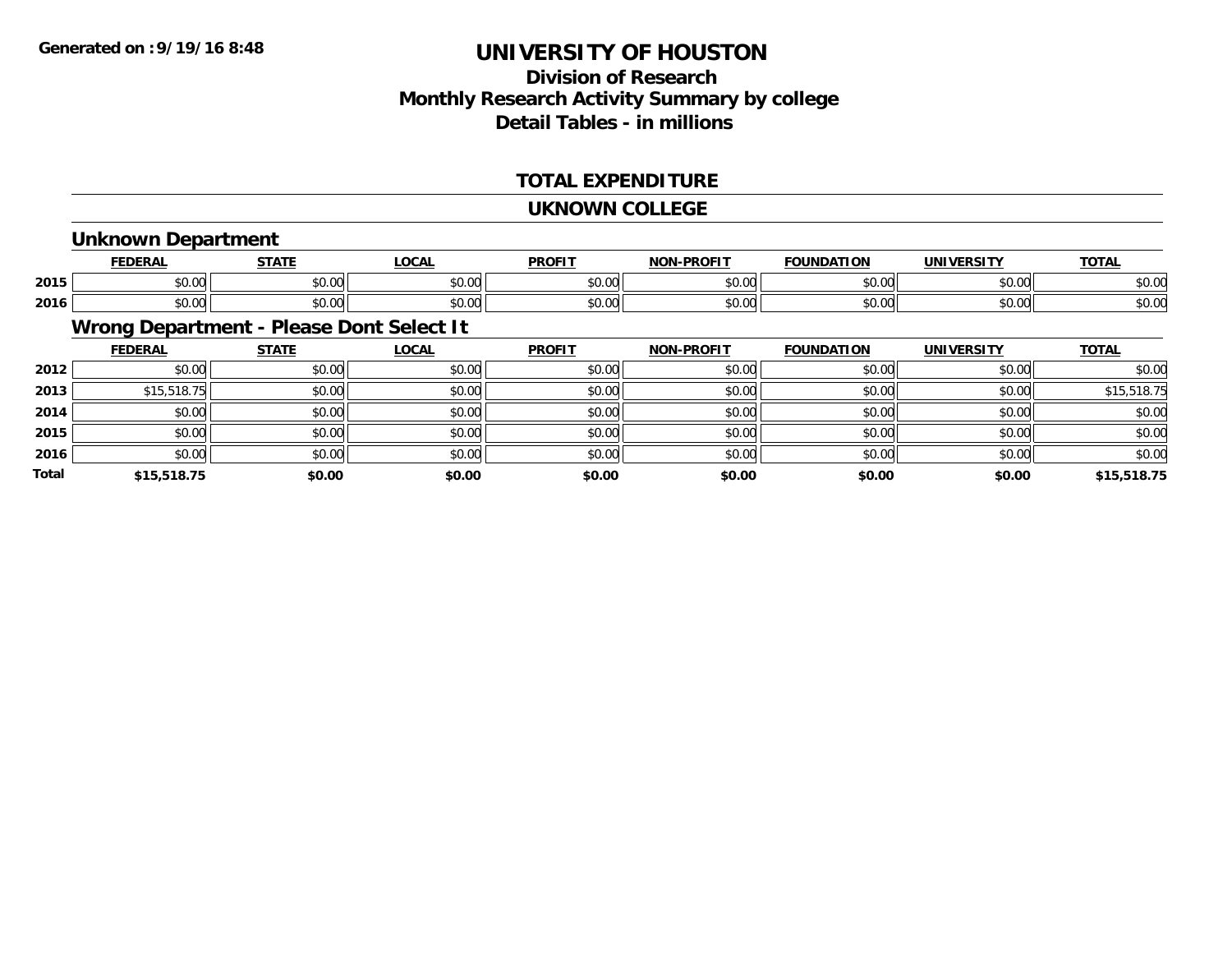# UNIVERSITY OF HOUSTON

## Division of Research
## Monthly Research Activity Summary by college
## Detail Tables - in millions

### TOTAL EXPENDITURE

### UKNOWN COLLEGE

#### Unknown Department

| | FEDERAL | STATE | LOCAL | PROFIT | NON-PROFIT | FOUNDATION | UNIVERSITY | TOTAL |
|---|---|---|---|---|---|---|---|---|
| 2015 | $0.00 | $0.00 | $0.00 | $0.00 | $0.00 | $0.00 | $0.00 | $0.00 |
| 2016 | $0.00 | $0.00 | $0.00 | $0.00 | $0.00 | $0.00 | $0.00 | $0.00 |

#### Wrong Department - Please Dont Select It

| | FEDERAL | STATE | LOCAL | PROFIT | NON-PROFIT | FOUNDATION | UNIVERSITY | TOTAL |
|---|---|---|---|---|---|---|---|---|
| 2012 | $0.00 | $0.00 | $0.00 | $0.00 | $0.00 | $0.00 | $0.00 | $0.00 |
| 2013 | $15,518.75 | $0.00 | $0.00 | $0.00 | $0.00 | $0.00 | $0.00 | $15,518.75 |
| 2014 | $0.00 | $0.00 | $0.00 | $0.00 | $0.00 | $0.00 | $0.00 | $0.00 |
| 2015 | $0.00 | $0.00 | $0.00 | $0.00 | $0.00 | $0.00 | $0.00 | $0.00 |
| 2016 | $0.00 | $0.00 | $0.00 | $0.00 | $0.00 | $0.00 | $0.00 | $0.00 |
| **Total** | **$15,518.75** | **$0.00** | **$0.00** | **$0.00** | **$0.00** | **$0.00** | **$0.00** | **$15,518.75** |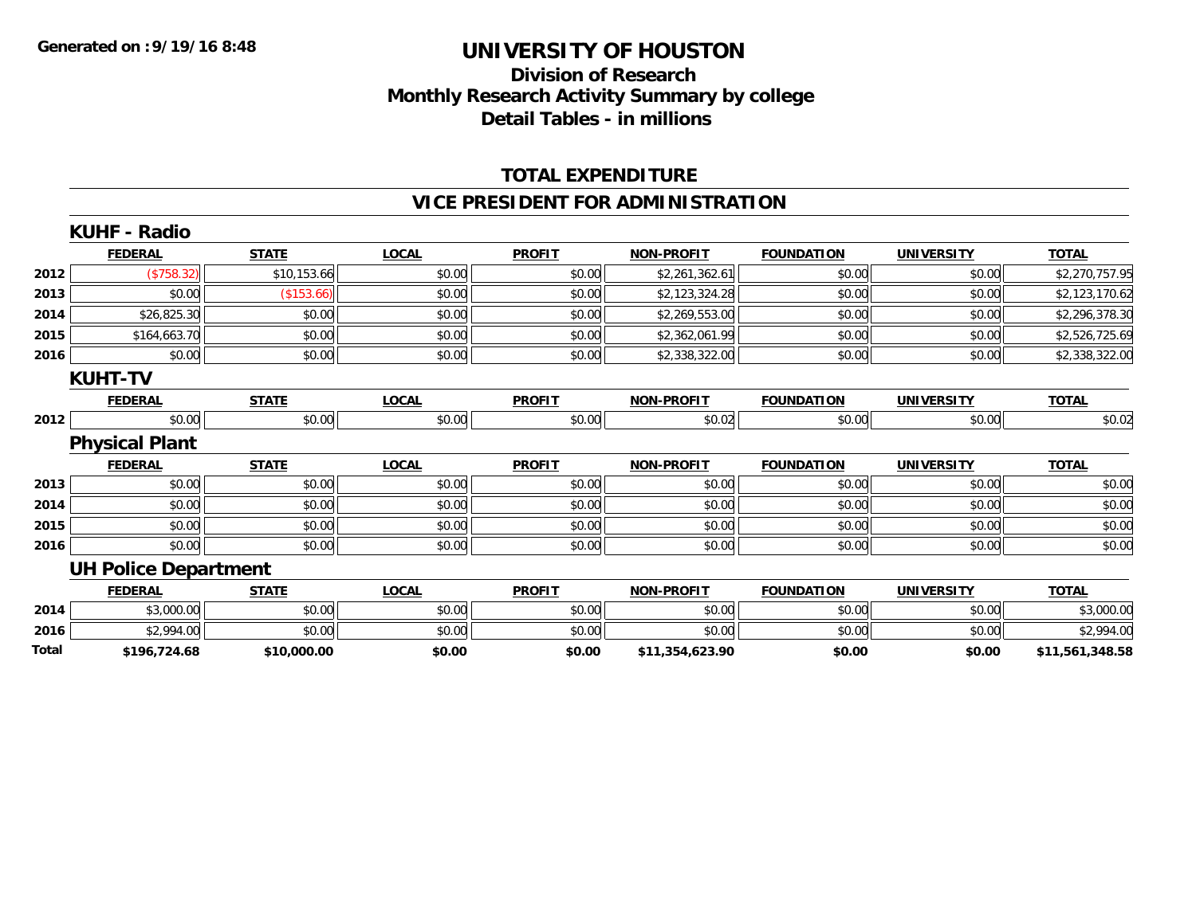Generated on :9/19/16 8:48

# UNIVERSITY OF HOUSTON

## Division of Research
## Monthly Research Activity Summary by college
## Detail Tables - in millions

### TOTAL EXPENDITURE

### VICE PRESIDENT FOR ADMINISTRATION

#### KUHF - Radio

| | FEDERAL | STATE | LOCAL | PROFIT | NON-PROFIT | FOUNDATION | UNIVERSITY | TOTAL |
|---|---|---|---|---|---|---|---|---|
| 2012 | ($758.32) | $10,153.66 | $0.00 | $0.00 | $2,261,362.61 | $0.00 | $0.00 | $2,270,757.95 |
| 2013 | $0.00 | ($153.66) | $0.00 | $0.00 | $2,123,324.28 | $0.00 | $0.00 | $2,123,170.62 |
| 2014 | $26,825.30 | $0.00 | $0.00 | $0.00 | $2,269,553.00 | $0.00 | $0.00 | $2,296,378.30 |
| 2015 | $164,663.70 | $0.00 | $0.00 | $0.00 | $2,362,061.99 | $0.00 | $0.00 | $2,526,725.69 |
| 2016 | $0.00 | $0.00 | $0.00 | $0.00 | $2,338,322.00 | $0.00 | $0.00 | $2,338,322.00 |

#### KUHT-TV

| | FEDERAL | STATE | LOCAL | PROFIT | NON-PROFIT | FOUNDATION | UNIVERSITY | TOTAL |
|---|---|---|---|---|---|---|---|---|
| 2012 | $0.00 | $0.00 | $0.00 | $0.00 | $0.02 | $0.00 | $0.00 | $0.02 |

#### Physical Plant

| | FEDERAL | STATE | LOCAL | PROFIT | NON-PROFIT | FOUNDATION | UNIVERSITY | TOTAL |
|---|---|---|---|---|---|---|---|---|
| 2013 | $0.00 | $0.00 | $0.00 | $0.00 | $0.00 | $0.00 | $0.00 | $0.00 |
| 2014 | $0.00 | $0.00 | $0.00 | $0.00 | $0.00 | $0.00 | $0.00 | $0.00 |
| 2015 | $0.00 | $0.00 | $0.00 | $0.00 | $0.00 | $0.00 | $0.00 | $0.00 |
| 2016 | $0.00 | $0.00 | $0.00 | $0.00 | $0.00 | $0.00 | $0.00 | $0.00 |

#### UH Police Department

| | FEDERAL | STATE | LOCAL | PROFIT | NON-PROFIT | FOUNDATION | UNIVERSITY | TOTAL |
|---|---|---|---|---|---|---|---|---|
| 2014 | $3,000.00 | $0.00 | $0.00 | $0.00 | $0.00 | $0.00 | $0.00 | $3,000.00 |
| 2016 | $2,994.00 | $0.00 | $0.00 | $0.00 | $0.00 | $0.00 | $0.00 | $2,994.00 |
| **Total** | **$196,724.68** | **$10,000.00** | **$0.00** | **$0.00** | **$11,354,623.90** | **$0.00** | **$0.00** | **$11,561,348.58** |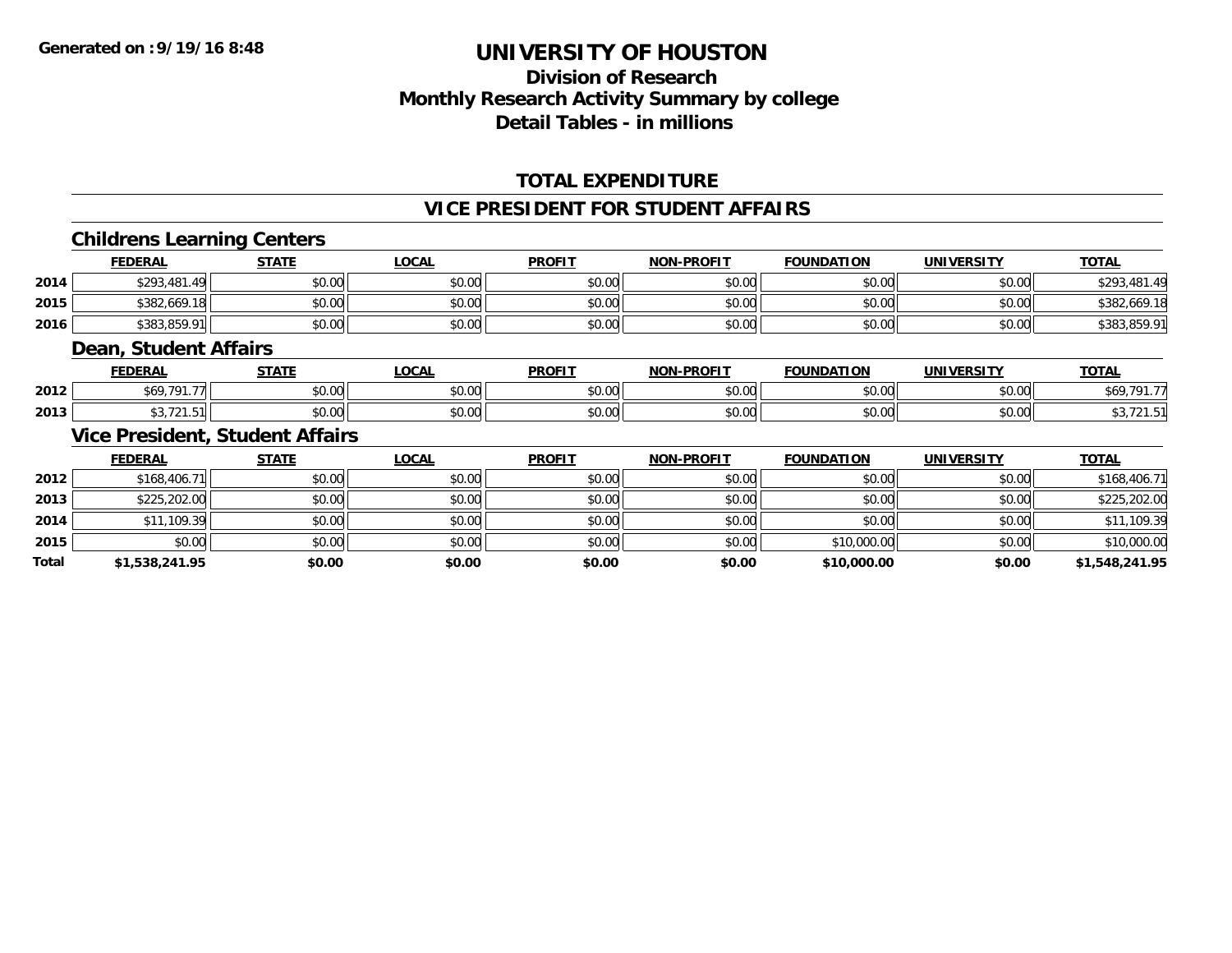**Generated on :9/19/16 8:48**

# UNIVERSITY OF HOUSTON

## Division of Research
## Monthly Research Activity Summary by college
## Detail Tables - in millions

### TOTAL EXPENDITURE

### VICE PRESIDENT FOR STUDENT AFFAIRS

#### Childrens Learning Centers

| | FEDERAL | STATE | LOCAL | PROFIT | NON-PROFIT | FOUNDATION | UNIVERSITY | TOTAL |
|---|---|---|---|---|---|---|---|---|
| 2014 | $293,481.49 | $0.00 | $0.00 | $0.00 | $0.00 | $0.00 | $0.00 | $293,481.49 |
| 2015 | $382,669.18 | $0.00 | $0.00 | $0.00 | $0.00 | $0.00 | $0.00 | $382,669.18 |
| 2016 | $383,859.91 | $0.00 | $0.00 | $0.00 | $0.00 | $0.00 | $0.00 | $383,859.91 |

#### Dean, Student Affairs

| | FEDERAL | STATE | LOCAL | PROFIT | NON-PROFIT | FOUNDATION | UNIVERSITY | TOTAL |
|---|---|---|---|---|---|---|---|---|
| 2012 | $69,791.77 | $0.00 | $0.00 | $0.00 | $0.00 | $0.00 | $0.00 | $69,791.77 |
| 2013 | $3,721.51 | $0.00 | $0.00 | $0.00 | $0.00 | $0.00 | $0.00 | $3,721.51 |

#### Vice President, Student Affairs

| | FEDERAL | STATE | LOCAL | PROFIT | NON-PROFIT | FOUNDATION | UNIVERSITY | TOTAL |
|---|---|---|---|---|---|---|---|---|
| 2012 | $168,406.71 | $0.00 | $0.00 | $0.00 | $0.00 | $0.00 | $0.00 | $168,406.71 |
| 2013 | $225,202.00 | $0.00 | $0.00 | $0.00 | $0.00 | $0.00 | $0.00 | $225,202.00 |
| 2014 | $11,109.39 | $0.00 | $0.00 | $0.00 | $0.00 | $0.00 | $0.00 | $11,109.39 |
| 2015 | $0.00 | $0.00 | $0.00 | $0.00 | $0.00 | $10,000.00 | $0.00 | $10,000.00 |
| **Total** | **$1,538,241.95** | **$0.00** | **$0.00** | **$0.00** | **$0.00** | **$10,000.00** | **$0.00** | **$1,548,241.95** |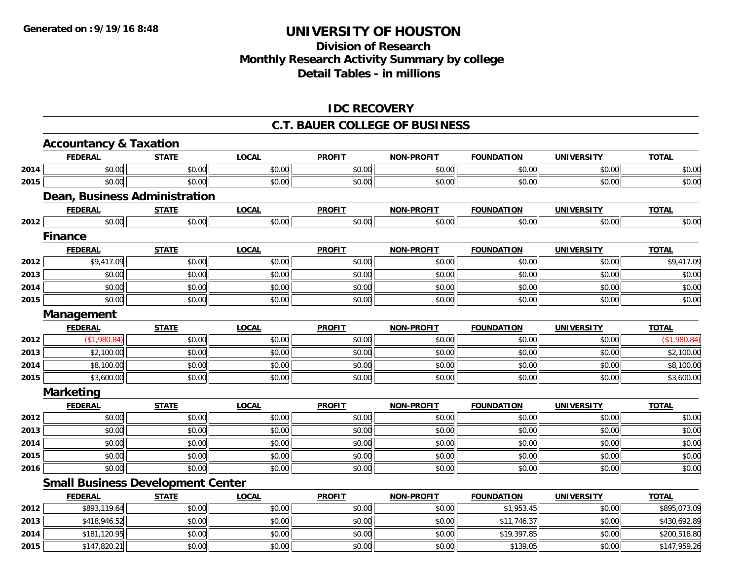Generated on :9/19/16 8:48

# UNIVERSITY OF HOUSTON

## Division of Research
## Monthly Research Activity Summary by college
## Detail Tables - in millions

### IDC RECOVERY

### C.T. BAUER COLLEGE OF BUSINESS

#### Accountancy & Taxation

| | FEDERAL | STATE | LOCAL | PROFIT | NON-PROFIT | FOUNDATION | UNIVERSITY | TOTAL |
|---|---|---|---|---|---|---|---|---|
| 2014 | $0.00 | $0.00 | $0.00 | $0.00 | $0.00 | $0.00 | $0.00 | $0.00 |
| 2015 | $0.00 | $0.00 | $0.00 | $0.00 | $0.00 | $0.00 | $0.00 | $0.00 |

#### Dean, Business Administration

| | FEDERAL | STATE | LOCAL | PROFIT | NON-PROFIT | FOUNDATION | UNIVERSITY | TOTAL |
|---|---|---|---|---|---|---|---|---|
| 2012 | $0.00 | $0.00 | $0.00 | $0.00 | $0.00 | $0.00 | $0.00 | $0.00 |

#### Finance

| | FEDERAL | STATE | LOCAL | PROFIT | NON-PROFIT | FOUNDATION | UNIVERSITY | TOTAL |
|---|---|---|---|---|---|---|---|---|
| 2012 | $9,417.09 | $0.00 | $0.00 | $0.00 | $0.00 | $0.00 | $0.00 | $9,417.09 |
| 2013 | $0.00 | $0.00 | $0.00 | $0.00 | $0.00 | $0.00 | $0.00 | $0.00 |
| 2014 | $0.00 | $0.00 | $0.00 | $0.00 | $0.00 | $0.00 | $0.00 | $0.00 |
| 2015 | $0.00 | $0.00 | $0.00 | $0.00 | $0.00 | $0.00 | $0.00 | $0.00 |

#### Management

| | FEDERAL | STATE | LOCAL | PROFIT | NON-PROFIT | FOUNDATION | UNIVERSITY | TOTAL |
|---|---|---|---|---|---|---|---|---|
| 2012 | ($1,980.84) | $0.00 | $0.00 | $0.00 | $0.00 | $0.00 | $0.00 | ($1,980.84) |
| 2013 | $2,100.00 | $0.00 | $0.00 | $0.00 | $0.00 | $0.00 | $0.00 | $2,100.00 |
| 2014 | $8,100.00 | $0.00 | $0.00 | $0.00 | $0.00 | $0.00 | $0.00 | $8,100.00 |
| 2015 | $3,600.00 | $0.00 | $0.00 | $0.00 | $0.00 | $0.00 | $0.00 | $3,600.00 |

#### Marketing

| | FEDERAL | STATE | LOCAL | PROFIT | NON-PROFIT | FOUNDATION | UNIVERSITY | TOTAL |
|---|---|---|---|---|---|---|---|---|
| 2012 | $0.00 | $0.00 | $0.00 | $0.00 | $0.00 | $0.00 | $0.00 | $0.00 |
| 2013 | $0.00 | $0.00 | $0.00 | $0.00 | $0.00 | $0.00 | $0.00 | $0.00 |
| 2014 | $0.00 | $0.00 | $0.00 | $0.00 | $0.00 | $0.00 | $0.00 | $0.00 |
| 2015 | $0.00 | $0.00 | $0.00 | $0.00 | $0.00 | $0.00 | $0.00 | $0.00 |
| 2016 | $0.00 | $0.00 | $0.00 | $0.00 | $0.00 | $0.00 | $0.00 | $0.00 |

#### Small Business Development Center

| | FEDERAL | STATE | LOCAL | PROFIT | NON-PROFIT | FOUNDATION | UNIVERSITY | TOTAL |
|---|---|---|---|---|---|---|---|---|
| 2012 | $893,119.64 | $0.00 | $0.00 | $0.00 | $0.00 | $1,953.45 | $0.00 | $895,073.09 |
| 2013 | $418,946.52 | $0.00 | $0.00 | $0.00 | $0.00 | $11,746.37 | $0.00 | $430,692.89 |
| 2014 | $181,120.95 | $0.00 | $0.00 | $0.00 | $0.00 | $19,397.85 | $0.00 | $200,518.80 |
| 2015 | $147,820.21 | $0.00 | $0.00 | $0.00 | $0.00 | $139.05 | $0.00 | $147,959.26 |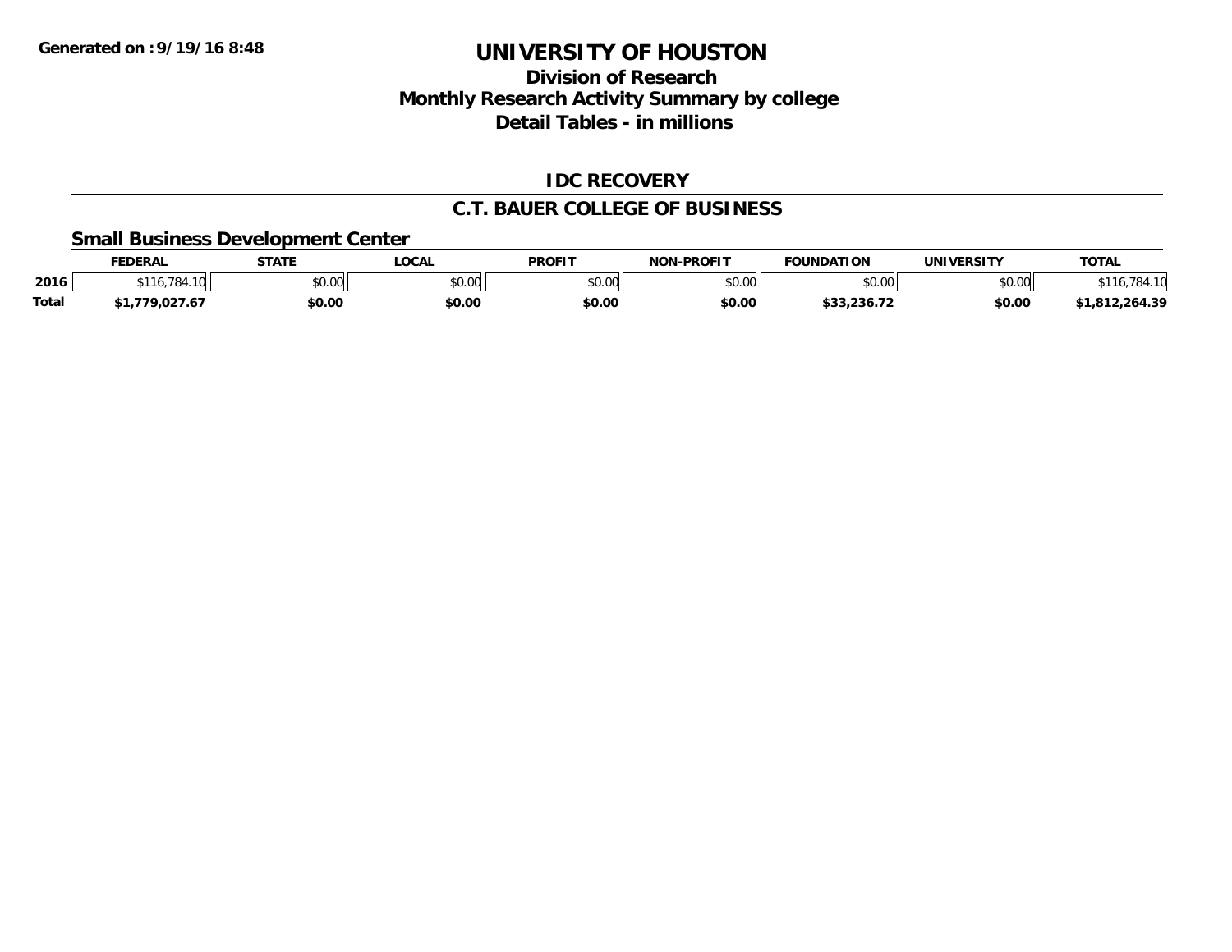**Generated on :9/19/16 8:48**

# UNIVERSITY OF HOUSTON

## Division of Research
## Monthly Research Activity Summary by college
## Detail Tables - in millions

### IDC RECOVERY

### C.T. BAUER COLLEGE OF BUSINESS

### Small Business Development Center

| | FEDERAL | STATE | LOCAL | PROFIT | NON-PROFIT | FOUNDATION | UNIVERSITY | TOTAL |
|---|---|---|---|---|---|---|---|---|
| 2016 | $116,784.10 | $0.00 | $0.00 | $0.00 | $0.00 | $0.00 | $0.00 | $116,784.10 |
| **Total** | **$1,779,027.67** | **$0.00** | **$0.00** | **$0.00** | **$0.00** | **$33,236.72** | **$0.00** | **$1,812,264.39** |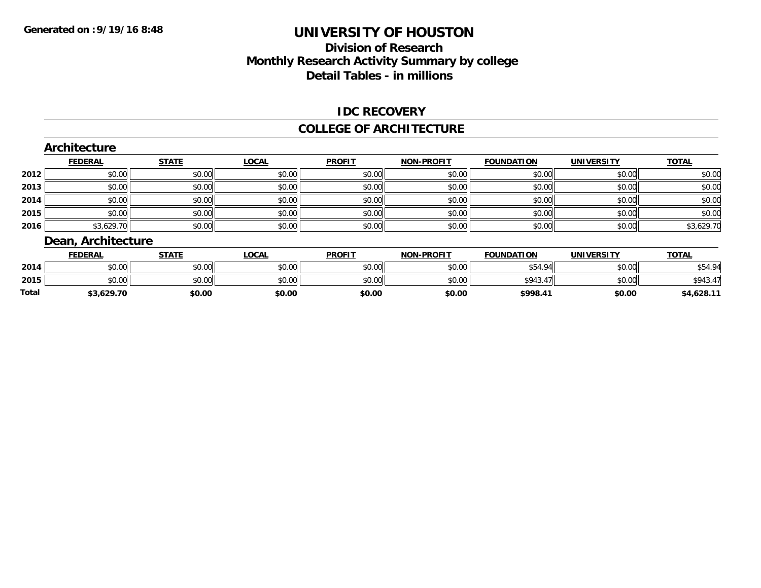# UNIVERSITY OF HOUSTON

## Division of Research
## Monthly Research Activity Summary by college
## Detail Tables - in millions

Generated on : 9/19/16 8:48

### IDC RECOVERY

### COLLEGE OF ARCHITECTURE

#### Architecture

| | FEDERAL | STATE | LOCAL | PROFIT | NON-PROFIT | FOUNDATION | UNIVERSITY | TOTAL |
|---|---|---|---|---|---|---|---|---|
| 2012 | $0.00 | $0.00 | $0.00 | $0.00 | $0.00 | $0.00 | $0.00 | $0.00 |
| 2013 | $0.00 | $0.00 | $0.00 | $0.00 | $0.00 | $0.00 | $0.00 | $0.00 |
| 2014 | $0.00 | $0.00 | $0.00 | $0.00 | $0.00 | $0.00 | $0.00 | $0.00 |
| 2015 | $0.00 | $0.00 | $0.00 | $0.00 | $0.00 | $0.00 | $0.00 | $0.00 |
| 2016 | $3,629.70 | $0.00 | $0.00 | $0.00 | $0.00 | $0.00 | $0.00 | $3,629.70 |

#### Dean, Architecture

| | FEDERAL | STATE | LOCAL | PROFIT | NON-PROFIT | FOUNDATION | UNIVERSITY | TOTAL |
|---|---|---|---|---|---|---|---|---|
| 2014 | $0.00 | $0.00 | $0.00 | $0.00 | $0.00 | $54.94 | $0.00 | $54.94 |
| 2015 | $0.00 | $0.00 | $0.00 | $0.00 | $0.00 | $943.47 | $0.00 | $943.47 |
| **Total** | **$3,629.70** | **$0.00** | **$0.00** | **$0.00** | **$0.00** | **$998.41** | **$0.00** | **$4,628.11** |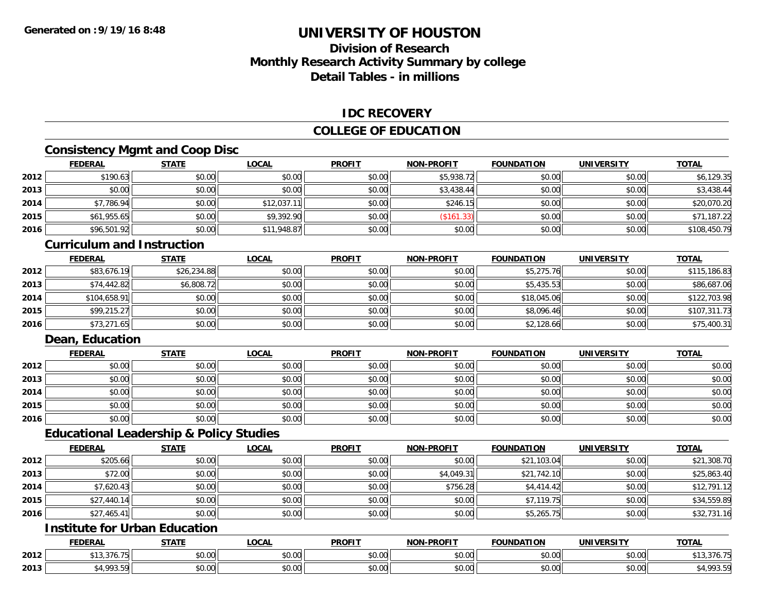**Generated on :9/19/16 8:48**

# UNIVERSITY OF HOUSTON

## Division of Research
## Monthly Research Activity Summary by college
## Detail Tables - in millions

### IDC RECOVERY

### COLLEGE OF EDUCATION

#### Consistency Mgmt and Coop Disc

| | FEDERAL | STATE | LOCAL | PROFIT | NON-PROFIT | FOUNDATION | UNIVERSITY | TOTAL |
|---|---|---|---|---|---|---|---|---|
| 2012 | $190.63 | $0.00 | $0.00 | $0.00 | $5,938.72 | $0.00 | $0.00 | $6,129.35 |
| 2013 | $0.00 | $0.00 | $0.00 | $0.00 | $3,438.44 | $0.00 | $0.00 | $3,438.44 |
| 2014 | $7,786.94 | $0.00 | $12,037.11 | $0.00 | $246.15 | $0.00 | $0.00 | $20,070.20 |
| 2015 | $61,955.65 | $0.00 | $9,392.90 | $0.00 | ($161.33) | $0.00 | $0.00 | $71,187.22 |
| 2016 | $96,501.92 | $0.00 | $11,948.87 | $0.00 | $0.00 | $0.00 | $0.00 | $108,450.79 |

#### Curriculum and Instruction

| | FEDERAL | STATE | LOCAL | PROFIT | NON-PROFIT | FOUNDATION | UNIVERSITY | TOTAL |
|---|---|---|---|---|---|---|---|---|
| 2012 | $83,676.19 | $26,234.88 | $0.00 | $0.00 | $0.00 | $5,275.76 | $0.00 | $115,186.83 |
| 2013 | $74,442.82 | $6,808.72 | $0.00 | $0.00 | $0.00 | $5,435.53 | $0.00 | $86,687.06 |
| 2014 | $104,658.91 | $0.00 | $0.00 | $0.00 | $0.00 | $18,045.06 | $0.00 | $122,703.98 |
| 2015 | $99,215.27 | $0.00 | $0.00 | $0.00 | $0.00 | $8,096.46 | $0.00 | $107,311.73 |
| 2016 | $73,271.65 | $0.00 | $0.00 | $0.00 | $0.00 | $2,128.66 | $0.00 | $75,400.31 |

#### Dean, Education

| | FEDERAL | STATE | LOCAL | PROFIT | NON-PROFIT | FOUNDATION | UNIVERSITY | TOTAL |
|---|---|---|---|---|---|---|---|---|
| 2012 | $0.00 | $0.00 | $0.00 | $0.00 | $0.00 | $0.00 | $0.00 | $0.00 |
| 2013 | $0.00 | $0.00 | $0.00 | $0.00 | $0.00 | $0.00 | $0.00 | $0.00 |
| 2014 | $0.00 | $0.00 | $0.00 | $0.00 | $0.00 | $0.00 | $0.00 | $0.00 |
| 2015 | $0.00 | $0.00 | $0.00 | $0.00 | $0.00 | $0.00 | $0.00 | $0.00 |
| 2016 | $0.00 | $0.00 | $0.00 | $0.00 | $0.00 | $0.00 | $0.00 | $0.00 |

#### Educational Leadership & Policy Studies

| | FEDERAL | STATE | LOCAL | PROFIT | NON-PROFIT | FOUNDATION | UNIVERSITY | TOTAL |
|---|---|---|---|---|---|---|---|---|
| 2012 | $205.66 | $0.00 | $0.00 | $0.00 | $0.00 | $21,103.04 | $0.00 | $21,308.70 |
| 2013 | $72.00 | $0.00 | $0.00 | $0.00 | $4,049.31 | $21,742.10 | $0.00 | $25,863.40 |
| 2014 | $7,620.43 | $0.00 | $0.00 | $0.00 | $756.28 | $4,414.42 | $0.00 | $12,791.12 |
| 2015 | $27,440.14 | $0.00 | $0.00 | $0.00 | $0.00 | $7,119.75 | $0.00 | $34,559.89 |
| 2016 | $27,465.41 | $0.00 | $0.00 | $0.00 | $0.00 | $5,265.75 | $0.00 | $32,731.16 |

#### Institute for Urban Education

| | FEDERAL | STATE | LOCAL | PROFIT | NON-PROFIT | FOUNDATION | UNIVERSITY | TOTAL |
|---|---|---|---|---|---|---|---|---|
| 2012 | $13,376.75 | $0.00 | $0.00 | $0.00 | $0.00 | $0.00 | $0.00 | $13,376.75 |
| 2013 | $4,993.59 | $0.00 | $0.00 | $0.00 | $0.00 | $0.00 | $0.00 | $4,993.59 |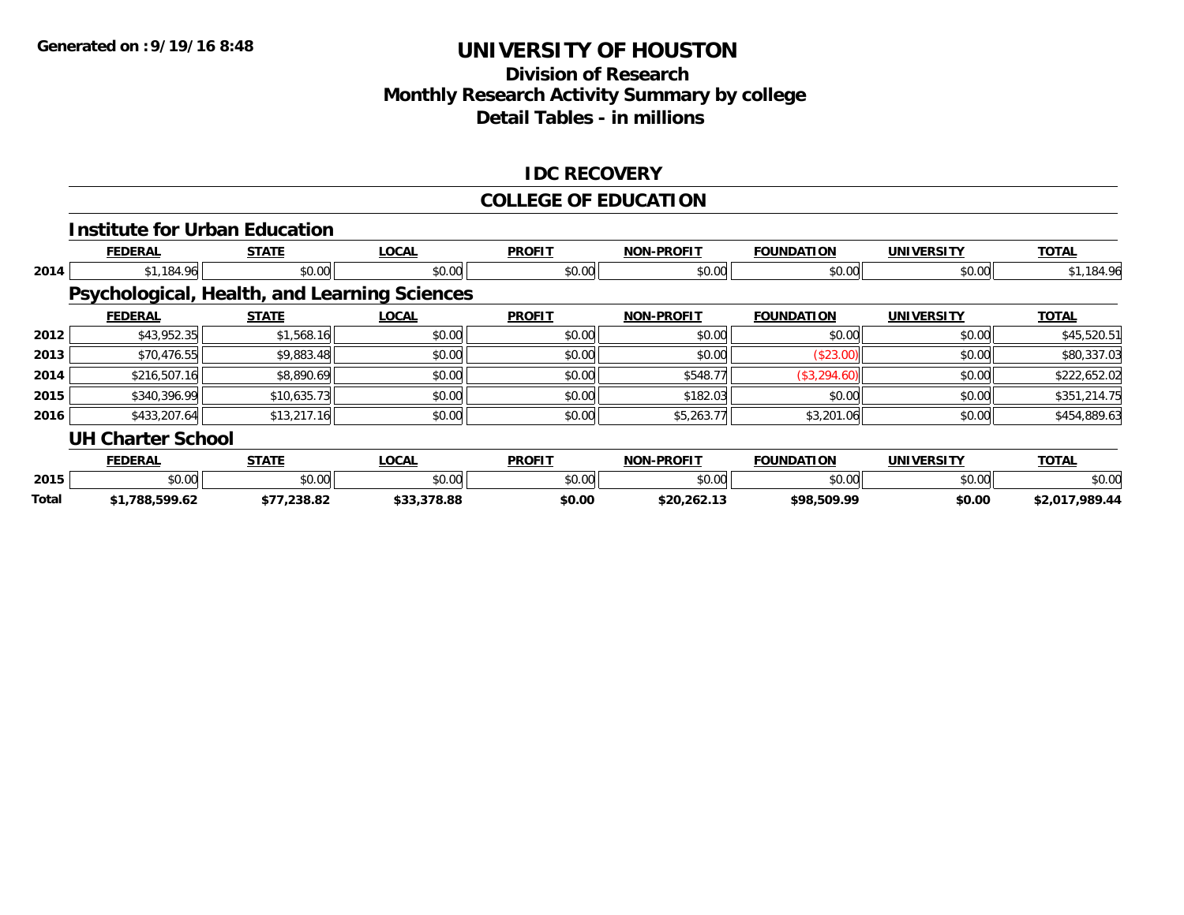# UNIVERSITY OF HOUSTON

## Division of Research
## Monthly Research Activity Summary by college
## Detail Tables - in millions

**Generated on :9/19/16 8:48**

### IDC RECOVERY

### COLLEGE OF EDUCATION

#### Institute for Urban Education

| | FEDERAL | STATE | LOCAL | PROFIT | NON-PROFIT | FOUNDATION | UNIVERSITY | TOTAL |
|---|---|---|---|---|---|---|---|---|
| 2014 | $1,184.96 | $0.00 | $0.00 | $0.00 | $0.00 | $0.00 | $0.00 | $1,184.96 |

#### Psychological, Health, and Learning Sciences

| | FEDERAL | STATE | LOCAL | PROFIT | NON-PROFIT | FOUNDATION | UNIVERSITY | TOTAL |
|---|---|---|---|---|---|---|---|---|
| 2012 | $43,952.35 | $1,568.16 | $0.00 | $0.00 | $0.00 | $0.00 | $0.00 | $45,520.51 |
| 2013 | $70,476.55 | $9,883.48 | $0.00 | $0.00 | $0.00 | ($23.00) | $0.00 | $80,337.03 |
| 2014 | $216,507.16 | $8,890.69 | $0.00 | $0.00 | $548.77 | ($3,294.60) | $0.00 | $222,652.02 |
| 2015 | $340,396.99 | $10,635.73 | $0.00 | $0.00 | $182.03 | $0.00 | $0.00 | $351,214.75 |
| 2016 | $433,207.64 | $13,217.16 | $0.00 | $0.00 | $5,263.77 | $3,201.06 | $0.00 | $454,889.63 |

#### UH Charter School

| | FEDERAL | STATE | LOCAL | PROFIT | NON-PROFIT | FOUNDATION | UNIVERSITY | TOTAL |
|---|---|---|---|---|---|---|---|---|
| 2015 | $0.00 | $0.00 | $0.00 | $0.00 | $0.00 | $0.00 | $0.00 | $0.00 |
| **Total** | **$1,788,599.62** | **$77,238.82** | **$33,378.88** | **$0.00** | **$20,262.13** | **$98,509.99** | **$0.00** | **$2,017,989.44** |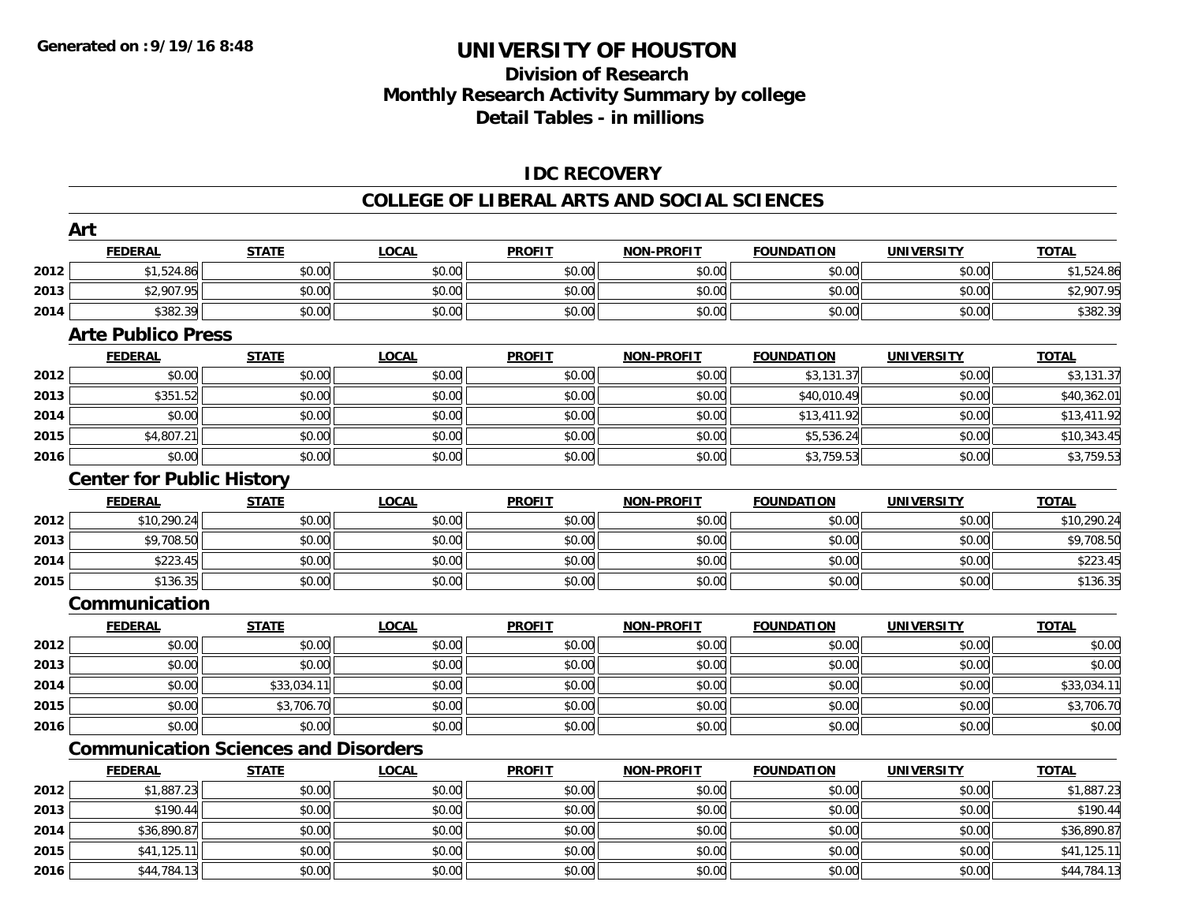# UNIVERSITY OF HOUSTON

## Division of Research
## Monthly Research Activity Summary by college
## Detail Tables - in millions

Generated on :9/19/16 8:48

### IDC RECOVERY

### COLLEGE OF LIBERAL ARTS AND SOCIAL SCIENCES

#### Art

| | FEDERAL | STATE | LOCAL | PROFIT | NON-PROFIT | FOUNDATION | UNIVERSITY | TOTAL |
|---|---|---|---|---|---|---|---|---|
| 2012 | $1,524.86 | $0.00 | $0.00 | $0.00 | $0.00 | $0.00 | $0.00 | $1,524.86 |
| 2013 | $2,907.95 | $0.00 | $0.00 | $0.00 | $0.00 | $0.00 | $0.00 | $2,907.95 |
| 2014 | $382.39 | $0.00 | $0.00 | $0.00 | $0.00 | $0.00 | $0.00 | $382.39 |

#### Arte Publico Press

| | FEDERAL | STATE | LOCAL | PROFIT | NON-PROFIT | FOUNDATION | UNIVERSITY | TOTAL |
|---|---|---|---|---|---|---|---|---|
| 2012 | $0.00 | $0.00 | $0.00 | $0.00 | $0.00 | $3,131.37 | $0.00 | $3,131.37 |
| 2013 | $351.52 | $0.00 | $0.00 | $0.00 | $0.00 | $40,010.49 | $0.00 | $40,362.01 |
| 2014 | $0.00 | $0.00 | $0.00 | $0.00 | $0.00 | $13,411.92 | $0.00 | $13,411.92 |
| 2015 | $4,807.21 | $0.00 | $0.00 | $0.00 | $0.00 | $5,536.24 | $0.00 | $10,343.45 |
| 2016 | $0.00 | $0.00 | $0.00 | $0.00 | $0.00 | $3,759.53 | $0.00 | $3,759.53 |

#### Center for Public History

| | FEDERAL | STATE | LOCAL | PROFIT | NON-PROFIT | FOUNDATION | UNIVERSITY | TOTAL |
|---|---|---|---|---|---|---|---|---|
| 2012 | $10,290.24 | $0.00 | $0.00 | $0.00 | $0.00 | $0.00 | $0.00 | $10,290.24 |
| 2013 | $9,708.50 | $0.00 | $0.00 | $0.00 | $0.00 | $0.00 | $0.00 | $9,708.50 |
| 2014 | $223.45 | $0.00 | $0.00 | $0.00 | $0.00 | $0.00 | $0.00 | $223.45 |
| 2015 | $136.35 | $0.00 | $0.00 | $0.00 | $0.00 | $0.00 | $0.00 | $136.35 |

#### Communication

| | FEDERAL | STATE | LOCAL | PROFIT | NON-PROFIT | FOUNDATION | UNIVERSITY | TOTAL |
|---|---|---|---|---|---|---|---|---|
| 2012 | $0.00 | $0.00 | $0.00 | $0.00 | $0.00 | $0.00 | $0.00 | $0.00 |
| 2013 | $0.00 | $0.00 | $0.00 | $0.00 | $0.00 | $0.00 | $0.00 | $0.00 |
| 2014 | $0.00 | $33,034.11 | $0.00 | $0.00 | $0.00 | $0.00 | $0.00 | $33,034.11 |
| 2015 | $0.00 | $3,706.70 | $0.00 | $0.00 | $0.00 | $0.00 | $0.00 | $3,706.70 |
| 2016 | $0.00 | $0.00 | $0.00 | $0.00 | $0.00 | $0.00 | $0.00 | $0.00 |

#### Communication Sciences and Disorders

| | FEDERAL | STATE | LOCAL | PROFIT | NON-PROFIT | FOUNDATION | UNIVERSITY | TOTAL |
|---|---|---|---|---|---|---|---|---|
| 2012 | $1,887.23 | $0.00 | $0.00 | $0.00 | $0.00 | $0.00 | $0.00 | $1,887.23 |
| 2013 | $190.44 | $0.00 | $0.00 | $0.00 | $0.00 | $0.00 | $0.00 | $190.44 |
| 2014 | $36,890.87 | $0.00 | $0.00 | $0.00 | $0.00 | $0.00 | $0.00 | $36,890.87 |
| 2015 | $41,125.11 | $0.00 | $0.00 | $0.00 | $0.00 | $0.00 | $0.00 | $41,125.11 |
| 2016 | $44,784.13 | $0.00 | $0.00 | $0.00 | $0.00 | $0.00 | $0.00 | $44,784.13 |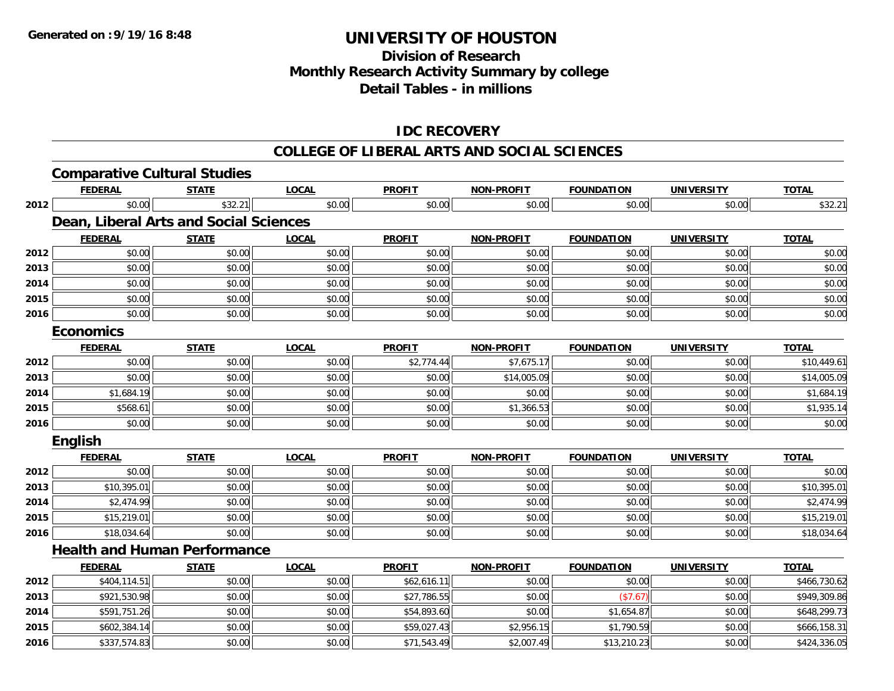# UNIVERSITY OF HOUSTON

## Division of Research
## Monthly Research Activity Summary by college
## Detail Tables - in millions

**Generated on :9/19/16 8:48**

### IDC RECOVERY

### COLLEGE OF LIBERAL ARTS AND SOCIAL SCIENCES

#### Comparative Cultural Studies

| | FEDERAL | STATE | LOCAL | PROFIT | NON-PROFIT | FOUNDATION | UNIVERSITY | TOTAL |
|---|---|---|---|---|---|---|---|---|
| 2012 | $0.00 | $32.21 | $0.00 | $0.00 | $0.00 | $0.00 | $0.00 | $32.21 |

#### Dean, Liberal Arts and Social Sciences

| | FEDERAL | STATE | LOCAL | PROFIT | NON-PROFIT | FOUNDATION | UNIVERSITY | TOTAL |
|---|---|---|---|---|---|---|---|---|
| 2012 | $0.00 | $0.00 | $0.00 | $0.00 | $0.00 | $0.00 | $0.00 | $0.00 |
| 2013 | $0.00 | $0.00 | $0.00 | $0.00 | $0.00 | $0.00 | $0.00 | $0.00 |
| 2014 | $0.00 | $0.00 | $0.00 | $0.00 | $0.00 | $0.00 | $0.00 | $0.00 |
| 2015 | $0.00 | $0.00 | $0.00 | $0.00 | $0.00 | $0.00 | $0.00 | $0.00 |
| 2016 | $0.00 | $0.00 | $0.00 | $0.00 | $0.00 | $0.00 | $0.00 | $0.00 |

#### Economics

| | FEDERAL | STATE | LOCAL | PROFIT | NON-PROFIT | FOUNDATION | UNIVERSITY | TOTAL |
|---|---|---|---|---|---|---|---|---|
| 2012 | $0.00 | $0.00 | $0.00 | $2,774.44 | $7,675.17 | $0.00 | $0.00 | $10,449.61 |
| 2013 | $0.00 | $0.00 | $0.00 | $0.00 | $14,005.09 | $0.00 | $0.00 | $14,005.09 |
| 2014 | $1,684.19 | $0.00 | $0.00 | $0.00 | $0.00 | $0.00 | $0.00 | $1,684.19 |
| 2015 | $568.61 | $0.00 | $0.00 | $0.00 | $1,366.53 | $0.00 | $0.00 | $1,935.14 |
| 2016 | $0.00 | $0.00 | $0.00 | $0.00 | $0.00 | $0.00 | $0.00 | $0.00 |

#### English

| | FEDERAL | STATE | LOCAL | PROFIT | NON-PROFIT | FOUNDATION | UNIVERSITY | TOTAL |
|---|---|---|---|---|---|---|---|---|
| 2012 | $0.00 | $0.00 | $0.00 | $0.00 | $0.00 | $0.00 | $0.00 | $0.00 |
| 2013 | $10,395.01 | $0.00 | $0.00 | $0.00 | $0.00 | $0.00 | $0.00 | $10,395.01 |
| 2014 | $2,474.99 | $0.00 | $0.00 | $0.00 | $0.00 | $0.00 | $0.00 | $2,474.99 |
| 2015 | $15,219.01 | $0.00 | $0.00 | $0.00 | $0.00 | $0.00 | $0.00 | $15,219.01 |
| 2016 | $18,034.64 | $0.00 | $0.00 | $0.00 | $0.00 | $0.00 | $0.00 | $18,034.64 |

#### Health and Human Performance

| | FEDERAL | STATE | LOCAL | PROFIT | NON-PROFIT | FOUNDATION | UNIVERSITY | TOTAL |
|---|---|---|---|---|---|---|---|---|
| 2012 | $404,114.51 | $0.00 | $0.00 | $62,616.11 | $0.00 | $0.00 | $0.00 | $466,730.62 |
| 2013 | $921,530.98 | $0.00 | $0.00 | $27,786.55 | $0.00 | ($7.67) | $0.00 | $949,309.86 |
| 2014 | $591,751.26 | $0.00 | $0.00 | $54,893.60 | $0.00 | $1,654.87 | $0.00 | $648,299.73 |
| 2015 | $602,384.14 | $0.00 | $0.00 | $59,027.43 | $2,956.15 | $1,790.59 | $0.00 | $666,158.31 |
| 2016 | $337,574.83 | $0.00 | $0.00 | $71,543.49 | $2,007.49 | $13,210.23 | $0.00 | $424,336.05 |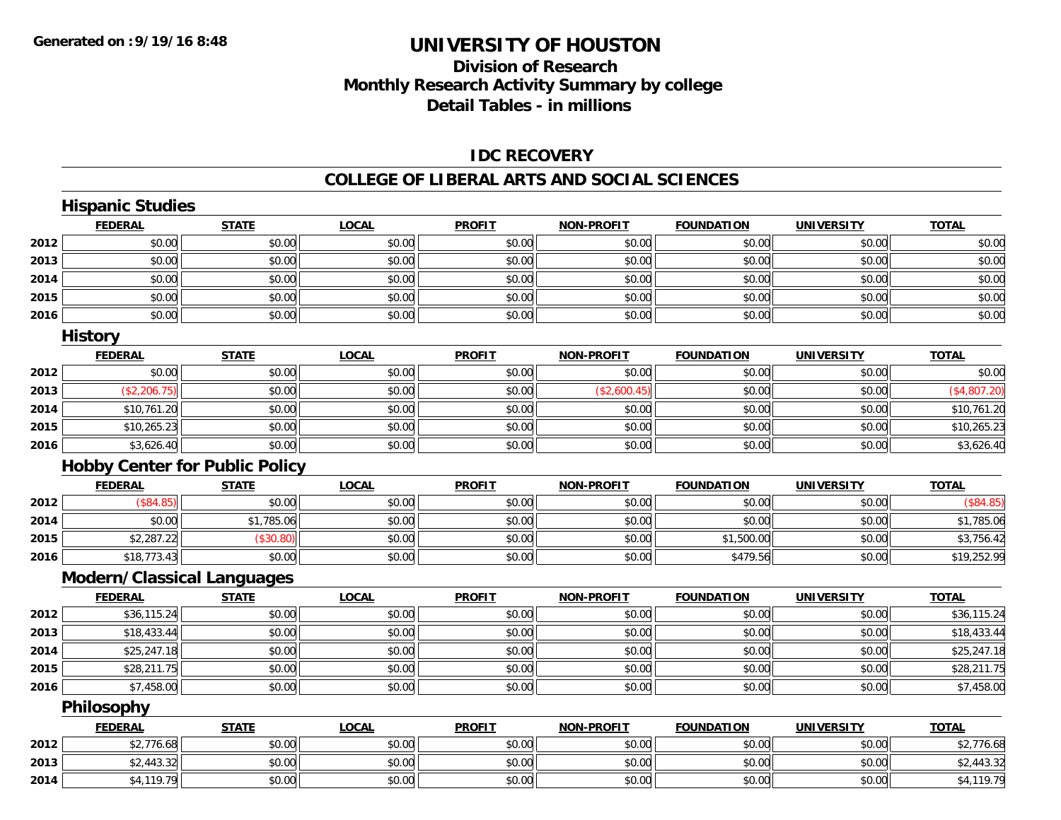# UNIVERSITY OF HOUSTON

## Division of Research
## Monthly Research Activity Summary by college
## Detail Tables - in millions

Generated on :9/19/16 8:48

### IDC RECOVERY

### COLLEGE OF LIBERAL ARTS AND SOCIAL SCIENCES

#### Hispanic Studies

| | FEDERAL | STATE | LOCAL | PROFIT | NON-PROFIT | FOUNDATION | UNIVERSITY | TOTAL |
|---|---|---|---|---|---|---|---|---|
| 2012 | $0.00 | $0.00 | $0.00 | $0.00 | $0.00 | $0.00 | $0.00 | $0.00 |
| 2013 | $0.00 | $0.00 | $0.00 | $0.00 | $0.00 | $0.00 | $0.00 | $0.00 |
| 2014 | $0.00 | $0.00 | $0.00 | $0.00 | $0.00 | $0.00 | $0.00 | $0.00 |
| 2015 | $0.00 | $0.00 | $0.00 | $0.00 | $0.00 | $0.00 | $0.00 | $0.00 |
| 2016 | $0.00 | $0.00 | $0.00 | $0.00 | $0.00 | $0.00 | $0.00 | $0.00 |

#### History

| | FEDERAL | STATE | LOCAL | PROFIT | NON-PROFIT | FOUNDATION | UNIVERSITY | TOTAL |
|---|---|---|---|---|---|---|---|---|
| 2012 | $0.00 | $0.00 | $0.00 | $0.00 | $0.00 | $0.00 | $0.00 | $0.00 |
| 2013 | ($2,206.75) | $0.00 | $0.00 | $0.00 | ($2,600.45) | $0.00 | $0.00 | ($4,807.20) |
| 2014 | $10,761.20 | $0.00 | $0.00 | $0.00 | $0.00 | $0.00 | $0.00 | $10,761.20 |
| 2015 | $10,265.23 | $0.00 | $0.00 | $0.00 | $0.00 | $0.00 | $0.00 | $10,265.23 |
| 2016 | $3,626.40 | $0.00 | $0.00 | $0.00 | $0.00 | $0.00 | $0.00 | $3,626.40 |

#### Hobby Center for Public Policy

| | FEDERAL | STATE | LOCAL | PROFIT | NON-PROFIT | FOUNDATION | UNIVERSITY | TOTAL |
|---|---|---|---|---|---|---|---|---|
| 2012 | ($84.85) | $0.00 | $0.00 | $0.00 | $0.00 | $0.00 | $0.00 | ($84.85) |
| 2014 | $0.00 | $1,785.06 | $0.00 | $0.00 | $0.00 | $0.00 | $0.00 | $1,785.06 |
| 2015 | $2,287.22 | ($30.80) | $0.00 | $0.00 | $0.00 | $1,500.00 | $0.00 | $3,756.42 |
| 2016 | $18,773.43 | $0.00 | $0.00 | $0.00 | $0.00 | $479.56 | $0.00 | $19,252.99 |

#### Modern/Classical Languages

| | FEDERAL | STATE | LOCAL | PROFIT | NON-PROFIT | FOUNDATION | UNIVERSITY | TOTAL |
|---|---|---|---|---|---|---|---|---|
| 2012 | $36,115.24 | $0.00 | $0.00 | $0.00 | $0.00 | $0.00 | $0.00 | $36,115.24 |
| 2013 | $18,433.44 | $0.00 | $0.00 | $0.00 | $0.00 | $0.00 | $0.00 | $18,433.44 |
| 2014 | $25,247.18 | $0.00 | $0.00 | $0.00 | $0.00 | $0.00 | $0.00 | $25,247.18 |
| 2015 | $28,211.75 | $0.00 | $0.00 | $0.00 | $0.00 | $0.00 | $0.00 | $28,211.75 |
| 2016 | $7,458.00 | $0.00 | $0.00 | $0.00 | $0.00 | $0.00 | $0.00 | $7,458.00 |

#### Philosophy

| | FEDERAL | STATE | LOCAL | PROFIT | NON-PROFIT | FOUNDATION | UNIVERSITY | TOTAL |
|---|---|---|---|---|---|---|---|---|
| 2012 | $2,776.68 | $0.00 | $0.00 | $0.00 | $0.00 | $0.00 | $0.00 | $2,776.68 |
| 2013 | $2,443.32 | $0.00 | $0.00 | $0.00 | $0.00 | $0.00 | $0.00 | $2,443.32 |
| 2014 | $4,119.79 | $0.00 | $0.00 | $0.00 | $0.00 | $0.00 | $0.00 | $4,119.79 |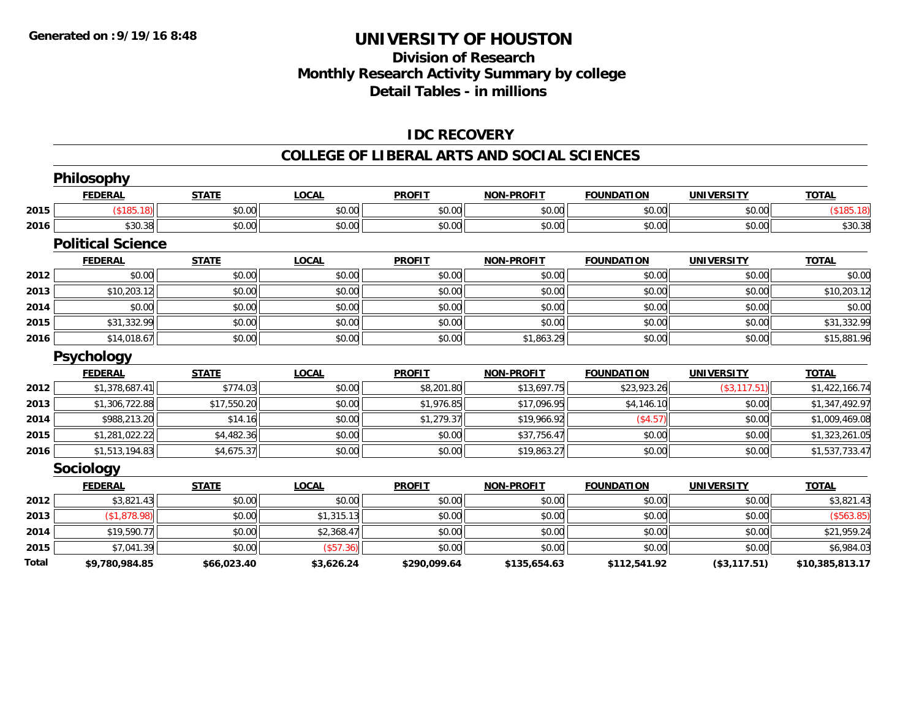**Generated on :9/19/16 8:48**

# UNIVERSITY OF HOUSTON

## Division of Research
## Monthly Research Activity Summary by college
## Detail Tables - in millions

### IDC RECOVERY

### COLLEGE OF LIBERAL ARTS AND SOCIAL SCIENCES

#### Philosophy

| | FEDERAL | STATE | LOCAL | PROFIT | NON-PROFIT | FOUNDATION | UNIVERSITY | TOTAL |
|---|---|---|---|---|---|---|---|---|
| 2015 | ($185.18) | $0.00 | $0.00 | $0.00 | $0.00 | $0.00 | $0.00 | ($185.18) |
| 2016 | $30.38 | $0.00 | $0.00 | $0.00 | $0.00 | $0.00 | $0.00 | $30.38 |

#### Political Science

| | FEDERAL | STATE | LOCAL | PROFIT | NON-PROFIT | FOUNDATION | UNIVERSITY | TOTAL |
|---|---|---|---|---|---|---|---|---|
| 2012 | $0.00 | $0.00 | $0.00 | $0.00 | $0.00 | $0.00 | $0.00 | $0.00 |
| 2013 | $10,203.12 | $0.00 | $0.00 | $0.00 | $0.00 | $0.00 | $0.00 | $10,203.12 |
| 2014 | $0.00 | $0.00 | $0.00 | $0.00 | $0.00 | $0.00 | $0.00 | $0.00 |
| 2015 | $31,332.99 | $0.00 | $0.00 | $0.00 | $0.00 | $0.00 | $0.00 | $31,332.99 |
| 2016 | $14,018.67 | $0.00 | $0.00 | $0.00 | $1,863.29 | $0.00 | $0.00 | $15,881.96 |

#### Psychology

| | FEDERAL | STATE | LOCAL | PROFIT | NON-PROFIT | FOUNDATION | UNIVERSITY | TOTAL |
|---|---|---|---|---|---|---|---|---|
| 2012 | $1,378,687.41 | $774.03 | $0.00 | $8,201.80 | $13,697.75 | $23,923.26 | ($3,117.51) | $1,422,166.74 |
| 2013 | $1,306,722.88 | $17,550.20 | $0.00 | $1,976.85 | $17,096.95 | $4,146.10 | $0.00 | $1,347,492.97 |
| 2014 | $988,213.20 | $14.16 | $0.00 | $1,279.37 | $19,966.92 | ($4.57) | $0.00 | $1,009,469.08 |
| 2015 | $1,281,022.22 | $4,482.36 | $0.00 | $0.00 | $37,756.47 | $0.00 | $0.00 | $1,323,261.05 |
| 2016 | $1,513,194.83 | $4,675.37 | $0.00 | $0.00 | $19,863.27 | $0.00 | $0.00 | $1,537,733.47 |

#### Sociology

| | FEDERAL | STATE | LOCAL | PROFIT | NON-PROFIT | FOUNDATION | UNIVERSITY | TOTAL |
|---|---|---|---|---|---|---|---|---|
| 2012 | $3,821.43 | $0.00 | $0.00 | $0.00 | $0.00 | $0.00 | $0.00 | $3,821.43 |
| 2013 | ($1,878.98) | $0.00 | $1,315.13 | $0.00 | $0.00 | $0.00 | $0.00 | ($563.85) |
| 2014 | $19,590.77 | $0.00 | $2,368.47 | $0.00 | $0.00 | $0.00 | $0.00 | $21,959.24 |
| 2015 | $7,041.39 | $0.00 | ($57.36) | $0.00 | $0.00 | $0.00 | $0.00 | $6,984.03 |
| **Total** | **$9,780,984.85** | **$66,023.40** | **$3,626.24** | **$290,099.64** | **$135,654.63** | **$112,541.92** | **($3,117.51)** | **$10,385,813.17** |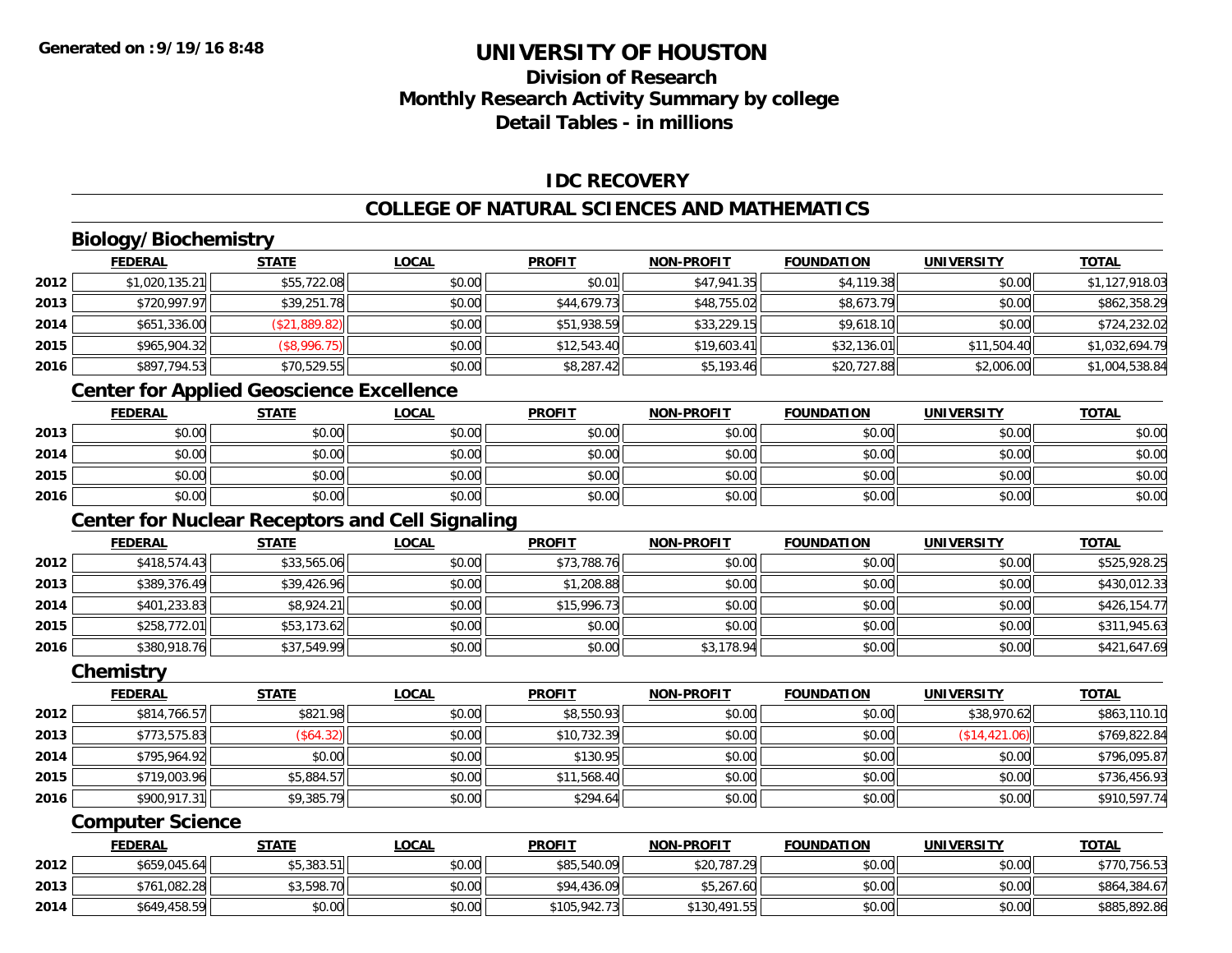# UNIVERSITY OF HOUSTON

## Division of Research
## Monthly Research Activity Summary by college
## Detail Tables - in millions

Generated on :9/19/16 8:48

### IDC RECOVERY

### COLLEGE OF NATURAL SCIENCES AND MATHEMATICS

#### Biology/Biochemistry

| | FEDERAL | STATE | LOCAL | PROFIT | NON-PROFIT | FOUNDATION | UNIVERSITY | TOTAL |
|---|---|---|---|---|---|---|---|---|
| 2012 | $1,020,135.21 | $55,722.08 | $0.00 | $0.01 | $47,941.35 | $4,119.38 | $0.00 | $1,127,918.03 |
| 2013 | $720,997.97 | $39,251.78 | $0.00 | $44,679.73 | $48,755.02 | $8,673.79 | $0.00 | $862,358.29 |
| 2014 | $651,336.00 | ($21,889.82) | $0.00 | $51,938.59 | $33,229.15 | $9,618.10 | $0.00 | $724,232.02 |
| 2015 | $965,904.32 | ($8,996.75) | $0.00 | $12,543.40 | $19,603.41 | $32,136.01 | $11,504.40 | $1,032,694.79 |
| 2016 | $897,794.53 | $70,529.55 | $0.00 | $8,287.42 | $5,193.46 | $20,727.88 | $2,006.00 | $1,004,538.84 |

#### Center for Applied Geoscience Excellence

| | FEDERAL | STATE | LOCAL | PROFIT | NON-PROFIT | FOUNDATION | UNIVERSITY | TOTAL |
|---|---|---|---|---|---|---|---|---|
| 2013 | $0.00 | $0.00 | $0.00 | $0.00 | $0.00 | $0.00 | $0.00 | $0.00 |
| 2014 | $0.00 | $0.00 | $0.00 | $0.00 | $0.00 | $0.00 | $0.00 | $0.00 |
| 2015 | $0.00 | $0.00 | $0.00 | $0.00 | $0.00 | $0.00 | $0.00 | $0.00 |
| 2016 | $0.00 | $0.00 | $0.00 | $0.00 | $0.00 | $0.00 | $0.00 | $0.00 |

#### Center for Nuclear Receptors and Cell Signaling

| | FEDERAL | STATE | LOCAL | PROFIT | NON-PROFIT | FOUNDATION | UNIVERSITY | TOTAL |
|---|---|---|---|---|---|---|---|---|
| 2012 | $418,574.43 | $33,565.06 | $0.00 | $73,788.76 | $0.00 | $0.00 | $0.00 | $525,928.25 |
| 2013 | $389,376.49 | $39,426.96 | $0.00 | $1,208.88 | $0.00 | $0.00 | $0.00 | $430,012.33 |
| 2014 | $401,233.83 | $8,924.21 | $0.00 | $15,996.73 | $0.00 | $0.00 | $0.00 | $426,154.77 |
| 2015 | $258,772.01 | $53,173.62 | $0.00 | $0.00 | $0.00 | $0.00 | $0.00 | $311,945.63 |
| 2016 | $380,918.76 | $37,549.99 | $0.00 | $0.00 | $3,178.94 | $0.00 | $0.00 | $421,647.69 |

#### Chemistry

| | FEDERAL | STATE | LOCAL | PROFIT | NON-PROFIT | FOUNDATION | UNIVERSITY | TOTAL |
|---|---|---|---|---|---|---|---|---|
| 2012 | $814,766.57 | $821.98 | $0.00 | $8,550.93 | $0.00 | $0.00 | $38,970.62 | $863,110.10 |
| 2013 | $773,575.83 | ($64.32) | $0.00 | $10,732.39 | $0.00 | $0.00 | ($14,421.06) | $769,822.84 |
| 2014 | $795,964.92 | $0.00 | $0.00 | $130.95 | $0.00 | $0.00 | $0.00 | $796,095.87 |
| 2015 | $719,003.96 | $5,884.57 | $0.00 | $11,568.40 | $0.00 | $0.00 | $0.00 | $736,456.93 |
| 2016 | $900,917.31 | $9,385.79 | $0.00 | $294.64 | $0.00 | $0.00 | $0.00 | $910,597.74 |

#### Computer Science

| | FEDERAL | STATE | LOCAL | PROFIT | NON-PROFIT | FOUNDATION | UNIVERSITY | TOTAL |
|---|---|---|---|---|---|---|---|---|
| 2012 | $659,045.64 | $5,383.51 | $0.00 | $85,540.09 | $20,787.29 | $0.00 | $0.00 | $770,756.53 |
| 2013 | $761,082.28 | $3,598.70 | $0.00 | $94,436.09 | $5,267.60 | $0.00 | $0.00 | $864,384.67 |
| 2014 | $649,458.59 | $0.00 | $0.00 | $105,942.73 | $130,491.55 | $0.00 | $0.00 | $885,892.86 |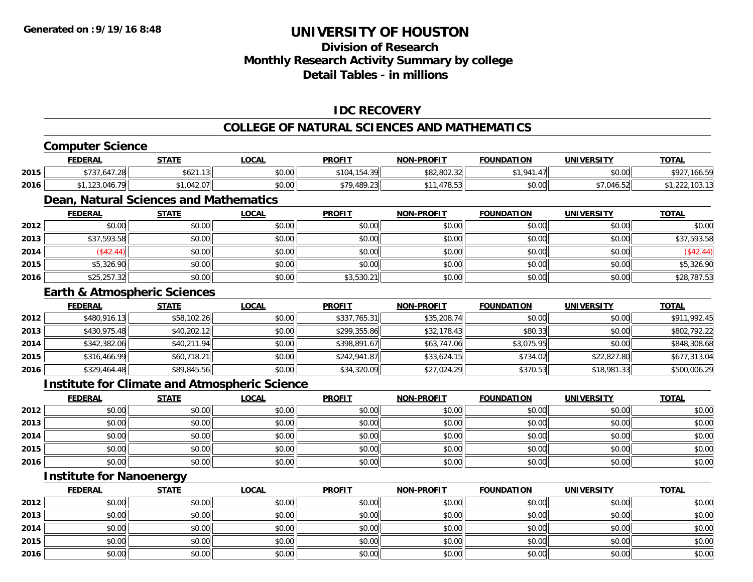# UNIVERSITY OF HOUSTON

## Division of Research
## Monthly Research Activity Summary by college
## Detail Tables - in millions

**Generated on : 9/19/16 8:48**

### IDC RECOVERY

### COLLEGE OF NATURAL SCIENCES AND MATHEMATICS

#### Computer Science

| | FEDERAL | STATE | LOCAL | PROFIT | NON-PROFIT | FOUNDATION | UNIVERSITY | TOTAL |
|---|---|---|---|---|---|---|---|---|
| 2015 | $737,647.28 | $621.13 | $0.00 | $104,154.39 | $82,802.32 | $1,941.47 | $0.00 | $927,166.59 |
| 2016 | $1,123,046.79 | $1,042.07 | $0.00 | $79,489.23 | $11,478.53 | $0.00 | $7,046.52 | $1,222,103.13 |

#### Dean, Natural Sciences and Mathematics

| | FEDERAL | STATE | LOCAL | PROFIT | NON-PROFIT | FOUNDATION | UNIVERSITY | TOTAL |
|---|---|---|---|---|---|---|---|---|
| 2012 | $0.00 | $0.00 | $0.00 | $0.00 | $0.00 | $0.00 | $0.00 | $0.00 |
| 2013 | $37,593.58 | $0.00 | $0.00 | $0.00 | $0.00 | $0.00 | $0.00 | $37,593.58 |
| 2014 | ($42.44) | $0.00 | $0.00 | $0.00 | $0.00 | $0.00 | $0.00 | ($42.44) |
| 2015 | $5,326.90 | $0.00 | $0.00 | $0.00 | $0.00 | $0.00 | $0.00 | $5,326.90 |
| 2016 | $25,257.32 | $0.00 | $0.00 | $3,530.21 | $0.00 | $0.00 | $0.00 | $28,787.53 |

#### Earth & Atmospheric Sciences

| | FEDERAL | STATE | LOCAL | PROFIT | NON-PROFIT | FOUNDATION | UNIVERSITY | TOTAL |
|---|---|---|---|---|---|---|---|---|
| 2012 | $480,916.13 | $58,102.26 | $0.00 | $337,765.31 | $35,208.74 | $0.00 | $0.00 | $911,992.45 |
| 2013 | $430,975.48 | $40,202.12 | $0.00 | $299,355.86 | $32,178.43 | $80.33 | $0.00 | $802,792.22 |
| 2014 | $342,382.06 | $40,211.94 | $0.00 | $398,891.67 | $63,747.06 | $3,075.95 | $0.00 | $848,308.68 |
| 2015 | $316,466.99 | $60,718.21 | $0.00 | $242,941.87 | $33,624.15 | $734.02 | $22,827.80 | $677,313.04 |
| 2016 | $329,464.48 | $89,845.56 | $0.00 | $34,320.09 | $27,024.29 | $370.53 | $18,981.33 | $500,006.29 |

#### Institute for Climate and Atmospheric Science

| | FEDERAL | STATE | LOCAL | PROFIT | NON-PROFIT | FOUNDATION | UNIVERSITY | TOTAL |
|---|---|---|---|---|---|---|---|---|
| 2012 | $0.00 | $0.00 | $0.00 | $0.00 | $0.00 | $0.00 | $0.00 | $0.00 |
| 2013 | $0.00 | $0.00 | $0.00 | $0.00 | $0.00 | $0.00 | $0.00 | $0.00 |
| 2014 | $0.00 | $0.00 | $0.00 | $0.00 | $0.00 | $0.00 | $0.00 | $0.00 |
| 2015 | $0.00 | $0.00 | $0.00 | $0.00 | $0.00 | $0.00 | $0.00 | $0.00 |
| 2016 | $0.00 | $0.00 | $0.00 | $0.00 | $0.00 | $0.00 | $0.00 | $0.00 |

#### Institute for Nanoenergy

| | FEDERAL | STATE | LOCAL | PROFIT | NON-PROFIT | FOUNDATION | UNIVERSITY | TOTAL |
|---|---|---|---|---|---|---|---|---|
| 2012 | $0.00 | $0.00 | $0.00 | $0.00 | $0.00 | $0.00 | $0.00 | $0.00 |
| 2013 | $0.00 | $0.00 | $0.00 | $0.00 | $0.00 | $0.00 | $0.00 | $0.00 |
| 2014 | $0.00 | $0.00 | $0.00 | $0.00 | $0.00 | $0.00 | $0.00 | $0.00 |
| 2015 | $0.00 | $0.00 | $0.00 | $0.00 | $0.00 | $0.00 | $0.00 | $0.00 |
| 2016 | $0.00 | $0.00 | $0.00 | $0.00 | $0.00 | $0.00 | $0.00 | $0.00 |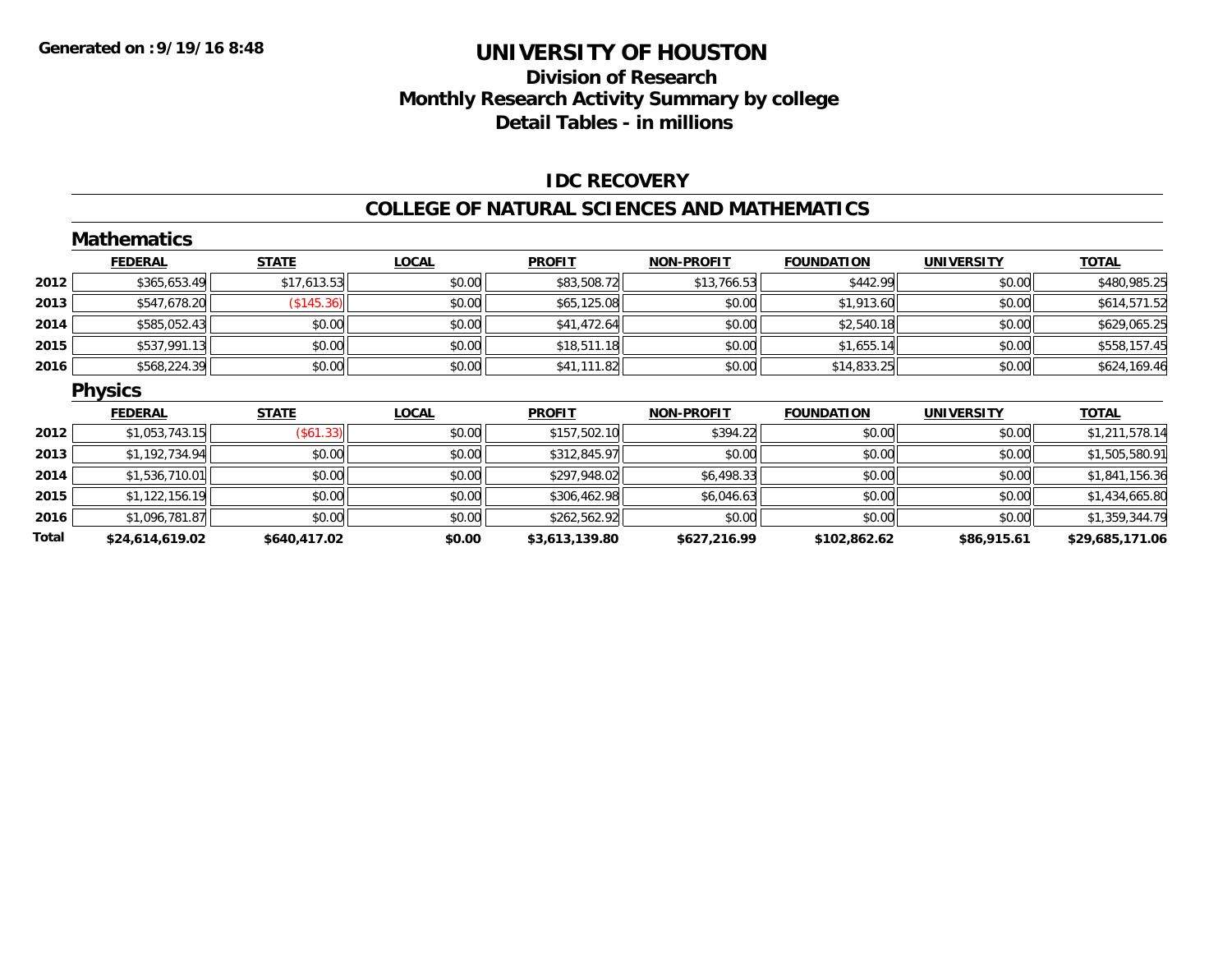**Generated on :9/19/16 8:48**

# UNIVERSITY OF HOUSTON

## Division of Research
## Monthly Research Activity Summary by college
## Detail Tables - in millions

### IDC RECOVERY

### COLLEGE OF NATURAL SCIENCES AND MATHEMATICS

#### Mathematics

| | FEDERAL | STATE | LOCAL | PROFIT | NON-PROFIT | FOUNDATION | UNIVERSITY | TOTAL |
|---|---|---|---|---|---|---|---|---|
| 2012 | $365,653.49 | $17,613.53 | $0.00 | $83,508.72 | $13,766.53 | $442.99 | $0.00 | $480,985.25 |
| 2013 | $547,678.20 | ($145.36) | $0.00 | $65,125.08 | $0.00 | $1,913.60 | $0.00 | $614,571.52 |
| 2014 | $585,052.43 | $0.00 | $0.00 | $41,472.64 | $0.00 | $2,540.18 | $0.00 | $629,065.25 |
| 2015 | $537,991.13 | $0.00 | $0.00 | $18,511.18 | $0.00 | $1,655.14 | $0.00 | $558,157.45 |
| 2016 | $568,224.39 | $0.00 | $0.00 | $41,111.82 | $0.00 | $14,833.25 | $0.00 | $624,169.46 |

#### Physics

| | FEDERAL | STATE | LOCAL | PROFIT | NON-PROFIT | FOUNDATION | UNIVERSITY | TOTAL |
|---|---|---|---|---|---|---|---|---|
| 2012 | $1,053,743.15 | ($61.33) | $0.00 | $157,502.10 | $394.22 | $0.00 | $0.00 | $1,211,578.14 |
| 2013 | $1,192,734.94 | $0.00 | $0.00 | $312,845.97 | $0.00 | $0.00 | $0.00 | $1,505,580.91 |
| 2014 | $1,536,710.01 | $0.00 | $0.00 | $297,948.02 | $6,498.33 | $0.00 | $0.00 | $1,841,156.36 |
| 2015 | $1,122,156.19 | $0.00 | $0.00 | $306,462.98 | $6,046.63 | $0.00 | $0.00 | $1,434,665.80 |
| 2016 | $1,096,781.87 | $0.00 | $0.00 | $262,562.92 | $0.00 | $0.00 | $0.00 | $1,359,344.79 |
| **Total** | **$24,614,619.02** | **$640,417.02** | **$0.00** | **$3,613,139.80** | **$627,216.99** | **$102,862.62** | **$86,915.61** | **$29,685,171.06** |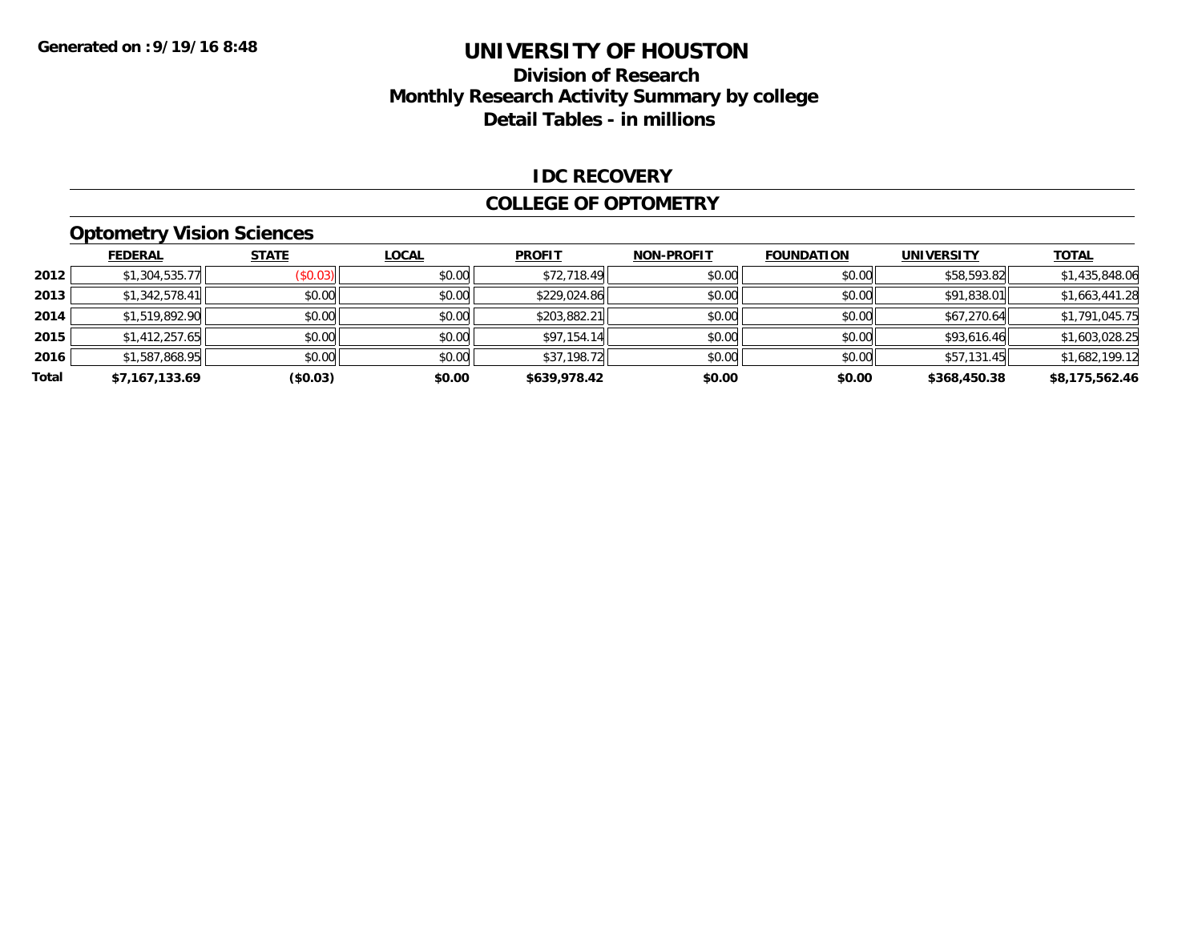Generated on :9/19/16 8:48

# UNIVERSITY OF HOUSTON

## Division of Research
## Monthly Research Activity Summary by college
## Detail Tables - in millions

### IDC RECOVERY

### COLLEGE OF OPTOMETRY

### Optometry Vision Sciences

| | FEDERAL | STATE | LOCAL | PROFIT | NON-PROFIT | FOUNDATION | UNIVERSITY | TOTAL |
|---|---|---|---|---|---|---|---|---|
| 2012 | $1,304,535.77 | ($0.03) | $0.00 | $72,718.49 | $0.00 | $0.00 | $58,593.82 | $1,435,848.06 |
| 2013 | $1,342,578.41 | $0.00 | $0.00 | $229,024.86 | $0.00 | $0.00 | $91,838.01 | $1,663,441.28 |
| 2014 | $1,519,892.90 | $0.00 | $0.00 | $203,882.21 | $0.00 | $0.00 | $67,270.64 | $1,791,045.75 |
| 2015 | $1,412,257.65 | $0.00 | $0.00 | $97,154.14 | $0.00 | $0.00 | $93,616.46 | $1,603,028.25 |
| 2016 | $1,587,868.95 | $0.00 | $0.00 | $37,198.72 | $0.00 | $0.00 | $57,131.45 | $1,682,199.12 |
| **Total** | **$7,167,133.69** | **($0.03)** | **$0.00** | **$639,978.42** | **$0.00** | **$0.00** | **$368,450.38** | **$8,175,562.46** |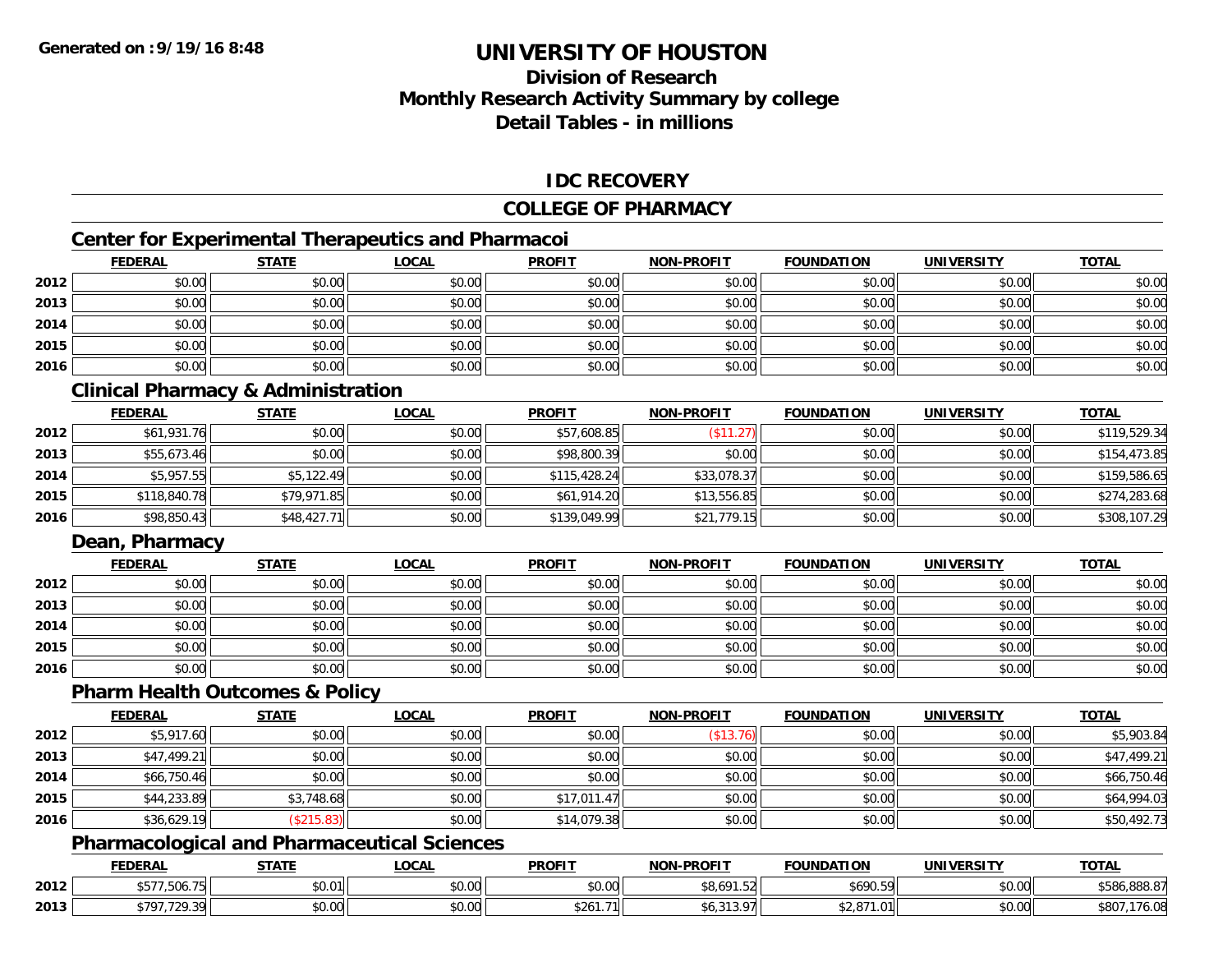# UNIVERSITY OF HOUSTON

## Division of Research
## Monthly Research Activity Summary by college
## Detail Tables - in millions

**Generated on : 9/19/16 8:48**

### IDC RECOVERY

### COLLEGE OF PHARMACY

#### Center for Experimental Therapeutics and Pharmacoi

| | FEDERAL | STATE | LOCAL | PROFIT | NON-PROFIT | FOUNDATION | UNIVERSITY | TOTAL |
|---|---|---|---|---|---|---|---|---|
| 2012 | $0.00 | $0.00 | $0.00 | $0.00 | $0.00 | $0.00 | $0.00 | $0.00 |
| 2013 | $0.00 | $0.00 | $0.00 | $0.00 | $0.00 | $0.00 | $0.00 | $0.00 |
| 2014 | $0.00 | $0.00 | $0.00 | $0.00 | $0.00 | $0.00 | $0.00 | $0.00 |
| 2015 | $0.00 | $0.00 | $0.00 | $0.00 | $0.00 | $0.00 | $0.00 | $0.00 |
| 2016 | $0.00 | $0.00 | $0.00 | $0.00 | $0.00 | $0.00 | $0.00 | $0.00 |

#### Clinical Pharmacy & Administration

| | FEDERAL | STATE | LOCAL | PROFIT | NON-PROFIT | FOUNDATION | UNIVERSITY | TOTAL |
|---|---|---|---|---|---|---|---|---|
| 2012 | $61,931.76 | $0.00 | $0.00 | $57,608.85 | ($11.27) | $0.00 | $0.00 | $119,529.34 |
| 2013 | $55,673.46 | $0.00 | $0.00 | $98,800.39 | $0.00 | $0.00 | $0.00 | $154,473.85 |
| 2014 | $5,957.55 | $5,122.49 | $0.00 | $115,428.24 | $33,078.37 | $0.00 | $0.00 | $159,586.65 |
| 2015 | $118,840.78 | $79,971.85 | $0.00 | $61,914.20 | $13,556.85 | $0.00 | $0.00 | $274,283.68 |
| 2016 | $98,850.43 | $48,427.71 | $0.00 | $139,049.99 | $21,779.15 | $0.00 | $0.00 | $308,107.29 |

#### Dean, Pharmacy

| | FEDERAL | STATE | LOCAL | PROFIT | NON-PROFIT | FOUNDATION | UNIVERSITY | TOTAL |
|---|---|---|---|---|---|---|---|---|
| 2012 | $0.00 | $0.00 | $0.00 | $0.00 | $0.00 | $0.00 | $0.00 | $0.00 |
| 2013 | $0.00 | $0.00 | $0.00 | $0.00 | $0.00 | $0.00 | $0.00 | $0.00 |
| 2014 | $0.00 | $0.00 | $0.00 | $0.00 | $0.00 | $0.00 | $0.00 | $0.00 |
| 2015 | $0.00 | $0.00 | $0.00 | $0.00 | $0.00 | $0.00 | $0.00 | $0.00 |
| 2016 | $0.00 | $0.00 | $0.00 | $0.00 | $0.00 | $0.00 | $0.00 | $0.00 |

#### Pharm Health Outcomes & Policy

| | FEDERAL | STATE | LOCAL | PROFIT | NON-PROFIT | FOUNDATION | UNIVERSITY | TOTAL |
|---|---|---|---|---|---|---|---|---|
| 2012 | $5,917.60 | $0.00 | $0.00 | $0.00 | ($13.76) | $0.00 | $0.00 | $5,903.84 |
| 2013 | $47,499.21 | $0.00 | $0.00 | $0.00 | $0.00 | $0.00 | $0.00 | $47,499.21 |
| 2014 | $66,750.46 | $0.00 | $0.00 | $0.00 | $0.00 | $0.00 | $0.00 | $66,750.46 |
| 2015 | $44,233.89 | $3,748.68 | $0.00 | $17,011.47 | $0.00 | $0.00 | $0.00 | $64,994.03 |
| 2016 | $36,629.19 | ($215.83) | $0.00 | $14,079.38 | $0.00 | $0.00 | $0.00 | $50,492.73 |

#### Pharmacological and Pharmaceutical Sciences

| | FEDERAL | STATE | LOCAL | PROFIT | NON-PROFIT | FOUNDATION | UNIVERSITY | TOTAL |
|---|---|---|---|---|---|---|---|---|
| 2012 | $577,506.75 | $0.01 | $0.00 | $0.00 | $8,691.52 | $690.59 | $0.00 | $586,888.87 |
| 2013 | $797,729.39 | $0.00 | $0.00 | $261.71 | $6,313.97 | $2,871.01 | $0.00 | $807,176.08 |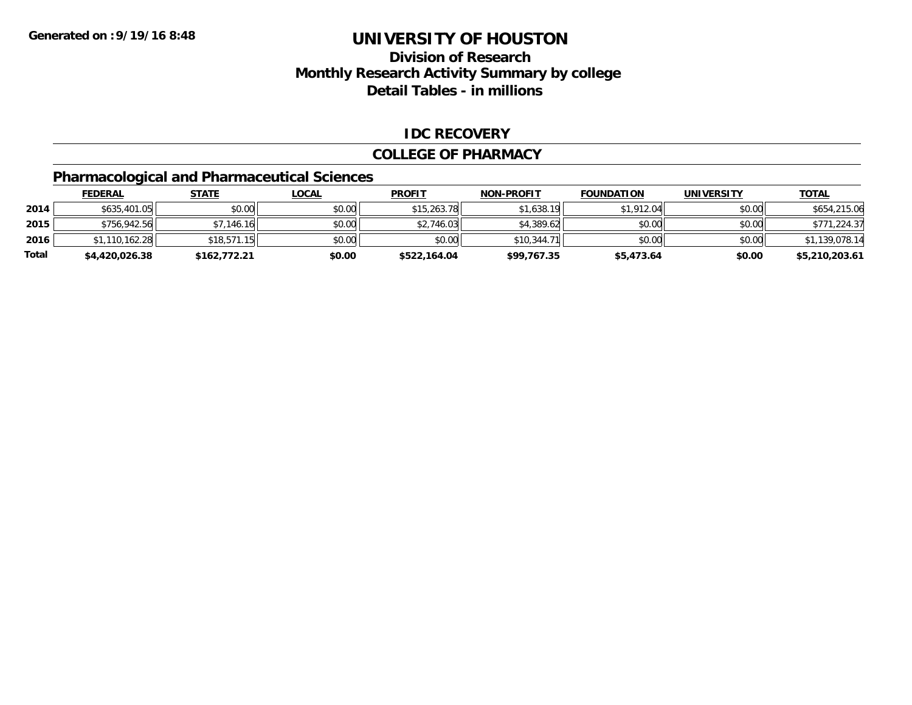# UNIVERSITY OF HOUSTON

## Division of Research
## Monthly Research Activity Summary by college
## Detail Tables - in millions

### IDC RECOVERY

### COLLEGE OF PHARMACY

### Pharmacological and Pharmaceutical Sciences

| | FEDERAL | STATE | LOCAL | PROFIT | NON-PROFIT | FOUNDATION | UNIVERSITY | TOTAL |
|---|---|---|---|---|---|---|---|---|
| 2014 | $635,401.05 | $0.00 | $0.00 | $15,263.78 | $1,638.19 | $1,912.04 | $0.00 | $654,215.06 |
| 2015 | $756,942.56 | $7,146.16 | $0.00 | $2,746.03 | $4,389.62 | $0.00 | $0.00 | $771,224.37 |
| 2016 | $1,110,162.28 | $18,571.15 | $0.00 | $0.00 | $10,344.71 | $0.00 | $0.00 | $1,139,078.14 |
| **Total** | **$4,420,026.38** | **$162,772.21** | **$0.00** | **$522,164.04** | **$99,767.35** | **$5,473.64** | **$0.00** | **$5,210,203.61** |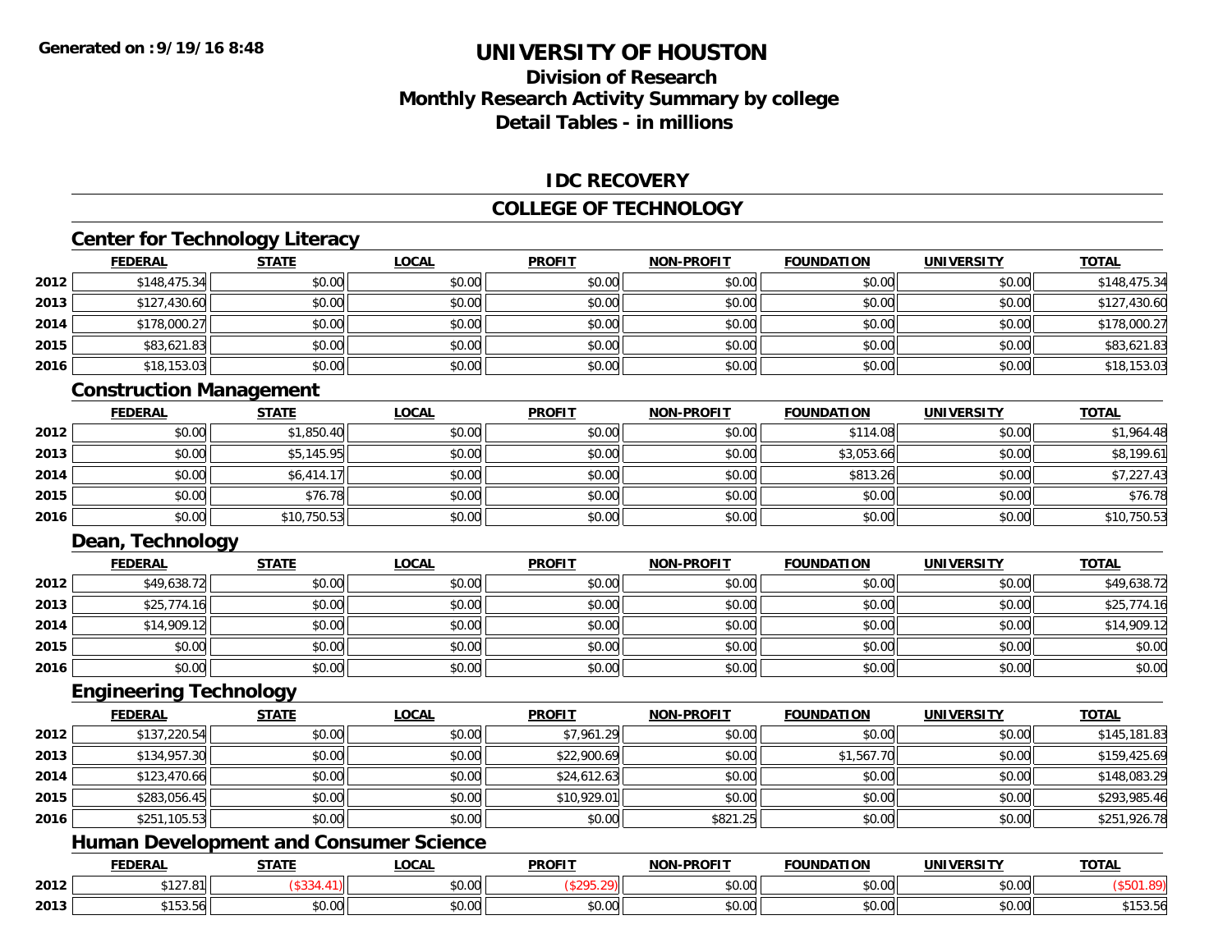# UNIVERSITY OF HOUSTON

## Division of Research
## Monthly Research Activity Summary by college
## Detail Tables - in millions

Generated on : 9/19/16 8:48

### IDC RECOVERY

### COLLEGE OF TECHNOLOGY

#### Center for Technology Literacy

| | FEDERAL | STATE | LOCAL | PROFIT | NON-PROFIT | FOUNDATION | UNIVERSITY | TOTAL |
|---|---|---|---|---|---|---|---|---|
| 2012 | $148,475.34 | $0.00 | $0.00 | $0.00 | $0.00 | $0.00 | $0.00 | $148,475.34 |
| 2013 | $127,430.60 | $0.00 | $0.00 | $0.00 | $0.00 | $0.00 | $0.00 | $127,430.60 |
| 2014 | $178,000.27 | $0.00 | $0.00 | $0.00 | $0.00 | $0.00 | $0.00 | $178,000.27 |
| 2015 | $83,621.83 | $0.00 | $0.00 | $0.00 | $0.00 | $0.00 | $0.00 | $83,621.83 |
| 2016 | $18,153.03 | $0.00 | $0.00 | $0.00 | $0.00 | $0.00 | $0.00 | $18,153.03 |

#### Construction Management

| | FEDERAL | STATE | LOCAL | PROFIT | NON-PROFIT | FOUNDATION | UNIVERSITY | TOTAL |
|---|---|---|---|---|---|---|---|---|
| 2012 | $0.00 | $1,850.40 | $0.00 | $0.00 | $0.00 | $114.08 | $0.00 | $1,964.48 |
| 2013 | $0.00 | $5,145.95 | $0.00 | $0.00 | $0.00 | $3,053.66 | $0.00 | $8,199.61 |
| 2014 | $0.00 | $6,414.17 | $0.00 | $0.00 | $0.00 | $813.26 | $0.00 | $7,227.43 |
| 2015 | $0.00 | $76.78 | $0.00 | $0.00 | $0.00 | $0.00 | $0.00 | $76.78 |
| 2016 | $0.00 | $10,750.53 | $0.00 | $0.00 | $0.00 | $0.00 | $0.00 | $10,750.53 |

#### Dean, Technology

| | FEDERAL | STATE | LOCAL | PROFIT | NON-PROFIT | FOUNDATION | UNIVERSITY | TOTAL |
|---|---|---|---|---|---|---|---|---|
| 2012 | $49,638.72 | $0.00 | $0.00 | $0.00 | $0.00 | $0.00 | $0.00 | $49,638.72 |
| 2013 | $25,774.16 | $0.00 | $0.00 | $0.00 | $0.00 | $0.00 | $0.00 | $25,774.16 |
| 2014 | $14,909.12 | $0.00 | $0.00 | $0.00 | $0.00 | $0.00 | $0.00 | $14,909.12 |
| 2015 | $0.00 | $0.00 | $0.00 | $0.00 | $0.00 | $0.00 | $0.00 | $0.00 |
| 2016 | $0.00 | $0.00 | $0.00 | $0.00 | $0.00 | $0.00 | $0.00 | $0.00 |

#### Engineering Technology

| | FEDERAL | STATE | LOCAL | PROFIT | NON-PROFIT | FOUNDATION | UNIVERSITY | TOTAL |
|---|---|---|---|---|---|---|---|---|
| 2012 | $137,220.54 | $0.00 | $0.00 | $7,961.29 | $0.00 | $0.00 | $0.00 | $145,181.83 |
| 2013 | $134,957.30 | $0.00 | $0.00 | $22,900.69 | $0.00 | $1,567.70 | $0.00 | $159,425.69 |
| 2014 | $123,470.66 | $0.00 | $0.00 | $24,612.63 | $0.00 | $0.00 | $0.00 | $148,083.29 |
| 2015 | $283,056.45 | $0.00 | $0.00 | $10,929.01 | $0.00 | $0.00 | $0.00 | $293,985.46 |
| 2016 | $251,105.53 | $0.00 | $0.00 | $0.00 | $821.25 | $0.00 | $0.00 | $251,926.78 |

#### Human Development and Consumer Science

| | FEDERAL | STATE | LOCAL | PROFIT | NON-PROFIT | FOUNDATION | UNIVERSITY | TOTAL |
|---|---|---|---|---|---|---|---|---|
| 2012 | $127.81 | ($334.41) | $0.00 | ($295.29) | $0.00 | $0.00 | $0.00 | ($501.89) |
| 2013 | $153.56 | $0.00 | $0.00 | $0.00 | $0.00 | $0.00 | $0.00 | $153.56 |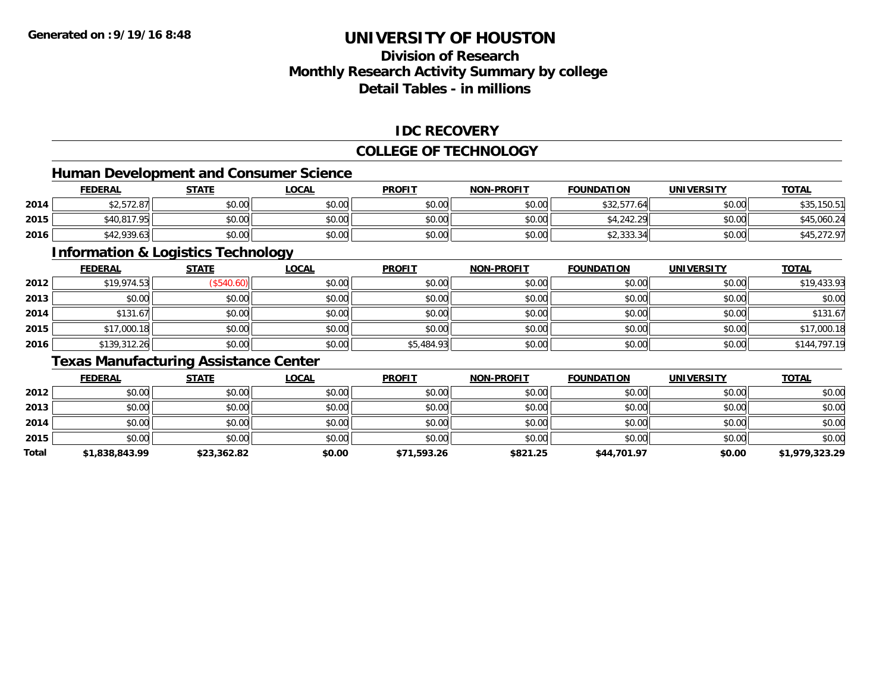**Generated on :9/19/16 8:48**

# UNIVERSITY OF HOUSTON

## Division of Research
## Monthly Research Activity Summary by college
## Detail Tables - in millions

### IDC RECOVERY

### COLLEGE OF TECHNOLOGY

#### Human Development and Consumer Science

| | FEDERAL | STATE | LOCAL | PROFIT | NON-PROFIT | FOUNDATION | UNIVERSITY | TOTAL |
|---|---|---|---|---|---|---|---|---|
| 2014 | $2,572.87 | $0.00 | $0.00 | $0.00 | $0.00 | $32,577.64 | $0.00 | $35,150.51 |
| 2015 | $40,817.95 | $0.00 | $0.00 | $0.00 | $0.00 | $4,242.29 | $0.00 | $45,060.24 |
| 2016 | $42,939.63 | $0.00 | $0.00 | $0.00 | $0.00 | $2,333.34 | $0.00 | $45,272.97 |

#### Information & Logistics Technology

| | FEDERAL | STATE | LOCAL | PROFIT | NON-PROFIT | FOUNDATION | UNIVERSITY | TOTAL |
|---|---|---|---|---|---|---|---|---|
| 2012 | $19,974.53 | ($540.60) | $0.00 | $0.00 | $0.00 | $0.00 | $0.00 | $19,433.93 |
| 2013 | $0.00 | $0.00 | $0.00 | $0.00 | $0.00 | $0.00 | $0.00 | $0.00 |
| 2014 | $131.67 | $0.00 | $0.00 | $0.00 | $0.00 | $0.00 | $0.00 | $131.67 |
| 2015 | $17,000.18 | $0.00 | $0.00 | $0.00 | $0.00 | $0.00 | $0.00 | $17,000.18 |
| 2016 | $139,312.26 | $0.00 | $0.00 | $5,484.93 | $0.00 | $0.00 | $0.00 | $144,797.19 |

#### Texas Manufacturing Assistance Center

| | FEDERAL | STATE | LOCAL | PROFIT | NON-PROFIT | FOUNDATION | UNIVERSITY | TOTAL |
|---|---|---|---|---|---|---|---|---|
| 2012 | $0.00 | $0.00 | $0.00 | $0.00 | $0.00 | $0.00 | $0.00 | $0.00 |
| 2013 | $0.00 | $0.00 | $0.00 | $0.00 | $0.00 | $0.00 | $0.00 | $0.00 |
| 2014 | $0.00 | $0.00 | $0.00 | $0.00 | $0.00 | $0.00 | $0.00 | $0.00 |
| 2015 | $0.00 | $0.00 | $0.00 | $0.00 | $0.00 | $0.00 | $0.00 | $0.00 |
| **Total** | **$1,838,843.99** | **$23,362.82** | **$0.00** | **$71,593.26** | **$821.25** | **$44,701.97** | **$0.00** | **$1,979,323.29** |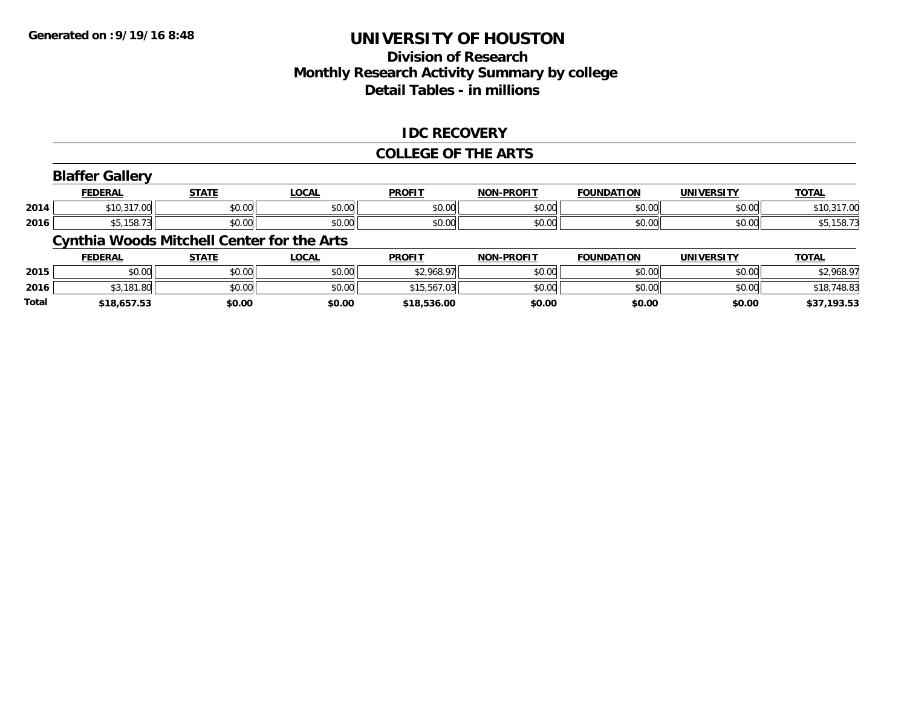# UNIVERSITY OF HOUSTON

## Division of Research
## Monthly Research Activity Summary by college
## Detail Tables - in millions

Generated on :9/19/16 8:48

### IDC RECOVERY

### COLLEGE OF THE ARTS

#### Blaffer Gallery

| | FEDERAL | STATE | LOCAL | PROFIT | NON-PROFIT | FOUNDATION | UNIVERSITY | TOTAL |
|---|---|---|---|---|---|---|---|---|
| 2014 | $10,317.00 | $0.00 | $0.00 | $0.00 | $0.00 | $0.00 | $0.00 | $10,317.00 |
| 2016 | $5,158.73 | $0.00 | $0.00 | $0.00 | $0.00 | $0.00 | $0.00 | $5,158.73 |

#### Cynthia Woods Mitchell Center for the Arts

| | FEDERAL | STATE | LOCAL | PROFIT | NON-PROFIT | FOUNDATION | UNIVERSITY | TOTAL |
|---|---|---|---|---|---|---|---|---|
| 2015 | $0.00 | $0.00 | $0.00 | $2,968.97 | $0.00 | $0.00 | $0.00 | $2,968.97 |
| 2016 | $3,181.80 | $0.00 | $0.00 | $15,567.03 | $0.00 | $0.00 | $0.00 | $18,748.83 |
| **Total** | **$18,657.53** | **$0.00** | **$0.00** | **$18,536.00** | **$0.00** | **$0.00** | **$0.00** | **$37,193.53** |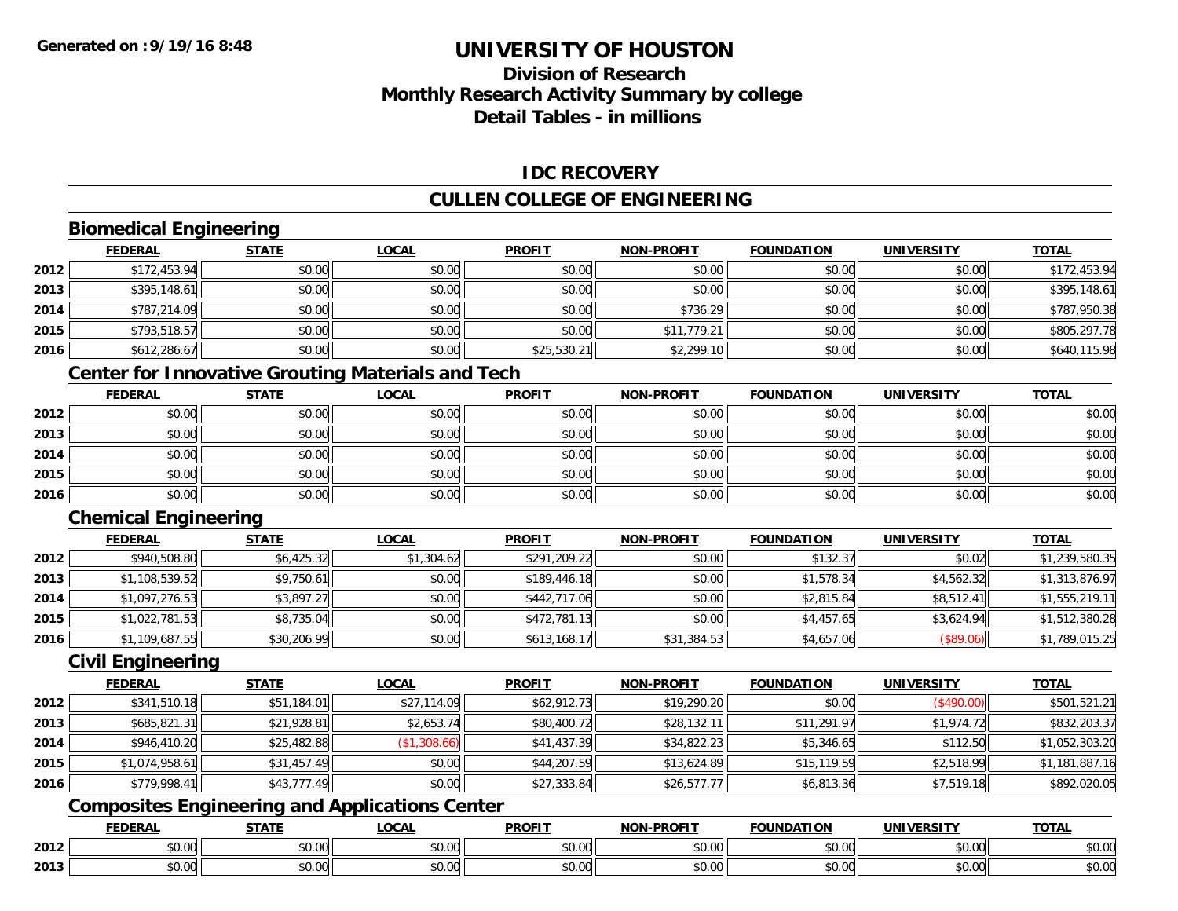# UNIVERSITY OF HOUSTON

## Division of Research
## Monthly Research Activity Summary by college
## Detail Tables - in millions

Generated on :9/19/16 8:48

### IDC RECOVERY

### CULLEN COLLEGE OF ENGINEERING

#### Biomedical Engineering

| | FEDERAL | STATE | LOCAL | PROFIT | NON-PROFIT | FOUNDATION | UNIVERSITY | TOTAL |
|---|---|---|---|---|---|---|---|---|
| 2012 | $172,453.94 | $0.00 | $0.00 | $0.00 | $0.00 | $0.00 | $0.00 | $172,453.94 |
| 2013 | $395,148.61 | $0.00 | $0.00 | $0.00 | $0.00 | $0.00 | $0.00 | $395,148.61 |
| 2014 | $787,214.09 | $0.00 | $0.00 | $0.00 | $736.29 | $0.00 | $0.00 | $787,950.38 |
| 2015 | $793,518.57 | $0.00 | $0.00 | $0.00 | $11,779.21 | $0.00 | $0.00 | $805,297.78 |
| 2016 | $612,286.67 | $0.00 | $0.00 | $25,530.21 | $2,299.10 | $0.00 | $0.00 | $640,115.98 |

#### Center for Innovative Grouting Materials and Tech

| | FEDERAL | STATE | LOCAL | PROFIT | NON-PROFIT | FOUNDATION | UNIVERSITY | TOTAL |
|---|---|---|---|---|---|---|---|---|
| 2012 | $0.00 | $0.00 | $0.00 | $0.00 | $0.00 | $0.00 | $0.00 | $0.00 |
| 2013 | $0.00 | $0.00 | $0.00 | $0.00 | $0.00 | $0.00 | $0.00 | $0.00 |
| 2014 | $0.00 | $0.00 | $0.00 | $0.00 | $0.00 | $0.00 | $0.00 | $0.00 |
| 2015 | $0.00 | $0.00 | $0.00 | $0.00 | $0.00 | $0.00 | $0.00 | $0.00 |
| 2016 | $0.00 | $0.00 | $0.00 | $0.00 | $0.00 | $0.00 | $0.00 | $0.00 |

#### Chemical Engineering

| | FEDERAL | STATE | LOCAL | PROFIT | NON-PROFIT | FOUNDATION | UNIVERSITY | TOTAL |
|---|---|---|---|---|---|---|---|---|
| 2012 | $940,508.80 | $6,425.32 | $1,304.62 | $291,209.22 | $0.00 | $132.37 | $0.02 | $1,239,580.35 |
| 2013 | $1,108,539.52 | $9,750.61 | $0.00 | $189,446.18 | $0.00 | $1,578.34 | $4,562.32 | $1,313,876.97 |
| 2014 | $1,097,276.53 | $3,897.27 | $0.00 | $442,717.06 | $0.00 | $2,815.84 | $8,512.41 | $1,555,219.11 |
| 2015 | $1,022,781.53 | $8,735.04 | $0.00 | $472,781.13 | $0.00 | $4,457.65 | $3,624.94 | $1,512,380.28 |
| 2016 | $1,109,687.55 | $30,206.99 | $0.00 | $613,168.17 | $31,384.53 | $4,657.06 | ($89.06) | $1,789,015.25 |

#### Civil Engineering

| | FEDERAL | STATE | LOCAL | PROFIT | NON-PROFIT | FOUNDATION | UNIVERSITY | TOTAL |
|---|---|---|---|---|---|---|---|---|
| 2012 | $341,510.18 | $51,184.01 | $27,114.09 | $62,912.73 | $19,290.20 | $0.00 | ($490.00) | $501,521.21 |
| 2013 | $685,821.31 | $21,928.81 | $2,653.74 | $80,400.72 | $28,132.11 | $11,291.97 | $1,974.72 | $832,203.37 |
| 2014 | $946,410.20 | $25,482.88 | ($1,308.66) | $41,437.39 | $34,822.23 | $5,346.65 | $112.50 | $1,052,303.20 |
| 2015 | $1,074,958.61 | $31,457.49 | $0.00 | $44,207.59 | $13,624.89 | $15,119.59 | $2,518.99 | $1,181,887.16 |
| 2016 | $779,998.41 | $43,777.49 | $0.00 | $27,333.84 | $26,577.77 | $6,813.36 | $7,519.18 | $892,020.05 |

#### Composites Engineering and Applications Center

| | FEDERAL | STATE | LOCAL | PROFIT | NON-PROFIT | FOUNDATION | UNIVERSITY | TOTAL |
|---|---|---|---|---|---|---|---|---|
| 2012 | $0.00 | $0.00 | $0.00 | $0.00 | $0.00 | $0.00 | $0.00 | $0.00 |
| 2013 | $0.00 | $0.00 | $0.00 | $0.00 | $0.00 | $0.00 | $0.00 | $0.00 |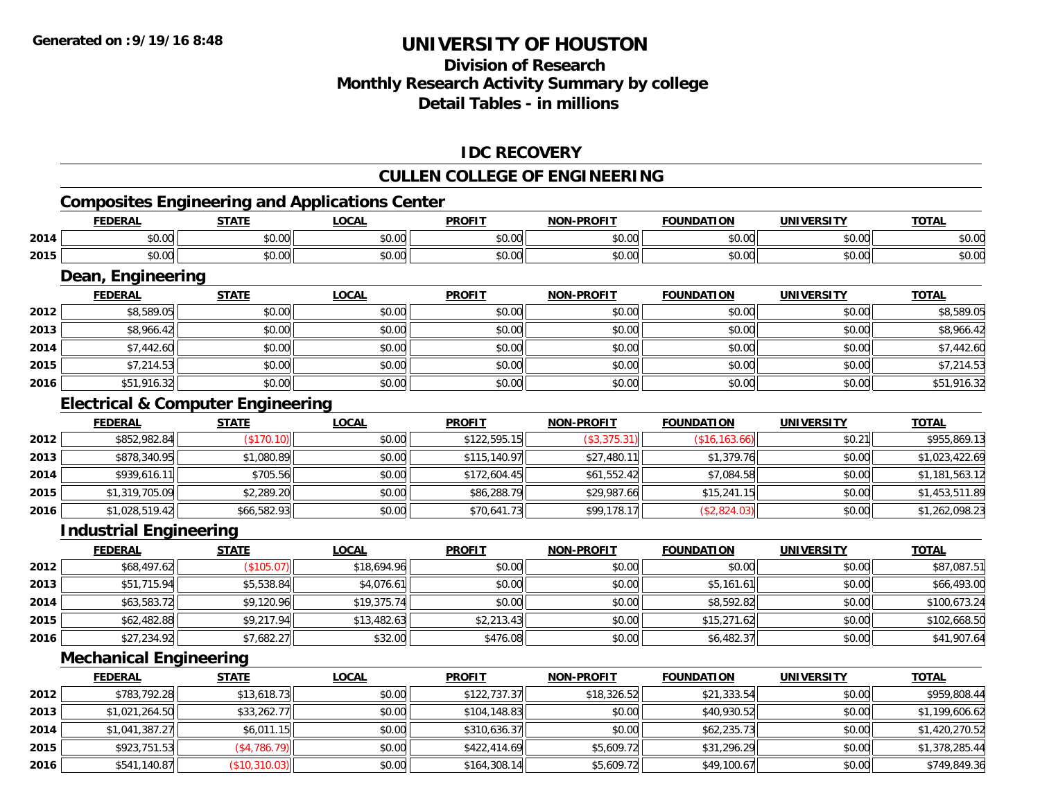**Generated on :9/19/16 8:48**

# UNIVERSITY OF HOUSTON

## Division of Research
## Monthly Research Activity Summary by college
## Detail Tables - in millions

### IDC RECOVERY

### CULLEN COLLEGE OF ENGINEERING

#### Composites Engineering and Applications Center

| | FEDERAL | STATE | LOCAL | PROFIT | NON-PROFIT | FOUNDATION | UNIVERSITY | TOTAL |
|---|---|---|---|---|---|---|---|---|
| 2014 | $0.00 | $0.00 | $0.00 | $0.00 | $0.00 | $0.00 | $0.00 | $0.00 |
| 2015 | $0.00 | $0.00 | $0.00 | $0.00 | $0.00 | $0.00 | $0.00 | $0.00 |

#### Dean, Engineering

| | FEDERAL | STATE | LOCAL | PROFIT | NON-PROFIT | FOUNDATION | UNIVERSITY | TOTAL |
|---|---|---|---|---|---|---|---|---|
| 2012 | $8,589.05 | $0.00 | $0.00 | $0.00 | $0.00 | $0.00 | $0.00 | $8,589.05 |
| 2013 | $8,966.42 | $0.00 | $0.00 | $0.00 | $0.00 | $0.00 | $0.00 | $8,966.42 |
| 2014 | $7,442.60 | $0.00 | $0.00 | $0.00 | $0.00 | $0.00 | $0.00 | $7,442.60 |
| 2015 | $7,214.53 | $0.00 | $0.00 | $0.00 | $0.00 | $0.00 | $0.00 | $7,214.53 |
| 2016 | $51,916.32 | $0.00 | $0.00 | $0.00 | $0.00 | $0.00 | $0.00 | $51,916.32 |

#### Electrical & Computer Engineering

| | FEDERAL | STATE | LOCAL | PROFIT | NON-PROFIT | FOUNDATION | UNIVERSITY | TOTAL |
|---|---|---|---|---|---|---|---|---|
| 2012 | $852,982.84 | ($170.10) | $0.00 | $122,595.15 | ($3,375.31) | ($16,163.66) | $0.21 | $955,869.13 |
| 2013 | $878,340.95 | $1,080.89 | $0.00 | $115,140.97 | $27,480.11 | $1,379.76 | $0.00 | $1,023,422.69 |
| 2014 | $939,616.11 | $705.56 | $0.00 | $172,604.45 | $61,552.42 | $7,084.58 | $0.00 | $1,181,563.12 |
| 2015 | $1,319,705.09 | $2,289.20 | $0.00 | $86,288.79 | $29,987.66 | $15,241.15 | $0.00 | $1,453,511.89 |
| 2016 | $1,028,519.42 | $66,582.93 | $0.00 | $70,641.73 | $99,178.17 | ($2,824.03) | $0.00 | $1,262,098.23 |

#### Industrial Engineering

| | FEDERAL | STATE | LOCAL | PROFIT | NON-PROFIT | FOUNDATION | UNIVERSITY | TOTAL |
|---|---|---|---|---|---|---|---|---|
| 2012 | $68,497.62 | ($105.07) | $18,694.96 | $0.00 | $0.00 | $0.00 | $0.00 | $87,087.51 |
| 2013 | $51,715.94 | $5,538.84 | $4,076.61 | $0.00 | $0.00 | $5,161.61 | $0.00 | $66,493.00 |
| 2014 | $63,583.72 | $9,120.96 | $19,375.74 | $0.00 | $0.00 | $8,592.82 | $0.00 | $100,673.24 |
| 2015 | $62,482.88 | $9,217.94 | $13,482.63 | $2,213.43 | $0.00 | $15,271.62 | $0.00 | $102,668.50 |
| 2016 | $27,234.92 | $7,682.27 | $32.00 | $476.08 | $0.00 | $6,482.37 | $0.00 | $41,907.64 |

#### Mechanical Engineering

| | FEDERAL | STATE | LOCAL | PROFIT | NON-PROFIT | FOUNDATION | UNIVERSITY | TOTAL |
|---|---|---|---|---|---|---|---|---|
| 2012 | $783,792.28 | $13,618.73 | $0.00 | $122,737.37 | $18,326.52 | $21,333.54 | $0.00 | $959,808.44 |
| 2013 | $1,021,264.50 | $33,262.77 | $0.00 | $104,148.83 | $0.00 | $40,930.52 | $0.00 | $1,199,606.62 |
| 2014 | $1,041,387.27 | $6,011.15 | $0.00 | $310,636.37 | $0.00 | $62,235.73 | $0.00 | $1,420,270.52 |
| 2015 | $923,751.53 | ($4,786.79) | $0.00 | $422,414.69 | $5,609.72 | $31,296.29 | $0.00 | $1,378,285.44 |
| 2016 | $541,140.87 | ($10,310.03) | $0.00 | $164,308.14 | $5,609.72 | $49,100.67 | $0.00 | $749,849.36 |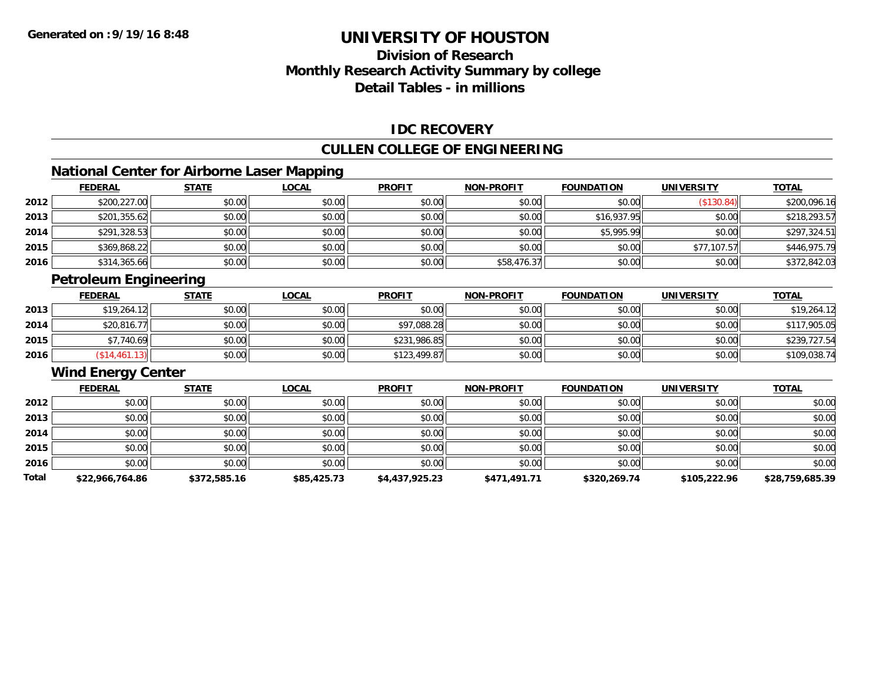**Generated on :9/19/16 8:48**

# UNIVERSITY OF HOUSTON

## Division of Research
## Monthly Research Activity Summary by college
## Detail Tables - in millions

### IDC RECOVERY

### CULLEN COLLEGE OF ENGINEERING

#### National Center for Airborne Laser Mapping

| | FEDERAL | STATE | LOCAL | PROFIT | NON-PROFIT | FOUNDATION | UNIVERSITY | TOTAL |
|---|---|---|---|---|---|---|---|---|
| 2012 | $200,227.00 | $0.00 | $0.00 | $0.00 | $0.00 | $0.00 | ($130.84) | $200,096.16 |
| 2013 | $201,355.62 | $0.00 | $0.00 | $0.00 | $0.00 | $16,937.95 | $0.00 | $218,293.57 |
| 2014 | $291,328.53 | $0.00 | $0.00 | $0.00 | $0.00 | $5,995.99 | $0.00 | $297,324.51 |
| 2015 | $369,868.22 | $0.00 | $0.00 | $0.00 | $0.00 | $0.00 | $77,107.57 | $446,975.79 |
| 2016 | $314,365.66 | $0.00 | $0.00 | $0.00 | $58,476.37 | $0.00 | $0.00 | $372,842.03 |

#### Petroleum Engineering

| | FEDERAL | STATE | LOCAL | PROFIT | NON-PROFIT | FOUNDATION | UNIVERSITY | TOTAL |
|---|---|---|---|---|---|---|---|---|
| 2013 | $19,264.12 | $0.00 | $0.00 | $0.00 | $0.00 | $0.00 | $0.00 | $19,264.12 |
| 2014 | $20,816.77 | $0.00 | $0.00 | $97,088.28 | $0.00 | $0.00 | $0.00 | $117,905.05 |
| 2015 | $7,740.69 | $0.00 | $0.00 | $231,986.85 | $0.00 | $0.00 | $0.00 | $239,727.54 |
| 2016 | ($14,461.13) | $0.00 | $0.00 | $123,499.87 | $0.00 | $0.00 | $0.00 | $109,038.74 |

#### Wind Energy Center

| | FEDERAL | STATE | LOCAL | PROFIT | NON-PROFIT | FOUNDATION | UNIVERSITY | TOTAL |
|---|---|---|---|---|---|---|---|---|
| 2012 | $0.00 | $0.00 | $0.00 | $0.00 | $0.00 | $0.00 | $0.00 | $0.00 |
| 2013 | $0.00 | $0.00 | $0.00 | $0.00 | $0.00 | $0.00 | $0.00 | $0.00 |
| 2014 | $0.00 | $0.00 | $0.00 | $0.00 | $0.00 | $0.00 | $0.00 | $0.00 |
| 2015 | $0.00 | $0.00 | $0.00 | $0.00 | $0.00 | $0.00 | $0.00 | $0.00 |
| 2016 | $0.00 | $0.00 | $0.00 | $0.00 | $0.00 | $0.00 | $0.00 | $0.00 |
| **Total** | **$22,966,764.86** | **$372,585.16** | **$85,425.73** | **$4,437,925.23** | **$471,491.71** | **$320,269.74** | **$105,222.96** | **$28,759,685.39** |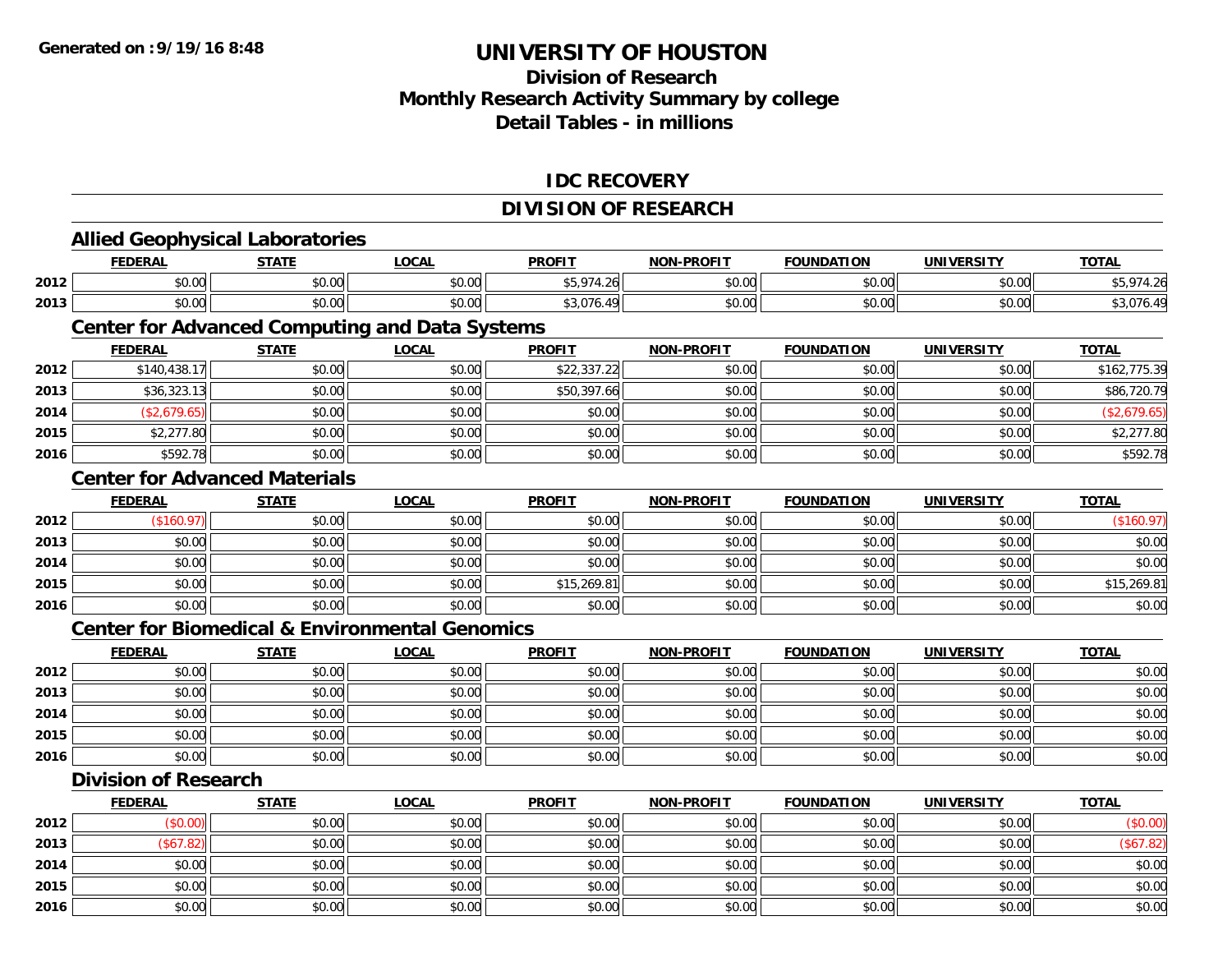# UNIVERSITY OF HOUSTON

## Division of Research
## Monthly Research Activity Summary by college
## Detail Tables - in millions

Generated on :9/19/16 8:48

### IDC RECOVERY

### DIVISION OF RESEARCH

#### Allied Geophysical Laboratories

| | FEDERAL | STATE | LOCAL | PROFIT | NON-PROFIT | FOUNDATION | UNIVERSITY | TOTAL |
|---|---|---|---|---|---|---|---|---|
| 2012 | $0.00 | $0.00 | $0.00 | $5,974.26 | $0.00 | $0.00 | $0.00 | $5,974.26 |
| 2013 | $0.00 | $0.00 | $0.00 | $3,076.49 | $0.00 | $0.00 | $0.00 | $3,076.49 |

#### Center for Advanced Computing and Data Systems

| | FEDERAL | STATE | LOCAL | PROFIT | NON-PROFIT | FOUNDATION | UNIVERSITY | TOTAL |
|---|---|---|---|---|---|---|---|---|
| 2012 | $140,438.17 | $0.00 | $0.00 | $22,337.22 | $0.00 | $0.00 | $0.00 | $162,775.39 |
| 2013 | $36,323.13 | $0.00 | $0.00 | $50,397.66 | $0.00 | $0.00 | $0.00 | $86,720.79 |
| 2014 | ($2,679.65) | $0.00 | $0.00 | $0.00 | $0.00 | $0.00 | $0.00 | ($2,679.65) |
| 2015 | $2,277.80 | $0.00 | $0.00 | $0.00 | $0.00 | $0.00 | $0.00 | $2,277.80 |
| 2016 | $592.78 | $0.00 | $0.00 | $0.00 | $0.00 | $0.00 | $0.00 | $592.78 |

#### Center for Advanced Materials

| | FEDERAL | STATE | LOCAL | PROFIT | NON-PROFIT | FOUNDATION | UNIVERSITY | TOTAL |
|---|---|---|---|---|---|---|---|---|
| 2012 | ($160.97) | $0.00 | $0.00 | $0.00 | $0.00 | $0.00 | $0.00 | ($160.97) |
| 2013 | $0.00 | $0.00 | $0.00 | $0.00 | $0.00 | $0.00 | $0.00 | $0.00 |
| 2014 | $0.00 | $0.00 | $0.00 | $0.00 | $0.00 | $0.00 | $0.00 | $0.00 |
| 2015 | $0.00 | $0.00 | $0.00 | $15,269.81 | $0.00 | $0.00 | $0.00 | $15,269.81 |
| 2016 | $0.00 | $0.00 | $0.00 | $0.00 | $0.00 | $0.00 | $0.00 | $0.00 |

#### Center for Biomedical & Environmental Genomics

| | FEDERAL | STATE | LOCAL | PROFIT | NON-PROFIT | FOUNDATION | UNIVERSITY | TOTAL |
|---|---|---|---|---|---|---|---|---|
| 2012 | $0.00 | $0.00 | $0.00 | $0.00 | $0.00 | $0.00 | $0.00 | $0.00 |
| 2013 | $0.00 | $0.00 | $0.00 | $0.00 | $0.00 | $0.00 | $0.00 | $0.00 |
| 2014 | $0.00 | $0.00 | $0.00 | $0.00 | $0.00 | $0.00 | $0.00 | $0.00 |
| 2015 | $0.00 | $0.00 | $0.00 | $0.00 | $0.00 | $0.00 | $0.00 | $0.00 |
| 2016 | $0.00 | $0.00 | $0.00 | $0.00 | $0.00 | $0.00 | $0.00 | $0.00 |

#### Division of Research

| | FEDERAL | STATE | LOCAL | PROFIT | NON-PROFIT | FOUNDATION | UNIVERSITY | TOTAL |
|---|---|---|---|---|---|---|---|---|
| 2012 | ($0.00) | $0.00 | $0.00 | $0.00 | $0.00 | $0.00 | $0.00 | ($0.00) |
| 2013 | ($67.82) | $0.00 | $0.00 | $0.00 | $0.00 | $0.00 | $0.00 | ($67.82) |
| 2014 | $0.00 | $0.00 | $0.00 | $0.00 | $0.00 | $0.00 | $0.00 | $0.00 |
| 2015 | $0.00 | $0.00 | $0.00 | $0.00 | $0.00 | $0.00 | $0.00 | $0.00 |
| 2016 | $0.00 | $0.00 | $0.00 | $0.00 | $0.00 | $0.00 | $0.00 | $0.00 |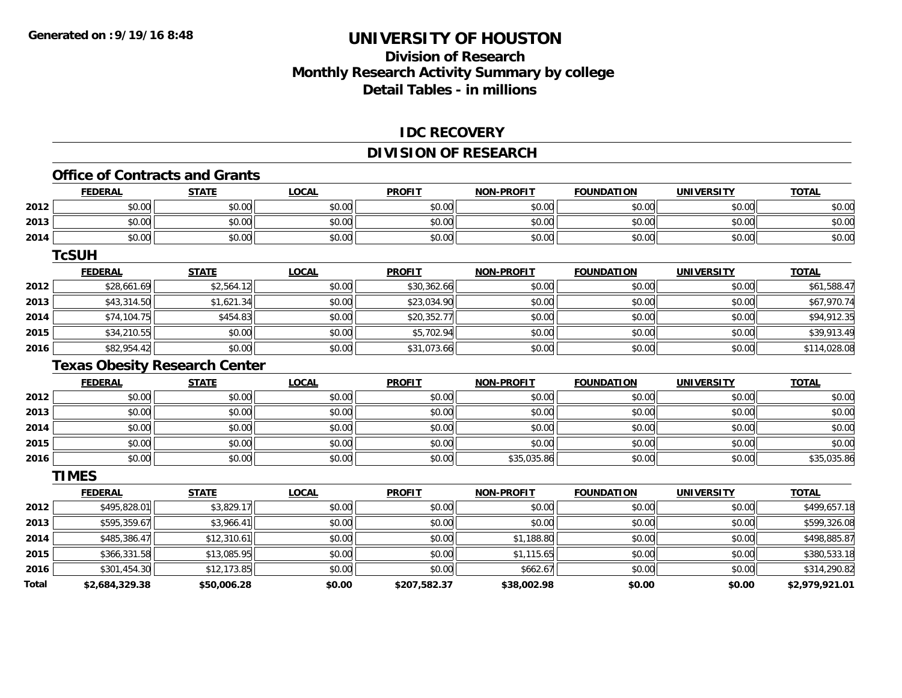**Generated on :9/19/16 8:48**

# UNIVERSITY OF HOUSTON

## Division of Research
## Monthly Research Activity Summary by college
## Detail Tables - in millions

### IDC RECOVERY

### DIVISION OF RESEARCH

#### Office of Contracts and Grants

| | FEDERAL | STATE | LOCAL | PROFIT | NON-PROFIT | FOUNDATION | UNIVERSITY | TOTAL |
|---|---|---|---|---|---|---|---|---|
| 2012 | $0.00 | $0.00 | $0.00 | $0.00 | $0.00 | $0.00 | $0.00 | $0.00 |
| 2013 | $0.00 | $0.00 | $0.00 | $0.00 | $0.00 | $0.00 | $0.00 | $0.00 |
| 2014 | $0.00 | $0.00 | $0.00 | $0.00 | $0.00 | $0.00 | $0.00 | $0.00 |

#### TcSUH

| | FEDERAL | STATE | LOCAL | PROFIT | NON-PROFIT | FOUNDATION | UNIVERSITY | TOTAL |
|---|---|---|---|---|---|---|---|---|
| 2012 | $28,661.69 | $2,564.12 | $0.00 | $30,362.66 | $0.00 | $0.00 | $0.00 | $61,588.47 |
| 2013 | $43,314.50 | $1,621.34 | $0.00 | $23,034.90 | $0.00 | $0.00 | $0.00 | $67,970.74 |
| 2014 | $74,104.75 | $454.83 | $0.00 | $20,352.77 | $0.00 | $0.00 | $0.00 | $94,912.35 |
| 2015 | $34,210.55 | $0.00 | $0.00 | $5,702.94 | $0.00 | $0.00 | $0.00 | $39,913.49 |
| 2016 | $82,954.42 | $0.00 | $0.00 | $31,073.66 | $0.00 | $0.00 | $0.00 | $114,028.08 |

#### Texas Obesity Research Center

| | FEDERAL | STATE | LOCAL | PROFIT | NON-PROFIT | FOUNDATION | UNIVERSITY | TOTAL |
|---|---|---|---|---|---|---|---|---|
| 2012 | $0.00 | $0.00 | $0.00 | $0.00 | $0.00 | $0.00 | $0.00 | $0.00 |
| 2013 | $0.00 | $0.00 | $0.00 | $0.00 | $0.00 | $0.00 | $0.00 | $0.00 |
| 2014 | $0.00 | $0.00 | $0.00 | $0.00 | $0.00 | $0.00 | $0.00 | $0.00 |
| 2015 | $0.00 | $0.00 | $0.00 | $0.00 | $0.00 | $0.00 | $0.00 | $0.00 |
| 2016 | $0.00 | $0.00 | $0.00 | $0.00 | $35,035.86 | $0.00 | $0.00 | $35,035.86 |

#### TIMES

| | FEDERAL | STATE | LOCAL | PROFIT | NON-PROFIT | FOUNDATION | UNIVERSITY | TOTAL |
|---|---|---|---|---|---|---|---|---|
| 2012 | $495,828.01 | $3,829.17 | $0.00 | $0.00 | $0.00 | $0.00 | $0.00 | $499,657.18 |
| 2013 | $595,359.67 | $3,966.41 | $0.00 | $0.00 | $0.00 | $0.00 | $0.00 | $599,326.08 |
| 2014 | $485,386.47 | $12,310.61 | $0.00 | $0.00 | $1,188.80 | $0.00 | $0.00 | $498,885.87 |
| 2015 | $366,331.58 | $13,085.95 | $0.00 | $0.00 | $1,115.65 | $0.00 | $0.00 | $380,533.18 |
| 2016 | $301,454.30 | $12,173.85 | $0.00 | $0.00 | $662.67 | $0.00 | $0.00 | $314,290.82 |
| **Total** | **$2,684,329.38** | **$50,006.28** | **$0.00** | **$207,582.37** | **$38,002.98** | **$0.00** | **$0.00** | **$2,979,921.01** |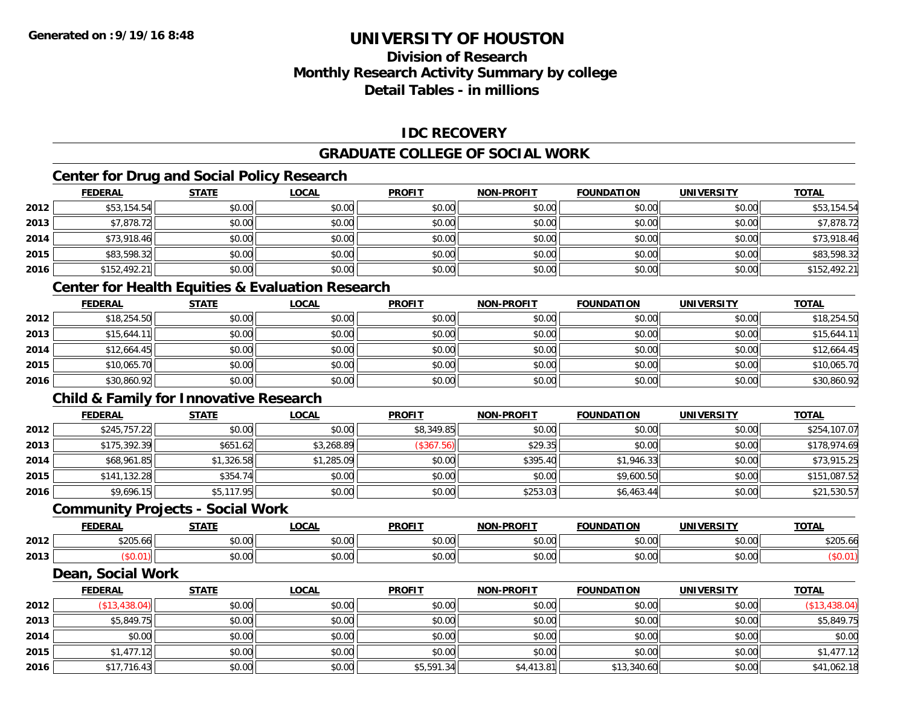**Generated on :9/19/16 8:48**

# UNIVERSITY OF HOUSTON

## Division of Research
## Monthly Research Activity Summary by college
## Detail Tables - in millions

### IDC RECOVERY

### GRADUATE COLLEGE OF SOCIAL WORK

#### Center for Drug and Social Policy Research

| | FEDERAL | STATE | LOCAL | PROFIT | NON-PROFIT | FOUNDATION | UNIVERSITY | TOTAL |
|---|---|---|---|---|---|---|---|---|
| 2012 | $53,154.54 | $0.00 | $0.00 | $0.00 | $0.00 | $0.00 | $0.00 | $53,154.54 |
| 2013 | $7,878.72 | $0.00 | $0.00 | $0.00 | $0.00 | $0.00 | $0.00 | $7,878.72 |
| 2014 | $73,918.46 | $0.00 | $0.00 | $0.00 | $0.00 | $0.00 | $0.00 | $73,918.46 |
| 2015 | $83,598.32 | $0.00 | $0.00 | $0.00 | $0.00 | $0.00 | $0.00 | $83,598.32 |
| 2016 | $152,492.21 | $0.00 | $0.00 | $0.00 | $0.00 | $0.00 | $0.00 | $152,492.21 |

#### Center for Health Equities & Evaluation Research

| | FEDERAL | STATE | LOCAL | PROFIT | NON-PROFIT | FOUNDATION | UNIVERSITY | TOTAL |
|---|---|---|---|---|---|---|---|---|
| 2012 | $18,254.50 | $0.00 | $0.00 | $0.00 | $0.00 | $0.00 | $0.00 | $18,254.50 |
| 2013 | $15,644.11 | $0.00 | $0.00 | $0.00 | $0.00 | $0.00 | $0.00 | $15,644.11 |
| 2014 | $12,664.45 | $0.00 | $0.00 | $0.00 | $0.00 | $0.00 | $0.00 | $12,664.45 |
| 2015 | $10,065.70 | $0.00 | $0.00 | $0.00 | $0.00 | $0.00 | $0.00 | $10,065.70 |
| 2016 | $30,860.92 | $0.00 | $0.00 | $0.00 | $0.00 | $0.00 | $0.00 | $30,860.92 |

#### Child & Family for Innovative Research

| | FEDERAL | STATE | LOCAL | PROFIT | NON-PROFIT | FOUNDATION | UNIVERSITY | TOTAL |
|---|---|---|---|---|---|---|---|---|
| 2012 | $245,757.22 | $0.00 | $0.00 | $8,349.85 | $0.00 | $0.00 | $0.00 | $254,107.07 |
| 2013 | $175,392.39 | $651.62 | $3,268.89 | ($367.56) | $29.35 | $0.00 | $0.00 | $178,974.69 |
| 2014 | $68,961.85 | $1,326.58 | $1,285.09 | $0.00 | $395.40 | $1,946.33 | $0.00 | $73,915.25 |
| 2015 | $141,132.28 | $354.74 | $0.00 | $0.00 | $0.00 | $9,600.50 | $0.00 | $151,087.52 |
| 2016 | $9,696.15 | $5,117.95 | $0.00 | $0.00 | $253.03 | $6,463.44 | $0.00 | $21,530.57 |

#### Community Projects - Social Work

| | FEDERAL | STATE | LOCAL | PROFIT | NON-PROFIT | FOUNDATION | UNIVERSITY | TOTAL |
|---|---|---|---|---|---|---|---|---|
| 2012 | $205.66 | $0.00 | $0.00 | $0.00 | $0.00 | $0.00 | $0.00 | $205.66 |
| 2013 | ($0.01) | $0.00 | $0.00 | $0.00 | $0.00 | $0.00 | $0.00 | ($0.01) |

#### Dean, Social Work

| | FEDERAL | STATE | LOCAL | PROFIT | NON-PROFIT | FOUNDATION | UNIVERSITY | TOTAL |
|---|---|---|---|---|---|---|---|---|
| 2012 | ($13,438.04) | $0.00 | $0.00 | $0.00 | $0.00 | $0.00 | $0.00 | ($13,438.04) |
| 2013 | $5,849.75 | $0.00 | $0.00 | $0.00 | $0.00 | $0.00 | $0.00 | $5,849.75 |
| 2014 | $0.00 | $0.00 | $0.00 | $0.00 | $0.00 | $0.00 | $0.00 | $0.00 |
| 2015 | $1,477.12 | $0.00 | $0.00 | $0.00 | $0.00 | $0.00 | $0.00 | $1,477.12 |
| 2016 | $17,716.43 | $0.00 | $0.00 | $5,591.34 | $4,413.81 | $13,340.60 | $0.00 | $41,062.18 |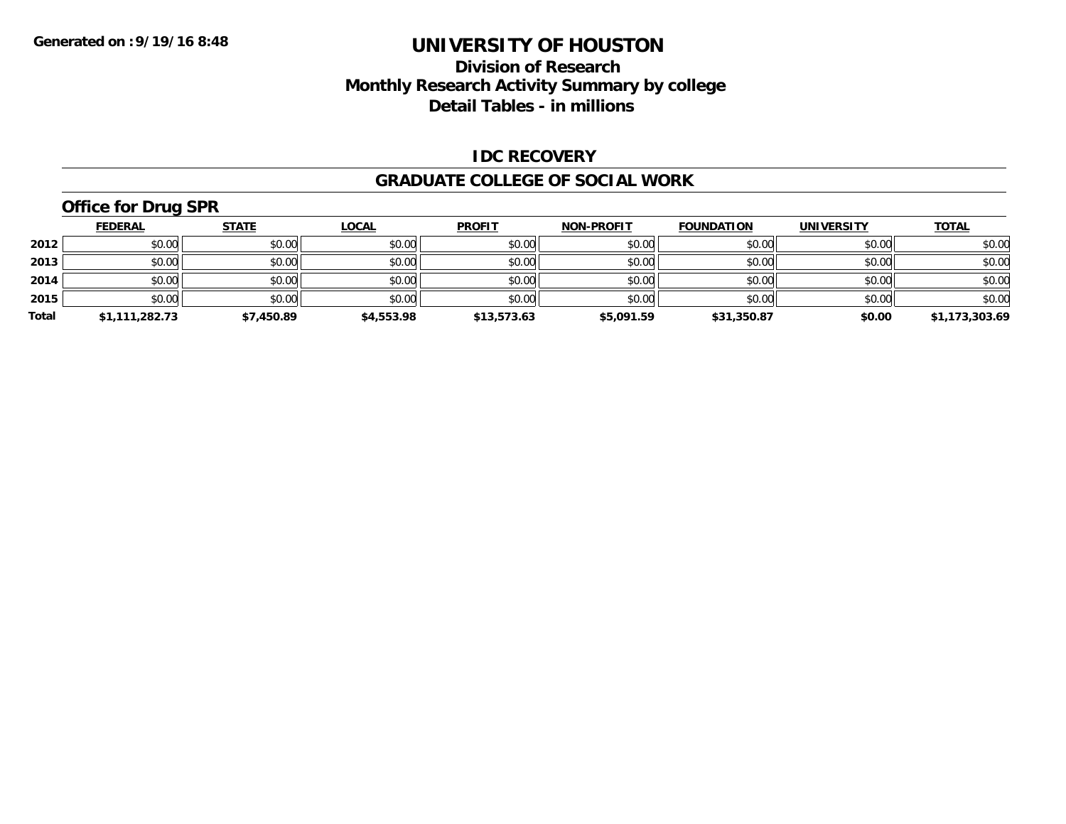**Generated on :9/19/16 8:48**

# UNIVERSITY OF HOUSTON

## Division of Research
## Monthly Research Activity Summary by college
## Detail Tables - in millions

### IDC RECOVERY

### GRADUATE COLLEGE OF SOCIAL WORK

### Office for Drug SPR

| | FEDERAL | STATE | LOCAL | PROFIT | NON-PROFIT | FOUNDATION | UNIVERSITY | TOTAL |
|---|---|---|---|---|---|---|---|---|
| 2012 | $0.00 | $0.00 | $0.00 | $0.00 | $0.00 | $0.00 | $0.00 | $0.00 |
| 2013 | $0.00 | $0.00 | $0.00 | $0.00 | $0.00 | $0.00 | $0.00 | $0.00 |
| 2014 | $0.00 | $0.00 | $0.00 | $0.00 | $0.00 | $0.00 | $0.00 | $0.00 |
| 2015 | $0.00 | $0.00 | $0.00 | $0.00 | $0.00 | $0.00 | $0.00 | $0.00 |
| **Total** | **$1,111,282.73** | **$7,450.89** | **$4,553.98** | **$13,573.63** | **$5,091.59** | **$31,350.87** | **$0.00** | **$1,173,303.69** |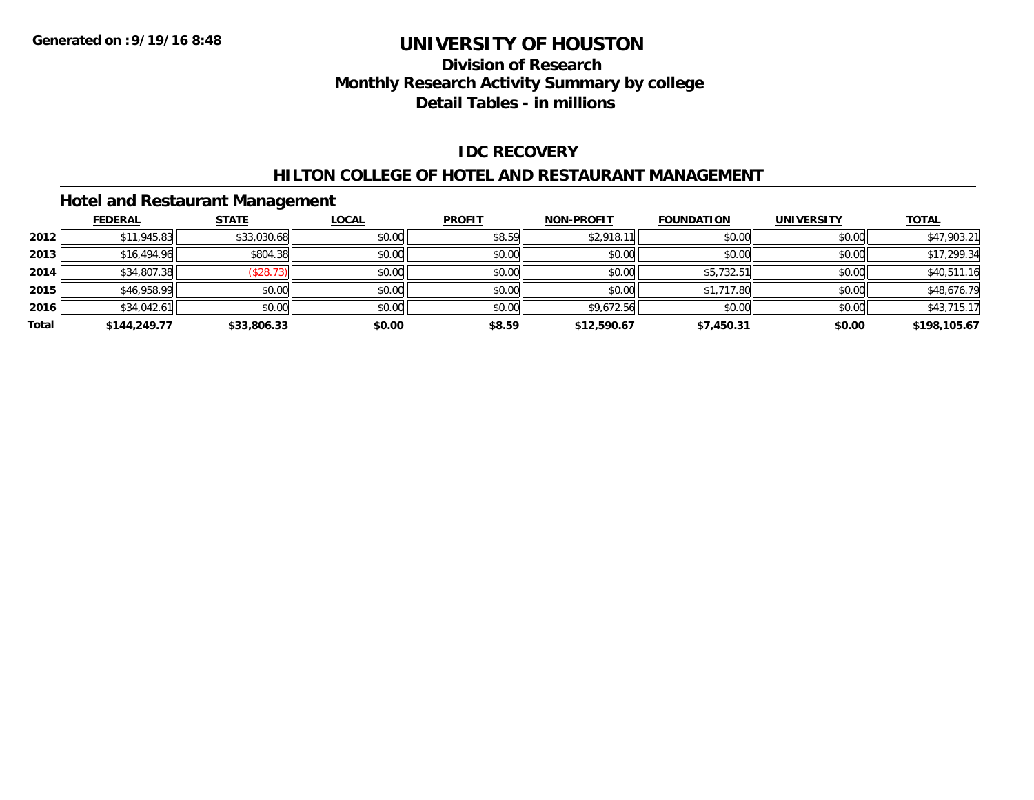**Generated on :9/19/16 8:48**

# UNIVERSITY OF HOUSTON

## Division of Research
## Monthly Research Activity Summary by college
## Detail Tables - in millions

### IDC RECOVERY

### HILTON COLLEGE OF HOTEL AND RESTAURANT MANAGEMENT

### Hotel and Restaurant Management

| | FEDERAL | STATE | LOCAL | PROFIT | NON-PROFIT | FOUNDATION | UNIVERSITY | TOTAL |
|---|---|---|---|---|---|---|---|---|
| 2012 | $11,945.83 | $33,030.68 | $0.00 | $8.59 | $2,918.11 | $0.00 | $0.00 | $47,903.21 |
| 2013 | $16,494.96 | $804.38 | $0.00 | $0.00 | $0.00 | $0.00 | $0.00 | $17,299.34 |
| 2014 | $34,807.38 | ($28.73) | $0.00 | $0.00 | $0.00 | $5,732.51 | $0.00 | $40,511.16 |
| 2015 | $46,958.99 | $0.00 | $0.00 | $0.00 | $0.00 | $1,717.80 | $0.00 | $48,676.79 |
| 2016 | $34,042.61 | $0.00 | $0.00 | $0.00 | $9,672.56 | $0.00 | $0.00 | $43,715.17 |
| **Total** | **$144,249.77** | **$33,806.33** | **$0.00** | **$8.59** | **$12,590.67** | **$7,450.31** | **$0.00** | **$198,105.67** |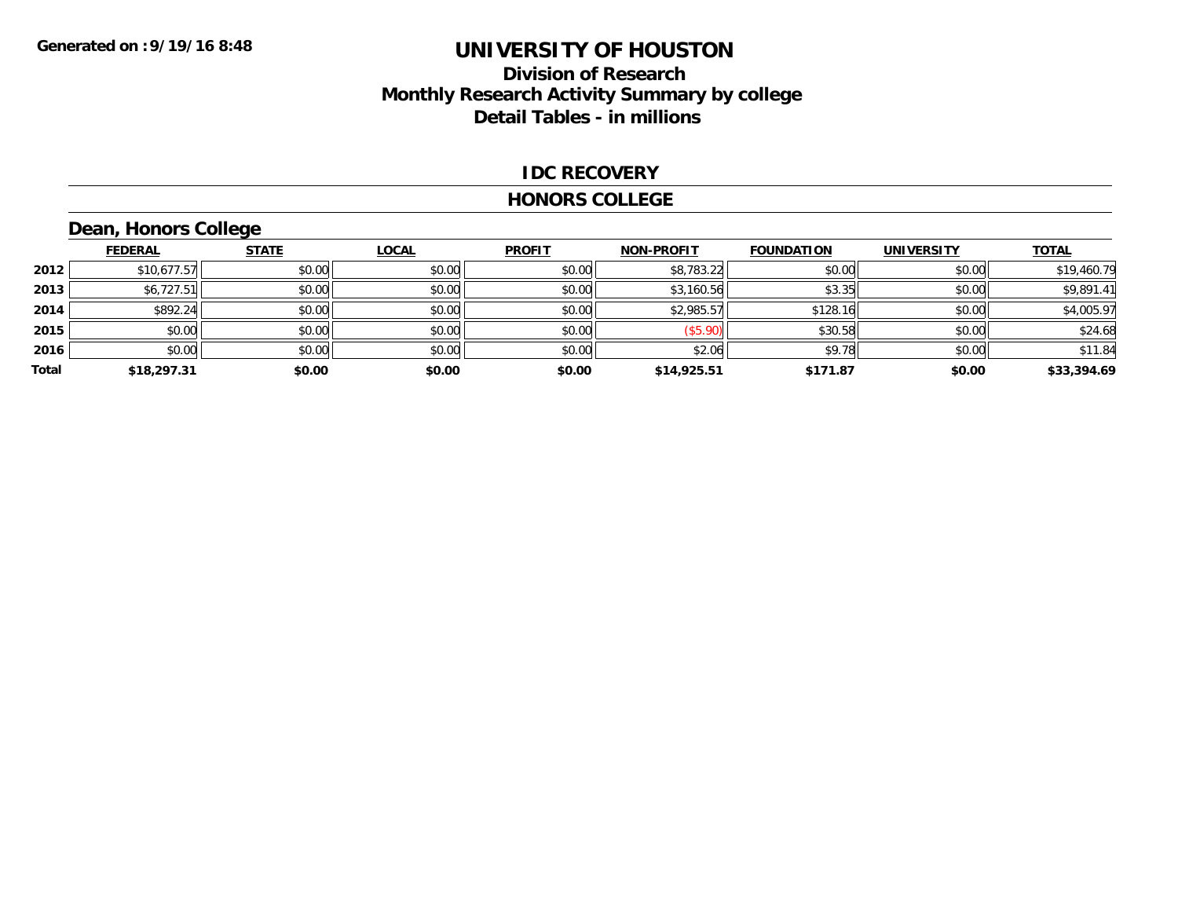**Generated on :9/19/16 8:48**

# UNIVERSITY OF HOUSTON

## Division of Research
## Monthly Research Activity Summary by college
## Detail Tables - in millions

### IDC RECOVERY

### HONORS COLLEGE

### Dean, Honors College

| | FEDERAL | STATE | LOCAL | PROFIT | NON-PROFIT | FOUNDATION | UNIVERSITY | TOTAL |
|---|---|---|---|---|---|---|---|---|
| **2012** | $10,677.57 | $0.00 | $0.00 | $0.00 | $8,783.22 | $0.00 | $0.00 | $19,460.79 |
| **2013** | $6,727.51 | $0.00 | $0.00 | $0.00 | $3,160.56 | $3.35 | $0.00 | $9,891.41 |
| **2014** | $892.24 | $0.00 | $0.00 | $0.00 | $2,985.57 | $128.16 | $0.00 | $4,005.97 |
| **2015** | $0.00 | $0.00 | $0.00 | $0.00 | ($5.90) | $30.58 | $0.00 | $24.68 |
| **2016** | $0.00 | $0.00 | $0.00 | $0.00 | $2.06 | $9.78 | $0.00 | $11.84 |
| **Total** | **$18,297.31** | **$0.00** | **$0.00** | **$0.00** | **$14,925.51** | **$171.87** | **$0.00** | **$33,394.69** |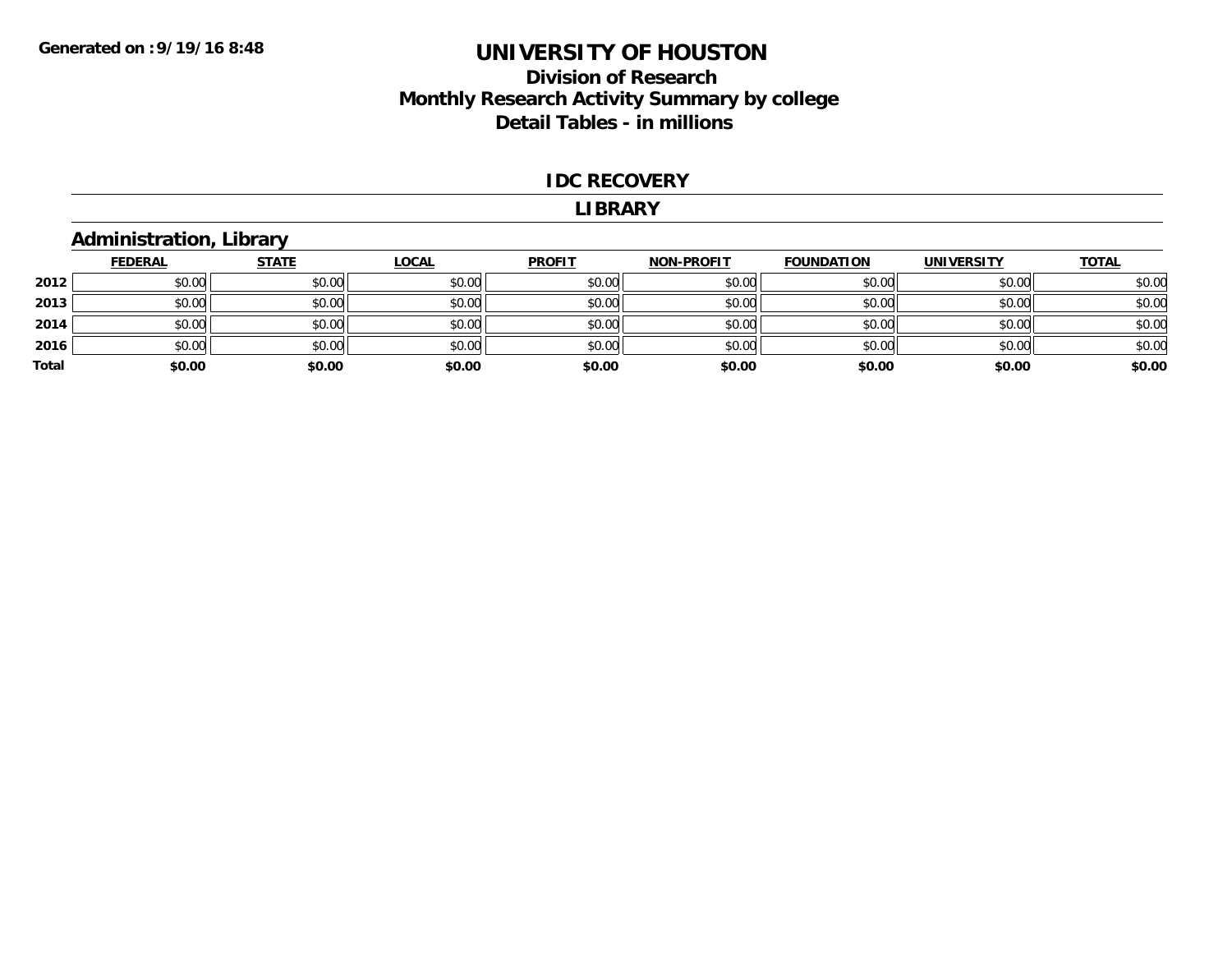**Generated on :9/19/16 8:48**

# UNIVERSITY OF HOUSTON

## Division of Research
## Monthly Research Activity Summary by college
## Detail Tables - in millions

### IDC RECOVERY

### LIBRARY

### Administration, Library

| | FEDERAL | STATE | LOCAL | PROFIT | NON-PROFIT | FOUNDATION | UNIVERSITY | TOTAL |
|---|---|---|---|---|---|---|---|---|
| 2012 | $0.00 | $0.00 | $0.00 | $0.00 | $0.00 | $0.00 | $0.00 | $0.00 |
| 2013 | $0.00 | $0.00 | $0.00 | $0.00 | $0.00 | $0.00 | $0.00 | $0.00 |
| 2014 | $0.00 | $0.00 | $0.00 | $0.00 | $0.00 | $0.00 | $0.00 | $0.00 |
| 2016 | $0.00 | $0.00 | $0.00 | $0.00 | $0.00 | $0.00 | $0.00 | $0.00 |
| **Total** | **$0.00** | **$0.00** | **$0.00** | **$0.00** | **$0.00** | **$0.00** | **$0.00** | **$0.00** |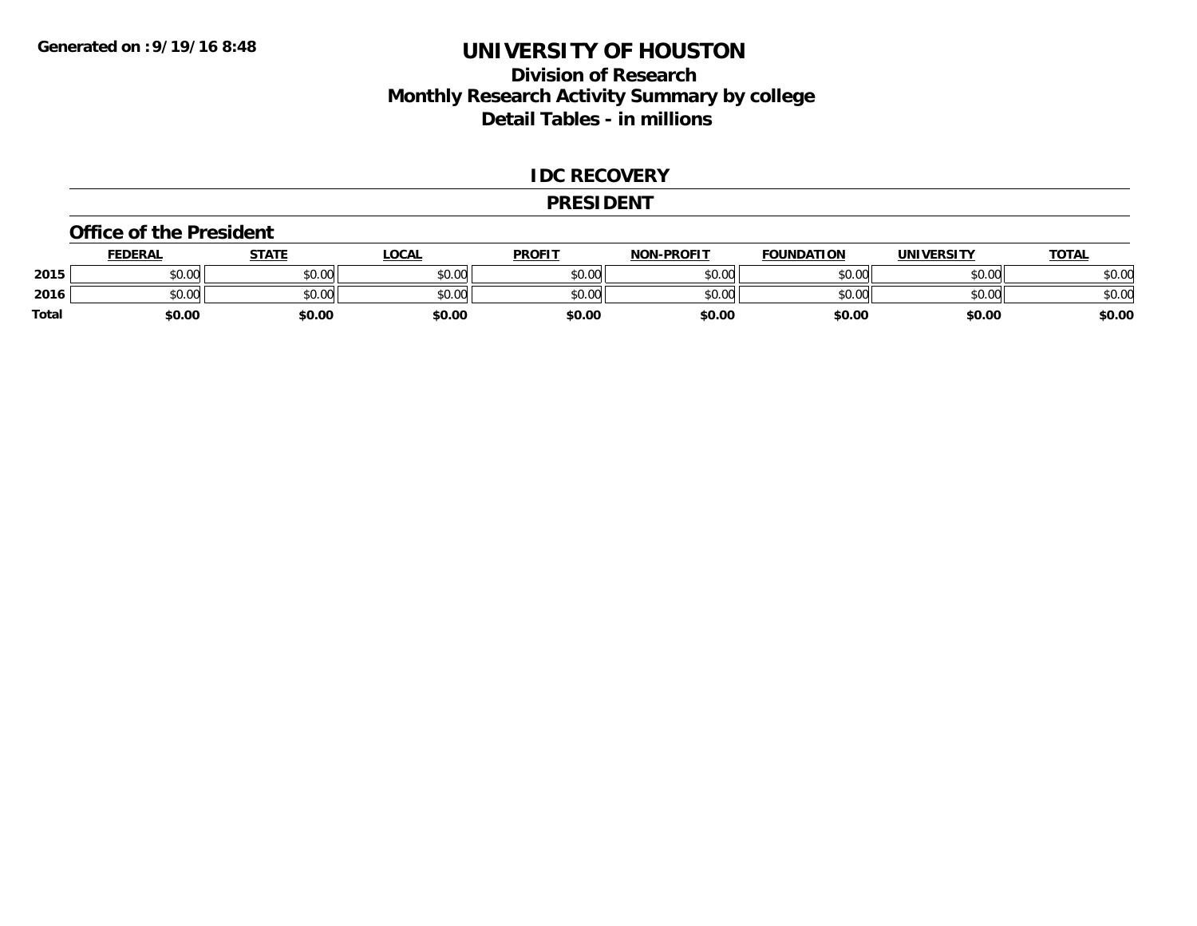**Generated on :9/19/16 8:48**

# UNIVERSITY OF HOUSTON

## Division of Research
## Monthly Research Activity Summary by college
## Detail Tables - in millions

### IDC RECOVERY

### PRESIDENT

### Office of the President

| | FEDERAL | STATE | LOCAL | PROFIT | NON-PROFIT | FOUNDATION | UNIVERSITY | TOTAL |
|---|---|---|---|---|---|---|---|---|
| **2015** | $0.00 | $0.00 | $0.00 | $0.00 | $0.00 | $0.00 | $0.00 | $0.00 |
| **2016** | $0.00 | $0.00 | $0.00 | $0.00 | $0.00 | $0.00 | $0.00 | $0.00 |
| **Total** | **$0.00** | **$0.00** | **$0.00** | **$0.00** | **$0.00** | **$0.00** | **$0.00** | **$0.00** |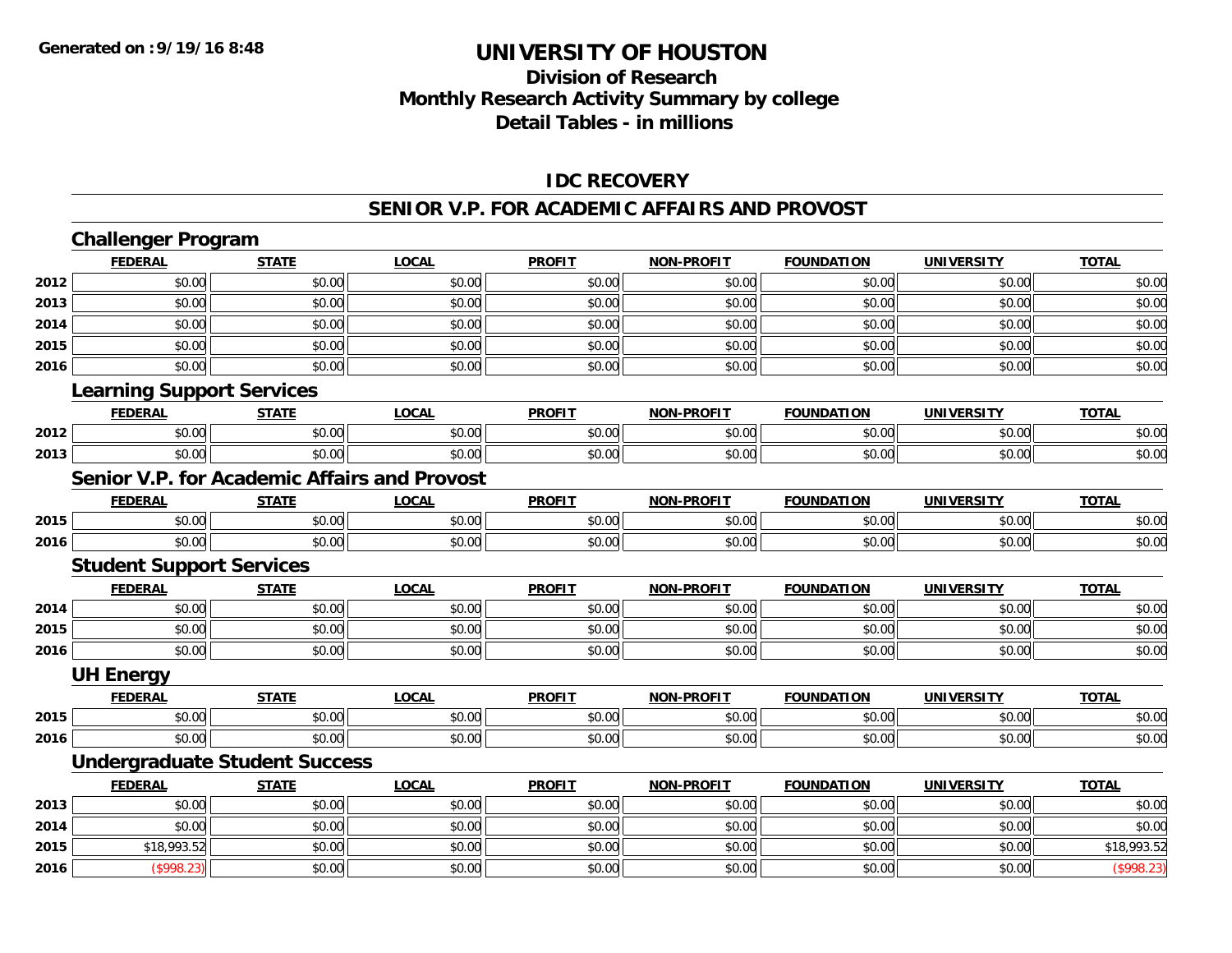**Generated on :9/19/16 8:48**

# UNIVERSITY OF HOUSTON

## Division of Research
## Monthly Research Activity Summary by college
## Detail Tables - in millions

### IDC RECOVERY

### SENIOR V.P. FOR ACADEMIC AFFAIRS AND PROVOST

#### Challenger Program

| | FEDERAL | STATE | LOCAL | PROFIT | NON-PROFIT | FOUNDATION | UNIVERSITY | TOTAL |
|---|---|---|---|---|---|---|---|---|
| 2012 | $0.00 | $0.00 | $0.00 | $0.00 | $0.00 | $0.00 | $0.00 | $0.00 |
| 2013 | $0.00 | $0.00 | $0.00 | $0.00 | $0.00 | $0.00 | $0.00 | $0.00 |
| 2014 | $0.00 | $0.00 | $0.00 | $0.00 | $0.00 | $0.00 | $0.00 | $0.00 |
| 2015 | $0.00 | $0.00 | $0.00 | $0.00 | $0.00 | $0.00 | $0.00 | $0.00 |
| 2016 | $0.00 | $0.00 | $0.00 | $0.00 | $0.00 | $0.00 | $0.00 | $0.00 |

#### Learning Support Services

| | FEDERAL | STATE | LOCAL | PROFIT | NON-PROFIT | FOUNDATION | UNIVERSITY | TOTAL |
|---|---|---|---|---|---|---|---|---|
| 2012 | $0.00 | $0.00 | $0.00 | $0.00 | $0.00 | $0.00 | $0.00 | $0.00 |
| 2013 | $0.00 | $0.00 | $0.00 | $0.00 | $0.00 | $0.00 | $0.00 | $0.00 |

#### Senior V.P. for Academic Affairs and Provost

| | FEDERAL | STATE | LOCAL | PROFIT | NON-PROFIT | FOUNDATION | UNIVERSITY | TOTAL |
|---|---|---|---|---|---|---|---|---|
| 2015 | $0.00 | $0.00 | $0.00 | $0.00 | $0.00 | $0.00 | $0.00 | $0.00 |
| 2016 | $0.00 | $0.00 | $0.00 | $0.00 | $0.00 | $0.00 | $0.00 | $0.00 |

#### Student Support Services

| | FEDERAL | STATE | LOCAL | PROFIT | NON-PROFIT | FOUNDATION | UNIVERSITY | TOTAL |
|---|---|---|---|---|---|---|---|---|
| 2014 | $0.00 | $0.00 | $0.00 | $0.00 | $0.00 | $0.00 | $0.00 | $0.00 |
| 2015 | $0.00 | $0.00 | $0.00 | $0.00 | $0.00 | $0.00 | $0.00 | $0.00 |
| 2016 | $0.00 | $0.00 | $0.00 | $0.00 | $0.00 | $0.00 | $0.00 | $0.00 |

#### UH Energy

| | FEDERAL | STATE | LOCAL | PROFIT | NON-PROFIT | FOUNDATION | UNIVERSITY | TOTAL |
|---|---|---|---|---|---|---|---|---|
| 2015 | $0.00 | $0.00 | $0.00 | $0.00 | $0.00 | $0.00 | $0.00 | $0.00 |
| 2016 | $0.00 | $0.00 | $0.00 | $0.00 | $0.00 | $0.00 | $0.00 | $0.00 |

#### Undergraduate Student Success

| | FEDERAL | STATE | LOCAL | PROFIT | NON-PROFIT | FOUNDATION | UNIVERSITY | TOTAL |
|---|---|---|---|---|---|---|---|---|
| 2013 | $0.00 | $0.00 | $0.00 | $0.00 | $0.00 | $0.00 | $0.00 | $0.00 |
| 2014 | $0.00 | $0.00 | $0.00 | $0.00 | $0.00 | $0.00 | $0.00 | $0.00 |
| 2015 | $18,993.52 | $0.00 | $0.00 | $0.00 | $0.00 | $0.00 | $0.00 | $18,993.52 |
| 2016 | ($998.23) | $0.00 | $0.00 | $0.00 | $0.00 | $0.00 | $0.00 | ($998.23) |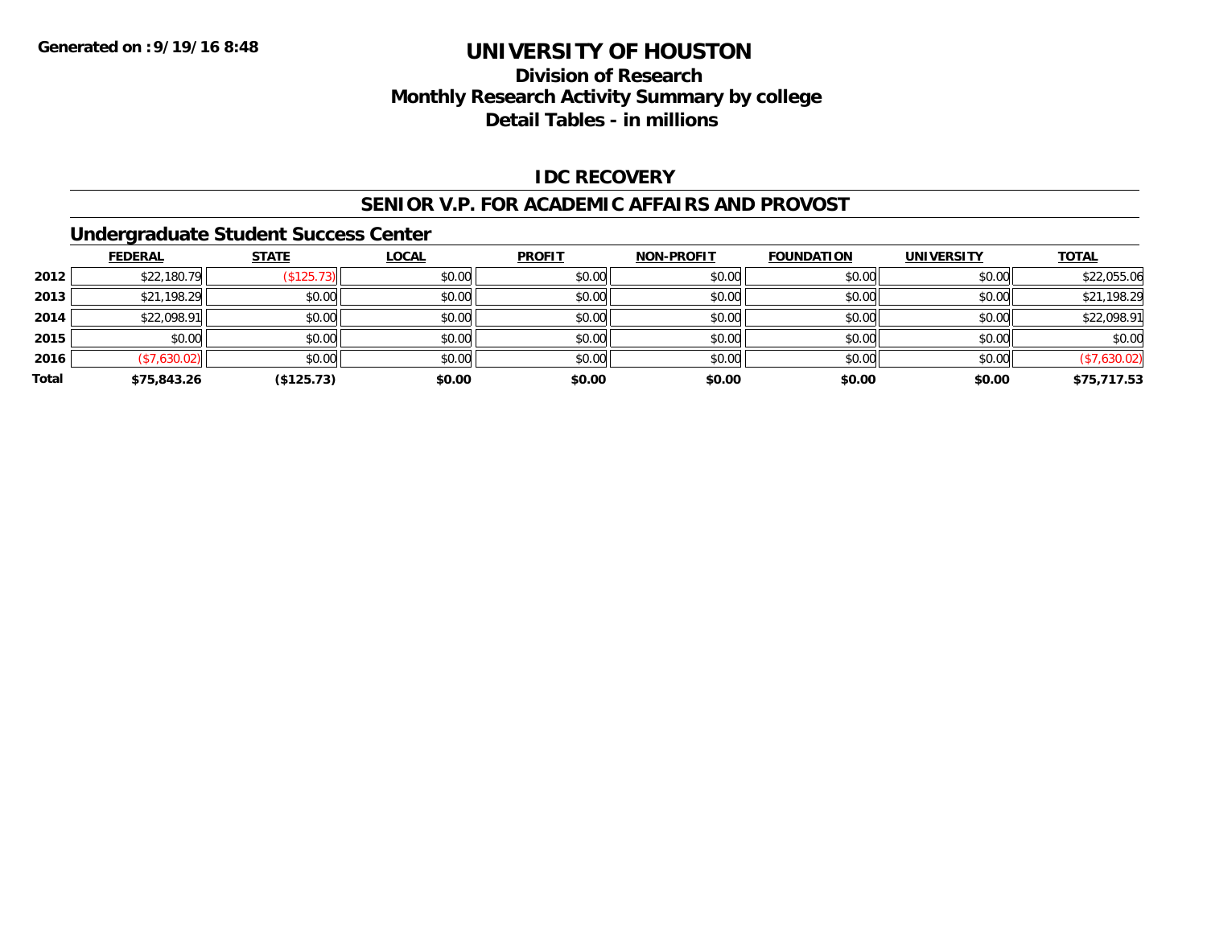**Generated on :9/19/16 8:48**

# UNIVERSITY OF HOUSTON

## Division of Research
## Monthly Research Activity Summary by college
## Detail Tables - in millions

### IDC RECOVERY

### SENIOR V.P. FOR ACADEMIC AFFAIRS AND PROVOST

### Undergraduate Student Success Center

| | FEDERAL | STATE | LOCAL | PROFIT | NON-PROFIT | FOUNDATION | UNIVERSITY | TOTAL |
|---|---|---|---|---|---|---|---|---|
| 2012 | $22,180.79 | ($125.73) | $0.00 | $0.00 | $0.00 | $0.00 | $0.00 | $22,055.06 |
| 2013 | $21,198.29 | $0.00 | $0.00 | $0.00 | $0.00 | $0.00 | $0.00 | $21,198.29 |
| 2014 | $22,098.91 | $0.00 | $0.00 | $0.00 | $0.00 | $0.00 | $0.00 | $22,098.91 |
| 2015 | $0.00 | $0.00 | $0.00 | $0.00 | $0.00 | $0.00 | $0.00 | $0.00 |
| 2016 | ($7,630.02) | $0.00 | $0.00 | $0.00 | $0.00 | $0.00 | $0.00 | ($7,630.02) |
| **Total** | **$75,843.26** | **($125.73)** | **$0.00** | **$0.00** | **$0.00** | **$0.00** | **$0.00** | **$75,717.53** |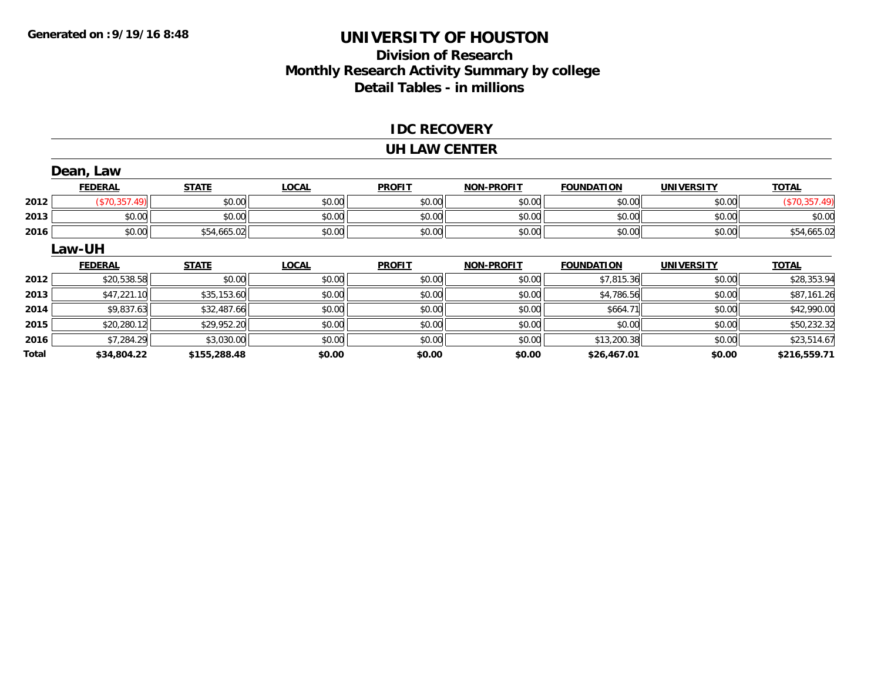**Generated on :9/19/16 8:48**

# UNIVERSITY OF HOUSTON
## Division of Research
## Monthly Research Activity Summary by college
## Detail Tables - in millions

### IDC RECOVERY

### UH LAW CENTER

#### Dean, Law

| | FEDERAL | STATE | LOCAL | PROFIT | NON-PROFIT | FOUNDATION | UNIVERSITY | TOTAL |
|---|---|---|---|---|---|---|---|---|
| 2012 | ($70,357.49) | $0.00 | $0.00 | $0.00 | $0.00 | $0.00 | $0.00 | ($70,357.49) |
| 2013 | $0.00 | $0.00 | $0.00 | $0.00 | $0.00 | $0.00 | $0.00 | $0.00 |
| 2016 | $0.00 | $54,665.02 | $0.00 | $0.00 | $0.00 | $0.00 | $0.00 | $54,665.02 |

#### Law-UH

| | FEDERAL | STATE | LOCAL | PROFIT | NON-PROFIT | FOUNDATION | UNIVERSITY | TOTAL |
|---|---|---|---|---|---|---|---|---|
| 2012 | $20,538.58 | $0.00 | $0.00 | $0.00 | $0.00 | $7,815.36 | $0.00 | $28,353.94 |
| 2013 | $47,221.10 | $35,153.60 | $0.00 | $0.00 | $0.00 | $4,786.56 | $0.00 | $87,161.26 |
| 2014 | $9,837.63 | $32,487.66 | $0.00 | $0.00 | $0.00 | $664.71 | $0.00 | $42,990.00 |
| 2015 | $20,280.12 | $29,952.20 | $0.00 | $0.00 | $0.00 | $0.00 | $0.00 | $50,232.32 |
| 2016 | $7,284.29 | $3,030.00 | $0.00 | $0.00 | $0.00 | $13,200.38 | $0.00 | $23,514.67 |
| **Total** | **$34,804.22** | **$155,288.48** | **$0.00** | **$0.00** | **$0.00** | **$26,467.01** | **$0.00** | **$216,559.71** |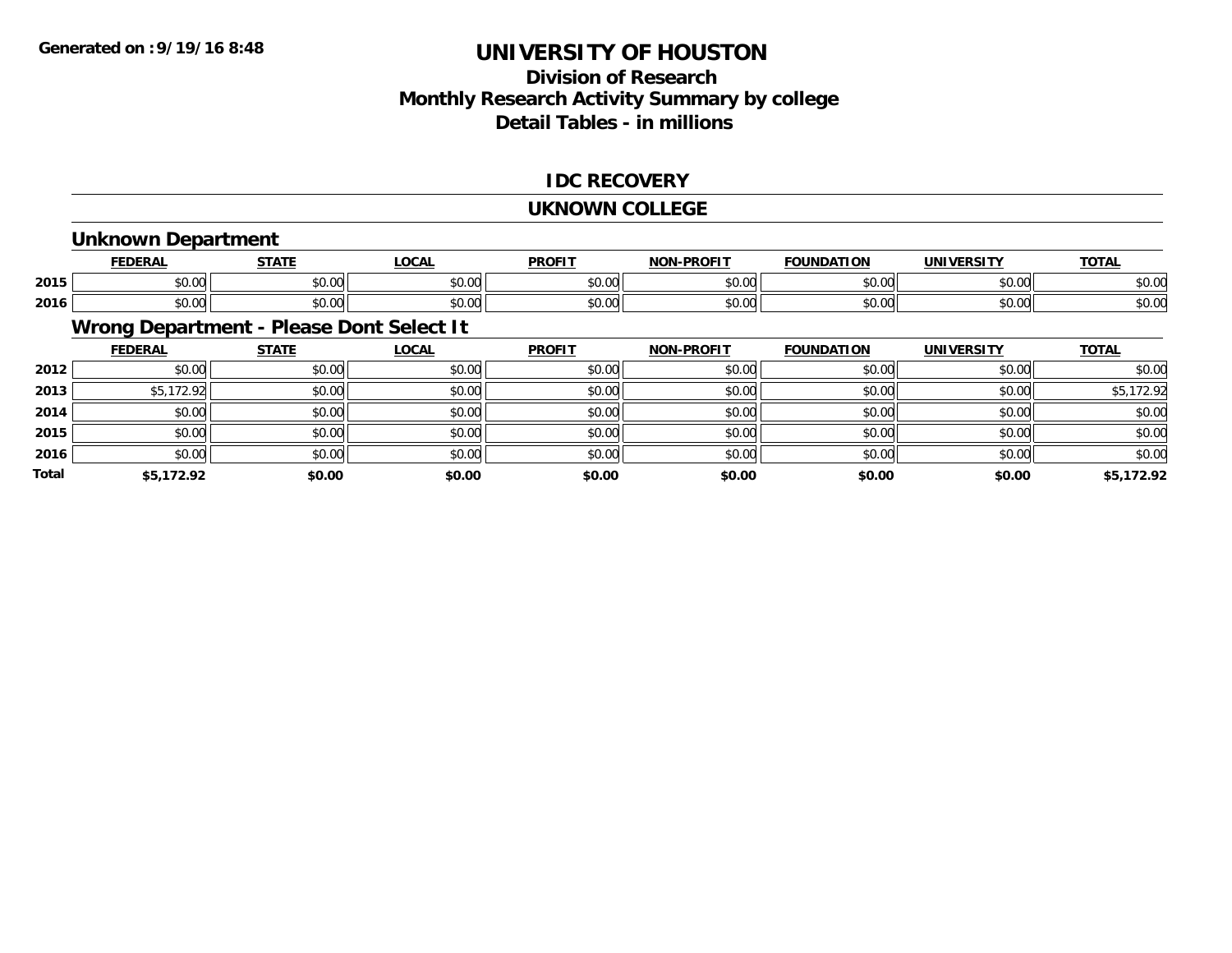# UNIVERSITY OF HOUSTON

## Division of Research
## Monthly Research Activity Summary by college
## Detail Tables - in millions

### IDC RECOVERY

### UKNOWN COLLEGE

#### Unknown Department

| | FEDERAL | STATE | LOCAL | PROFIT | NON-PROFIT | FOUNDATION | UNIVERSITY | TOTAL |
|---|---|---|---|---|---|---|---|---|
| 2015 | $0.00 | $0.00 | $0.00 | $0.00 | $0.00 | $0.00 | $0.00 | $0.00 |
| 2016 | $0.00 | $0.00 | $0.00 | $0.00 | $0.00 | $0.00 | $0.00 | $0.00 |

#### Wrong Department - Please Dont Select It

| | FEDERAL | STATE | LOCAL | PROFIT | NON-PROFIT | FOUNDATION | UNIVERSITY | TOTAL |
|---|---|---|---|---|---|---|---|---|
| 2012 | $0.00 | $0.00 | $0.00 | $0.00 | $0.00 | $0.00 | $0.00 | $0.00 |
| 2013 | $5,172.92 | $0.00 | $0.00 | $0.00 | $0.00 | $0.00 | $0.00 | $5,172.92 |
| 2014 | $0.00 | $0.00 | $0.00 | $0.00 | $0.00 | $0.00 | $0.00 | $0.00 |
| 2015 | $0.00 | $0.00 | $0.00 | $0.00 | $0.00 | $0.00 | $0.00 | $0.00 |
| 2016 | $0.00 | $0.00 | $0.00 | $0.00 | $0.00 | $0.00 | $0.00 | $0.00 |
| **Total** | **$5,172.92** | **$0.00** | **$0.00** | **$0.00** | **$0.00** | **$0.00** | **$0.00** | **$5,172.92** |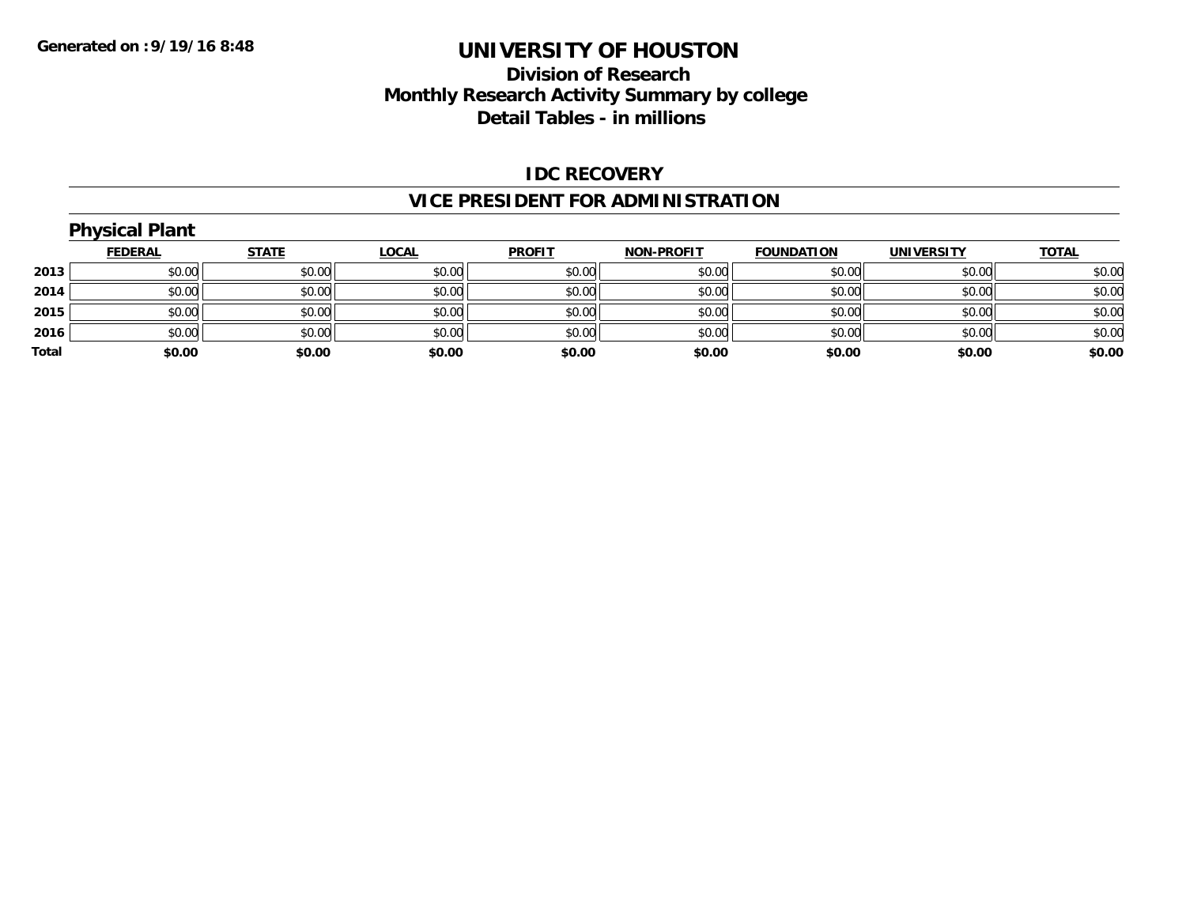Generated on :9/19/16 8:48

# UNIVERSITY OF HOUSTON
## Division of Research
## Monthly Research Activity Summary by college
## Detail Tables - in millions

### IDC RECOVERY

### VICE PRESIDENT FOR ADMINISTRATION

#### Physical Plant

| | FEDERAL | STATE | LOCAL | PROFIT | NON-PROFIT | FOUNDATION | UNIVERSITY | TOTAL |
|---|---|---|---|---|---|---|---|---|
| 2013 | $0.00 | $0.00 | $0.00 | $0.00 | $0.00 | $0.00 | $0.00 | $0.00 |
| 2014 | $0.00 | $0.00 | $0.00 | $0.00 | $0.00 | $0.00 | $0.00 | $0.00 |
| 2015 | $0.00 | $0.00 | $0.00 | $0.00 | $0.00 | $0.00 | $0.00 | $0.00 |
| 2016 | $0.00 | $0.00 | $0.00 | $0.00 | $0.00 | $0.00 | $0.00 | $0.00 |
| **Total** | **$0.00** | **$0.00** | **$0.00** | **$0.00** | **$0.00** | **$0.00** | **$0.00** | **$0.00** |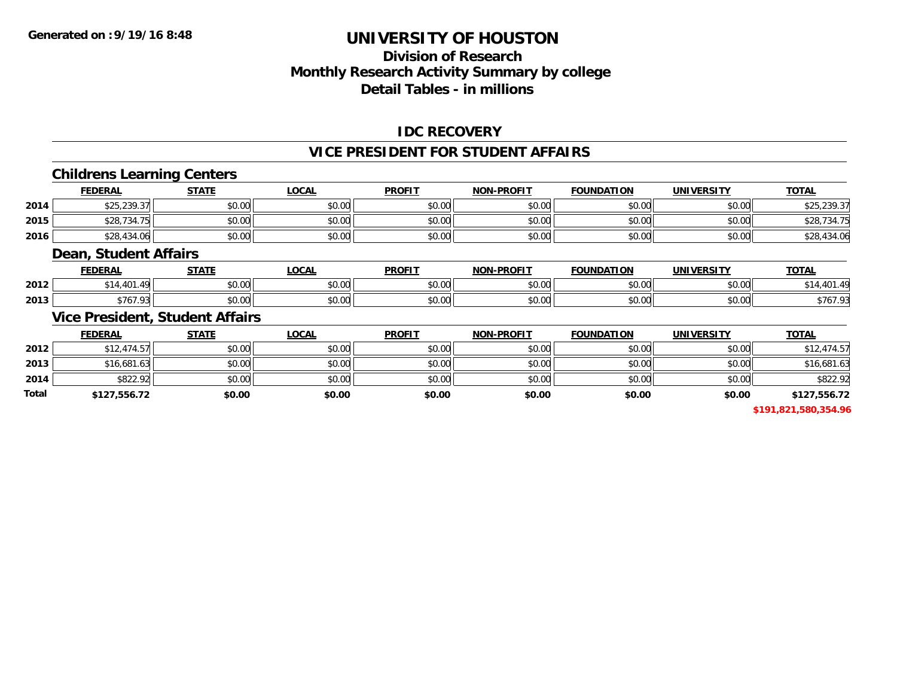Generated on :9/19/16 8:48

# UNIVERSITY OF HOUSTON

## Division of Research
## Monthly Research Activity Summary by college
## Detail Tables - in millions

### IDC RECOVERY

### VICE PRESIDENT FOR STUDENT AFFAIRS

#### Childrens Learning Centers

| | FEDERAL | STATE | LOCAL | PROFIT | NON-PROFIT | FOUNDATION | UNIVERSITY | TOTAL |
|---|---|---|---|---|---|---|---|---|
| 2014 | $25,239.37 | $0.00 | $0.00 | $0.00 | $0.00 | $0.00 | $0.00 | $25,239.37 |
| 2015 | $28,734.75 | $0.00 | $0.00 | $0.00 | $0.00 | $0.00 | $0.00 | $28,734.75 |
| 2016 | $28,434.06 | $0.00 | $0.00 | $0.00 | $0.00 | $0.00 | $0.00 | $28,434.06 |

#### Dean, Student Affairs

| | FEDERAL | STATE | LOCAL | PROFIT | NON-PROFIT | FOUNDATION | UNIVERSITY | TOTAL |
|---|---|---|---|---|---|---|---|---|
| 2012 | $14,401.49 | $0.00 | $0.00 | $0.00 | $0.00 | $0.00 | $0.00 | $14,401.49 |
| 2013 | $767.93 | $0.00 | $0.00 | $0.00 | $0.00 | $0.00 | $0.00 | $767.93 |

#### Vice President, Student Affairs

| | FEDERAL | STATE | LOCAL | PROFIT | NON-PROFIT | FOUNDATION | UNIVERSITY | TOTAL |
|---|---|---|---|---|---|---|---|---|
| 2012 | $12,474.57 | $0.00 | $0.00 | $0.00 | $0.00 | $0.00 | $0.00 | $12,474.57 |
| 2013 | $16,681.63 | $0.00 | $0.00 | $0.00 | $0.00 | $0.00 | $0.00 | $16,681.63 |
| 2014 | $822.92 | $0.00 | $0.00 | $0.00 | $0.00 | $0.00 | $0.00 | $822.92 |
| **Total** | **$127,556.72** | **$0.00** | **$0.00** | **$0.00** | **$0.00** | **$0.00** | **$0.00** | **$127,556.72** |

**$191,821,580,354.96**